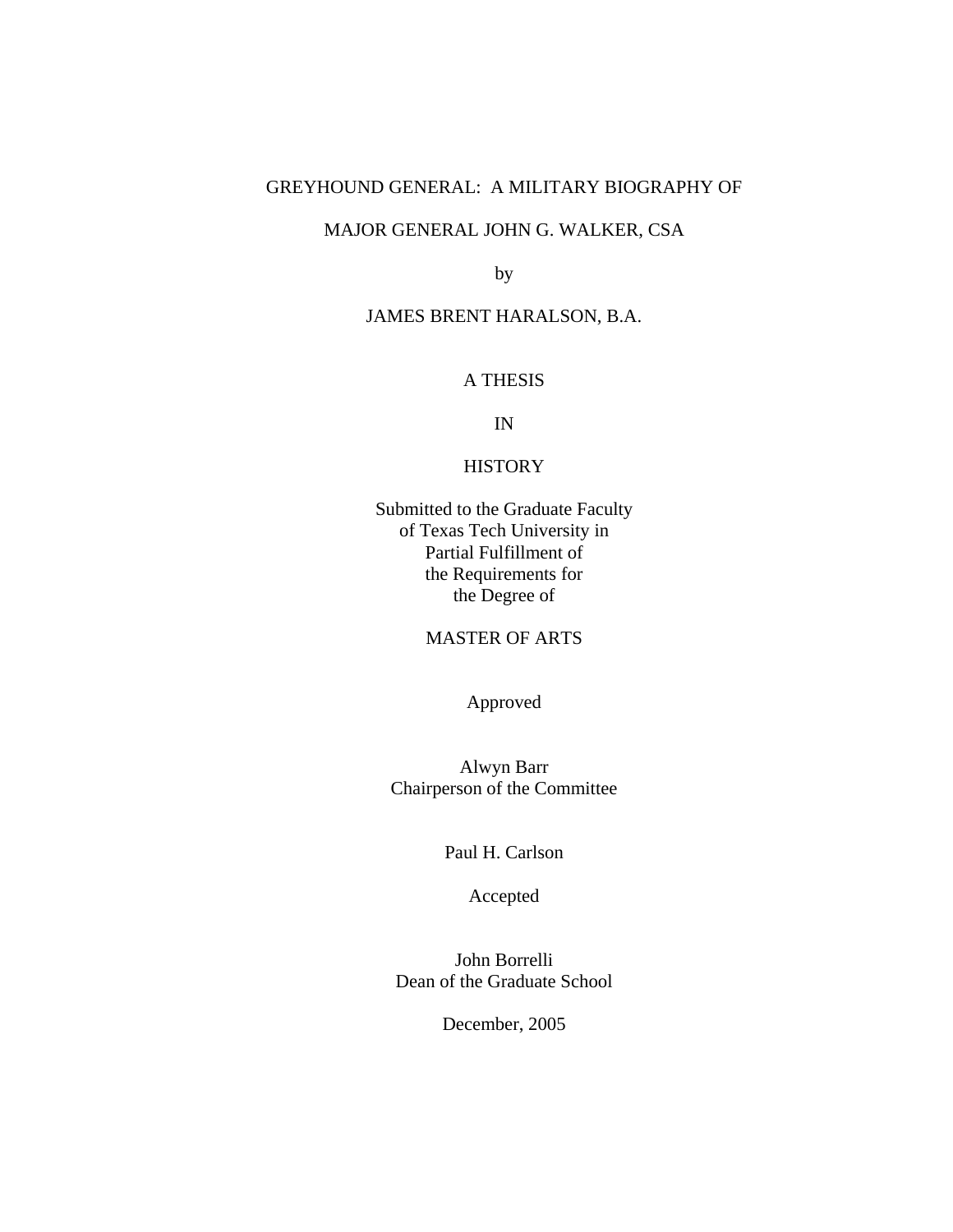# GREYHOUND GENERAL: A MILITARY BIOGRAPHY OF MAJOR GENERAL JOHN G. WALKER, CSA

by

JAMES BRENT HARALSON, B.A.

A THESIS

IN

HISTORY

Submitted to the Graduate Faculty
of Texas Tech University in
Partial Fulfillment of
the Requirements for
the Degree of

MASTER OF ARTS

Approved

Alwyn Barr
Chairperson of the Committee

Paul H. Carlson

Accepted

John Borrelli
Dean of the Graduate School

December, 2005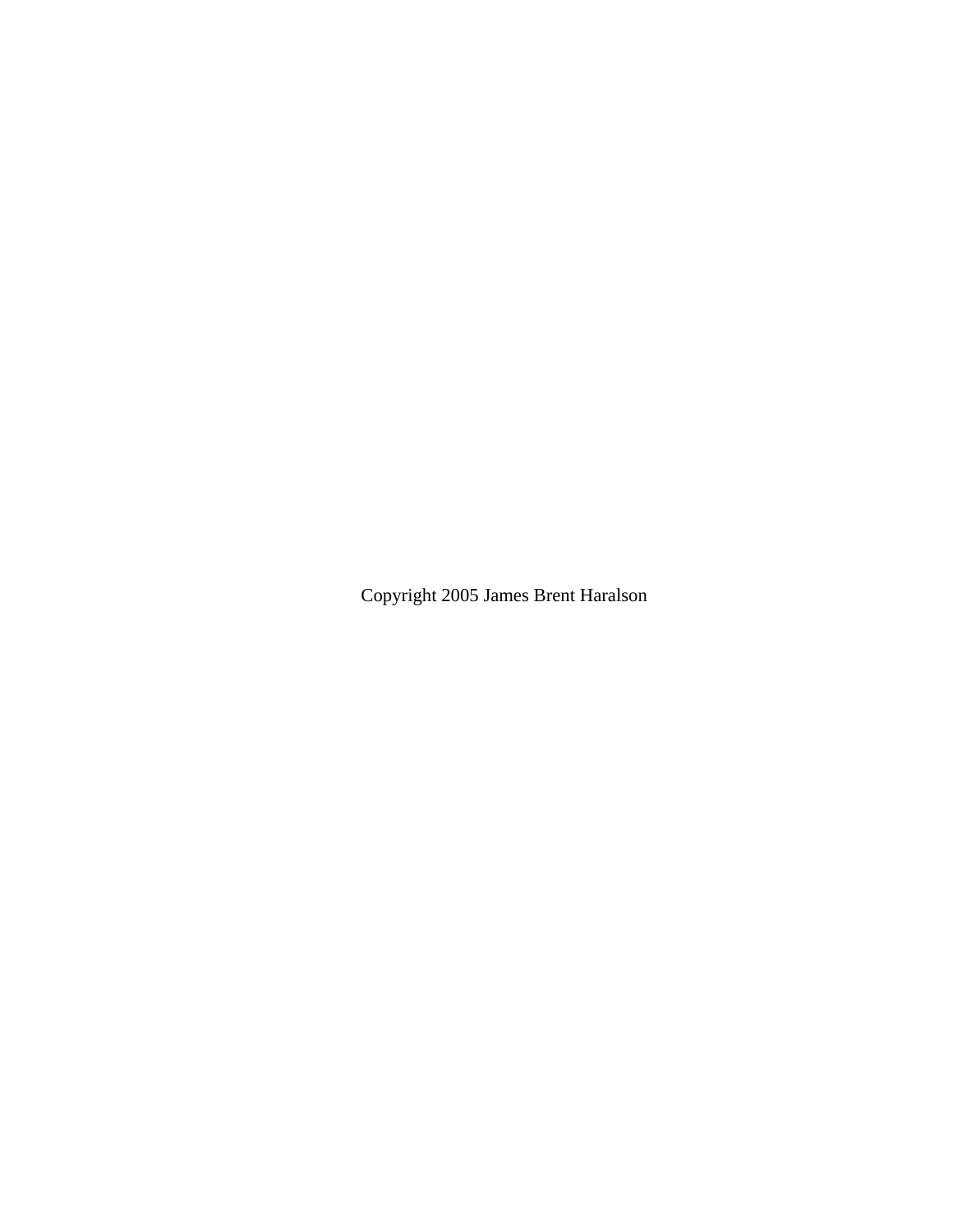Copyright 2005 James Brent Haralson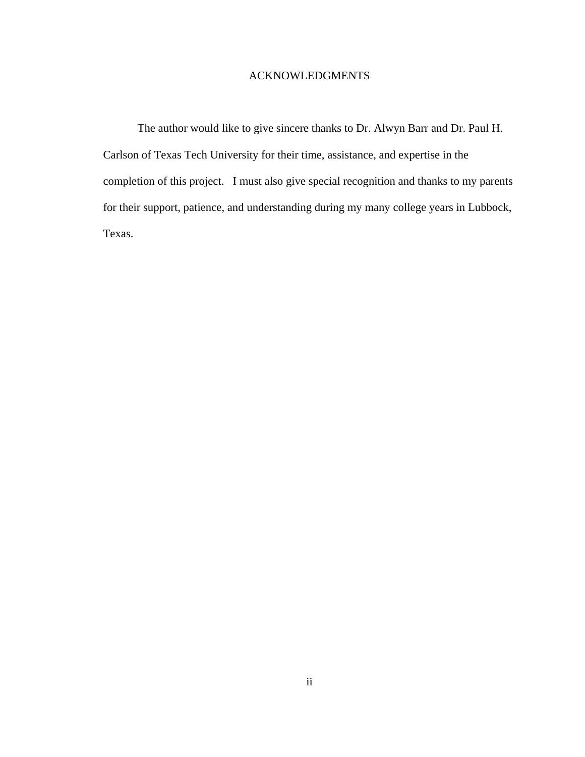# ACKNOWLEDGMENTS

The author would like to give sincere thanks to Dr. Alwyn Barr and Dr. Paul H. Carlson of Texas Tech University for their time, assistance, and expertise in the completion of this project. I must also give special recognition and thanks to my parents for their support, patience, and understanding during my many college years in Lubbock, Texas.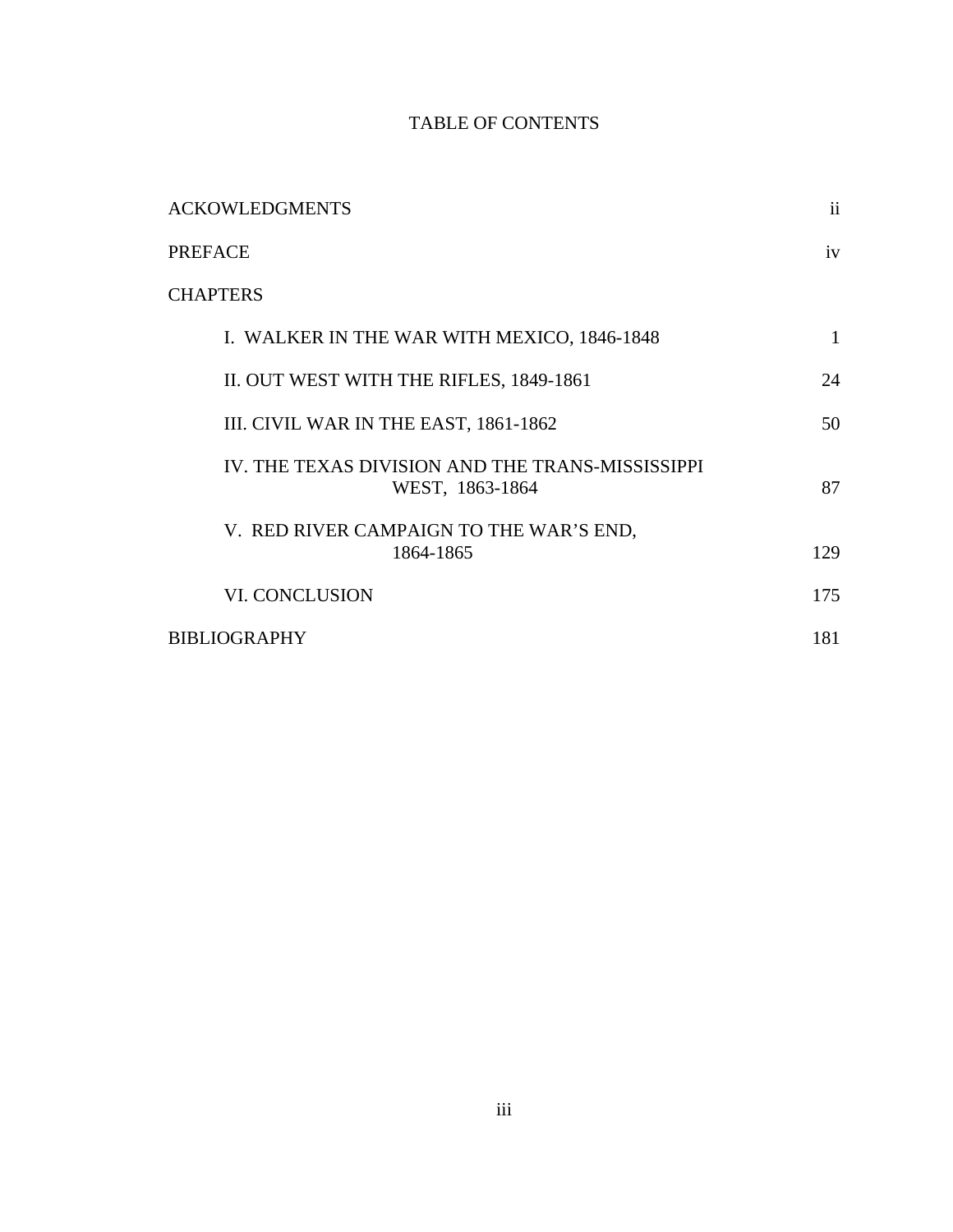# TABLE OF CONTENTS

| | |
|---|---|
| ACKOWLEDGMENTS | ii |
| PREFACE | iv |
| CHAPTERS | |
| I. WALKER IN THE WAR WITH MEXICO, 1846-1848 | 1 |
| II. OUT WEST WITH THE RIFLES, 1849-1861 | 24 |
| III. CIVIL WAR IN THE EAST, 1861-1862 | 50 |
| IV. THE TEXAS DIVISION AND THE TRANS-MISSISSIPPI WEST, 1863-1864 | 87 |
| V. RED RIVER CAMPAIGN TO THE WAR'S END, 1864-1865 | 129 |
| VI. CONCLUSION | 175 |
| BIBLIOGRAPHY | 181 |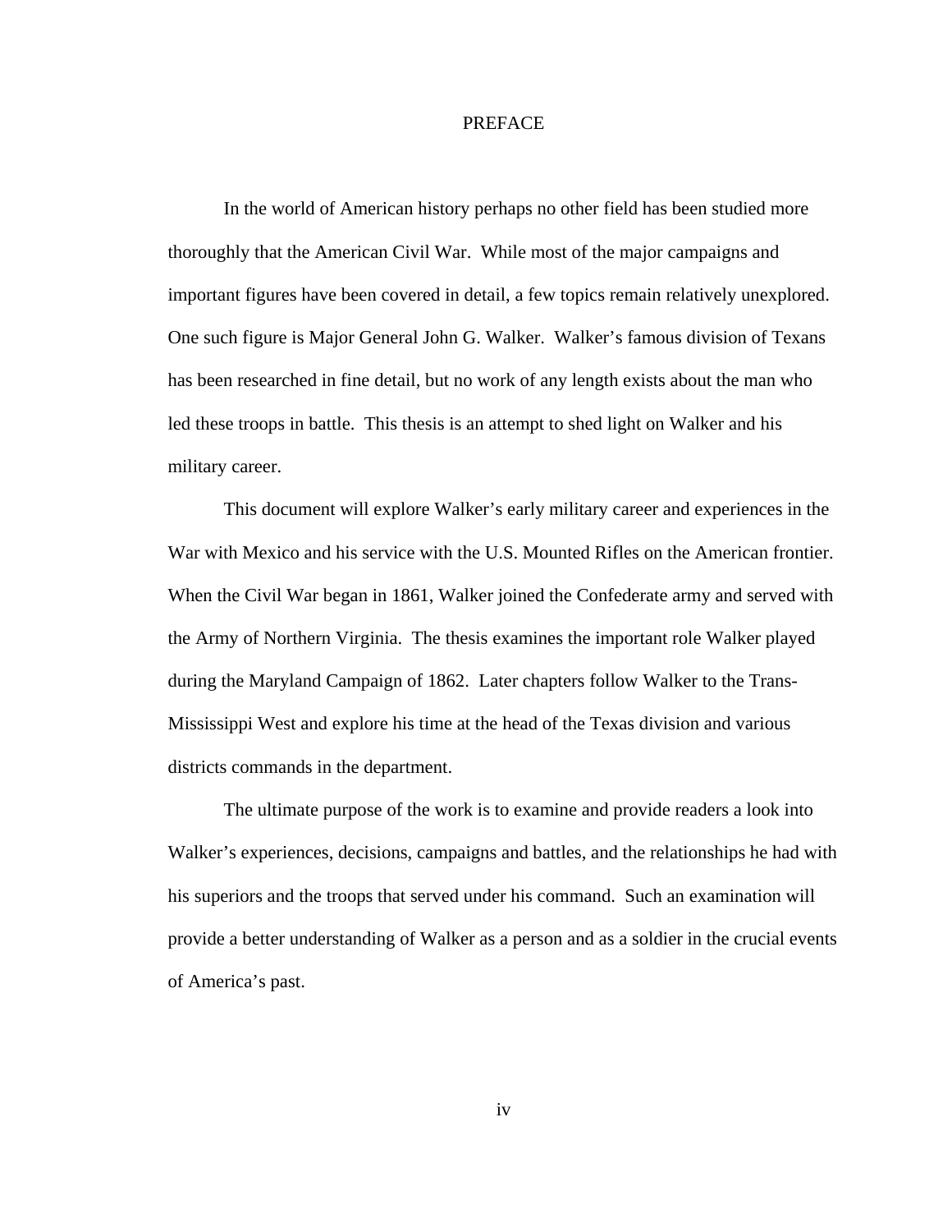# PREFACE

In the world of American history perhaps no other field has been studied more thoroughly that the American Civil War. While most of the major campaigns and important figures have been covered in detail, a few topics remain relatively unexplored. One such figure is Major General John G. Walker. Walker's famous division of Texans has been researched in fine detail, but no work of any length exists about the man who led these troops in battle. This thesis is an attempt to shed light on Walker and his military career.

This document will explore Walker's early military career and experiences in the War with Mexico and his service with the U.S. Mounted Rifles on the American frontier. When the Civil War began in 1861, Walker joined the Confederate army and served with the Army of Northern Virginia. The thesis examines the important role Walker played during the Maryland Campaign of 1862. Later chapters follow Walker to the Trans-Mississippi West and explore his time at the head of the Texas division and various districts commands in the department.

The ultimate purpose of the work is to examine and provide readers a look into Walker's experiences, decisions, campaigns and battles, and the relationships he had with his superiors and the troops that served under his command. Such an examination will provide a better understanding of Walker as a person and as a soldier in the crucial events of America's past.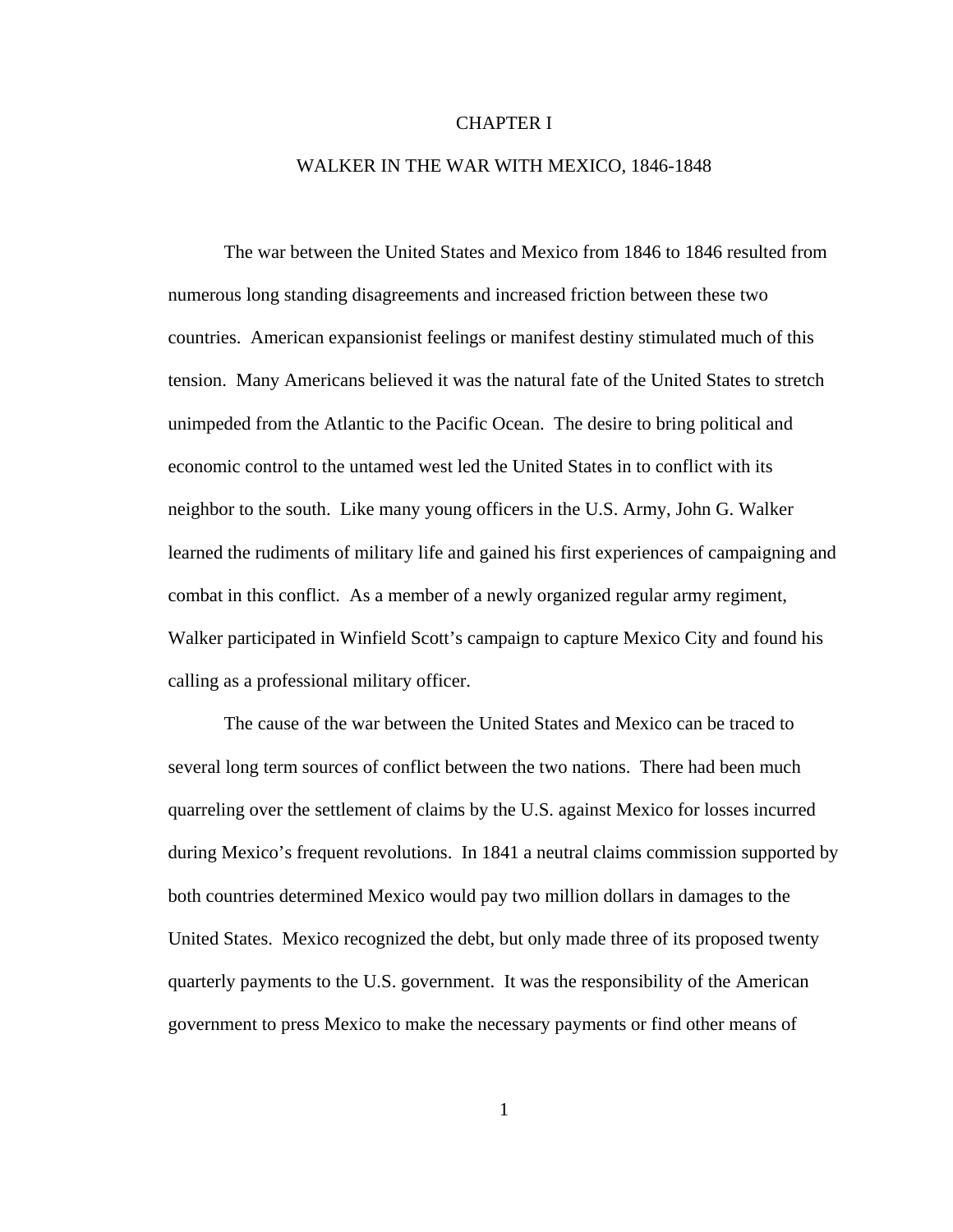# CHAPTER I

## WALKER IN THE WAR WITH MEXICO, 1846-1848

The war between the United States and Mexico from 1846 to 1846 resulted from numerous long standing disagreements and increased friction between these two countries. American expansionist feelings or manifest destiny stimulated much of this tension. Many Americans believed it was the natural fate of the United States to stretch unimpeded from the Atlantic to the Pacific Ocean. The desire to bring political and economic control to the untamed west led the United States in to conflict with its neighbor to the south. Like many young officers in the U.S. Army, John G. Walker learned the rudiments of military life and gained his first experiences of campaigning and combat in this conflict. As a member of a newly organized regular army regiment, Walker participated in Winfield Scott's campaign to capture Mexico City and found his calling as a professional military officer.

The cause of the war between the United States and Mexico can be traced to several long term sources of conflict between the two nations. There had been much quarreling over the settlement of claims by the U.S. against Mexico for losses incurred during Mexico's frequent revolutions. In 1841 a neutral claims commission supported by both countries determined Mexico would pay two million dollars in damages to the United States. Mexico recognized the debt, but only made three of its proposed twenty quarterly payments to the U.S. government. It was the responsibility of the American government to press Mexico to make the necessary payments or find other means of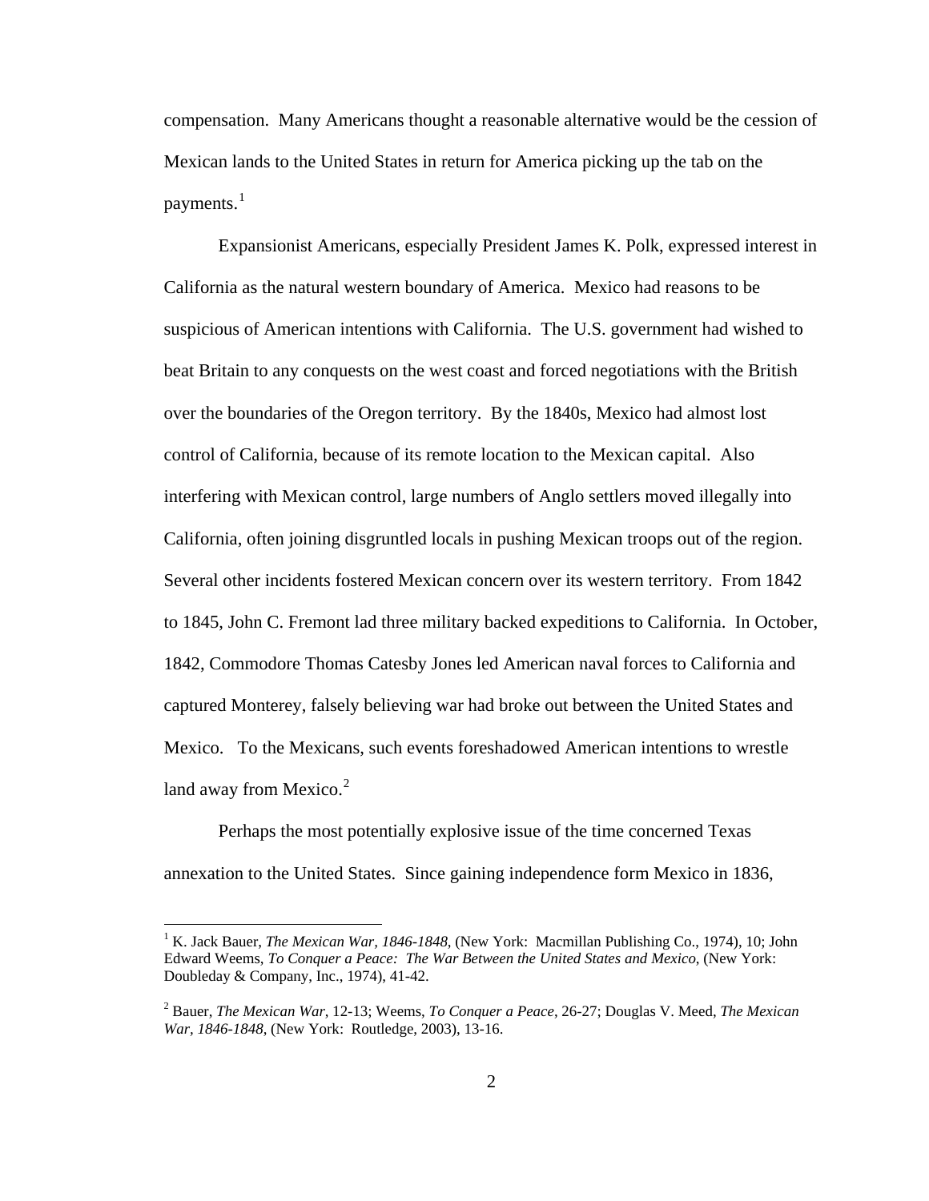compensation. Many Americans thought a reasonable alternative would be the cession of Mexican lands to the United States in return for America picking up the tab on the payments.[1]

Expansionist Americans, especially President James K. Polk, expressed interest in California as the natural western boundary of America. Mexico had reasons to be suspicious of American intentions with California. The U.S. government had wished to beat Britain to any conquests on the west coast and forced negotiations with the British over the boundaries of the Oregon territory. By the 1840s, Mexico had almost lost control of California, because of its remote location to the Mexican capital. Also interfering with Mexican control, large numbers of Anglo settlers moved illegally into California, often joining disgruntled locals in pushing Mexican troops out of the region. Several other incidents fostered Mexican concern over its western territory. From 1842 to 1845, John C. Fremont lad three military backed expeditions to California. In October, 1842, Commodore Thomas Catesby Jones led American naval forces to California and captured Monterey, falsely believing war had broke out between the United States and Mexico. To the Mexicans, such events foreshadowed American intentions to wrestle land away from Mexico.[2]

Perhaps the most potentially explosive issue of the time concerned Texas annexation to the United States. Since gaining independence form Mexico in 1836,

---

[1] K. Jack Bauer, *The Mexican War, 1846-1848*, (New York: Macmillan Publishing Co., 1974), 10; John Edward Weems, *To Conquer a Peace: The War Between the United States and Mexico*, (New York: Doubleday & Company, Inc., 1974), 41-42.

[2] Bauer, *The Mexican War*, 12-13; Weems, *To Conquer a Peace*, 26-27; Douglas V. Meed, *The Mexican War, 1846-1848*, (New York: Routledge, 2003), 13-16.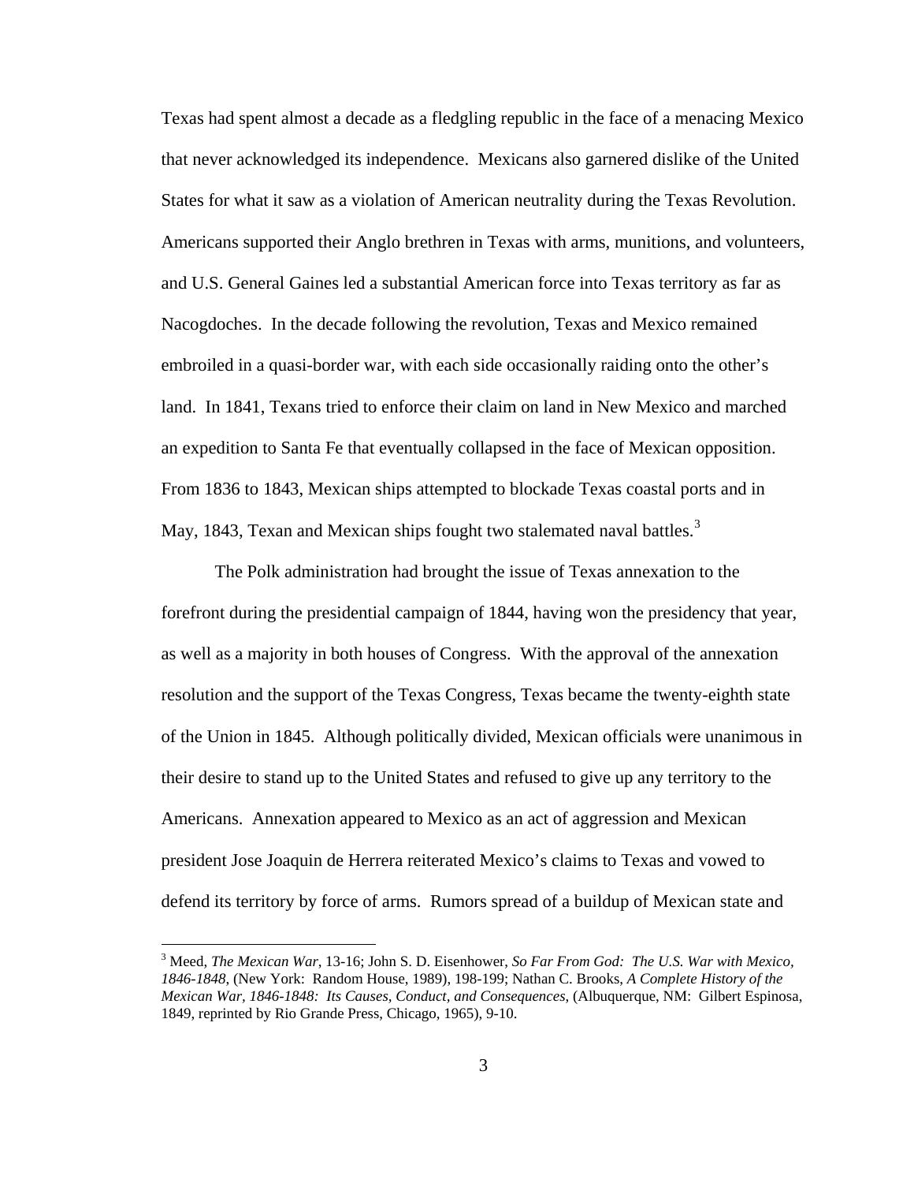Texas had spent almost a decade as a fledgling republic in the face of a menacing Mexico that never acknowledged its independence. Mexicans also garnered dislike of the United States for what it saw as a violation of American neutrality during the Texas Revolution. Americans supported their Anglo brethren in Texas with arms, munitions, and volunteers, and U.S. General Gaines led a substantial American force into Texas territory as far as Nacogdoches. In the decade following the revolution, Texas and Mexico remained embroiled in a quasi-border war, with each side occasionally raiding onto the other's land. In 1841, Texans tried to enforce their claim on land in New Mexico and marched an expedition to Santa Fe that eventually collapsed in the face of Mexican opposition. From 1836 to 1843, Mexican ships attempted to blockade Texas coastal ports and in May, 1843, Texan and Mexican ships fought two stalemated naval battles.[3]

The Polk administration had brought the issue of Texas annexation to the forefront during the presidential campaign of 1844, having won the presidency that year, as well as a majority in both houses of Congress. With the approval of the annexation resolution and the support of the Texas Congress, Texas became the twenty-eighth state of the Union in 1845. Although politically divided, Mexican officials were unanimous in their desire to stand up to the United States and refused to give up any territory to the Americans. Annexation appeared to Mexico as an act of aggression and Mexican president Jose Joaquin de Herrera reiterated Mexico's claims to Texas and vowed to defend its territory by force of arms. Rumors spread of a buildup of Mexican state and

---

[3] Meed, *The Mexican War*, 13-16; John S. D. Eisenhower, *So Far From God: The U.S. War with Mexico, 1846-1848*, (New York: Random House, 1989), 198-199; Nathan C. Brooks, *A Complete History of the Mexican War, 1846-1848: Its Causes, Conduct, and Consequences*, (Albuquerque, NM: Gilbert Espinosa, 1849, reprinted by Rio Grande Press, Chicago, 1965), 9-10.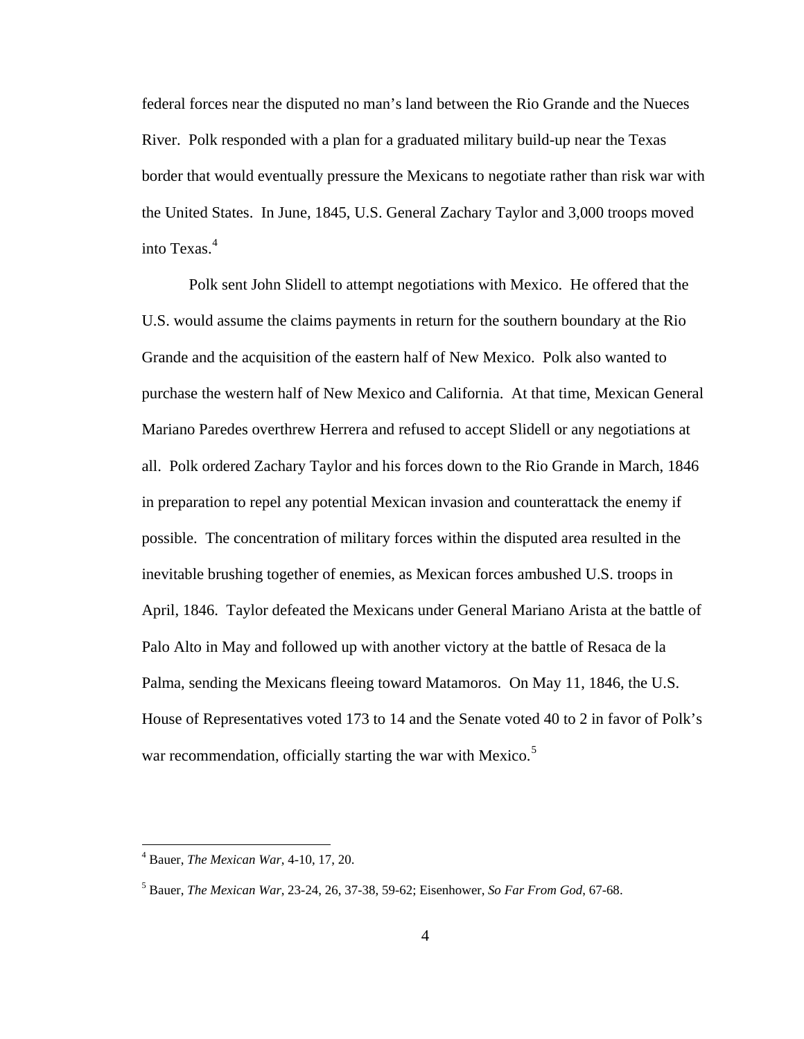federal forces near the disputed no man's land between the Rio Grande and the Nueces River. Polk responded with a plan for a graduated military build-up near the Texas border that would eventually pressure the Mexicans to negotiate rather than risk war with the United States. In June, 1845, U.S. General Zachary Taylor and 3,000 troops moved into Texas.[4]

Polk sent John Slidell to attempt negotiations with Mexico. He offered that the U.S. would assume the claims payments in return for the southern boundary at the Rio Grande and the acquisition of the eastern half of New Mexico. Polk also wanted to purchase the western half of New Mexico and California. At that time, Mexican General Mariano Paredes overthrew Herrera and refused to accept Slidell or any negotiations at all. Polk ordered Zachary Taylor and his forces down to the Rio Grande in March, 1846 in preparation to repel any potential Mexican invasion and counterattack the enemy if possible. The concentration of military forces within the disputed area resulted in the inevitable brushing together of enemies, as Mexican forces ambushed U.S. troops in April, 1846. Taylor defeated the Mexicans under General Mariano Arista at the battle of Palo Alto in May and followed up with another victory at the battle of Resaca de la Palma, sending the Mexicans fleeing toward Matamoros. On May 11, 1846, the U.S. House of Representatives voted 173 to 14 and the Senate voted 40 to 2 in favor of Polk's war recommendation, officially starting the war with Mexico.[5]

---

[4] Bauer, *The Mexican War*, 4-10, 17, 20.

[5] Bauer, *The Mexican War*, 23-24, 26, 37-38, 59-62; Eisenhower, *So Far From God*, 67-68.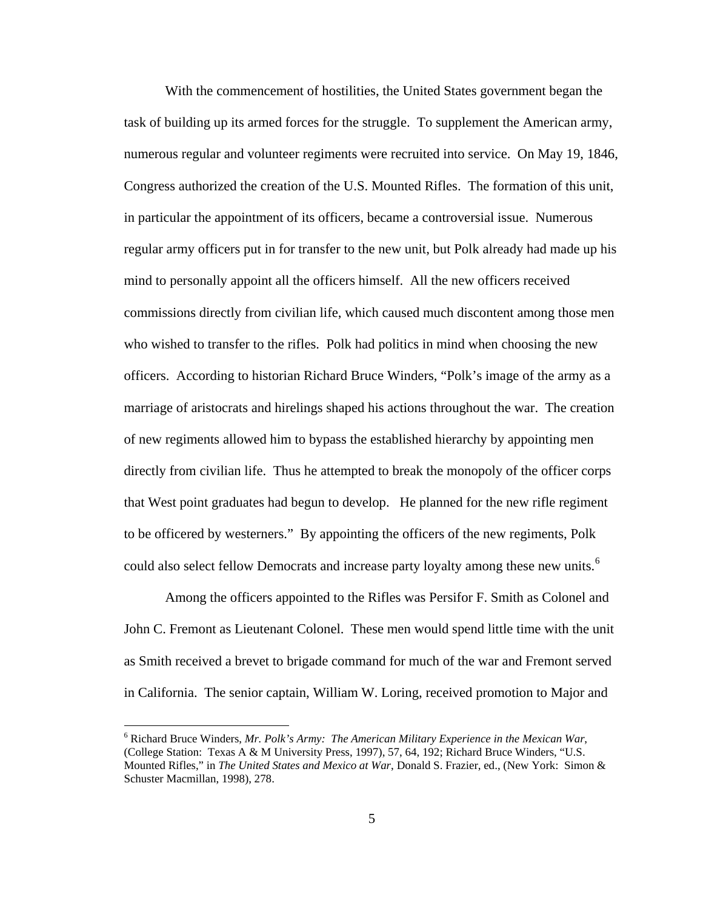With the commencement of hostilities, the United States government began the task of building up its armed forces for the struggle. To supplement the American army, numerous regular and volunteer regiments were recruited into service. On May 19, 1846, Congress authorized the creation of the U.S. Mounted Rifles. The formation of this unit, in particular the appointment of its officers, became a controversial issue. Numerous regular army officers put in for transfer to the new unit, but Polk already had made up his mind to personally appoint all the officers himself. All the new officers received commissions directly from civilian life, which caused much discontent among those men who wished to transfer to the rifles. Polk had politics in mind when choosing the new officers. According to historian Richard Bruce Winders, "Polk's image of the army as a marriage of aristocrats and hirelings shaped his actions throughout the war. The creation of new regiments allowed him to bypass the established hierarchy by appointing men directly from civilian life. Thus he attempted to break the monopoly of the officer corps that West point graduates had begun to develop. He planned for the new rifle regiment to be officered by westerners." By appointing the officers of the new regiments, Polk could also select fellow Democrats and increase party loyalty among these new units.[6]

Among the officers appointed to the Rifles was Persifor F. Smith as Colonel and John C. Fremont as Lieutenant Colonel. These men would spend little time with the unit as Smith received a brevet to brigade command for much of the war and Fremont served in California. The senior captain, William W. Loring, received promotion to Major and

---

[6] Richard Bruce Winders, *Mr. Polk's Army: The American Military Experience in the Mexican War*, (College Station: Texas A & M University Press, 1997), 57, 64, 192; Richard Bruce Winders, "U.S. Mounted Rifles," in *The United States and Mexico at War*, Donald S. Frazier, ed., (New York: Simon & Schuster Macmillan, 1998), 278.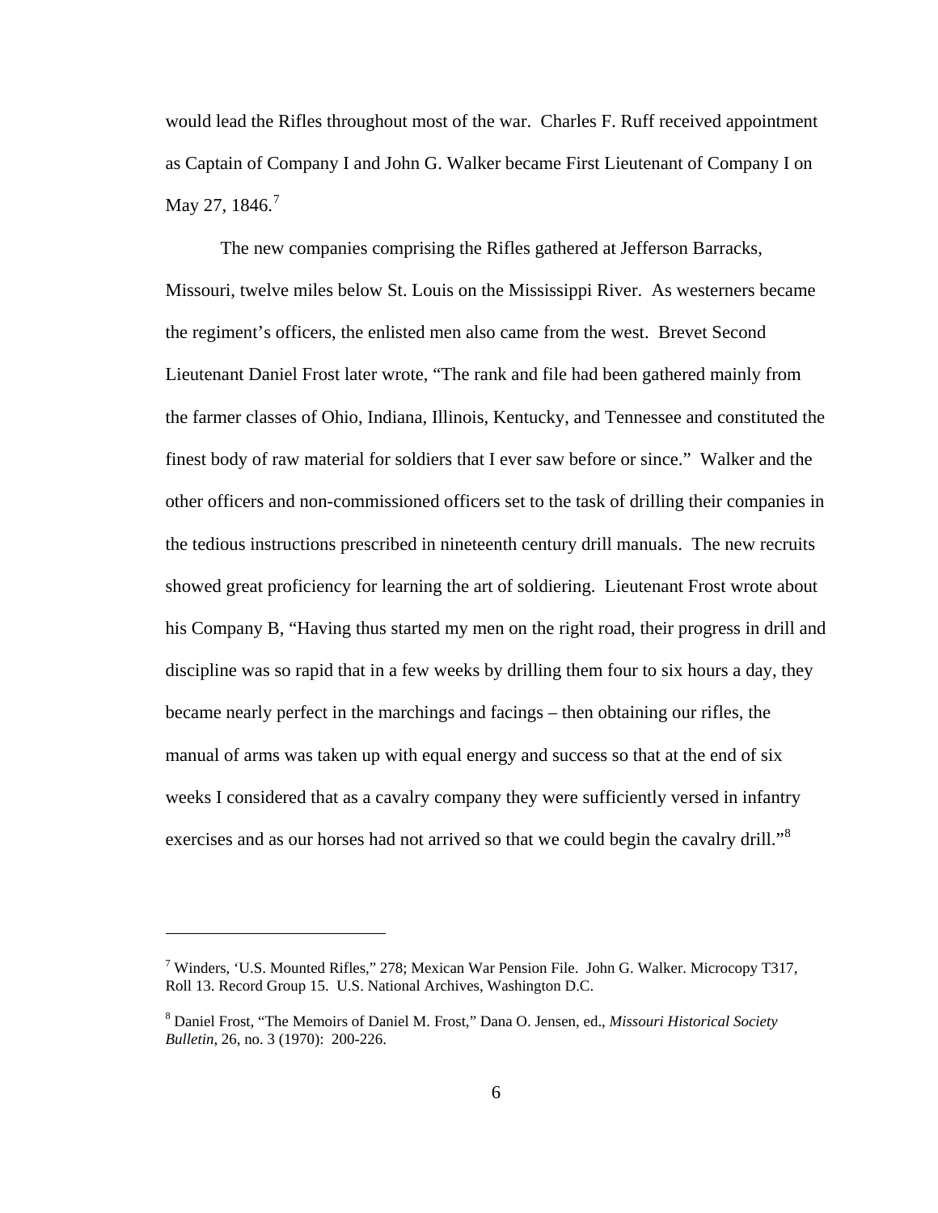would lead the Rifles throughout most of the war. Charles F. Ruff received appointment as Captain of Company I and John G. Walker became First Lieutenant of Company I on May 27, 1846.[7]

The new companies comprising the Rifles gathered at Jefferson Barracks, Missouri, twelve miles below St. Louis on the Mississippi River. As westerners became the regiment's officers, the enlisted men also came from the west. Brevet Second Lieutenant Daniel Frost later wrote, "The rank and file had been gathered mainly from the farmer classes of Ohio, Indiana, Illinois, Kentucky, and Tennessee and constituted the finest body of raw material for soldiers that I ever saw before or since." Walker and the other officers and non-commissioned officers set to the task of drilling their companies in the tedious instructions prescribed in nineteenth century drill manuals. The new recruits showed great proficiency for learning the art of soldiering. Lieutenant Frost wrote about his Company B, "Having thus started my men on the right road, their progress in drill and discipline was so rapid that in a few weeks by drilling them four to six hours a day, they became nearly perfect in the marchings and facings – then obtaining our rifles, the manual of arms was taken up with equal energy and success so that at the end of six weeks I considered that as a cavalry company they were sufficiently versed in infantry exercises and as our horses had not arrived so that we could begin the cavalry drill."[8]

---

[7] Winders, 'U.S. Mounted Rifles," 278; Mexican War Pension File. John G. Walker. Microcopy T317, Roll 13. Record Group 15. U.S. National Archives, Washington D.C.

[8] Daniel Frost, "The Memoirs of Daniel M. Frost," Dana O. Jensen, ed., *Missouri Historical Society Bulletin*, 26, no. 3 (1970): 200-226.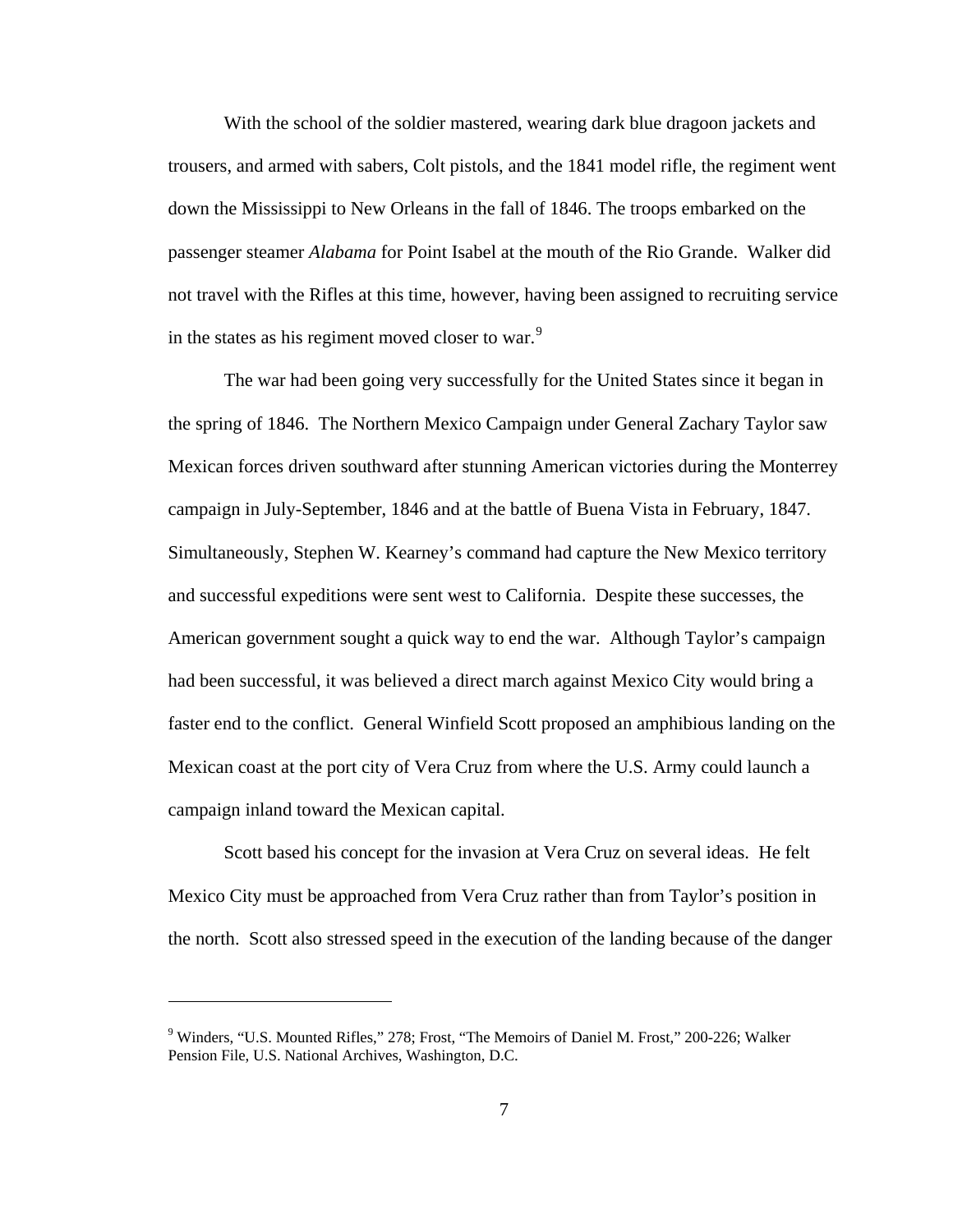With the school of the soldier mastered, wearing dark blue dragoon jackets and trousers, and armed with sabers, Colt pistols, and the 1841 model rifle, the regiment went down the Mississippi to New Orleans in the fall of 1846. The troops embarked on the passenger steamer *Alabama* for Point Isabel at the mouth of the Rio Grande. Walker did not travel with the Rifles at this time, however, having been assigned to recruiting service in the states as his regiment moved closer to war.[9]

The war had been going very successfully for the United States since it began in the spring of 1846. The Northern Mexico Campaign under General Zachary Taylor saw Mexican forces driven southward after stunning American victories during the Monterrey campaign in July-September, 1846 and at the battle of Buena Vista in February, 1847. Simultaneously, Stephen W. Kearney's command had capture the New Mexico territory and successful expeditions were sent west to California. Despite these successes, the American government sought a quick way to end the war. Although Taylor's campaign had been successful, it was believed a direct march against Mexico City would bring a faster end to the conflict. General Winfield Scott proposed an amphibious landing on the Mexican coast at the port city of Vera Cruz from where the U.S. Army could launch a campaign inland toward the Mexican capital.

Scott based his concept for the invasion at Vera Cruz on several ideas. He felt Mexico City must be approached from Vera Cruz rather than from Taylor's position in the north. Scott also stressed speed in the execution of the landing because of the danger

---

[9] Winders, "U.S. Mounted Rifles," 278; Frost, "The Memoirs of Daniel M. Frost," 200-226; Walker Pension File, U.S. National Archives, Washington, D.C.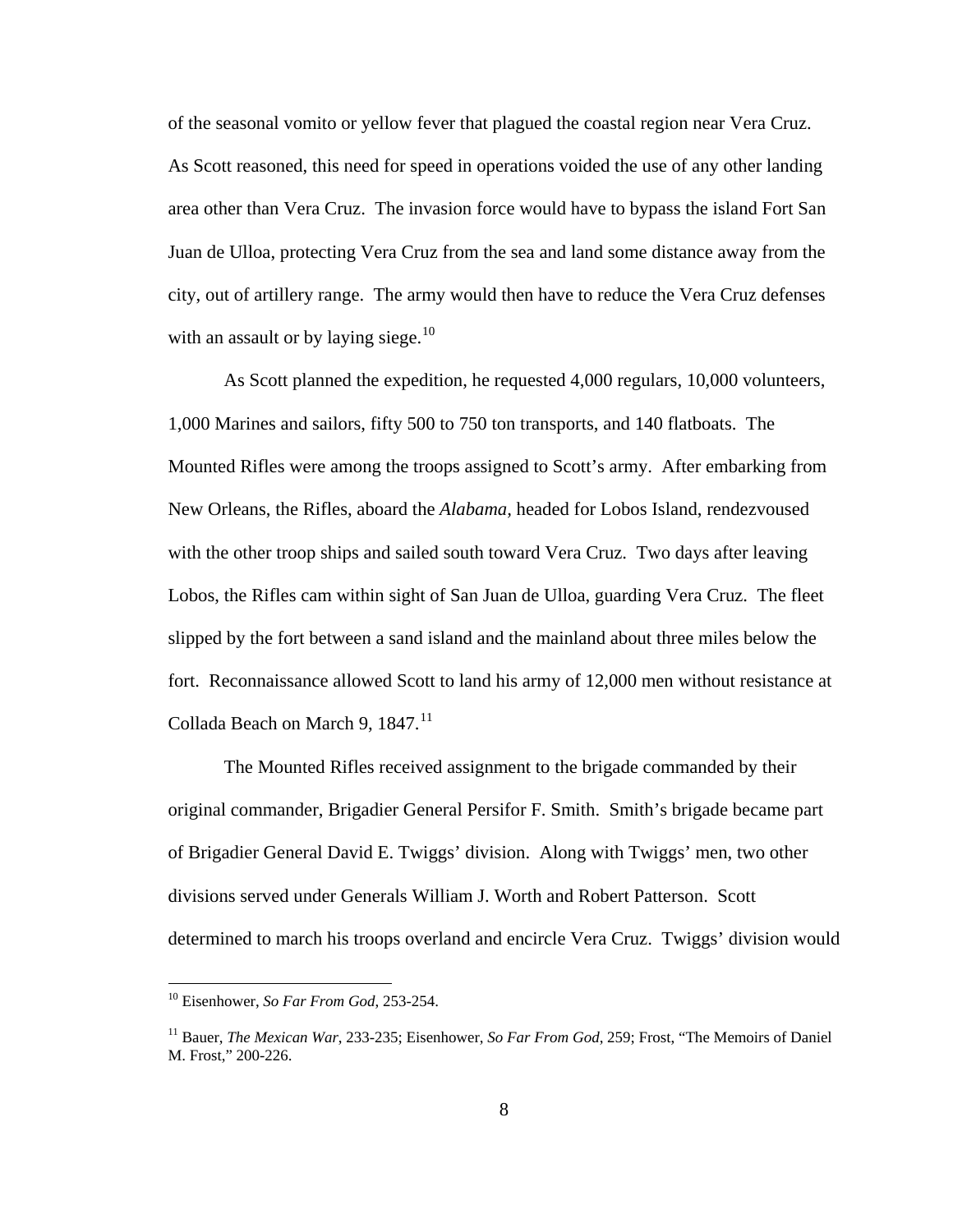of the seasonal vomito or yellow fever that plagued the coastal region near Vera Cruz. As Scott reasoned, this need for speed in operations voided the use of any other landing area other than Vera Cruz. The invasion force would have to bypass the island Fort San Juan de Ulloa, protecting Vera Cruz from the sea and land some distance away from the city, out of artillery range. The army would then have to reduce the Vera Cruz defenses with an assault or by laying siege.[10]

As Scott planned the expedition, he requested 4,000 regulars, 10,000 volunteers, 1,000 Marines and sailors, fifty 500 to 750 ton transports, and 140 flatboats. The Mounted Rifles were among the troops assigned to Scott's army. After embarking from New Orleans, the Rifles, aboard the *Alabama*, headed for Lobos Island, rendezvoused with the other troop ships and sailed south toward Vera Cruz. Two days after leaving Lobos, the Rifles cam within sight of San Juan de Ulloa, guarding Vera Cruz. The fleet slipped by the fort between a sand island and the mainland about three miles below the fort. Reconnaissance allowed Scott to land his army of 12,000 men without resistance at Collada Beach on March 9, 1847.[11]

The Mounted Rifles received assignment to the brigade commanded by their original commander, Brigadier General Persifor F. Smith. Smith's brigade became part of Brigadier General David E. Twiggs' division. Along with Twiggs' men, two other divisions served under Generals William J. Worth and Robert Patterson. Scott determined to march his troops overland and encircle Vera Cruz. Twiggs' division would

---

[10] Eisenhower, *So Far From God*, 253-254.

[11] Bauer, *The Mexican War*, 233-235; Eisenhower, *So Far From God*, 259; Frost, "The Memoirs of Daniel M. Frost," 200-226.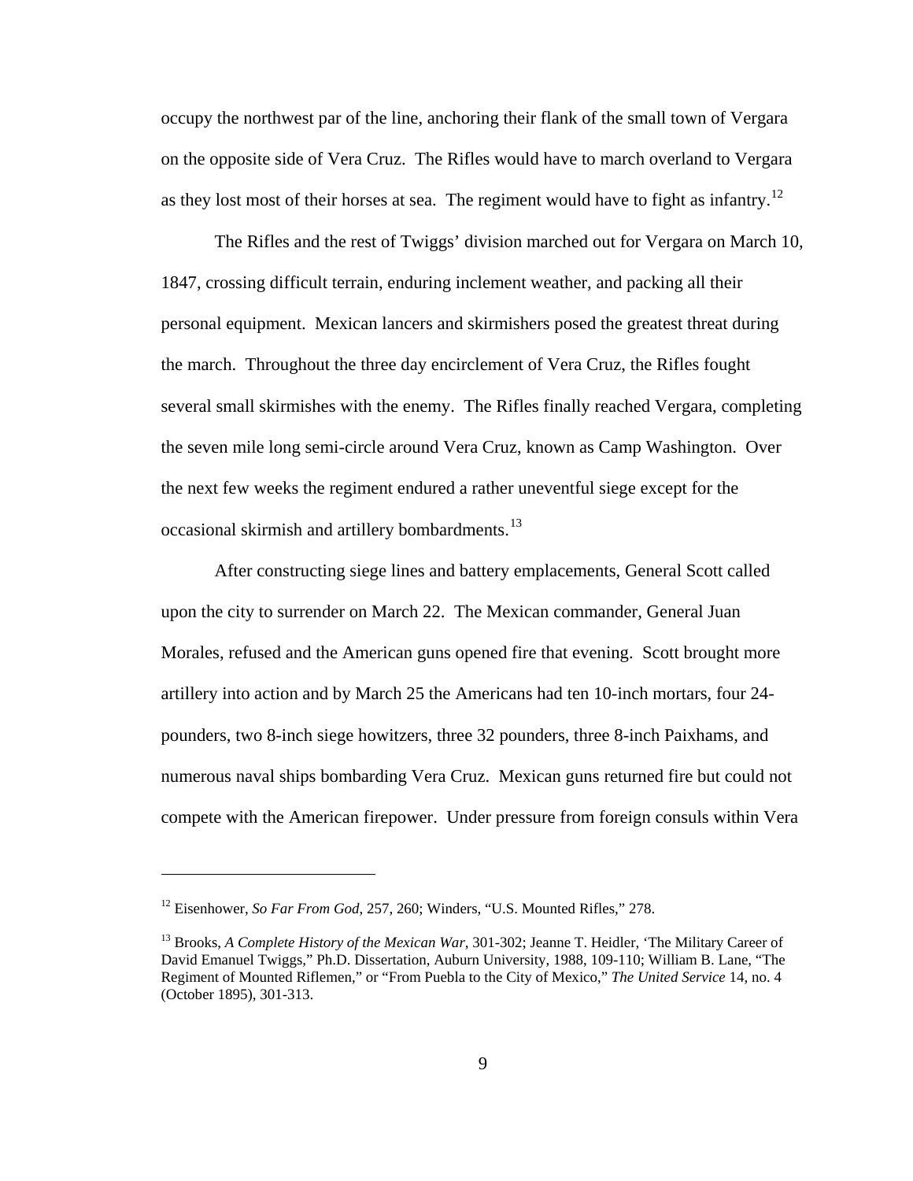occupy the northwest par of the line, anchoring their flank of the small town of Vergara on the opposite side of Vera Cruz. The Rifles would have to march overland to Vergara as they lost most of their horses at sea. The regiment would have to fight as infantry.[12]

The Rifles and the rest of Twiggs' division marched out for Vergara on March 10, 1847, crossing difficult terrain, enduring inclement weather, and packing all their personal equipment. Mexican lancers and skirmishers posed the greatest threat during the march. Throughout the three day encirclement of Vera Cruz, the Rifles fought several small skirmishes with the enemy. The Rifles finally reached Vergara, completing the seven mile long semi-circle around Vera Cruz, known as Camp Washington. Over the next few weeks the regiment endured a rather uneventful siege except for the occasional skirmish and artillery bombardments.[13]

After constructing siege lines and battery emplacements, General Scott called upon the city to surrender on March 22. The Mexican commander, General Juan Morales, refused and the American guns opened fire that evening. Scott brought more artillery into action and by March 25 the Americans had ten 10-inch mortars, four 24-pounders, two 8-inch siege howitzers, three 32 pounders, three 8-inch Paixhams, and numerous naval ships bombarding Vera Cruz. Mexican guns returned fire but could not compete with the American firepower. Under pressure from foreign consuls within Vera

---

[12] Eisenhower, *So Far From God*, 257, 260; Winders, "U.S. Mounted Rifles," 278.

[13] Brooks, *A Complete History of the Mexican War*, 301-302; Jeanne T. Heidler, 'The Military Career of David Emanuel Twiggs," Ph.D. Dissertation, Auburn University, 1988, 109-110; William B. Lane, "The Regiment of Mounted Riflemen," or "From Puebla to the City of Mexico," *The United Service* 14, no. 4 (October 1895), 301-313.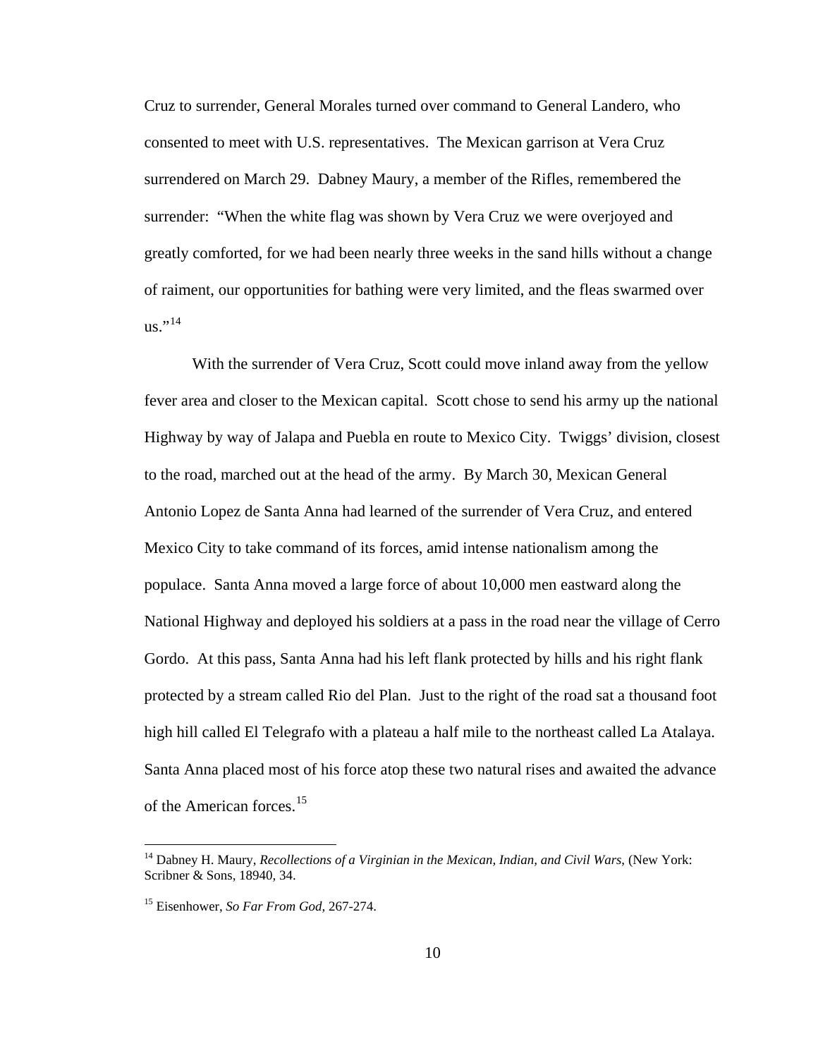Cruz to surrender, General Morales turned over command to General Landero, who consented to meet with U.S. representatives. The Mexican garrison at Vera Cruz surrendered on March 29. Dabney Maury, a member of the Rifles, remembered the surrender: "When the white flag was shown by Vera Cruz we were overjoyed and greatly comforted, for we had been nearly three weeks in the sand hills without a change of raiment, our opportunities for bathing were very limited, and the fleas swarmed over us."[14]

With the surrender of Vera Cruz, Scott could move inland away from the yellow fever area and closer to the Mexican capital. Scott chose to send his army up the national Highway by way of Jalapa and Puebla en route to Mexico City. Twiggs' division, closest to the road, marched out at the head of the army. By March 30, Mexican General Antonio Lopez de Santa Anna had learned of the surrender of Vera Cruz, and entered Mexico City to take command of its forces, amid intense nationalism among the populace. Santa Anna moved a large force of about 10,000 men eastward along the National Highway and deployed his soldiers at a pass in the road near the village of Cerro Gordo. At this pass, Santa Anna had his left flank protected by hills and his right flank protected by a stream called Rio del Plan. Just to the right of the road sat a thousand foot high hill called El Telegrafo with a plateau a half mile to the northeast called La Atalaya. Santa Anna placed most of his force atop these two natural rises and awaited the advance of the American forces.[15]

---

[14] Dabney H. Maury, *Recollections of a Virginian in the Mexican, Indian, and Civil Wars,* (New York: Scribner & Sons, 18940, 34.

[15] Eisenhower, *So Far From God,* 267-274.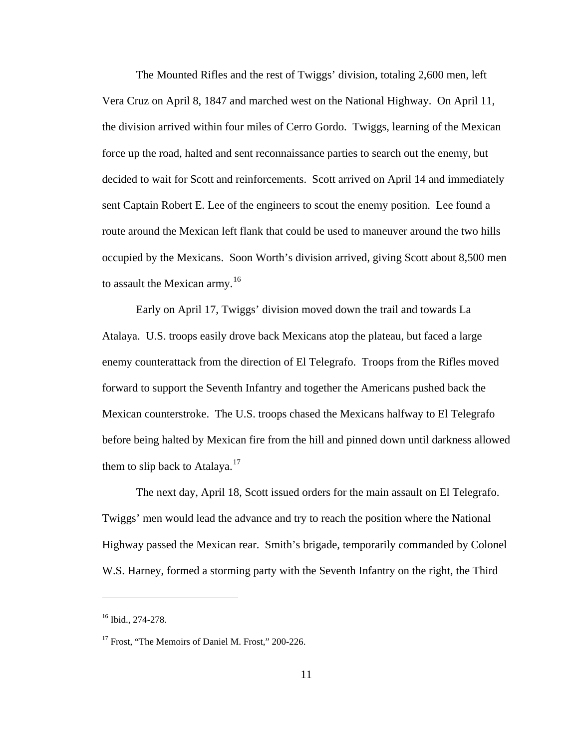The Mounted Rifles and the rest of Twiggs' division, totaling 2,600 men, left Vera Cruz on April 8, 1847 and marched west on the National Highway. On April 11, the division arrived within four miles of Cerro Gordo. Twiggs, learning of the Mexican force up the road, halted and sent reconnaissance parties to search out the enemy, but decided to wait for Scott and reinforcements. Scott arrived on April 14 and immediately sent Captain Robert E. Lee of the engineers to scout the enemy position. Lee found a route around the Mexican left flank that could be used to maneuver around the two hills occupied by the Mexicans. Soon Worth's division arrived, giving Scott about 8,500 men to assault the Mexican army.[16]

Early on April 17, Twiggs' division moved down the trail and towards La Atalaya. U.S. troops easily drove back Mexicans atop the plateau, but faced a large enemy counterattack from the direction of El Telegrafo. Troops from the Rifles moved forward to support the Seventh Infantry and together the Americans pushed back the Mexican counterstroke. The U.S. troops chased the Mexicans halfway to El Telegrafo before being halted by Mexican fire from the hill and pinned down until darkness allowed them to slip back to Atalaya.[17]

The next day, April 18, Scott issued orders for the main assault on El Telegrafo. Twiggs' men would lead the advance and try to reach the position where the National Highway passed the Mexican rear. Smith's brigade, temporarily commanded by Colonel W.S. Harney, formed a storming party with the Seventh Infantry on the right, the Third

---

[16] Ibid., 274-278.

[17] Frost, "The Memoirs of Daniel M. Frost," 200-226.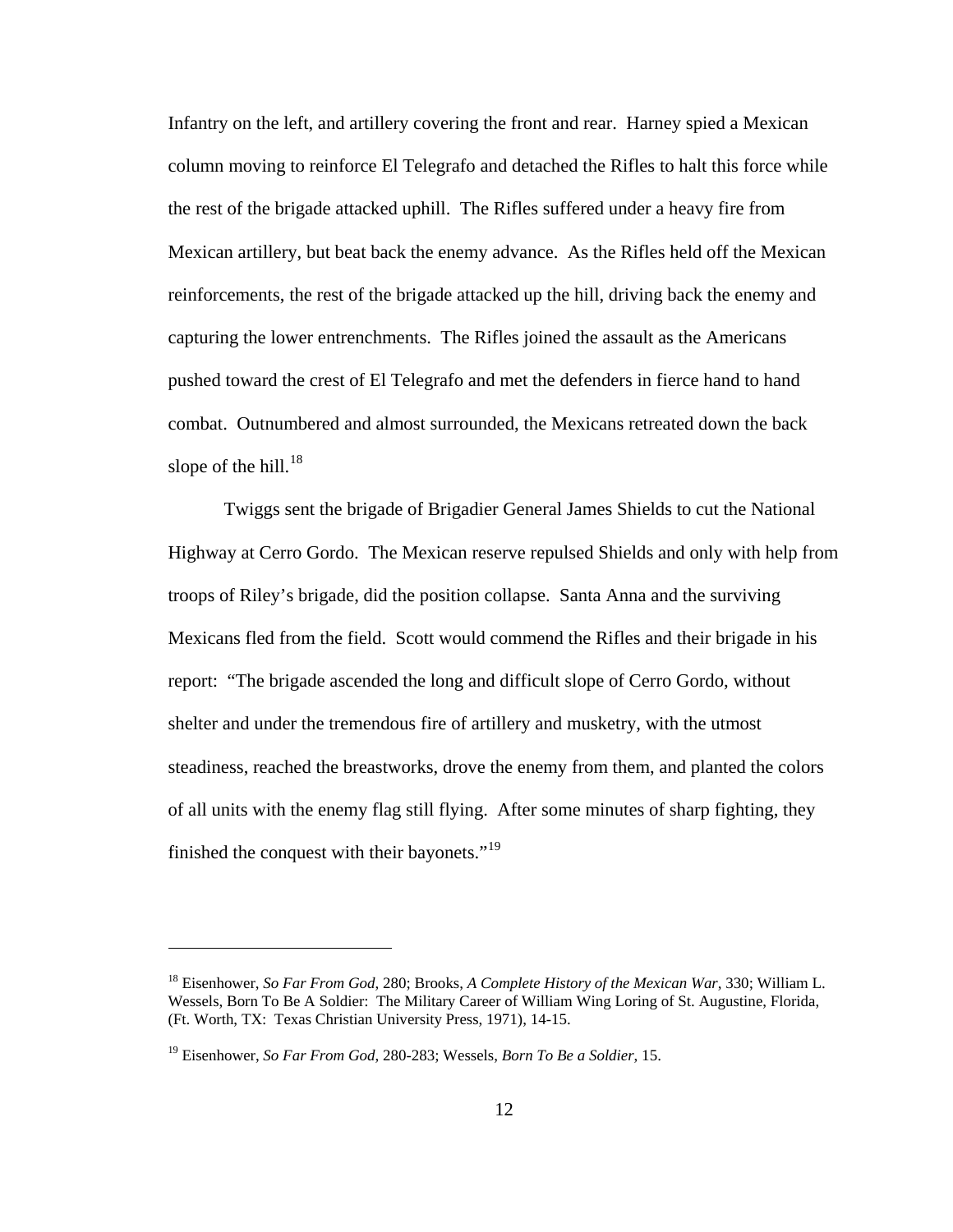Infantry on the left, and artillery covering the front and rear. Harney spied a Mexican column moving to reinforce El Telegrafo and detached the Rifles to halt this force while the rest of the brigade attacked uphill. The Rifles suffered under a heavy fire from Mexican artillery, but beat back the enemy advance. As the Rifles held off the Mexican reinforcements, the rest of the brigade attacked up the hill, driving back the enemy and capturing the lower entrenchments. The Rifles joined the assault as the Americans pushed toward the crest of El Telegrafo and met the defenders in fierce hand to hand combat. Outnumbered and almost surrounded, the Mexicans retreated down the back slope of the hill.[18]

Twiggs sent the brigade of Brigadier General James Shields to cut the National Highway at Cerro Gordo. The Mexican reserve repulsed Shields and only with help from troops of Riley's brigade, did the position collapse. Santa Anna and the surviving Mexicans fled from the field. Scott would commend the Rifles and their brigade in his report: "The brigade ascended the long and difficult slope of Cerro Gordo, without shelter and under the tremendous fire of artillery and musketry, with the utmost steadiness, reached the breastworks, drove the enemy from them, and planted the colors of all units with the enemy flag still flying. After some minutes of sharp fighting, they finished the conquest with their bayonets."[19]

---

[18] Eisenhower, *So Far From God,* 280; Brooks, *A Complete History of the Mexican War,* 330; William L. Wessels, Born To Be A Soldier: The Military Career of William Wing Loring of St. Augustine, Florida, (Ft. Worth, TX: Texas Christian University Press, 1971), 14-15.

[19] Eisenhower, *So Far From God,* 280-283; Wessels, *Born To Be a Soldier,* 15.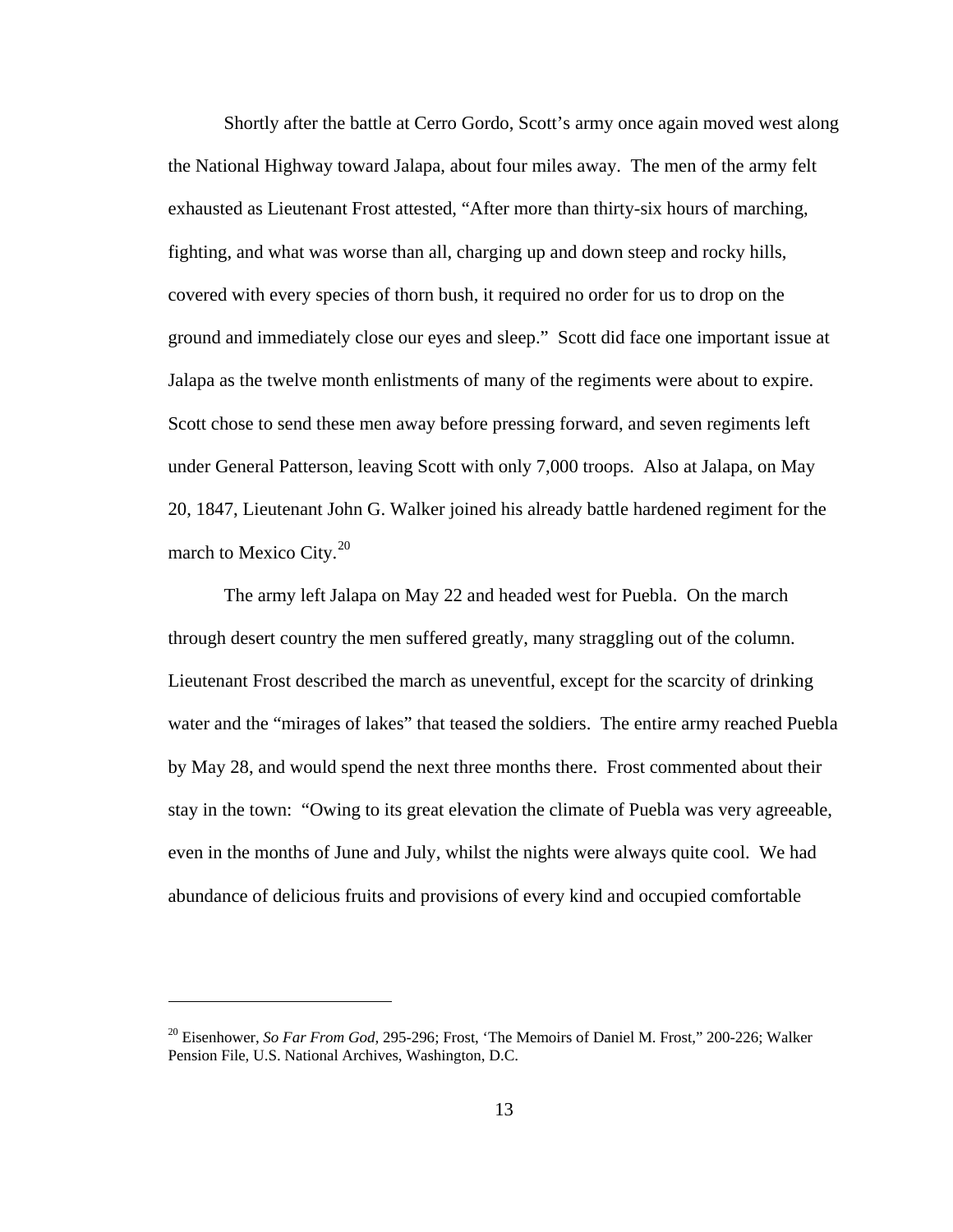Shortly after the battle at Cerro Gordo, Scott's army once again moved west along the National Highway toward Jalapa, about four miles away. The men of the army felt exhausted as Lieutenant Frost attested, "After more than thirty-six hours of marching, fighting, and what was worse than all, charging up and down steep and rocky hills, covered with every species of thorn bush, it required no order for us to drop on the ground and immediately close our eyes and sleep." Scott did face one important issue at Jalapa as the twelve month enlistments of many of the regiments were about to expire. Scott chose to send these men away before pressing forward, and seven regiments left under General Patterson, leaving Scott with only 7,000 troops. Also at Jalapa, on May 20, 1847, Lieutenant John G. Walker joined his already battle hardened regiment for the march to Mexico City.[20]

The army left Jalapa on May 22 and headed west for Puebla. On the march through desert country the men suffered greatly, many straggling out of the column. Lieutenant Frost described the march as uneventful, except for the scarcity of drinking water and the "mirages of lakes" that teased the soldiers. The entire army reached Puebla by May 28, and would spend the next three months there. Frost commented about their stay in the town: "Owing to its great elevation the climate of Puebla was very agreeable, even in the months of June and July, whilst the nights were always quite cool. We had abundance of delicious fruits and provisions of every kind and occupied comfortable

---

[20] Eisenhower, *So Far From God*, 295-296; Frost, 'The Memoirs of Daniel M. Frost," 200-226; Walker Pension File, U.S. National Archives, Washington, D.C.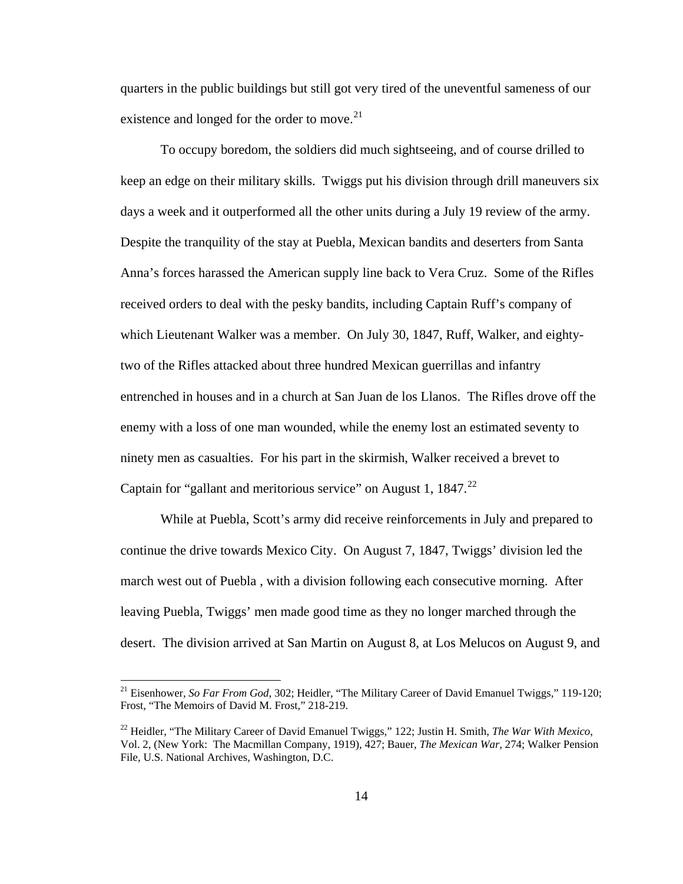quarters in the public buildings but still got very tired of the uneventful sameness of our existence and longed for the order to move.[21]

To occupy boredom, the soldiers did much sightseeing, and of course drilled to keep an edge on their military skills. Twiggs put his division through drill maneuvers six days a week and it outperformed all the other units during a July 19 review of the army. Despite the tranquility of the stay at Puebla, Mexican bandits and deserters from Santa Anna's forces harassed the American supply line back to Vera Cruz. Some of the Rifles received orders to deal with the pesky bandits, including Captain Ruff's company of which Lieutenant Walker was a member. On July 30, 1847, Ruff, Walker, and eighty-two of the Rifles attacked about three hundred Mexican guerrillas and infantry entrenched in houses and in a church at San Juan de los Llanos. The Rifles drove off the enemy with a loss of one man wounded, while the enemy lost an estimated seventy to ninety men as casualties. For his part in the skirmish, Walker received a brevet to Captain for "gallant and meritorious service" on August 1, 1847.[22]

While at Puebla, Scott's army did receive reinforcements in July and prepared to continue the drive towards Mexico City. On August 7, 1847, Twiggs' division led the march west out of Puebla , with a division following each consecutive morning. After leaving Puebla, Twiggs' men made good time as they no longer marched through the desert. The division arrived at San Martin on August 8, at Los Melucos on August 9, and

---

[21] Eisenhower, *So Far From God*, 302; Heidler, "The Military Career of David Emanuel Twiggs," 119-120; Frost, "The Memoirs of David M. Frost," 218-219.

[22] Heidler, "The Military Career of David Emanuel Twiggs," 122; Justin H. Smith, *The War With Mexico*, Vol. 2, (New York: The Macmillan Company, 1919), 427; Bauer, *The Mexican War*, 274; Walker Pension File, U.S. National Archives, Washington, D.C.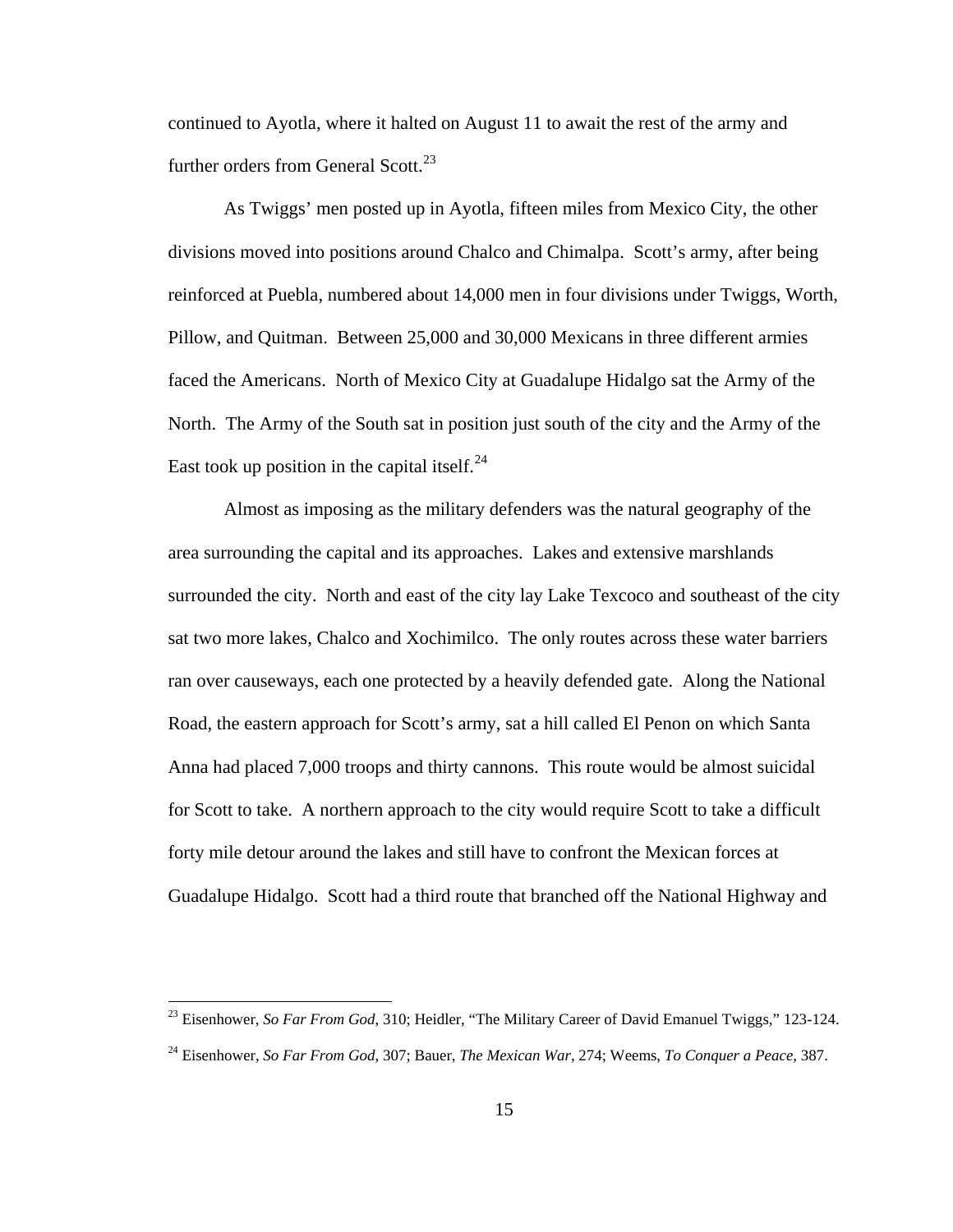continued to Ayotla, where it halted on August 11 to await the rest of the army and further orders from General Scott.[23]

As Twiggs' men posted up in Ayotla, fifteen miles from Mexico City, the other divisions moved into positions around Chalco and Chimalpa. Scott's army, after being reinforced at Puebla, numbered about 14,000 men in four divisions under Twiggs, Worth, Pillow, and Quitman. Between 25,000 and 30,000 Mexicans in three different armies faced the Americans. North of Mexico City at Guadalupe Hidalgo sat the Army of the North. The Army of the South sat in position just south of the city and the Army of the East took up position in the capital itself.[24]

Almost as imposing as the military defenders was the natural geography of the area surrounding the capital and its approaches. Lakes and extensive marshlands surrounded the city. North and east of the city lay Lake Texcoco and southeast of the city sat two more lakes, Chalco and Xochimilco. The only routes across these water barriers ran over causeways, each one protected by a heavily defended gate. Along the National Road, the eastern approach for Scott's army, sat a hill called El Penon on which Santa Anna had placed 7,000 troops and thirty cannons. This route would be almost suicidal for Scott to take. A northern approach to the city would require Scott to take a difficult forty mile detour around the lakes and still have to confront the Mexican forces at Guadalupe Hidalgo. Scott had a third route that branched off the National Highway and

---

[23] Eisenhower, *So Far From God*, 310; Heidler, "The Military Career of David Emanuel Twiggs," 123-124.

[24] Eisenhower, *So Far From God*, 307; Bauer, *The Mexican War*, 274; Weems, *To Conquer a Peace*, 387.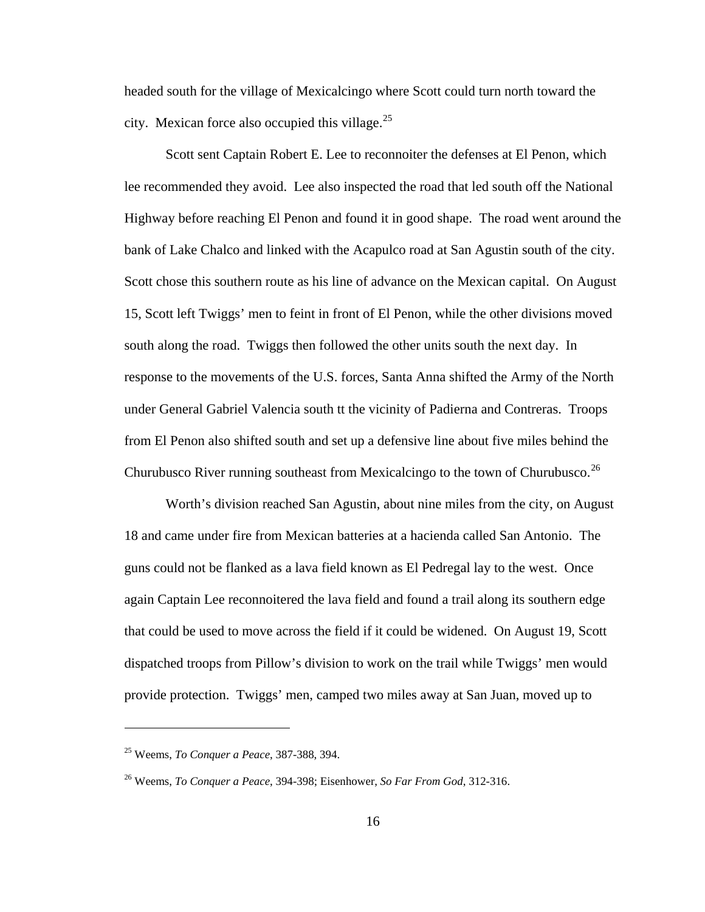headed south for the village of Mexicalcingo where Scott could turn north toward the city. Mexican force also occupied this village.[25]

Scott sent Captain Robert E. Lee to reconnoiter the defenses at El Penon, which lee recommended they avoid. Lee also inspected the road that led south off the National Highway before reaching El Penon and found it in good shape. The road went around the bank of Lake Chalco and linked with the Acapulco road at San Agustin south of the city. Scott chose this southern route as his line of advance on the Mexican capital. On August 15, Scott left Twiggs' men to feint in front of El Penon, while the other divisions moved south along the road. Twiggs then followed the other units south the next day. In response to the movements of the U.S. forces, Santa Anna shifted the Army of the North under General Gabriel Valencia south tt the vicinity of Padierna and Contreras. Troops from El Penon also shifted south and set up a defensive line about five miles behind the Churubusco River running southeast from Mexicalcingo to the town of Churubusco.[26]

Worth's division reached San Agustin, about nine miles from the city, on August 18 and came under fire from Mexican batteries at a hacienda called San Antonio. The guns could not be flanked as a lava field known as El Pedregal lay to the west. Once again Captain Lee reconnoitered the lava field and found a trail along its southern edge that could be used to move across the field if it could be widened. On August 19, Scott dispatched troops from Pillow's division to work on the trail while Twiggs' men would provide protection. Twiggs' men, camped two miles away at San Juan, moved up to

---

[25] Weems, *To Conquer a Peace*, 387-388, 394.

[26] Weems, *To Conquer a Peace*, 394-398; Eisenhower, *So Far From God*, 312-316.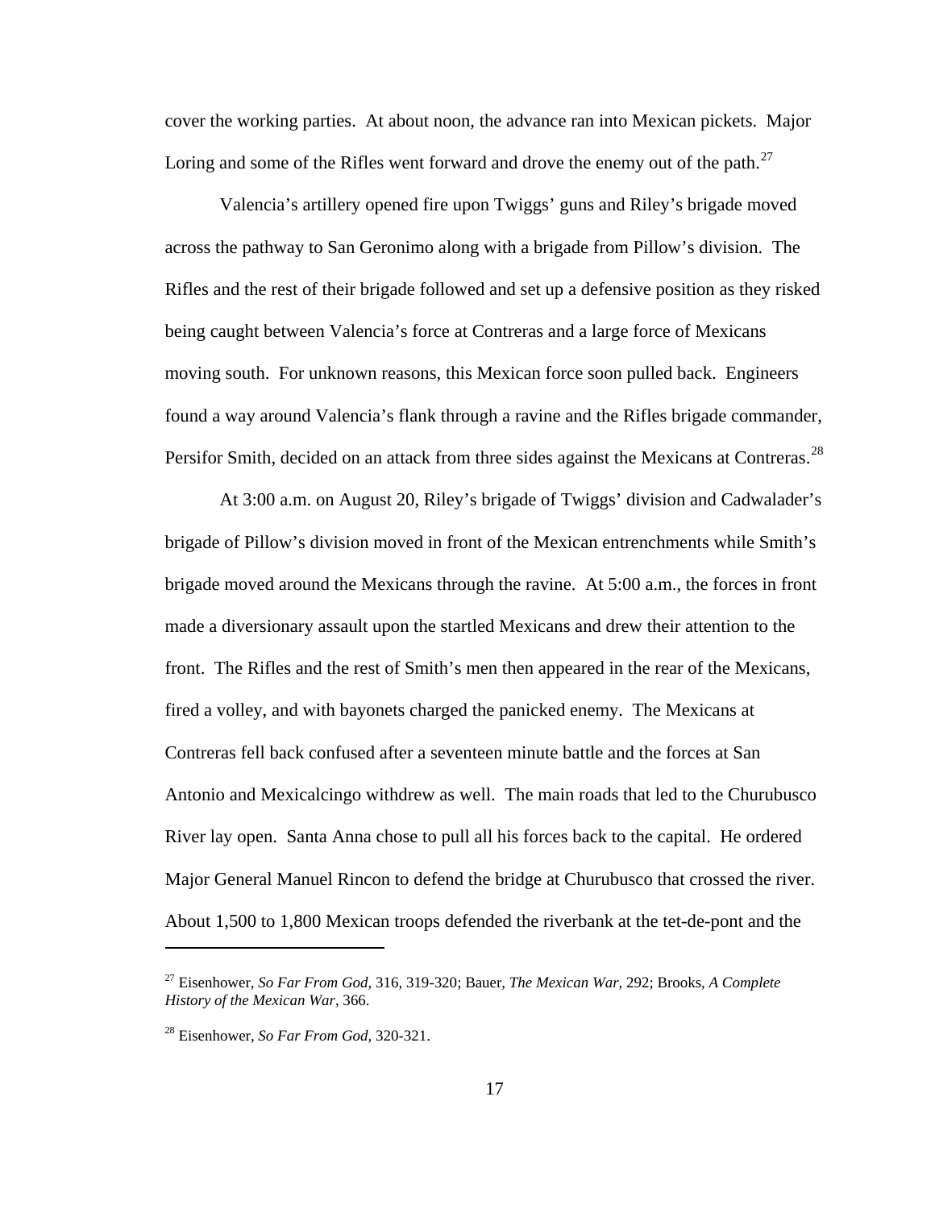cover the working parties. At about noon, the advance ran into Mexican pickets. Major Loring and some of the Rifles went forward and drove the enemy out of the path.[27]

Valencia's artillery opened fire upon Twiggs' guns and Riley's brigade moved across the pathway to San Geronimo along with a brigade from Pillow's division. The Rifles and the rest of their brigade followed and set up a defensive position as they risked being caught between Valencia's force at Contreras and a large force of Mexicans moving south. For unknown reasons, this Mexican force soon pulled back. Engineers found a way around Valencia's flank through a ravine and the Rifles brigade commander, Persifor Smith, decided on an attack from three sides against the Mexicans at Contreras.[28]

At 3:00 a.m. on August 20, Riley's brigade of Twiggs' division and Cadwalader's brigade of Pillow's division moved in front of the Mexican entrenchments while Smith's brigade moved around the Mexicans through the ravine. At 5:00 a.m., the forces in front made a diversionary assault upon the startled Mexicans and drew their attention to the front. The Rifles and the rest of Smith's men then appeared in the rear of the Mexicans, fired a volley, and with bayonets charged the panicked enemy. The Mexicans at Contreras fell back confused after a seventeen minute battle and the forces at San Antonio and Mexicalcingo withdrew as well. The main roads that led to the Churubusco River lay open. Santa Anna chose to pull all his forces back to the capital. He ordered Major General Manuel Rincon to defend the bridge at Churubusco that crossed the river. About 1,500 to 1,800 Mexican troops defended the riverbank at the tet-de-pont and the

---

[27] Eisenhower, *So Far From God*, 316, 319-320; Bauer, *The Mexican War*, 292; Brooks, *A Complete History of the Mexican War*, 366.

[28] Eisenhower, *So Far From God*, 320-321.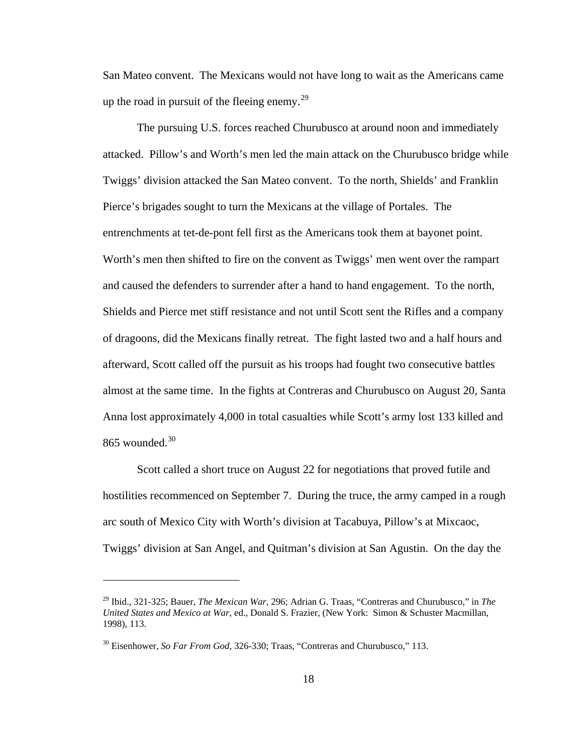San Mateo convent. The Mexicans would not have long to wait as the Americans came up the road in pursuit of the fleeing enemy.[29]

The pursuing U.S. forces reached Churubusco at around noon and immediately attacked. Pillow's and Worth's men led the main attack on the Churubusco bridge while Twiggs' division attacked the San Mateo convent. To the north, Shields' and Franklin Pierce's brigades sought to turn the Mexicans at the village of Portales. The entrenchments at tet-de-pont fell first as the Americans took them at bayonet point. Worth's men then shifted to fire on the convent as Twiggs' men went over the rampart and caused the defenders to surrender after a hand to hand engagement. To the north, Shields and Pierce met stiff resistance and not until Scott sent the Rifles and a company of dragoons, did the Mexicans finally retreat. The fight lasted two and a half hours and afterward, Scott called off the pursuit as his troops had fought two consecutive battles almost at the same time. In the fights at Contreras and Churubusco on August 20, Santa Anna lost approximately 4,000 in total casualties while Scott's army lost 133 killed and 865 wounded.[30]

Scott called a short truce on August 22 for negotiations that proved futile and hostilities recommenced on September 7. During the truce, the army camped in a rough arc south of Mexico City with Worth's division at Tacabuya, Pillow's at Mixcaoc, Twiggs' division at San Angel, and Quitman's division at San Agustin. On the day the

---

[29] Ibid., 321-325; Bauer, *The Mexican War*, 296; Adrian G. Traas, "Contreras and Churubusco," in *The United States and Mexico at War*, ed., Donald S. Frazier, (New York: Simon & Schuster Macmillan, 1998), 113.

[30] Eisenhower, *So Far From God*, 326-330; Traas, "Contreras and Churubusco," 113.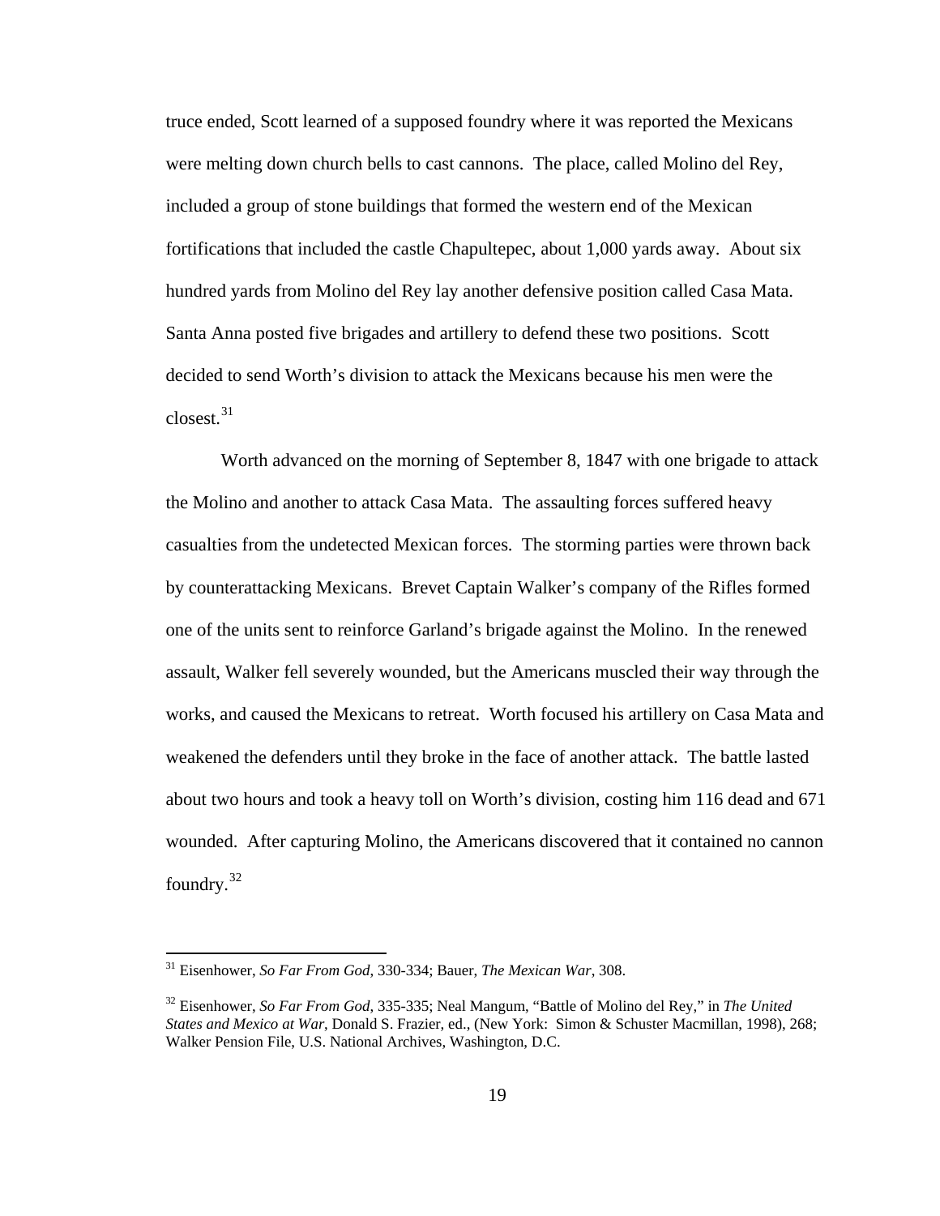truce ended, Scott learned of a supposed foundry where it was reported the Mexicans were melting down church bells to cast cannons. The place, called Molino del Rey, included a group of stone buildings that formed the western end of the Mexican fortifications that included the castle Chapultepec, about 1,000 yards away. About six hundred yards from Molino del Rey lay another defensive position called Casa Mata. Santa Anna posted five brigades and artillery to defend these two positions. Scott decided to send Worth's division to attack the Mexicans because his men were the closest.[31]

Worth advanced on the morning of September 8, 1847 with one brigade to attack the Molino and another to attack Casa Mata. The assaulting forces suffered heavy casualties from the undetected Mexican forces. The storming parties were thrown back by counterattacking Mexicans. Brevet Captain Walker's company of the Rifles formed one of the units sent to reinforce Garland's brigade against the Molino. In the renewed assault, Walker fell severely wounded, but the Americans muscled their way through the works, and caused the Mexicans to retreat. Worth focused his artillery on Casa Mata and weakened the defenders until they broke in the face of another attack. The battle lasted about two hours and took a heavy toll on Worth's division, costing him 116 dead and 671 wounded. After capturing Molino, the Americans discovered that it contained no cannon foundry.[32]

---

[31] Eisenhower, *So Far From God*, 330-334; Bauer, *The Mexican War*, 308.

[32] Eisenhower, *So Far From God*, 335-335; Neal Mangum, "Battle of Molino del Rey," in *The United States and Mexico at War*, Donald S. Frazier, ed., (New York: Simon & Schuster Macmillan, 1998), 268; Walker Pension File, U.S. National Archives, Washington, D.C.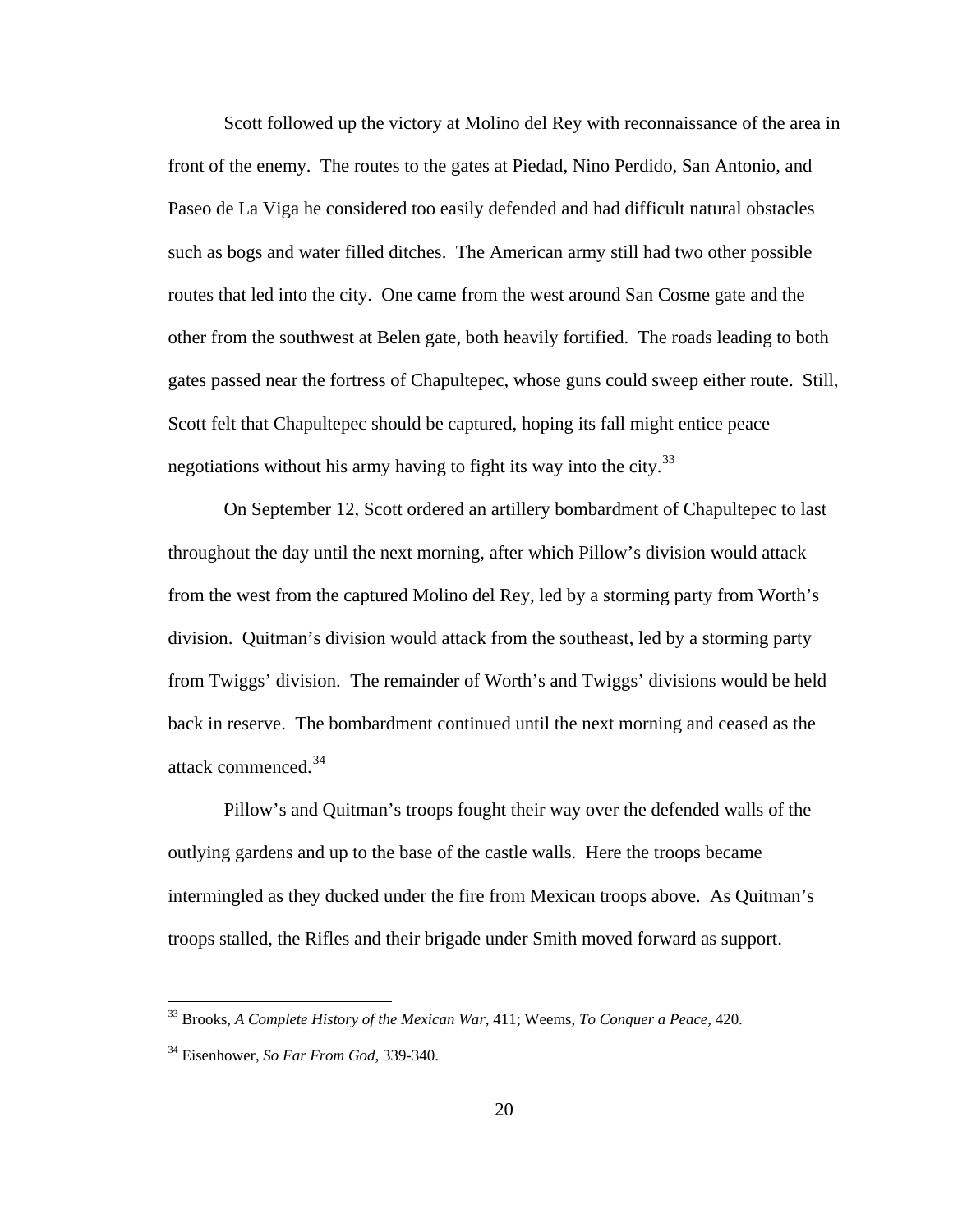Scott followed up the victory at Molino del Rey with reconnaissance of the area in front of the enemy. The routes to the gates at Piedad, Nino Perdido, San Antonio, and Paseo de La Viga he considered too easily defended and had difficult natural obstacles such as bogs and water filled ditches. The American army still had two other possible routes that led into the city. One came from the west around San Cosme gate and the other from the southwest at Belen gate, both heavily fortified. The roads leading to both gates passed near the fortress of Chapultepec, whose guns could sweep either route. Still, Scott felt that Chapultepec should be captured, hoping its fall might entice peace negotiations without his army having to fight its way into the city.[33]

On September 12, Scott ordered an artillery bombardment of Chapultepec to last throughout the day until the next morning, after which Pillow's division would attack from the west from the captured Molino del Rey, led by a storming party from Worth's division. Quitman's division would attack from the southeast, led by a storming party from Twiggs' division. The remainder of Worth's and Twiggs' divisions would be held back in reserve. The bombardment continued until the next morning and ceased as the attack commenced.[34]

Pillow's and Quitman's troops fought their way over the defended walls of the outlying gardens and up to the base of the castle walls. Here the troops became intermingled as they ducked under the fire from Mexican troops above. As Quitman's troops stalled, the Rifles and their brigade under Smith moved forward as support.

---

[33] Brooks, *A Complete History of the Mexican War*, 411; Weems, *To Conquer a Peace*, 420.

[34] Eisenhower, *So Far From God*, 339-340.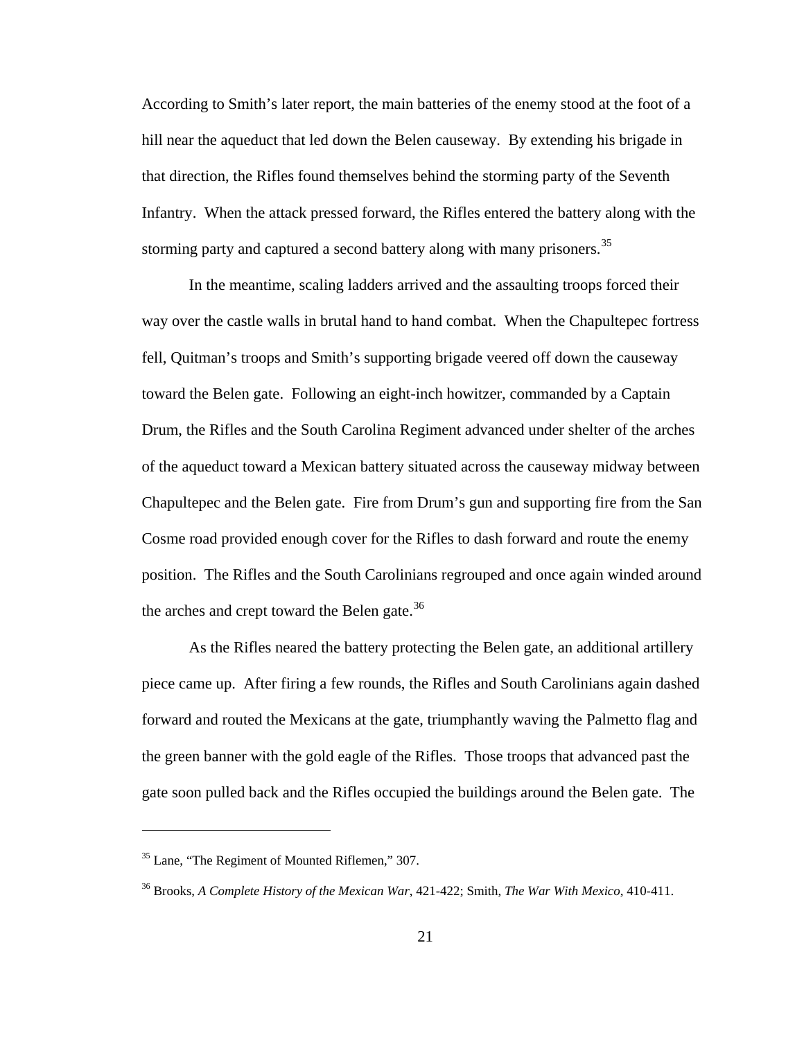According to Smith's later report, the main batteries of the enemy stood at the foot of a hill near the aqueduct that led down the Belen causeway. By extending his brigade in that direction, the Rifles found themselves behind the storming party of the Seventh Infantry. When the attack pressed forward, the Rifles entered the battery along with the storming party and captured a second battery along with many prisoners.[35]

In the meantime, scaling ladders arrived and the assaulting troops forced their way over the castle walls in brutal hand to hand combat. When the Chapultepec fortress fell, Quitman's troops and Smith's supporting brigade veered off down the causeway toward the Belen gate. Following an eight-inch howitzer, commanded by a Captain Drum, the Rifles and the South Carolina Regiment advanced under shelter of the arches of the aqueduct toward a Mexican battery situated across the causeway midway between Chapultepec and the Belen gate. Fire from Drum's gun and supporting fire from the San Cosme road provided enough cover for the Rifles to dash forward and route the enemy position. The Rifles and the South Carolinians regrouped and once again winded around the arches and crept toward the Belen gate.[36]

As the Rifles neared the battery protecting the Belen gate, an additional artillery piece came up. After firing a few rounds, the Rifles and South Carolinians again dashed forward and routed the Mexicans at the gate, triumphantly waving the Palmetto flag and the green banner with the gold eagle of the Rifles. Those troops that advanced past the gate soon pulled back and the Rifles occupied the buildings around the Belen gate. The

---

[35] Lane, "The Regiment of Mounted Riflemen," 307.

[36] Brooks, *A Complete History of the Mexican War*, 421-422; Smith, *The War With Mexico*, 410-411.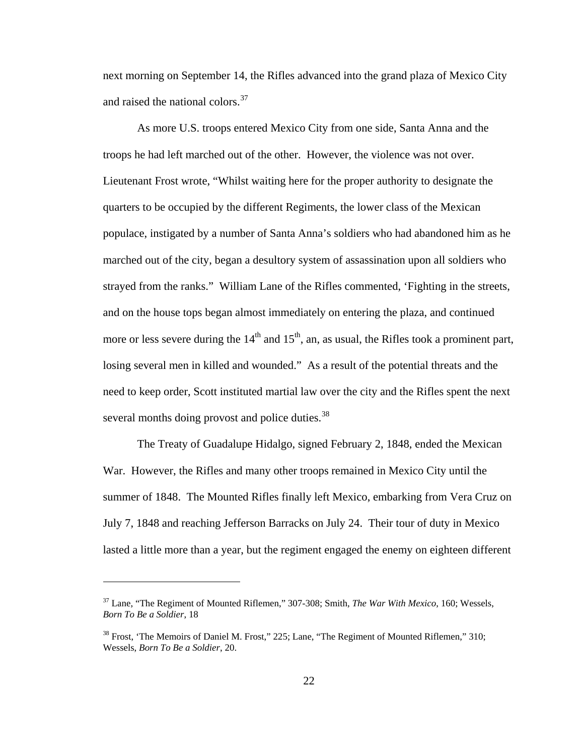next morning on September 14, the Rifles advanced into the grand plaza of Mexico City and raised the national colors.[37]

As more U.S. troops entered Mexico City from one side, Santa Anna and the troops he had left marched out of the other. However, the violence was not over. Lieutenant Frost wrote, "Whilst waiting here for the proper authority to designate the quarters to be occupied by the different Regiments, the lower class of the Mexican populace, instigated by a number of Santa Anna's soldiers who had abandoned him as he marched out of the city, began a desultory system of assassination upon all soldiers who strayed from the ranks." William Lane of the Rifles commented, 'Fighting in the streets, and on the house tops began almost immediately on entering the plaza, and continued more or less severe during the 14th and 15th, an, as usual, the Rifles took a prominent part, losing several men in killed and wounded." As a result of the potential threats and the need to keep order, Scott instituted martial law over the city and the Rifles spent the next several months doing provost and police duties.[38]

The Treaty of Guadalupe Hidalgo, signed February 2, 1848, ended the Mexican War. However, the Rifles and many other troops remained in Mexico City until the summer of 1848. The Mounted Rifles finally left Mexico, embarking from Vera Cruz on July 7, 1848 and reaching Jefferson Barracks on July 24. Their tour of duty in Mexico lasted a little more than a year, but the regiment engaged the enemy on eighteen different

---

[37] Lane, "The Regiment of Mounted Riflemen," 307-308; Smith, *The War With Mexico*, 160; Wessels, *Born To Be a Soldier*, 18

[38] Frost, 'The Memoirs of Daniel M. Frost," 225; Lane, "The Regiment of Mounted Riflemen," 310; Wessels, *Born To Be a Soldier*, 20.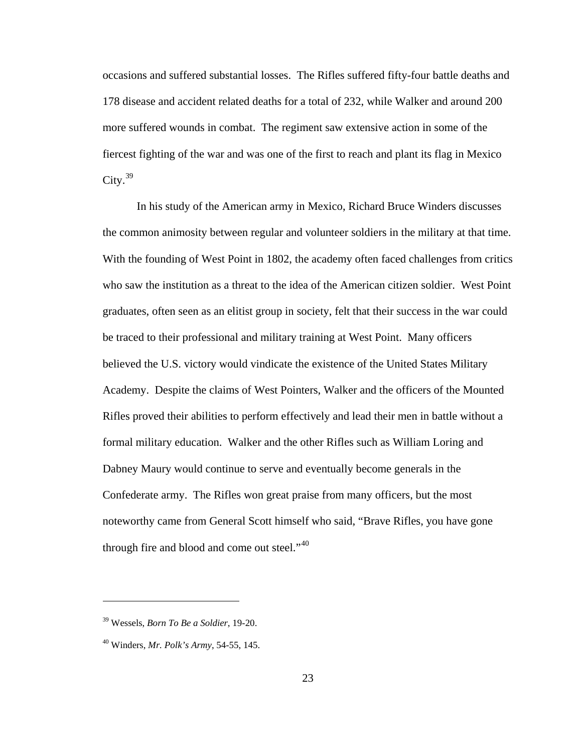occasions and suffered substantial losses. The Rifles suffered fifty-four battle deaths and 178 disease and accident related deaths for a total of 232, while Walker and around 200 more suffered wounds in combat. The regiment saw extensive action in some of the fiercest fighting of the war and was one of the first to reach and plant its flag in Mexico City.[39]

In his study of the American army in Mexico, Richard Bruce Winders discusses the common animosity between regular and volunteer soldiers in the military at that time. With the founding of West Point in 1802, the academy often faced challenges from critics who saw the institution as a threat to the idea of the American citizen soldier. West Point graduates, often seen as an elitist group in society, felt that their success in the war could be traced to their professional and military training at West Point. Many officers believed the U.S. victory would vindicate the existence of the United States Military Academy. Despite the claims of West Pointers, Walker and the officers of the Mounted Rifles proved their abilities to perform effectively and lead their men in battle without a formal military education. Walker and the other Rifles such as William Loring and Dabney Maury would continue to serve and eventually become generals in the Confederate army. The Rifles won great praise from many officers, but the most noteworthy came from General Scott himself who said, "Brave Rifles, you have gone through fire and blood and come out steel."[40]

---

[39] Wessels, *Born To Be a Soldier*, 19-20.

[40] Winders, *Mr. Polk's Army*, 54-55, 145.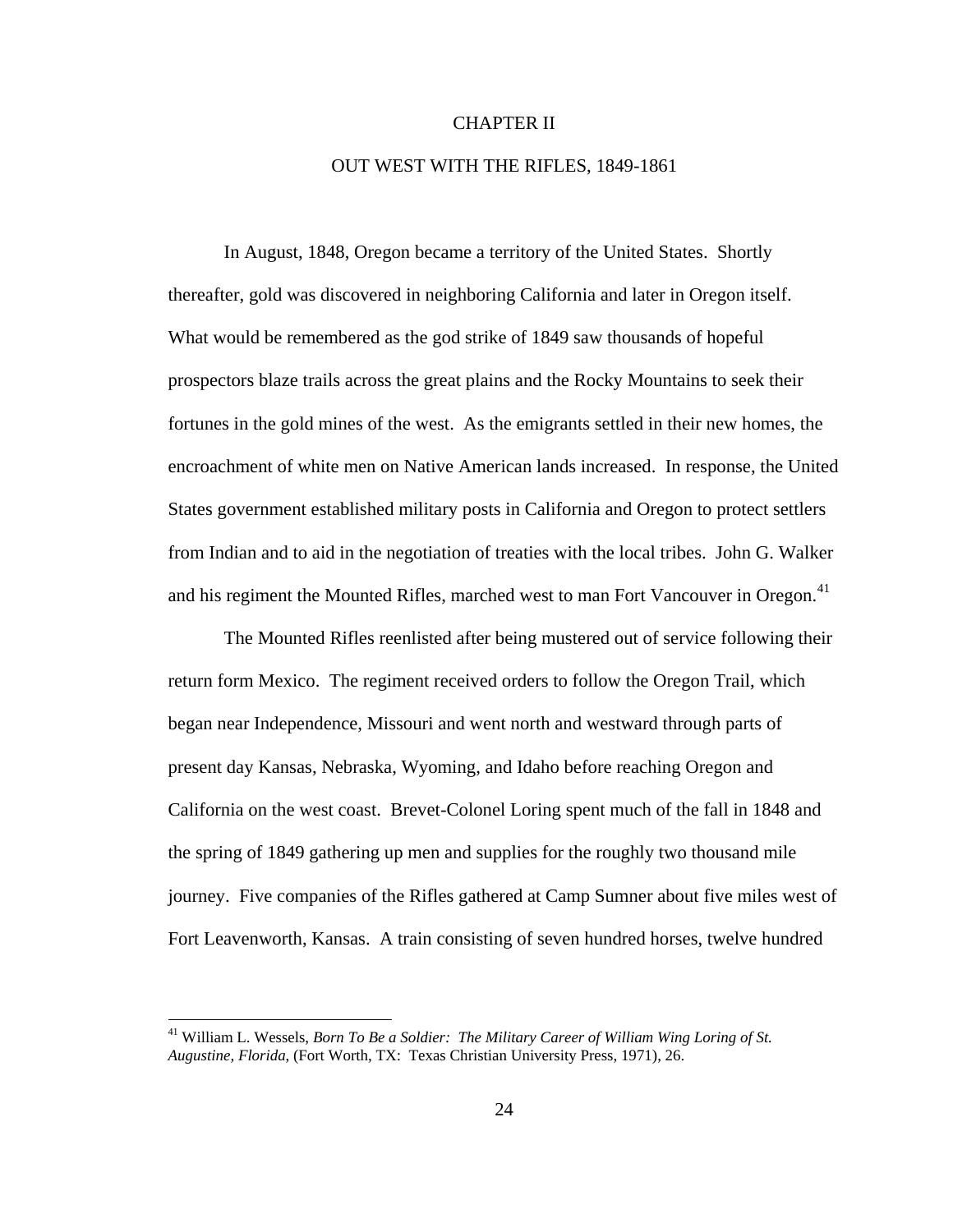# CHAPTER II

## OUT WEST WITH THE RIFLES, 1849-1861

In August, 1848, Oregon became a territory of the United States. Shortly thereafter, gold was discovered in neighboring California and later in Oregon itself. What would be remembered as the god strike of 1849 saw thousands of hopeful prospectors blaze trails across the great plains and the Rocky Mountains to seek their fortunes in the gold mines of the west. As the emigrants settled in their new homes, the encroachment of white men on Native American lands increased. In response, the United States government established military posts in California and Oregon to protect settlers from Indian and to aid in the negotiation of treaties with the local tribes. John G. Walker and his regiment the Mounted Rifles, marched west to man Fort Vancouver in Oregon.[41]

The Mounted Rifles reenlisted after being mustered out of service following their return form Mexico. The regiment received orders to follow the Oregon Trail, which began near Independence, Missouri and went north and westward through parts of present day Kansas, Nebraska, Wyoming, and Idaho before reaching Oregon and California on the west coast. Brevet-Colonel Loring spent much of the fall in 1848 and the spring of 1849 gathering up men and supplies for the roughly two thousand mile journey. Five companies of the Rifles gathered at Camp Sumner about five miles west of Fort Leavenworth, Kansas. A train consisting of seven hundred horses, twelve hundred

---

[41] William L. Wessels, *Born To Be a Soldier: The Military Career of William Wing Loring of St. Augustine, Florida*, (Fort Worth, TX: Texas Christian University Press, 1971), 26.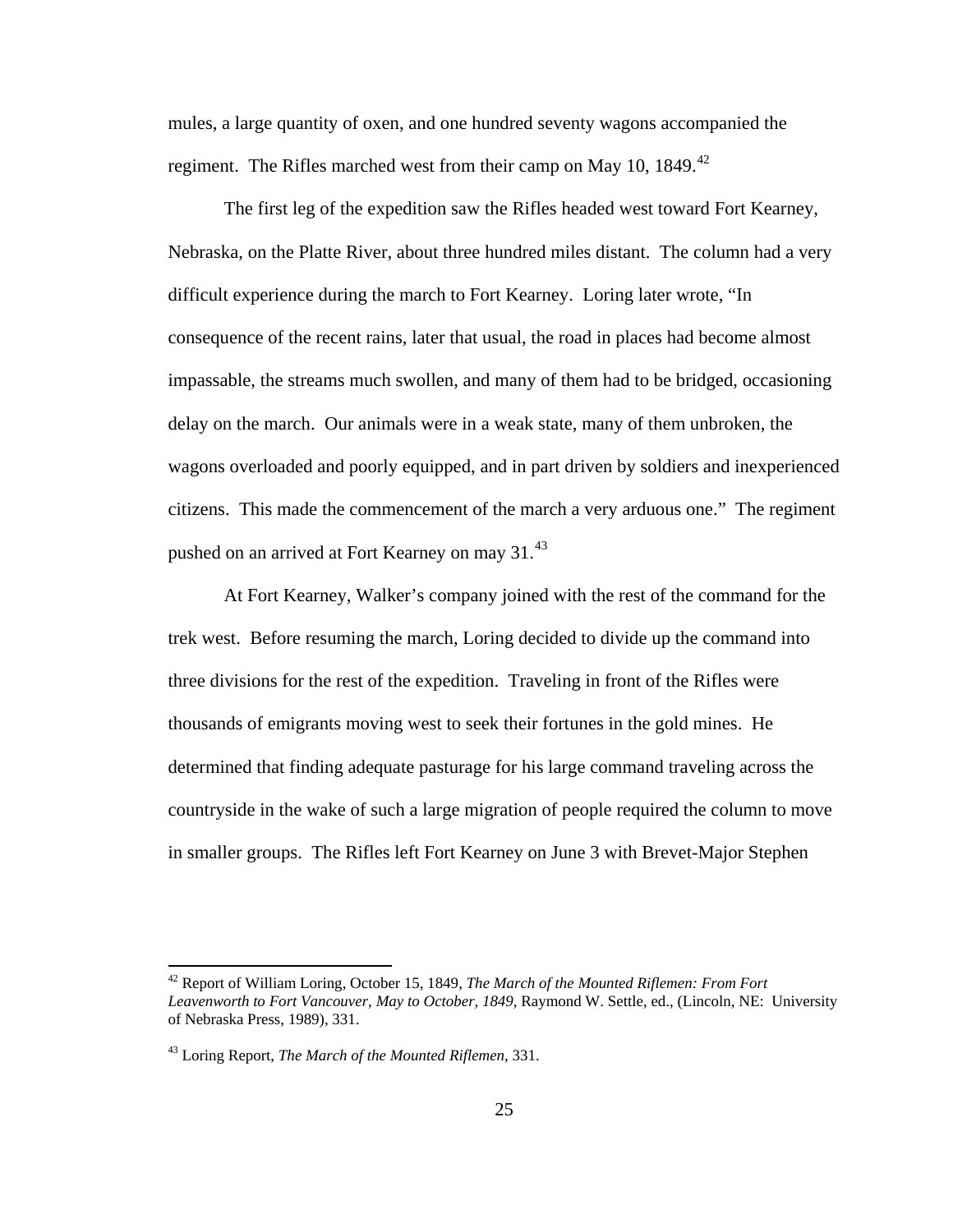mules, a large quantity of oxen, and one hundred seventy wagons accompanied the regiment. The Rifles marched west from their camp on May 10, 1849.[42]

The first leg of the expedition saw the Rifles headed west toward Fort Kearney, Nebraska, on the Platte River, about three hundred miles distant. The column had a very difficult experience during the march to Fort Kearney. Loring later wrote, "In consequence of the recent rains, later that usual, the road in places had become almost impassable, the streams much swollen, and many of them had to be bridged, occasioning delay on the march. Our animals were in a weak state, many of them unbroken, the wagons overloaded and poorly equipped, and in part driven by soldiers and inexperienced citizens. This made the commencement of the march a very arduous one." The regiment pushed on an arrived at Fort Kearney on may 31.[43]

At Fort Kearney, Walker's company joined with the rest of the command for the trek west. Before resuming the march, Loring decided to divide up the command into three divisions for the rest of the expedition. Traveling in front of the Rifles were thousands of emigrants moving west to seek their fortunes in the gold mines. He determined that finding adequate pasturage for his large command traveling across the countryside in the wake of such a large migration of people required the column to move in smaller groups. The Rifles left Fort Kearney on June 3 with Brevet-Major Stephen

---

[42] Report of William Loring, October 15, 1849, *The March of the Mounted Riflemen: From Fort Leavenworth to Fort Vancouver, May to October, 1849*, Raymond W. Settle, ed., (Lincoln, NE: University of Nebraska Press, 1989), 331.

[43] Loring Report, *The March of the Mounted Riflemen*, 331.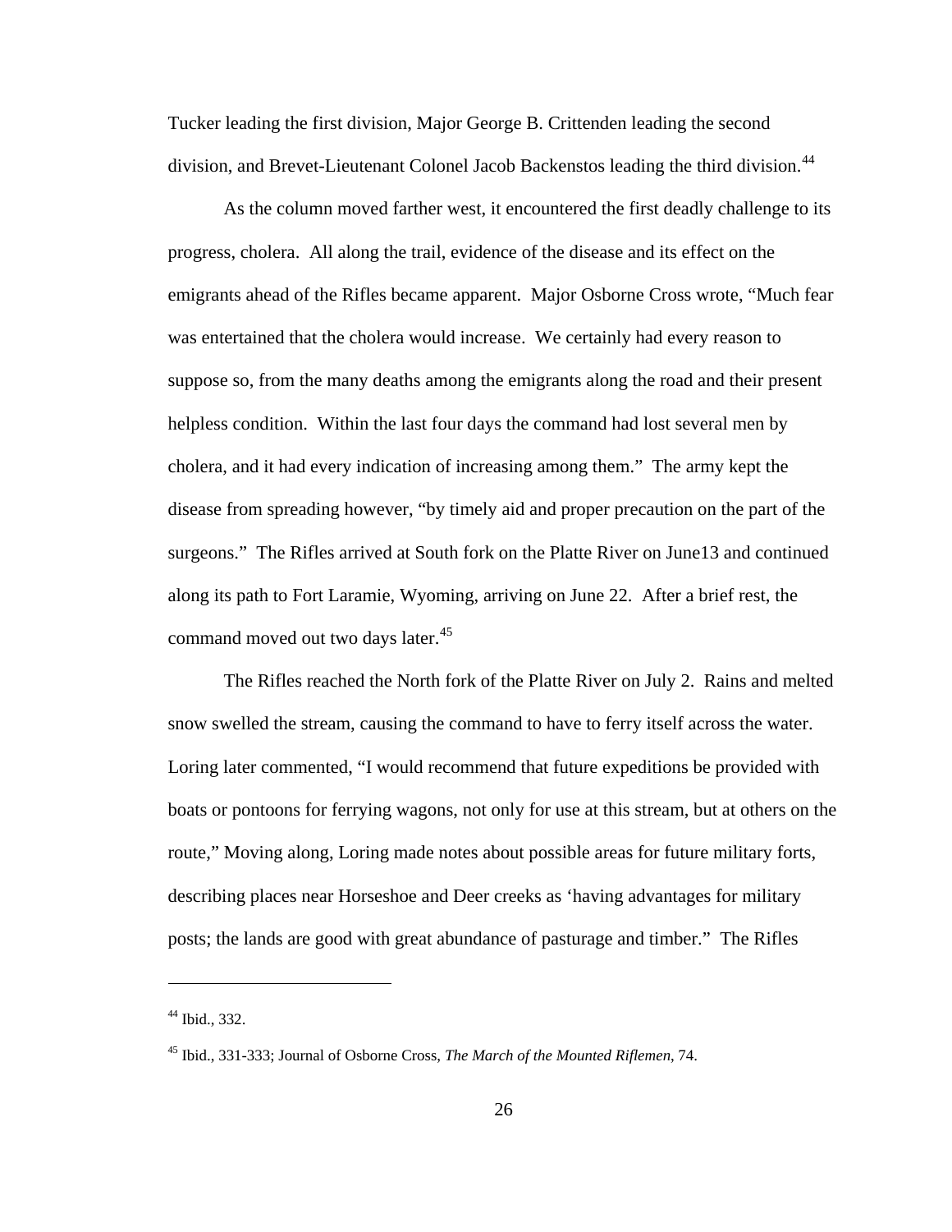Tucker leading the first division, Major George B. Crittenden leading the second division, and Brevet-Lieutenant Colonel Jacob Backenstos leading the third division.[44]

As the column moved farther west, it encountered the first deadly challenge to its progress, cholera. All along the trail, evidence of the disease and its effect on the emigrants ahead of the Rifles became apparent. Major Osborne Cross wrote, "Much fear was entertained that the cholera would increase. We certainly had every reason to suppose so, from the many deaths among the emigrants along the road and their present helpless condition. Within the last four days the command had lost several men by cholera, and it had every indication of increasing among them." The army kept the disease from spreading however, "by timely aid and proper precaution on the part of the surgeons." The Rifles arrived at South fork on the Platte River on June13 and continued along its path to Fort Laramie, Wyoming, arriving on June 22. After a brief rest, the command moved out two days later.[45]

The Rifles reached the North fork of the Platte River on July 2. Rains and melted snow swelled the stream, causing the command to have to ferry itself across the water. Loring later commented, "I would recommend that future expeditions be provided with boats or pontoons for ferrying wagons, not only for use at this stream, but at others on the route," Moving along, Loring made notes about possible areas for future military forts, describing places near Horseshoe and Deer creeks as 'having advantages for military posts; the lands are good with great abundance of pasturage and timber." The Rifles

---

[44] Ibid., 332.

[45] Ibid., 331-333; Journal of Osborne Cross, *The March of the Mounted Riflemen*, 74.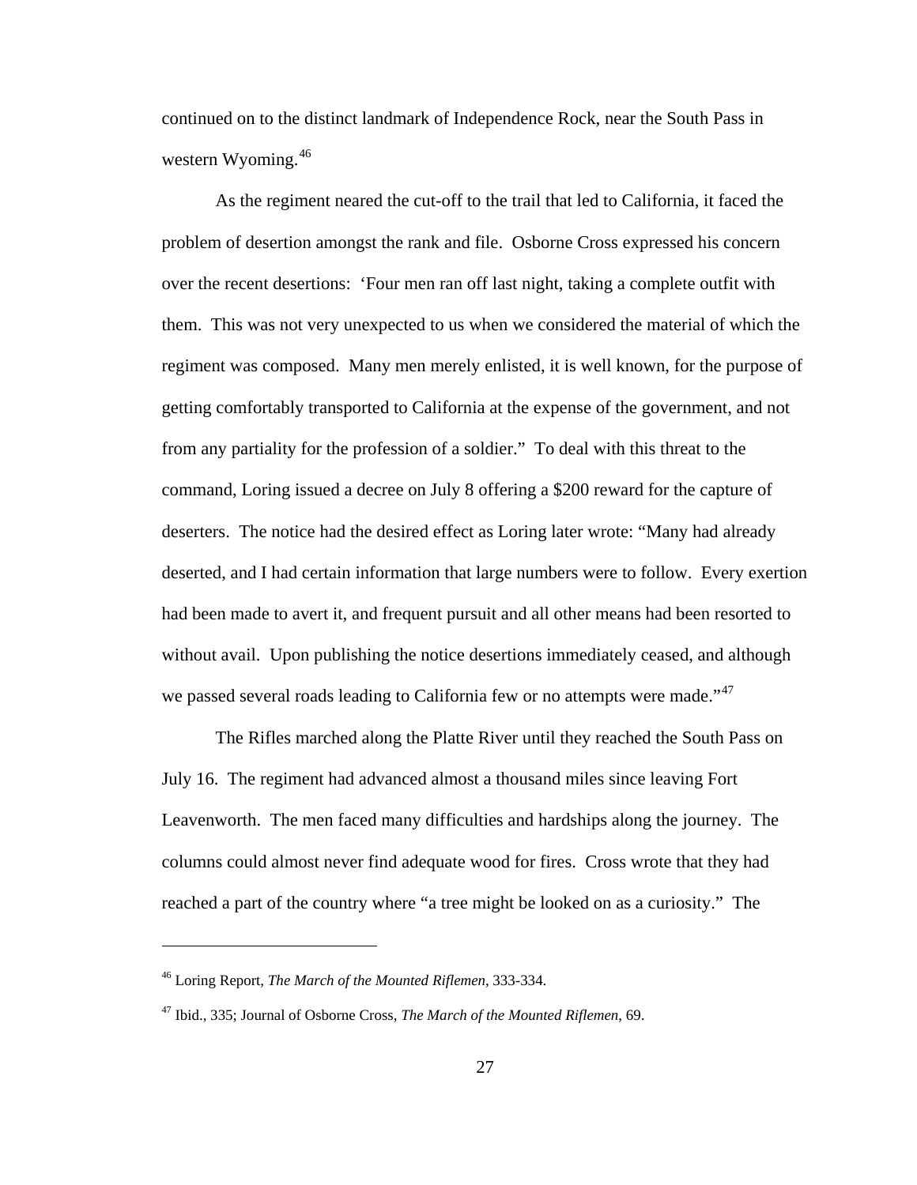continued on to the distinct landmark of Independence Rock, near the South Pass in western Wyoming.[46]

As the regiment neared the cut-off to the trail that led to California, it faced the problem of desertion amongst the rank and file. Osborne Cross expressed his concern over the recent desertions: 'Four men ran off last night, taking a complete outfit with them. This was not very unexpected to us when we considered the material of which the regiment was composed. Many men merely enlisted, it is well known, for the purpose of getting comfortably transported to California at the expense of the government, and not from any partiality for the profession of a soldier." To deal with this threat to the command, Loring issued a decree on July 8 offering a $200 reward for the capture of deserters. The notice had the desired effect as Loring later wrote: "Many had already deserted, and I had certain information that large numbers were to follow. Every exertion had been made to avert it, and frequent pursuit and all other means had been resorted to without avail. Upon publishing the notice desertions immediately ceased, and although we passed several roads leading to California few or no attempts were made."[47]

The Rifles marched along the Platte River until they reached the South Pass on July 16. The regiment had advanced almost a thousand miles since leaving Fort Leavenworth. The men faced many difficulties and hardships along the journey. The columns could almost never find adequate wood for fires. Cross wrote that they had reached a part of the country where "a tree might be looked on as a curiosity." The

---

[46] Loring Report, *The March of the Mounted Riflemen,* 333-334.

[47] Ibid., 335; Journal of Osborne Cross, *The March of the Mounted Riflemen,* 69.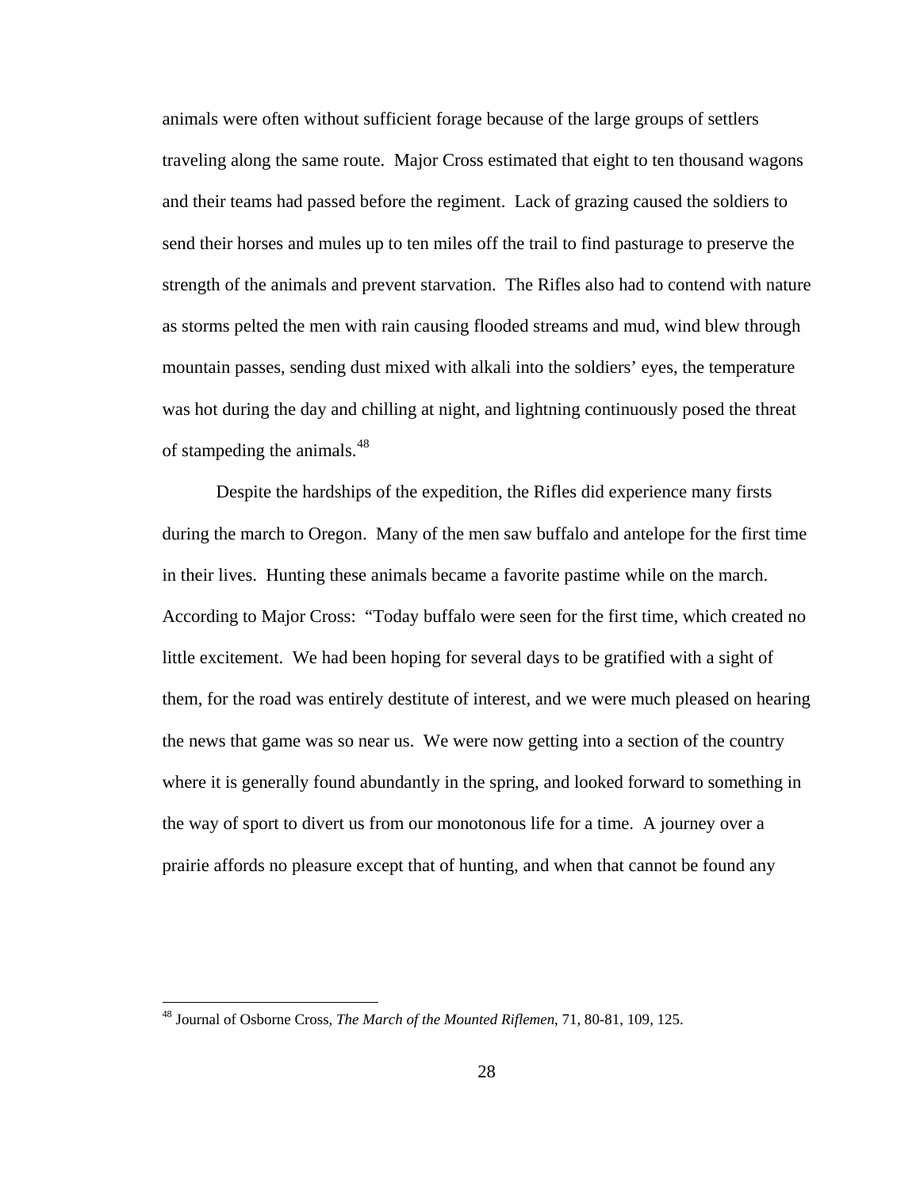animals were often without sufficient forage because of the large groups of settlers traveling along the same route. Major Cross estimated that eight to ten thousand wagons and their teams had passed before the regiment. Lack of grazing caused the soldiers to send their horses and mules up to ten miles off the trail to find pasturage to preserve the strength of the animals and prevent starvation. The Rifles also had to contend with nature as storms pelted the men with rain causing flooded streams and mud, wind blew through mountain passes, sending dust mixed with alkali into the soldiers' eyes, the temperature was hot during the day and chilling at night, and lightning continuously posed the threat of stampeding the animals.[48]

Despite the hardships of the expedition, the Rifles did experience many firsts during the march to Oregon. Many of the men saw buffalo and antelope for the first time in their lives. Hunting these animals became a favorite pastime while on the march. According to Major Cross: "Today buffalo were seen for the first time, which created no little excitement. We had been hoping for several days to be gratified with a sight of them, for the road was entirely destitute of interest, and we were much pleased on hearing the news that game was so near us. We were now getting into a section of the country where it is generally found abundantly in the spring, and looked forward to something in the way of sport to divert us from our monotonous life for a time. A journey over a prairie affords no pleasure except that of hunting, and when that cannot be found any

---

[48] Journal of Osborne Cross, *The March of the Mounted Riflemen*, 71, 80-81, 109, 125.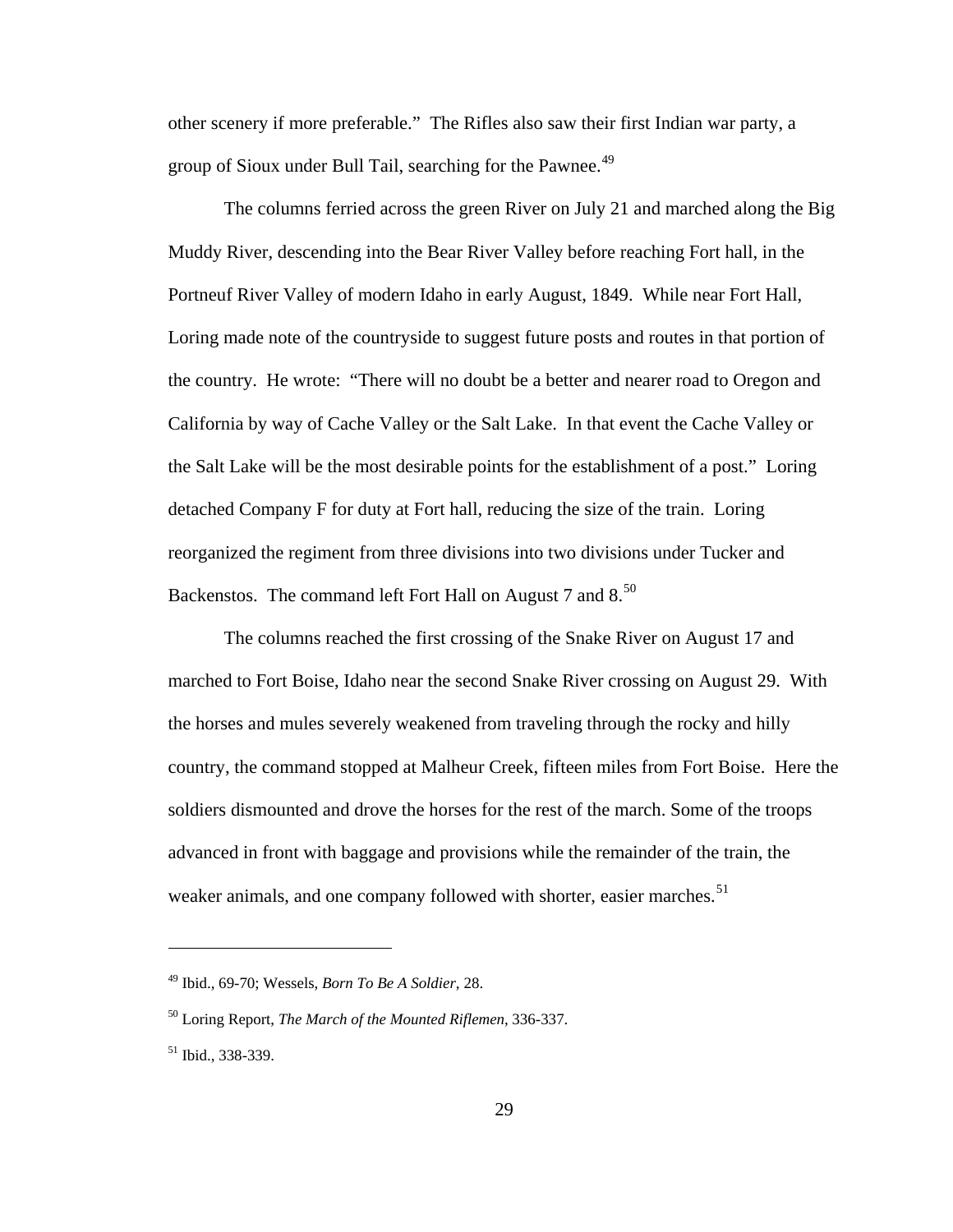other scenery if more preferable." The Rifles also saw their first Indian war party, a group of Sioux under Bull Tail, searching for the Pawnee.[49]

The columns ferried across the green River on July 21 and marched along the Big Muddy River, descending into the Bear River Valley before reaching Fort hall, in the Portneuf River Valley of modern Idaho in early August, 1849. While near Fort Hall, Loring made note of the countryside to suggest future posts and routes in that portion of the country. He wrote: "There will no doubt be a better and nearer road to Oregon and California by way of Cache Valley or the Salt Lake. In that event the Cache Valley or the Salt Lake will be the most desirable points for the establishment of a post." Loring detached Company F for duty at Fort hall, reducing the size of the train. Loring reorganized the regiment from three divisions into two divisions under Tucker and Backenstos. The command left Fort Hall on August 7 and 8.[50]

The columns reached the first crossing of the Snake River on August 17 and marched to Fort Boise, Idaho near the second Snake River crossing on August 29. With the horses and mules severely weakened from traveling through the rocky and hilly country, the command stopped at Malheur Creek, fifteen miles from Fort Boise. Here the soldiers dismounted and drove the horses for the rest of the march. Some of the troops advanced in front with baggage and provisions while the remainder of the train, the weaker animals, and one company followed with shorter, easier marches.[51]

---

[49] Ibid., 69-70; Wessels, *Born To Be A Soldier*, 28.

[50] Loring Report, *The March of the Mounted Riflemen*, 336-337.

[51] Ibid., 338-339.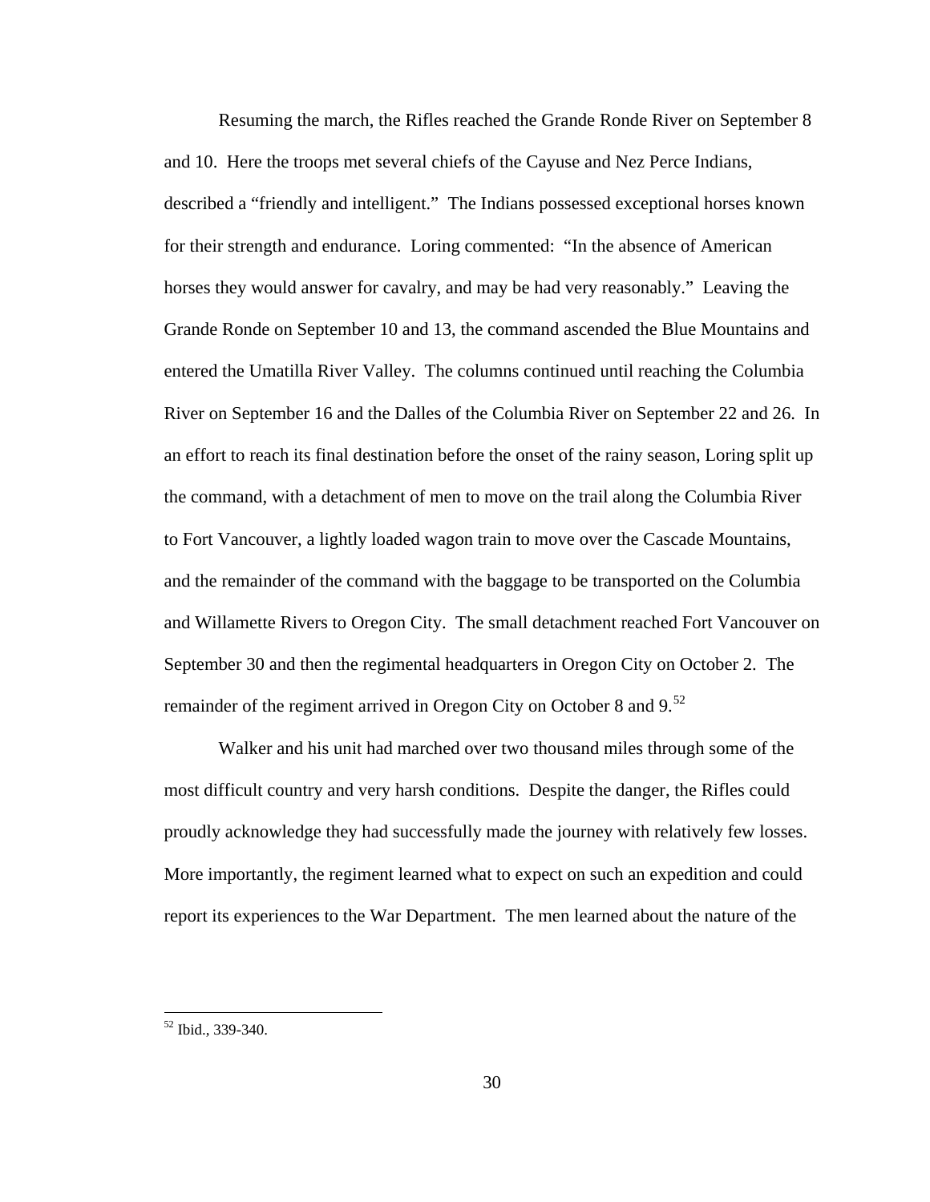Resuming the march, the Rifles reached the Grande Ronde River on September 8 and 10. Here the troops met several chiefs of the Cayuse and Nez Perce Indians, described a "friendly and intelligent." The Indians possessed exceptional horses known for their strength and endurance. Loring commented: "In the absence of American horses they would answer for cavalry, and may be had very reasonably." Leaving the Grande Ronde on September 10 and 13, the command ascended the Blue Mountains and entered the Umatilla River Valley. The columns continued until reaching the Columbia River on September 16 and the Dalles of the Columbia River on September 22 and 26. In an effort to reach its final destination before the onset of the rainy season, Loring split up the command, with a detachment of men to move on the trail along the Columbia River to Fort Vancouver, a lightly loaded wagon train to move over the Cascade Mountains, and the remainder of the command with the baggage to be transported on the Columbia and Willamette Rivers to Oregon City. The small detachment reached Fort Vancouver on September 30 and then the regimental headquarters in Oregon City on October 2. The remainder of the regiment arrived in Oregon City on October 8 and 9.[52]

Walker and his unit had marched over two thousand miles through some of the most difficult country and very harsh conditions. Despite the danger, the Rifles could proudly acknowledge they had successfully made the journey with relatively few losses. More importantly, the regiment learned what to expect on such an expedition and could report its experiences to the War Department. The men learned about the nature of the

[52] Ibid., 339-340.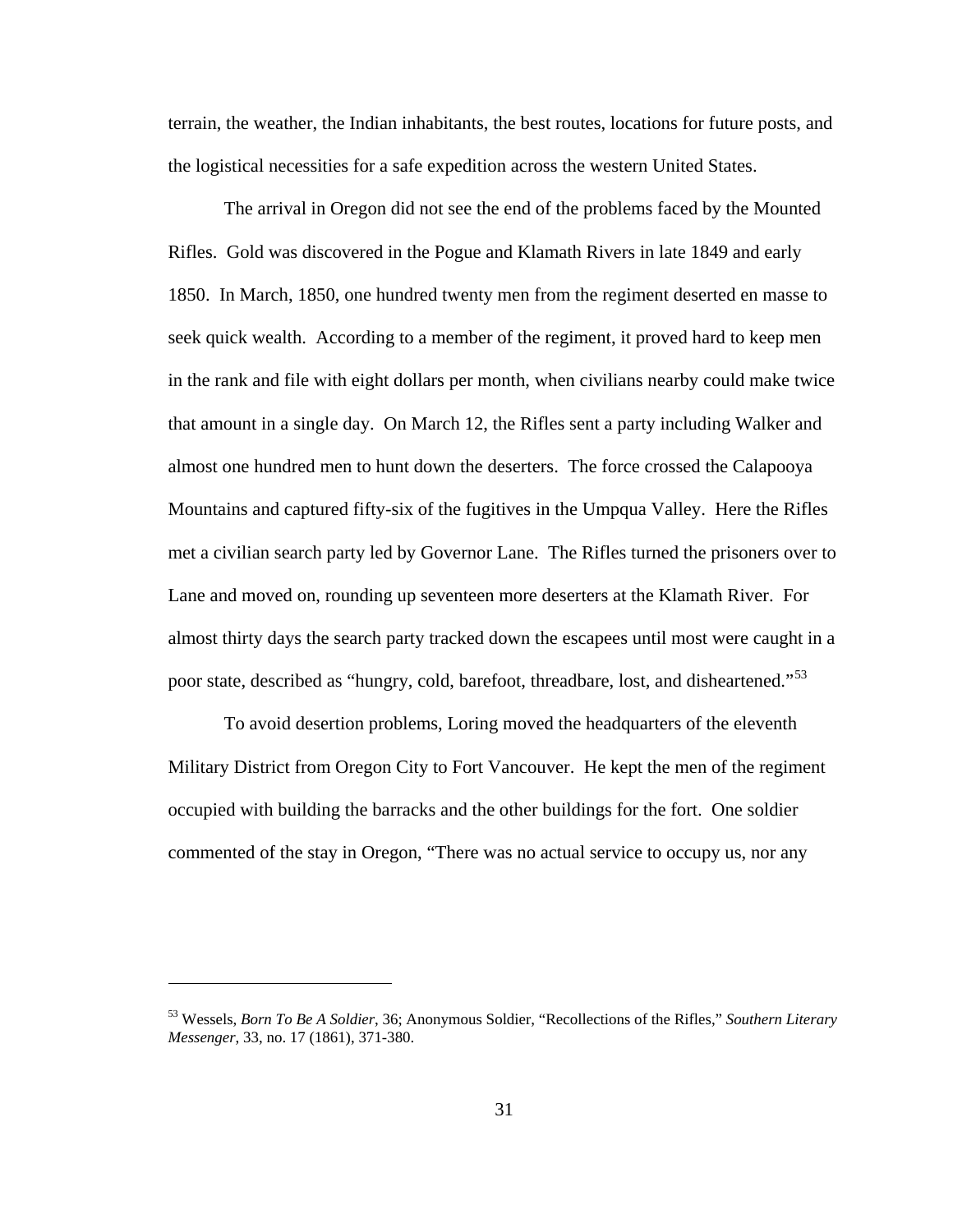terrain, the weather, the Indian inhabitants, the best routes, locations for future posts, and the logistical necessities for a safe expedition across the western United States.

The arrival in Oregon did not see the end of the problems faced by the Mounted Rifles. Gold was discovered in the Pogue and Klamath Rivers in late 1849 and early 1850. In March, 1850, one hundred twenty men from the regiment deserted en masse to seek quick wealth. According to a member of the regiment, it proved hard to keep men in the rank and file with eight dollars per month, when civilians nearby could make twice that amount in a single day. On March 12, the Rifles sent a party including Walker and almost one hundred men to hunt down the deserters. The force crossed the Calapooya Mountains and captured fifty-six of the fugitives in the Umpqua Valley. Here the Rifles met a civilian search party led by Governor Lane. The Rifles turned the prisoners over to Lane and moved on, rounding up seventeen more deserters at the Klamath River. For almost thirty days the search party tracked down the escapees until most were caught in a poor state, described as "hungry, cold, barefoot, threadbare, lost, and disheartened."[53]

To avoid desertion problems, Loring moved the headquarters of the eleventh Military District from Oregon City to Fort Vancouver. He kept the men of the regiment occupied with building the barracks and the other buildings for the fort. One soldier commented of the stay in Oregon, "There was no actual service to occupy us, nor any

---

[53] Wessels, *Born To Be A Soldier*, 36; Anonymous Soldier, "Recollections of the Rifles," *Southern Literary Messenger*, 33, no. 17 (1861), 371-380.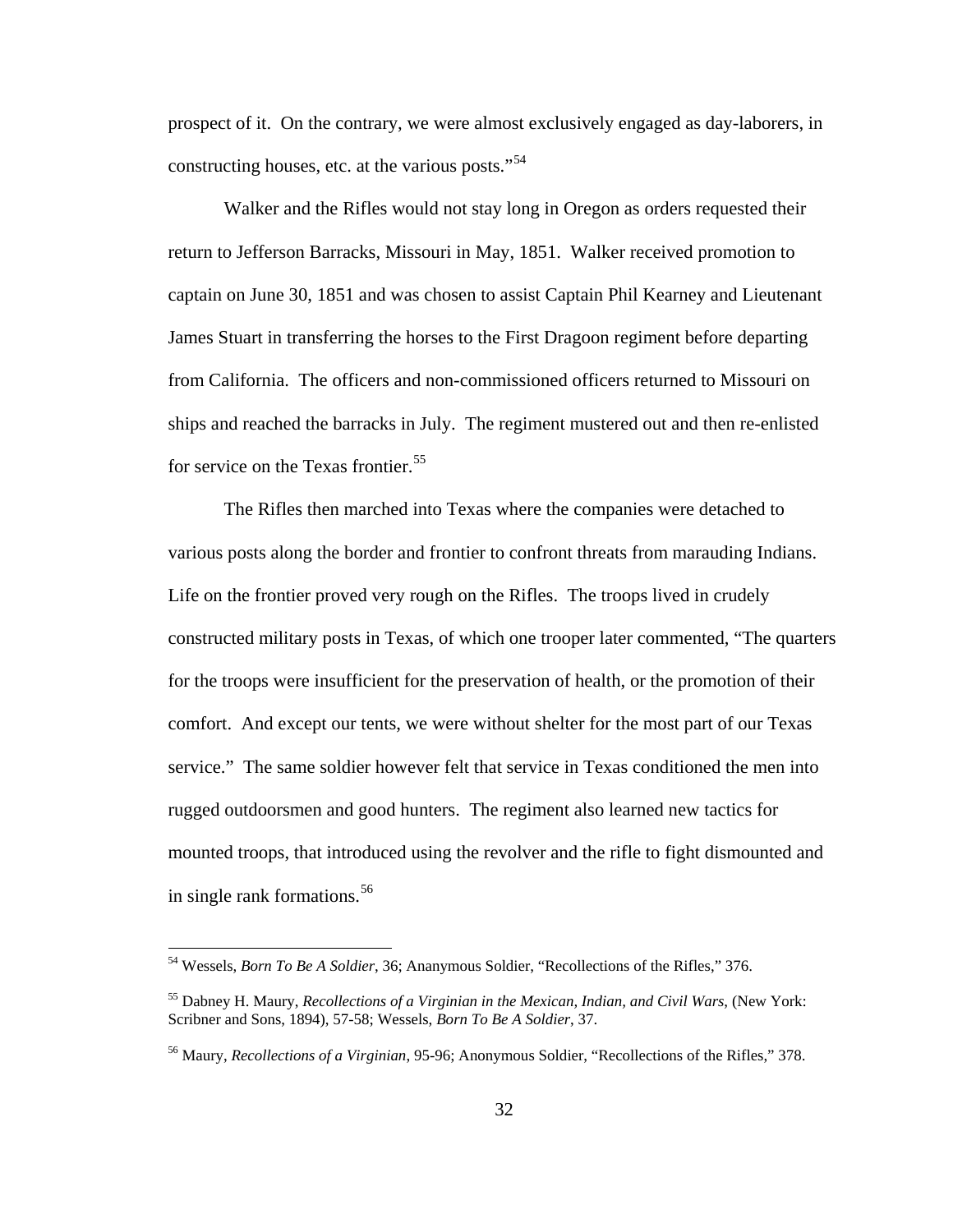prospect of it. On the contrary, we were almost exclusively engaged as day-laborers, in constructing houses, etc. at the various posts."[54]

Walker and the Rifles would not stay long in Oregon as orders requested their return to Jefferson Barracks, Missouri in May, 1851. Walker received promotion to captain on June 30, 1851 and was chosen to assist Captain Phil Kearney and Lieutenant James Stuart in transferring the horses to the First Dragoon regiment before departing from California. The officers and non-commissioned officers returned to Missouri on ships and reached the barracks in July. The regiment mustered out and then re-enlisted for service on the Texas frontier.[55]

The Rifles then marched into Texas where the companies were detached to various posts along the border and frontier to confront threats from marauding Indians. Life on the frontier proved very rough on the Rifles. The troops lived in crudely constructed military posts in Texas, of which one trooper later commented, "The quarters for the troops were insufficient for the preservation of health, or the promotion of their comfort. And except our tents, we were without shelter for the most part of our Texas service." The same soldier however felt that service in Texas conditioned the men into rugged outdoorsmen and good hunters. The regiment also learned new tactics for mounted troops, that introduced using the revolver and the rifle to fight dismounted and in single rank formations.[56]

---

[54] Wessels, *Born To Be A Soldier*, 36; Ananymous Soldier, "Recollections of the Rifles," 376.

[55] Dabney H. Maury, *Recollections of a Virginian in the Mexican, Indian, and Civil Wars*, (New York: Scribner and Sons, 1894), 57-58; Wessels, *Born To Be A Soldier*, 37.

[56] Maury, *Recollections of a Virginian*, 95-96; Anonymous Soldier, "Recollections of the Rifles," 378.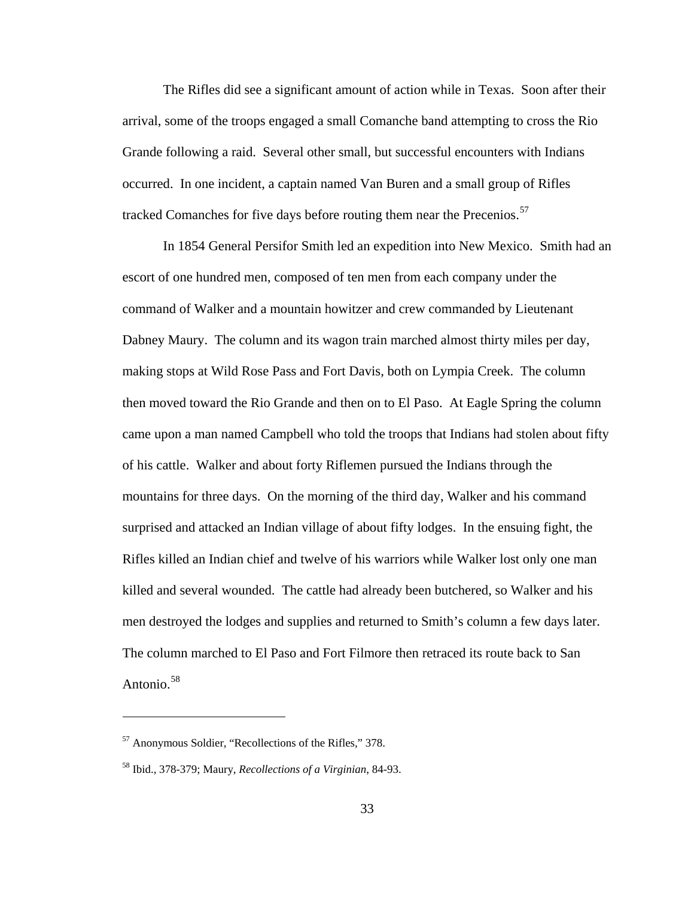The Rifles did see a significant amount of action while in Texas. Soon after their arrival, some of the troops engaged a small Comanche band attempting to cross the Rio Grande following a raid. Several other small, but successful encounters with Indians occurred. In one incident, a captain named Van Buren and a small group of Rifles tracked Comanches for five days before routing them near the Precenios.[57]

In 1854 General Persifor Smith led an expedition into New Mexico. Smith had an escort of one hundred men, composed of ten men from each company under the command of Walker and a mountain howitzer and crew commanded by Lieutenant Dabney Maury. The column and its wagon train marched almost thirty miles per day, making stops at Wild Rose Pass and Fort Davis, both on Lympia Creek. The column then moved toward the Rio Grande and then on to El Paso. At Eagle Spring the column came upon a man named Campbell who told the troops that Indians had stolen about fifty of his cattle. Walker and about forty Riflemen pursued the Indians through the mountains for three days. On the morning of the third day, Walker and his command surprised and attacked an Indian village of about fifty lodges. In the ensuing fight, the Rifles killed an Indian chief and twelve of his warriors while Walker lost only one man killed and several wounded. The cattle had already been butchered, so Walker and his men destroyed the lodges and supplies and returned to Smith's column a few days later. The column marched to El Paso and Fort Filmore then retraced its route back to San Antonio.[58]

---

[57] Anonymous Soldier, "Recollections of the Rifles," 378.

[58] Ibid., 378-379; Maury, *Recollections of a Virginian*, 84-93.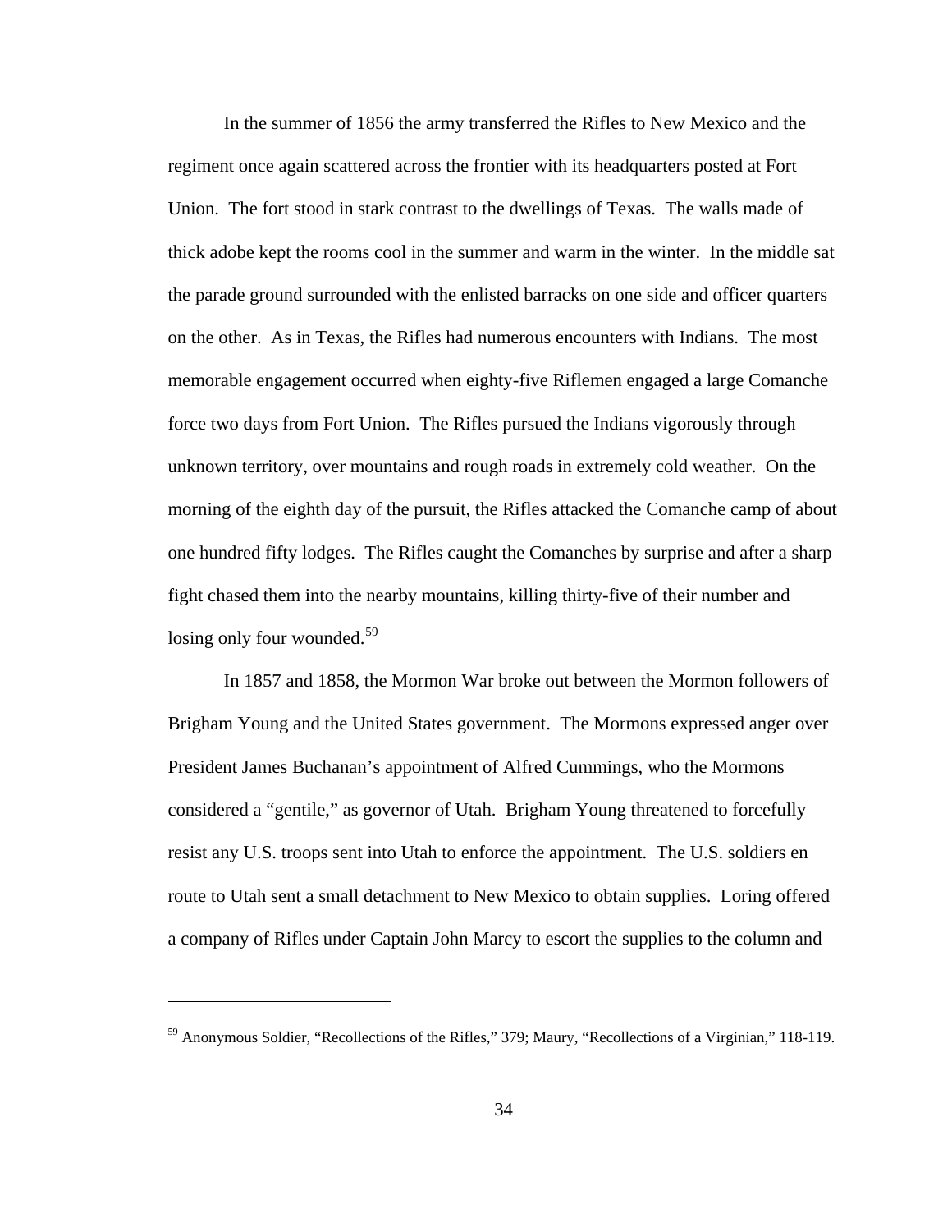In the summer of 1856 the army transferred the Rifles to New Mexico and the regiment once again scattered across the frontier with its headquarters posted at Fort Union. The fort stood in stark contrast to the dwellings of Texas. The walls made of thick adobe kept the rooms cool in the summer and warm in the winter. In the middle sat the parade ground surrounded with the enlisted barracks on one side and officer quarters on the other. As in Texas, the Rifles had numerous encounters with Indians. The most memorable engagement occurred when eighty-five Riflemen engaged a large Comanche force two days from Fort Union. The Rifles pursued the Indians vigorously through unknown territory, over mountains and rough roads in extremely cold weather. On the morning of the eighth day of the pursuit, the Rifles attacked the Comanche camp of about one hundred fifty lodges. The Rifles caught the Comanches by surprise and after a sharp fight chased them into the nearby mountains, killing thirty-five of their number and losing only four wounded.[59]

In 1857 and 1858, the Mormon War broke out between the Mormon followers of Brigham Young and the United States government. The Mormons expressed anger over President James Buchanan's appointment of Alfred Cummings, who the Mormons considered a "gentile," as governor of Utah. Brigham Young threatened to forcefully resist any U.S. troops sent into Utah to enforce the appointment. The U.S. soldiers en route to Utah sent a small detachment to New Mexico to obtain supplies. Loring offered a company of Rifles under Captain John Marcy to escort the supplies to the column and

---

[59] Anonymous Soldier, "Recollections of the Rifles," 379; Maury, "Recollections of a Virginian," 118-119.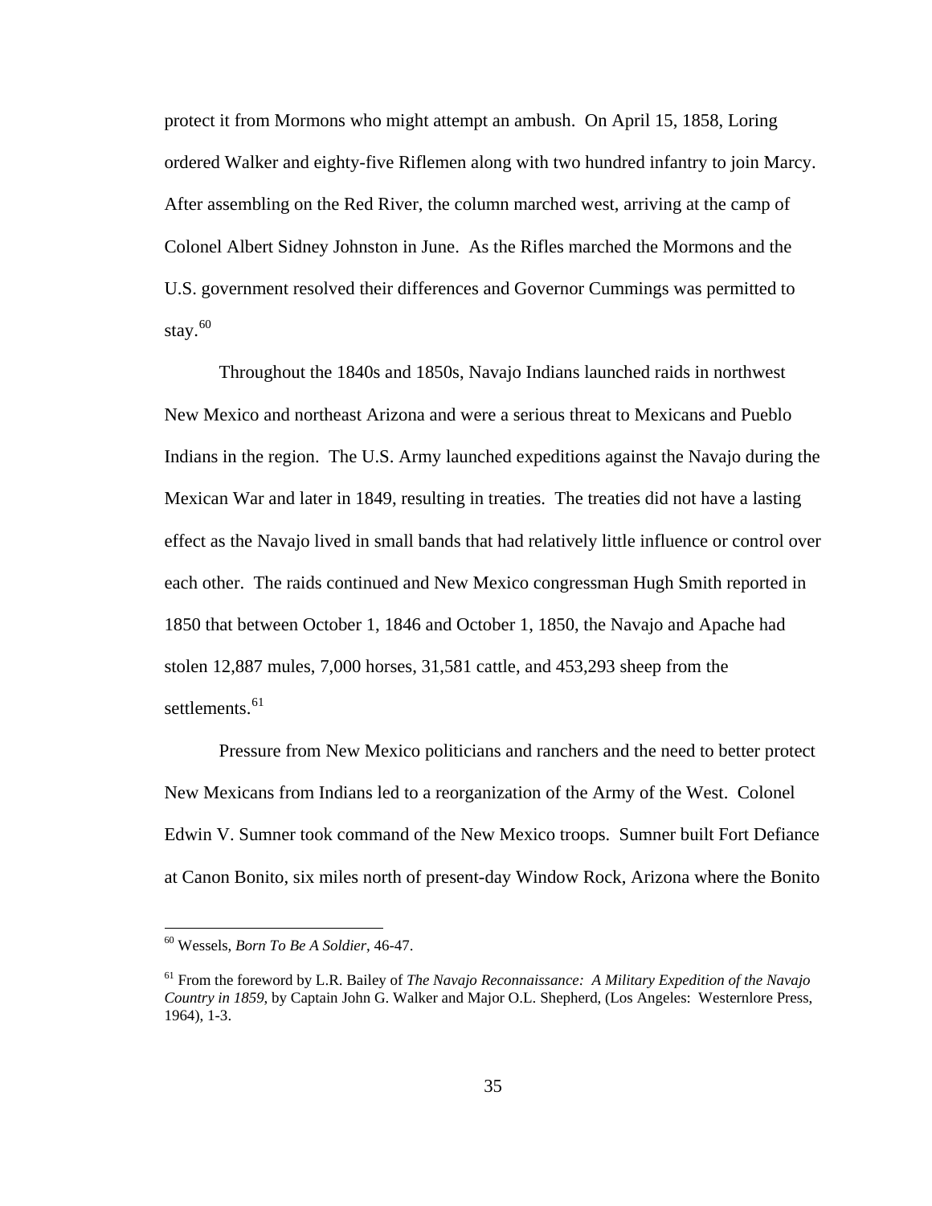protect it from Mormons who might attempt an ambush. On April 15, 1858, Loring ordered Walker and eighty-five Riflemen along with two hundred infantry to join Marcy. After assembling on the Red River, the column marched west, arriving at the camp of Colonel Albert Sidney Johnston in June. As the Rifles marched the Mormons and the U.S. government resolved their differences and Governor Cummings was permitted to stay.[60]

Throughout the 1840s and 1850s, Navajo Indians launched raids in northwest New Mexico and northeast Arizona and were a serious threat to Mexicans and Pueblo Indians in the region. The U.S. Army launched expeditions against the Navajo during the Mexican War and later in 1849, resulting in treaties. The treaties did not have a lasting effect as the Navajo lived in small bands that had relatively little influence or control over each other. The raids continued and New Mexico congressman Hugh Smith reported in 1850 that between October 1, 1846 and October 1, 1850, the Navajo and Apache had stolen 12,887 mules, 7,000 horses, 31,581 cattle, and 453,293 sheep from the settlements.[61]

Pressure from New Mexico politicians and ranchers and the need to better protect New Mexicans from Indians led to a reorganization of the Army of the West. Colonel Edwin V. Sumner took command of the New Mexico troops. Sumner built Fort Defiance at Canon Bonito, six miles north of present-day Window Rock, Arizona where the Bonito

---

[60] Wessels, *Born To Be A Soldier*, 46-47.

[61] From the foreword by L.R. Bailey of *The Navajo Reconnaissance: A Military Expedition of the Navajo Country in 1859*, by Captain John G. Walker and Major O.L. Shepherd, (Los Angeles: Westernlore Press, 1964), 1-3.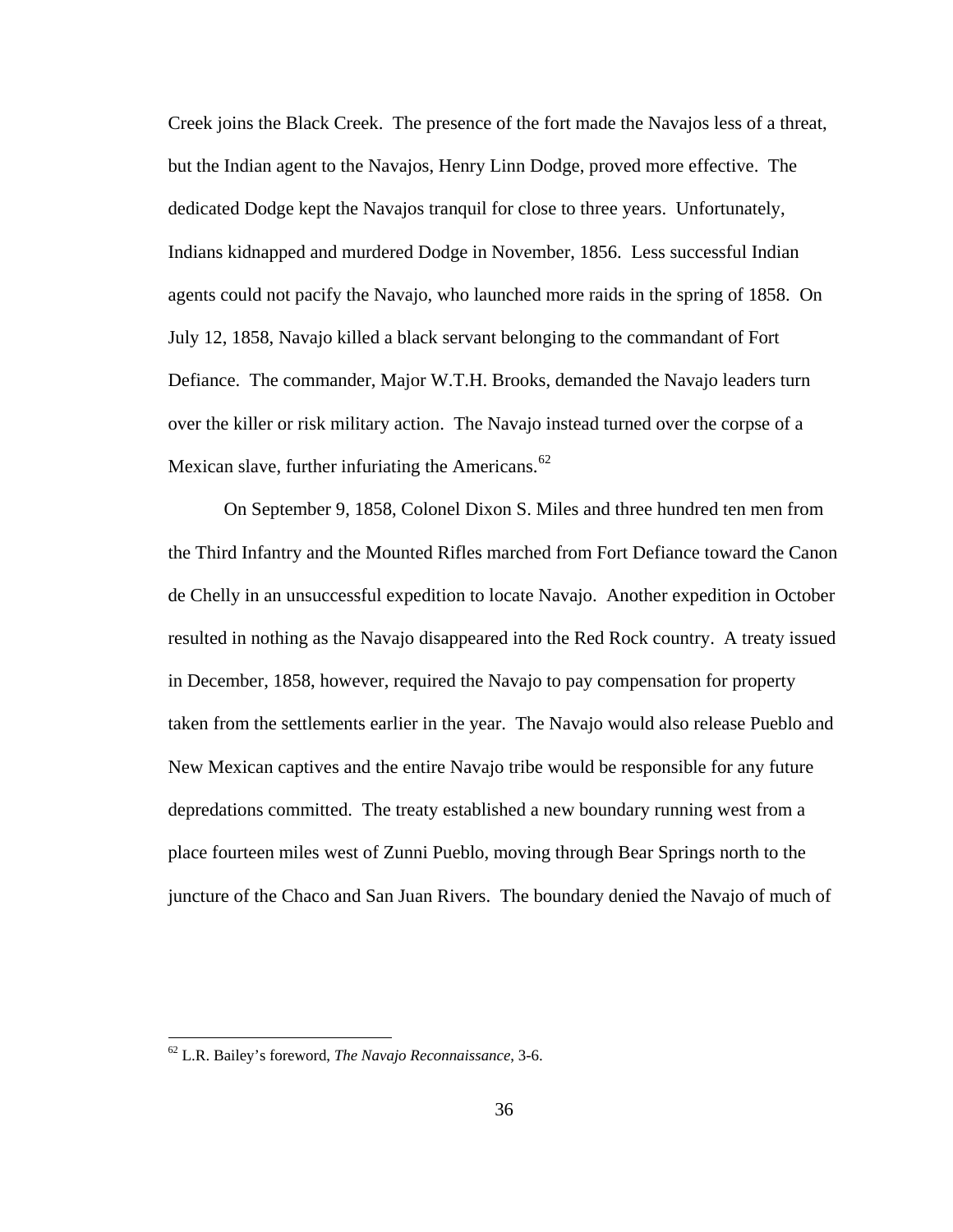Creek joins the Black Creek. The presence of the fort made the Navajos less of a threat, but the Indian agent to the Navajos, Henry Linn Dodge, proved more effective. The dedicated Dodge kept the Navajos tranquil for close to three years. Unfortunately, Indians kidnapped and murdered Dodge in November, 1856. Less successful Indian agents could not pacify the Navajo, who launched more raids in the spring of 1858. On July 12, 1858, Navajo killed a black servant belonging to the commandant of Fort Defiance. The commander, Major W.T.H. Brooks, demanded the Navajo leaders turn over the killer or risk military action. The Navajo instead turned over the corpse of a Mexican slave, further infuriating the Americans.[62]

On September 9, 1858, Colonel Dixon S. Miles and three hundred ten men from the Third Infantry and the Mounted Rifles marched from Fort Defiance toward the Canon de Chelly in an unsuccessful expedition to locate Navajo. Another expedition in October resulted in nothing as the Navajo disappeared into the Red Rock country. A treaty issued in December, 1858, however, required the Navajo to pay compensation for property taken from the settlements earlier in the year. The Navajo would also release Pueblo and New Mexican captives and the entire Navajo tribe would be responsible for any future depredations committed. The treaty established a new boundary running west from a place fourteen miles west of Zunni Pueblo, moving through Bear Springs north to the juncture of the Chaco and San Juan Rivers. The boundary denied the Navajo of much of

[62] L.R. Bailey's foreword, *The Navajo Reconnaissance*, 3-6.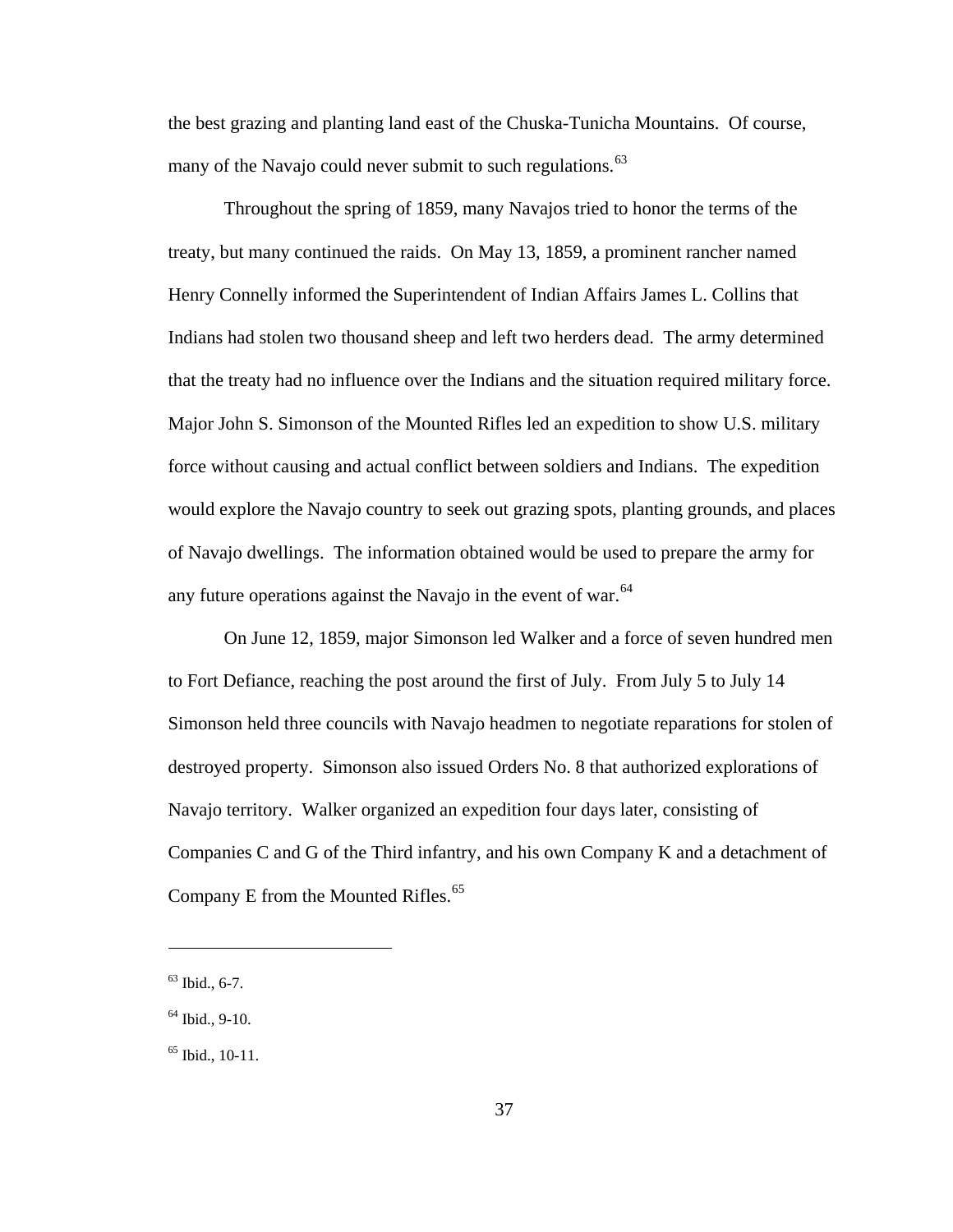the best grazing and planting land east of the Chuska-Tunicha Mountains. Of course, many of the Navajo could never submit to such regulations.[63]

Throughout the spring of 1859, many Navajos tried to honor the terms of the treaty, but many continued the raids. On May 13, 1859, a prominent rancher named Henry Connelly informed the Superintendent of Indian Affairs James L. Collins that Indians had stolen two thousand sheep and left two herders dead. The army determined that the treaty had no influence over the Indians and the situation required military force. Major John S. Simonson of the Mounted Rifles led an expedition to show U.S. military force without causing and actual conflict between soldiers and Indians. The expedition would explore the Navajo country to seek out grazing spots, planting grounds, and places of Navajo dwellings. The information obtained would be used to prepare the army for any future operations against the Navajo in the event of war.[64]

On June 12, 1859, major Simonson led Walker and a force of seven hundred men to Fort Defiance, reaching the post around the first of July. From July 5 to July 14 Simonson held three councils with Navajo headmen to negotiate reparations for stolen of destroyed property. Simonson also issued Orders No. 8 that authorized explorations of Navajo territory. Walker organized an expedition four days later, consisting of Companies C and G of the Third infantry, and his own Company K and a detachment of Company E from the Mounted Rifles.[65]

---

[63] Ibid., 6-7.

[64] Ibid., 9-10.

[65] Ibid., 10-11.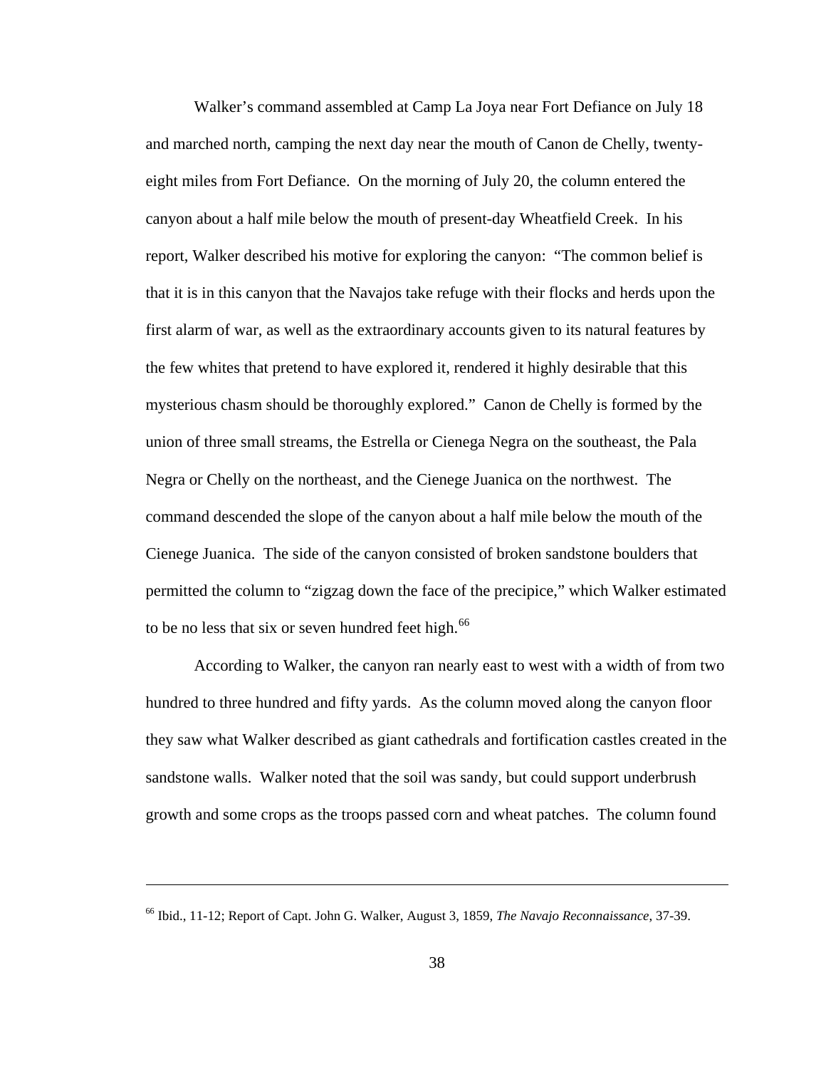Walker's command assembled at Camp La Joya near Fort Defiance on July 18 and marched north, camping the next day near the mouth of Canon de Chelly, twenty-eight miles from Fort Defiance. On the morning of July 20, the column entered the canyon about a half mile below the mouth of present-day Wheatfield Creek. In his report, Walker described his motive for exploring the canyon: "The common belief is that it is in this canyon that the Navajos take refuge with their flocks and herds upon the first alarm of war, as well as the extraordinary accounts given to its natural features by the few whites that pretend to have explored it, rendered it highly desirable that this mysterious chasm should be thoroughly explored." Canon de Chelly is formed by the union of three small streams, the Estrella or Cienega Negra on the southeast, the Pala Negra or Chelly on the northeast, and the Cienege Juanica on the northwest. The command descended the slope of the canyon about a half mile below the mouth of the Cienege Juanica. The side of the canyon consisted of broken sandstone boulders that permitted the column to "zigzag down the face of the precipice," which Walker estimated to be no less that six or seven hundred feet high.[66]

According to Walker, the canyon ran nearly east to west with a width of from two hundred to three hundred and fifty yards. As the column moved along the canyon floor they saw what Walker described as giant cathedrals and fortification castles created in the sandstone walls. Walker noted that the soil was sandy, but could support underbrush growth and some crops as the troops passed corn and wheat patches. The column found

---

[66] Ibid., 11-12; Report of Capt. John G. Walker, August 3, 1859, *The Navajo Reconnaissance,* 37-39.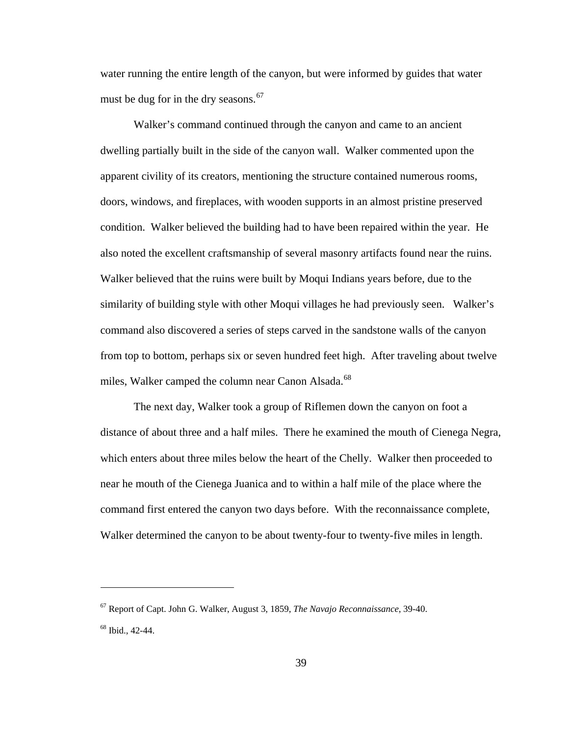water running the entire length of the canyon, but were informed by guides that water must be dug for in the dry seasons.[67]

Walker's command continued through the canyon and came to an ancient dwelling partially built in the side of the canyon wall. Walker commented upon the apparent civility of its creators, mentioning the structure contained numerous rooms, doors, windows, and fireplaces, with wooden supports in an almost pristine preserved condition. Walker believed the building had to have been repaired within the year. He also noted the excellent craftsmanship of several masonry artifacts found near the ruins. Walker believed that the ruins were built by Moqui Indians years before, due to the similarity of building style with other Moqui villages he had previously seen. Walker's command also discovered a series of steps carved in the sandstone walls of the canyon from top to bottom, perhaps six or seven hundred feet high. After traveling about twelve miles, Walker camped the column near Canon Alsada.[68]

The next day, Walker took a group of Riflemen down the canyon on foot a distance of about three and a half miles. There he examined the mouth of Cienega Negra, which enters about three miles below the heart of the Chelly. Walker then proceeded to near he mouth of the Cienega Juanica and to within a half mile of the place where the command first entered the canyon two days before. With the reconnaissance complete, Walker determined the canyon to be about twenty-four to twenty-five miles in length.

---

[67] Report of Capt. John G. Walker, August 3, 1859, *The Navajo Reconnaissance*, 39-40.

[68] Ibid., 42-44.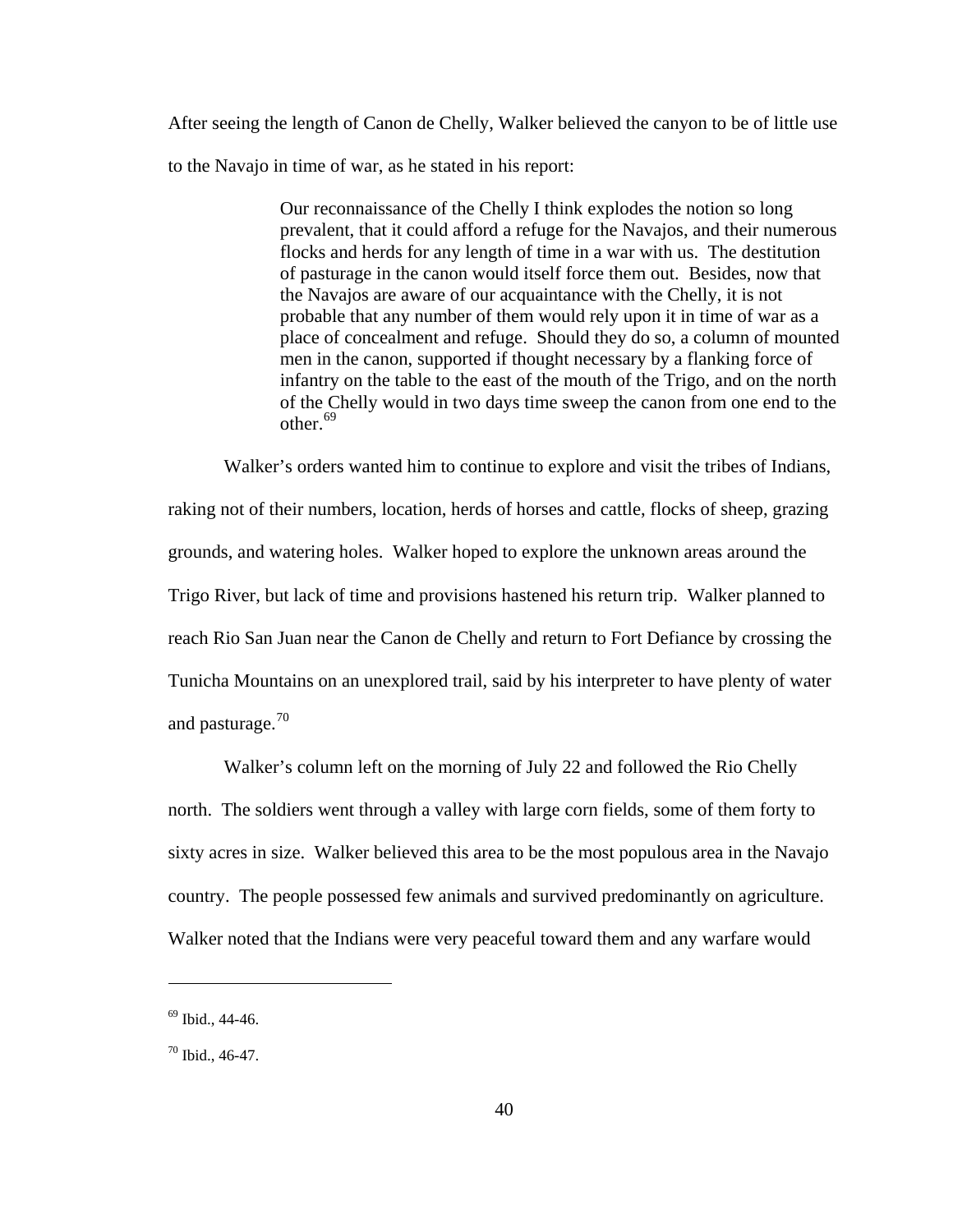After seeing the length of Canon de Chelly, Walker believed the canyon to be of little use to the Navajo in time of war, as he stated in his report:

> Our reconnaissance of the Chelly I think explodes the notion so long prevalent, that it could afford a refuge for the Navajos, and their numerous flocks and herds for any length of time in a war with us. The destitution of pasturage in the canon would itself force them out. Besides, now that the Navajos are aware of our acquaintance with the Chelly, it is not probable that any number of them would rely upon it in time of war as a place of concealment and refuge. Should they do so, a column of mounted men in the canon, supported if thought necessary by a flanking force of infantry on the table to the east of the mouth of the Trigo, and on the north of the Chelly would in two days time sweep the canon from one end to the other.[69]

Walker's orders wanted him to continue to explore and visit the tribes of Indians, raking not of their numbers, location, herds of horses and cattle, flocks of sheep, grazing grounds, and watering holes. Walker hoped to explore the unknown areas around the Trigo River, but lack of time and provisions hastened his return trip. Walker planned to reach Rio San Juan near the Canon de Chelly and return to Fort Defiance by crossing the Tunicha Mountains on an unexplored trail, said by his interpreter to have plenty of water and pasturage.[70]

Walker's column left on the morning of July 22 and followed the Rio Chelly north. The soldiers went through a valley with large corn fields, some of them forty to sixty acres in size. Walker believed this area to be the most populous area in the Navajo country. The people possessed few animals and survived predominantly on agriculture. Walker noted that the Indians were very peaceful toward them and any warfare would

---

[69] Ibid., 44-46.

[70] Ibid., 46-47.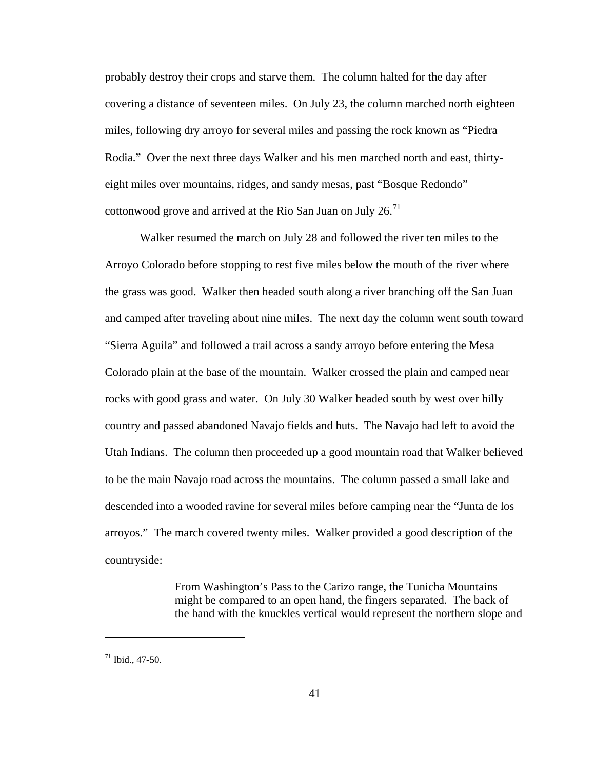probably destroy their crops and starve them. The column halted for the day after covering a distance of seventeen miles. On July 23, the column marched north eighteen miles, following dry arroyo for several miles and passing the rock known as "Piedra Rodia." Over the next three days Walker and his men marched north and east, thirty-eight miles over mountains, ridges, and sandy mesas, past "Bosque Redondo" cottonwood grove and arrived at the Rio San Juan on July 26.[71]

Walker resumed the march on July 28 and followed the river ten miles to the Arroyo Colorado before stopping to rest five miles below the mouth of the river where the grass was good. Walker then headed south along a river branching off the San Juan and camped after traveling about nine miles. The next day the column went south toward "Sierra Aguila" and followed a trail across a sandy arroyo before entering the Mesa Colorado plain at the base of the mountain. Walker crossed the plain and camped near rocks with good grass and water. On July 30 Walker headed south by west over hilly country and passed abandoned Navajo fields and huts. The Navajo had left to avoid the Utah Indians. The column then proceeded up a good mountain road that Walker believed to be the main Navajo road across the mountains. The column passed a small lake and descended into a wooded ravine for several miles before camping near the "Junta de los arroyos." The march covered twenty miles. Walker provided a good description of the countryside:

> From Washington's Pass to the Carizo range, the Tunicha Mountains might be compared to an open hand, the fingers separated. The back of the hand with the knuckles vertical would represent the northern slope and

---

[71] Ibid., 47-50.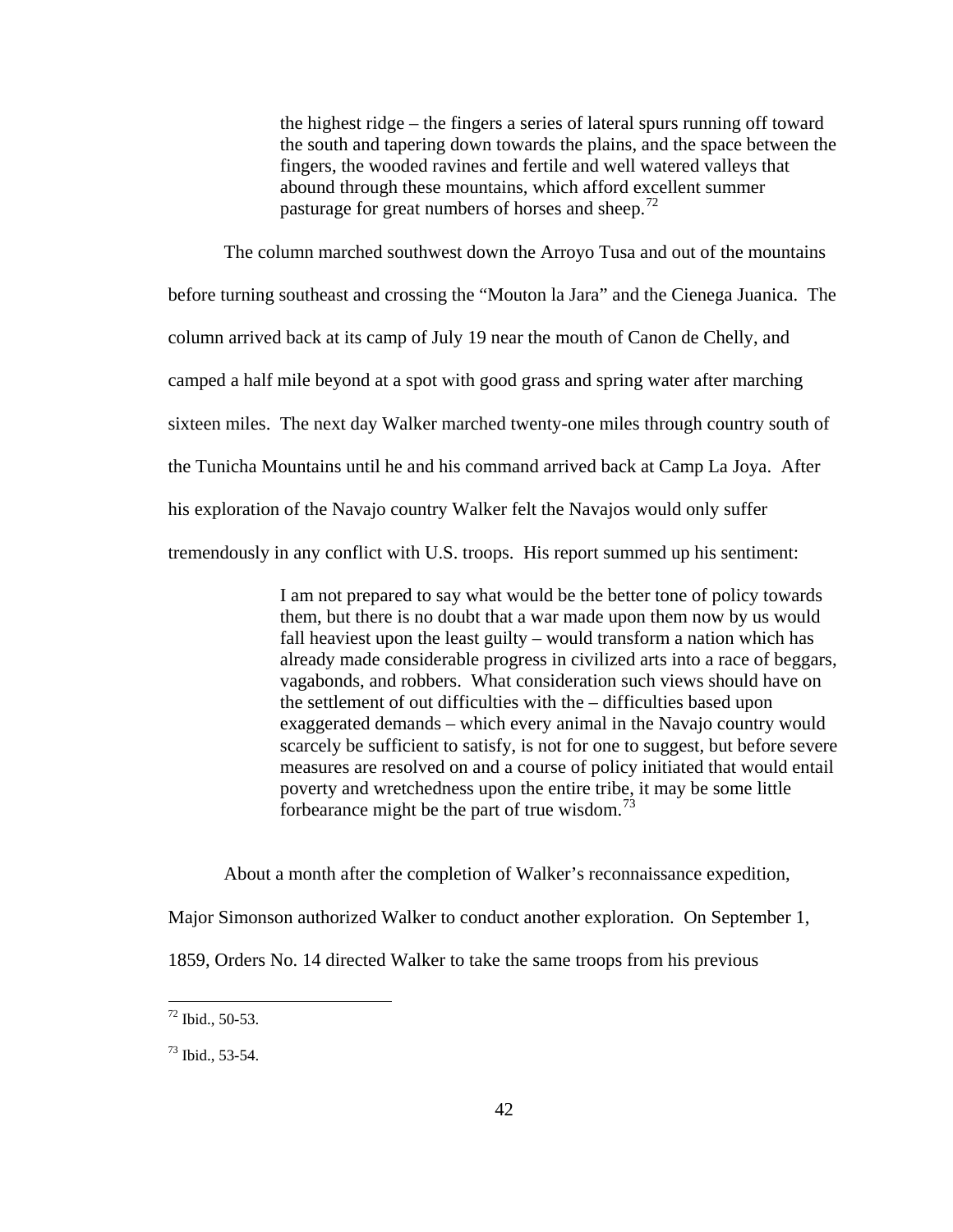> the highest ridge – the fingers a series of lateral spurs running off toward the south and tapering down towards the plains, and the space between the fingers, the wooded ravines and fertile and well watered valleys that abound through these mountains, which afford excellent summer pasturage for great numbers of horses and sheep.[72]

The column marched southwest down the Arroyo Tusa and out of the mountains before turning southeast and crossing the "Mouton la Jara" and the Cienega Juanica. The column arrived back at its camp of July 19 near the mouth of Canon de Chelly, and camped a half mile beyond at a spot with good grass and spring water after marching sixteen miles. The next day Walker marched twenty-one miles through country south of the Tunicha Mountains until he and his command arrived back at Camp La Joya. After his exploration of the Navajo country Walker felt the Navajos would only suffer tremendously in any conflict with U.S. troops. His report summed up his sentiment:

> I am not prepared to say what would be the better tone of policy towards them, but there is no doubt that a war made upon them now by us would fall heaviest upon the least guilty – would transform a nation which has already made considerable progress in civilized arts into a race of beggars, vagabonds, and robbers. What consideration such views should have on the settlement of out difficulties with the – difficulties based upon exaggerated demands – which every animal in the Navajo country would scarcely be sufficient to satisfy, is not for one to suggest, but before severe measures are resolved on and a course of policy initiated that would entail poverty and wretchedness upon the entire tribe, it may be some little forbearance might be the part of true wisdom.[73]

About a month after the completion of Walker's reconnaissance expedition, Major Simonson authorized Walker to conduct another exploration. On September 1, 1859, Orders No. 14 directed Walker to take the same troops from his previous

---

[72] Ibid., 50-53.

[73] Ibid., 53-54.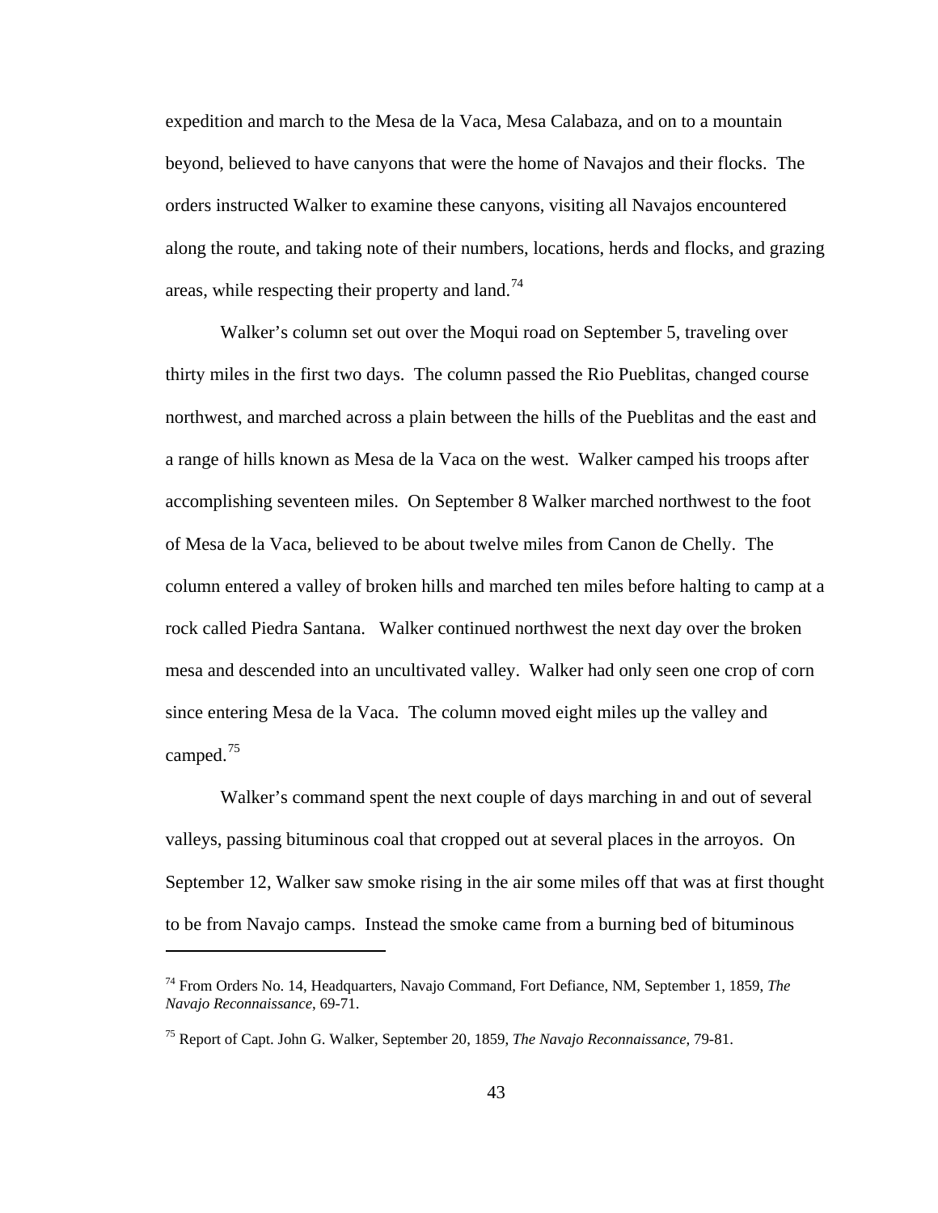expedition and march to the Mesa de la Vaca, Mesa Calabaza, and on to a mountain beyond, believed to have canyons that were the home of Navajos and their flocks. The orders instructed Walker to examine these canyons, visiting all Navajos encountered along the route, and taking note of their numbers, locations, herds and flocks, and grazing areas, while respecting their property and land.[74]

Walker's column set out over the Moqui road on September 5, traveling over thirty miles in the first two days. The column passed the Rio Pueblitas, changed course northwest, and marched across a plain between the hills of the Pueblitas and the east and a range of hills known as Mesa de la Vaca on the west. Walker camped his troops after accomplishing seventeen miles. On September 8 Walker marched northwest to the foot of Mesa de la Vaca, believed to be about twelve miles from Canon de Chelly. The column entered a valley of broken hills and marched ten miles before halting to camp at a rock called Piedra Santana. Walker continued northwest the next day over the broken mesa and descended into an uncultivated valley. Walker had only seen one crop of corn since entering Mesa de la Vaca. The column moved eight miles up the valley and camped.[75]

Walker's command spent the next couple of days marching in and out of several valleys, passing bituminous coal that cropped out at several places in the arroyos. On September 12, Walker saw smoke rising in the air some miles off that was at first thought to be from Navajo camps. Instead the smoke came from a burning bed of bituminous

---

[74] From Orders No. 14, Headquarters, Navajo Command, Fort Defiance, NM, September 1, 1859, *The Navajo Reconnaissance*, 69-71.

[75] Report of Capt. John G. Walker, September 20, 1859, *The Navajo Reconnaissance,* 79-81.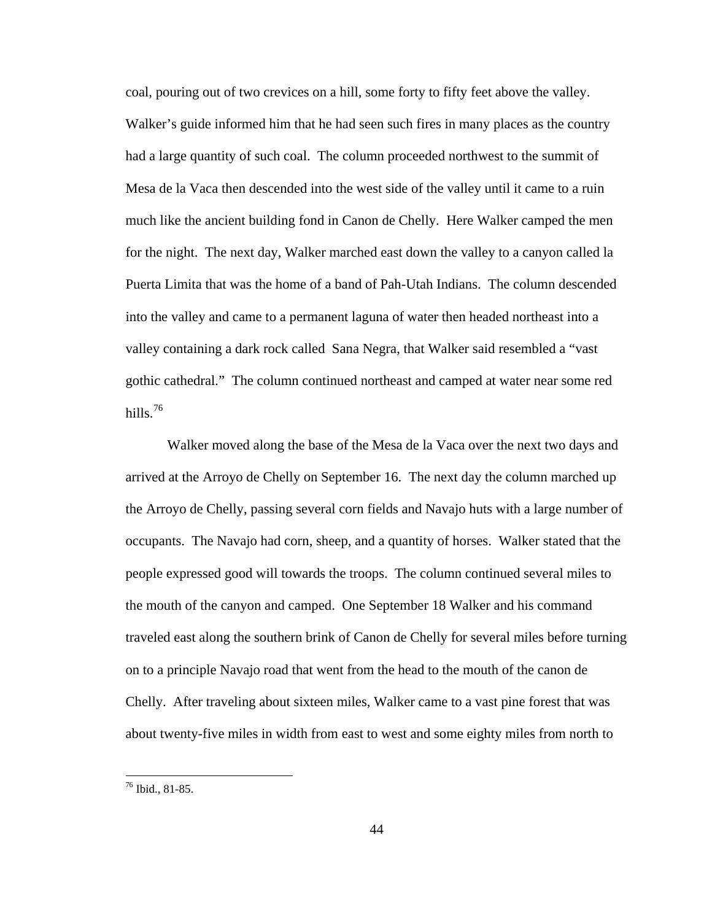coal, pouring out of two crevices on a hill, some forty to fifty feet above the valley. Walker's guide informed him that he had seen such fires in many places as the country had a large quantity of such coal. The column proceeded northwest to the summit of Mesa de la Vaca then descended into the west side of the valley until it came to a ruin much like the ancient building fond in Canon de Chelly. Here Walker camped the men for the night. The next day, Walker marched east down the valley to a canyon called la Puerta Limita that was the home of a band of Pah-Utah Indians. The column descended into the valley and came to a permanent laguna of water then headed northeast into a valley containing a dark rock called Sana Negra, that Walker said resembled a "vast gothic cathedral." The column continued northeast and camped at water near some red hills.[76]

Walker moved along the base of the Mesa de la Vaca over the next two days and arrived at the Arroyo de Chelly on September 16. The next day the column marched up the Arroyo de Chelly, passing several corn fields and Navajo huts with a large number of occupants. The Navajo had corn, sheep, and a quantity of horses. Walker stated that the people expressed good will towards the troops. The column continued several miles to the mouth of the canyon and camped. One September 18 Walker and his command traveled east along the southern brink of Canon de Chelly for several miles before turning on to a principle Navajo road that went from the head to the mouth of the canon de Chelly. After traveling about sixteen miles, Walker came to a vast pine forest that was about twenty-five miles in width from east to west and some eighty miles from north to

[76] Ibid., 81-85.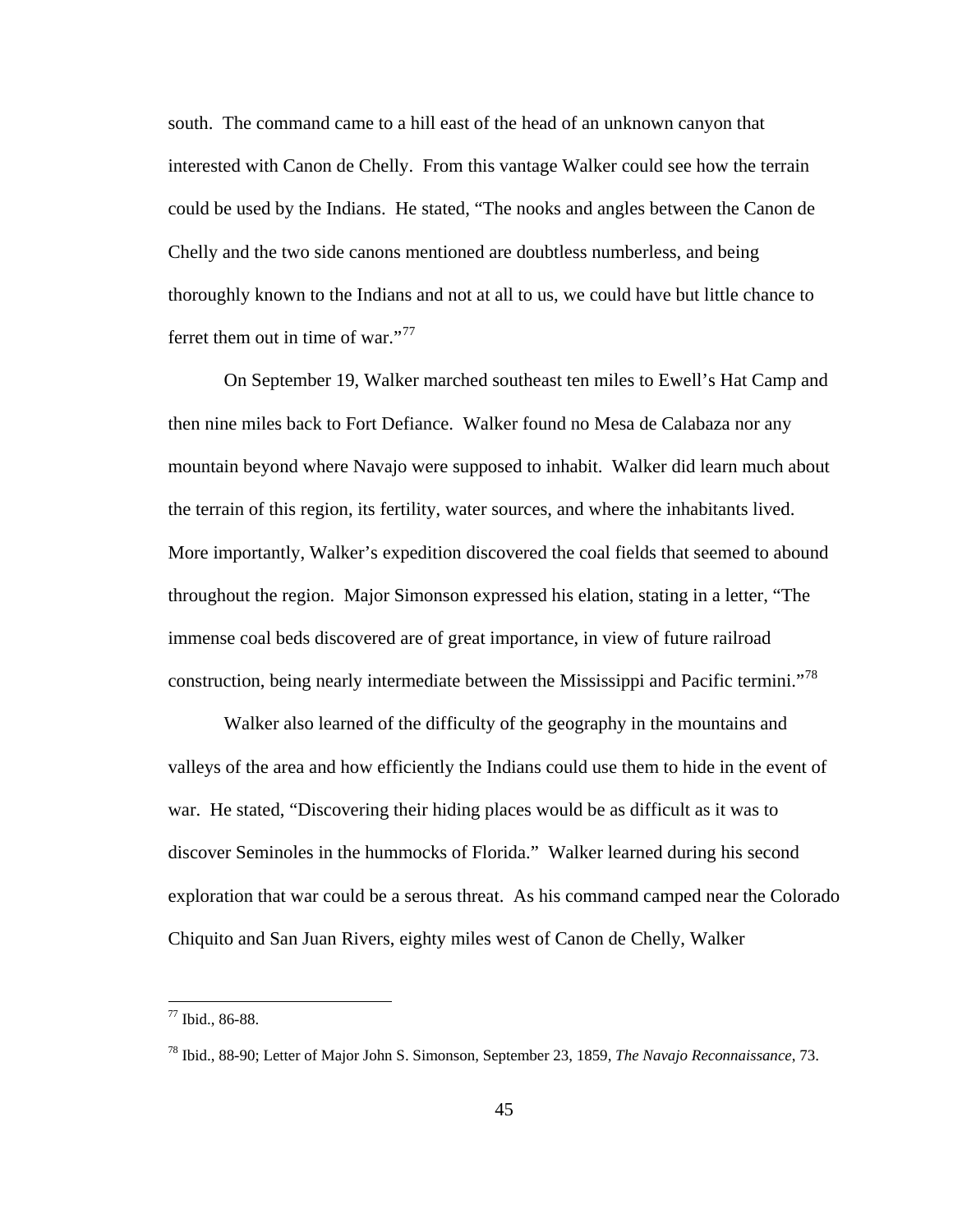south. The command came to a hill east of the head of an unknown canyon that interested with Canon de Chelly. From this vantage Walker could see how the terrain could be used by the Indians. He stated, "The nooks and angles between the Canon de Chelly and the two side canons mentioned are doubtless numberless, and being thoroughly known to the Indians and not at all to us, we could have but little chance to ferret them out in time of war."[77]

On September 19, Walker marched southeast ten miles to Ewell's Hat Camp and then nine miles back to Fort Defiance. Walker found no Mesa de Calabaza nor any mountain beyond where Navajo were supposed to inhabit. Walker did learn much about the terrain of this region, its fertility, water sources, and where the inhabitants lived. More importantly, Walker's expedition discovered the coal fields that seemed to abound throughout the region. Major Simonson expressed his elation, stating in a letter, "The immense coal beds discovered are of great importance, in view of future railroad construction, being nearly intermediate between the Mississippi and Pacific termini."[78]

Walker also learned of the difficulty of the geography in the mountains and valleys of the area and how efficiently the Indians could use them to hide in the event of war. He stated, "Discovering their hiding places would be as difficult as it was to discover Seminoles in the hummocks of Florida." Walker learned during his second exploration that war could be a serous threat. As his command camped near the Colorado Chiquito and San Juan Rivers, eighty miles west of Canon de Chelly, Walker

---

[77] Ibid., 86-88.

[78] Ibid., 88-90; Letter of Major John S. Simonson, September 23, 1859, *The Navajo Reconnaissance*, 73.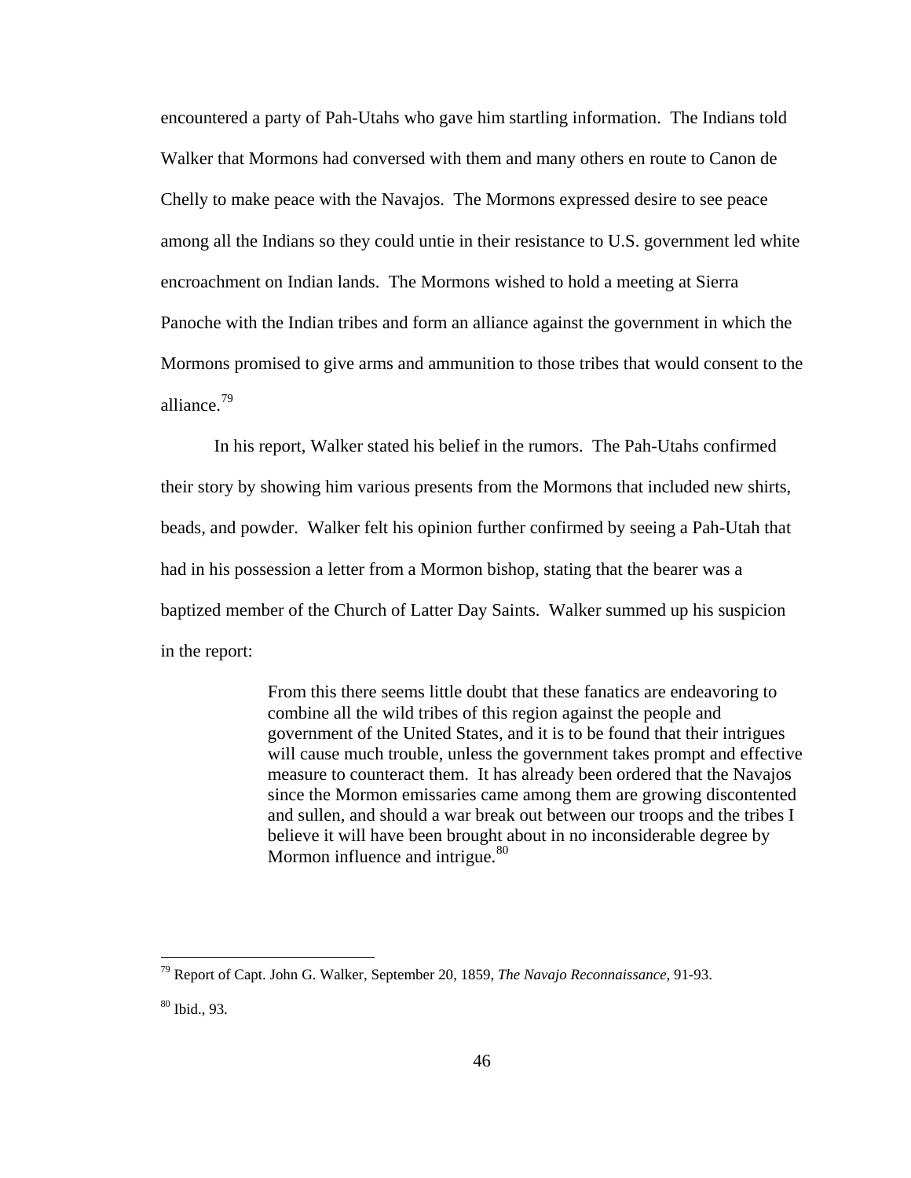encountered a party of Pah-Utahs who gave him startling information. The Indians told Walker that Mormons had conversed with them and many others en route to Canon de Chelly to make peace with the Navajos. The Mormons expressed desire to see peace among all the Indians so they could untie in their resistance to U.S. government led white encroachment on Indian lands. The Mormons wished to hold a meeting at Sierra Panoche with the Indian tribes and form an alliance against the government in which the Mormons promised to give arms and ammunition to those tribes that would consent to the alliance.[79]

In his report, Walker stated his belief in the rumors. The Pah-Utahs confirmed their story by showing him various presents from the Mormons that included new shirts, beads, and powder. Walker felt his opinion further confirmed by seeing a Pah-Utah that had in his possession a letter from a Mormon bishop, stating that the bearer was a baptized member of the Church of Latter Day Saints. Walker summed up his suspicion in the report:

> From this there seems little doubt that these fanatics are endeavoring to combine all the wild tribes of this region against the people and government of the United States, and it is to be found that their intrigues will cause much trouble, unless the government takes prompt and effective measure to counteract them. It has already been ordered that the Navajos since the Mormon emissaries came among them are growing discontented and sullen, and should a war break out between our troops and the tribes I believe it will have been brought about in no inconsiderable degree by Mormon influence and intrigue.[80]

---

[79] Report of Capt. John G. Walker, September 20, 1859, *The Navajo Reconnaissance*, 91-93.

[80] Ibid., 93.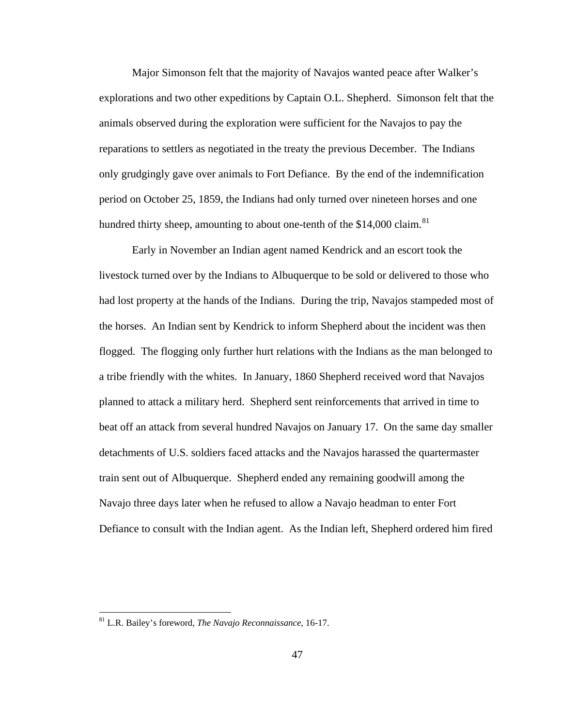Major Simonson felt that the majority of Navajos wanted peace after Walker's explorations and two other expeditions by Captain O.L. Shepherd. Simonson felt that the animals observed during the exploration were sufficient for the Navajos to pay the reparations to settlers as negotiated in the treaty the previous December. The Indians only grudgingly gave over animals to Fort Defiance. By the end of the indemnification period on October 25, 1859, the Indians had only turned over nineteen horses and one hundred thirty sheep, amounting to about one-tenth of the $14,000 claim.[81]

Early in November an Indian agent named Kendrick and an escort took the livestock turned over by the Indians to Albuquerque to be sold or delivered to those who had lost property at the hands of the Indians. During the trip, Navajos stampeded most of the horses. An Indian sent by Kendrick to inform Shepherd about the incident was then flogged. The flogging only further hurt relations with the Indians as the man belonged to a tribe friendly with the whites. In January, 1860 Shepherd received word that Navajos planned to attack a military herd. Shepherd sent reinforcements that arrived in time to beat off an attack from several hundred Navajos on January 17. On the same day smaller detachments of U.S. soldiers faced attacks and the Navajos harassed the quartermaster train sent out of Albuquerque. Shepherd ended any remaining goodwill among the Navajo three days later when he refused to allow a Navajo headman to enter Fort Defiance to consult with the Indian agent. As the Indian left, Shepherd ordered him fired

---

[81] L.R. Bailey's foreword, *The Navajo Reconnaissance*, 16-17.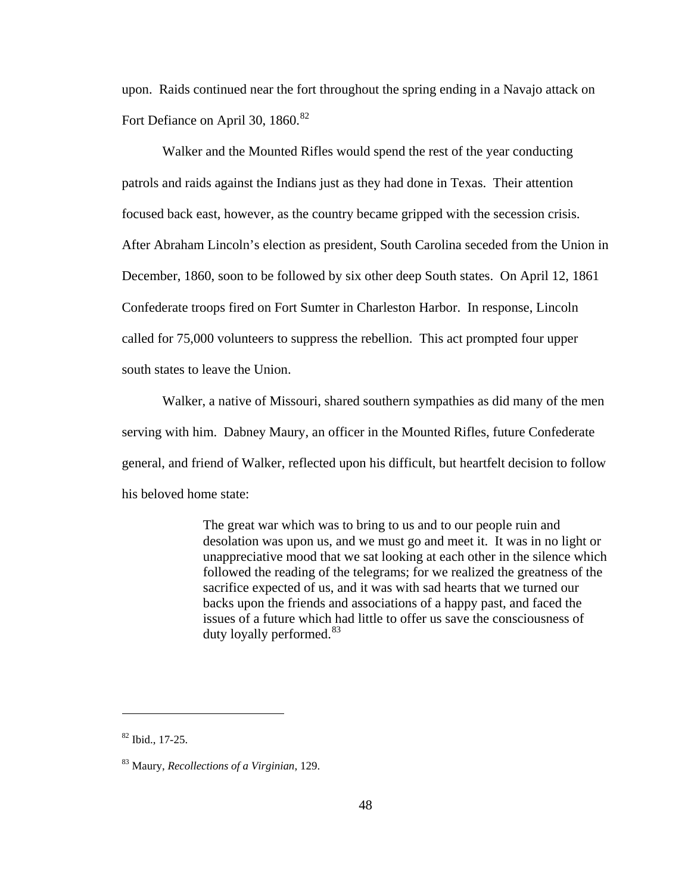upon. Raids continued near the fort throughout the spring ending in a Navajo attack on Fort Defiance on April 30, 1860.[82]

Walker and the Mounted Rifles would spend the rest of the year conducting patrols and raids against the Indians just as they had done in Texas. Their attention focused back east, however, as the country became gripped with the secession crisis. After Abraham Lincoln's election as president, South Carolina seceded from the Union in December, 1860, soon to be followed by six other deep South states. On April 12, 1861 Confederate troops fired on Fort Sumter in Charleston Harbor. In response, Lincoln called for 75,000 volunteers to suppress the rebellion. This act prompted four upper south states to leave the Union.

Walker, a native of Missouri, shared southern sympathies as did many of the men serving with him. Dabney Maury, an officer in the Mounted Rifles, future Confederate general, and friend of Walker, reflected upon his difficult, but heartfelt decision to follow his beloved home state:

> The great war which was to bring to us and to our people ruin and desolation was upon us, and we must go and meet it. It was in no light or unappreciative mood that we sat looking at each other in the silence which followed the reading of the telegrams; for we realized the greatness of the sacrifice expected of us, and it was with sad hearts that we turned our backs upon the friends and associations of a happy past, and faced the issues of a future which had little to offer us save the consciousness of duty loyally performed.[83]

---

[82] Ibid., 17-25.

[83] Maury, *Recollections of a Virginian*, 129.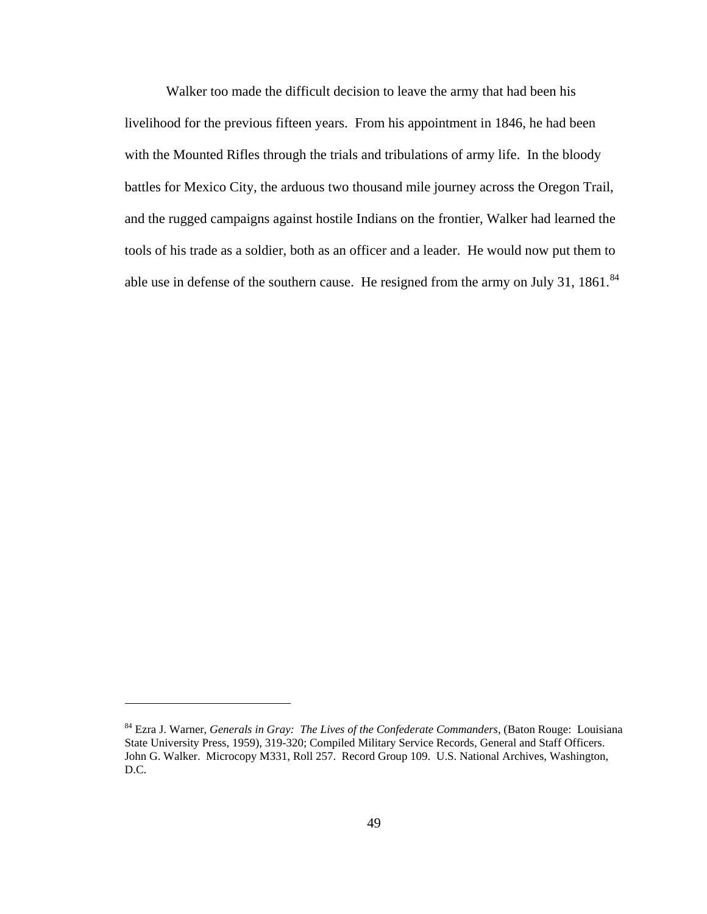Walker too made the difficult decision to leave the army that had been his livelihood for the previous fifteen years. From his appointment in 1846, he had been with the Mounted Rifles through the trials and tribulations of army life. In the bloody battles for Mexico City, the arduous two thousand mile journey across the Oregon Trail, and the rugged campaigns against hostile Indians on the frontier, Walker had learned the tools of his trade as a soldier, both as an officer and a leader. He would now put them to able use in defense of the southern cause. He resigned from the army on July 31, 1861.[84]

---

[84] Ezra J. Warner, *Generals in Gray: The Lives of the Confederate Commanders*, (Baton Rouge: Louisiana State University Press, 1959), 319-320; Compiled Military Service Records, General and Staff Officers. John G. Walker. Microcopy M331, Roll 257. Record Group 109. U.S. National Archives, Washington, D.C.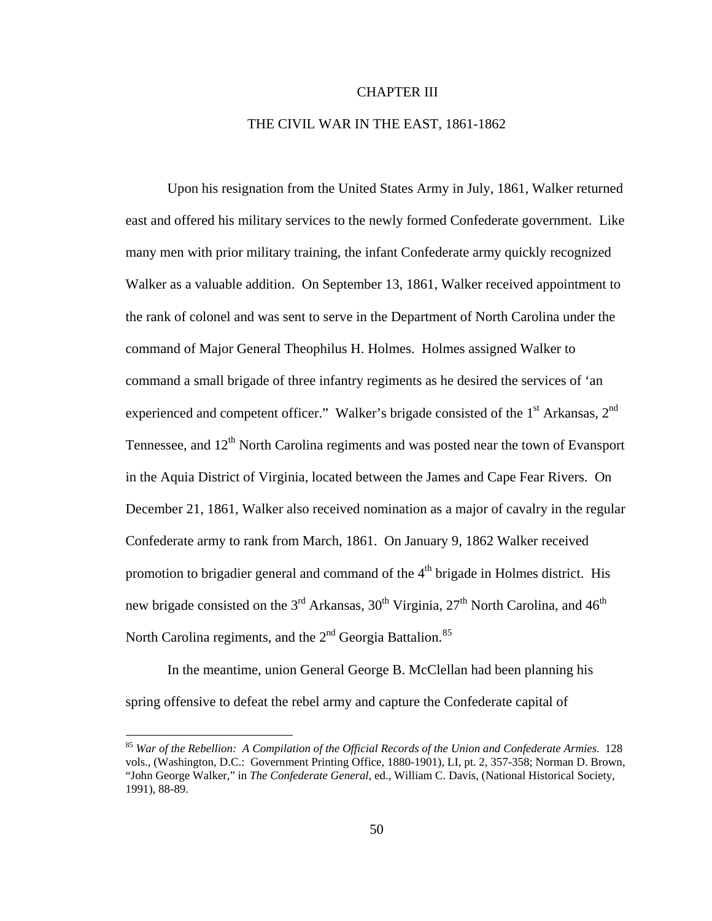# CHAPTER III

## THE CIVIL WAR IN THE EAST, 1861-1862

Upon his resignation from the United States Army in July, 1861, Walker returned east and offered his military services to the newly formed Confederate government. Like many men with prior military training, the infant Confederate army quickly recognized Walker as a valuable addition. On September 13, 1861, Walker received appointment to the rank of colonel and was sent to serve in the Department of North Carolina under the command of Major General Theophilus H. Holmes. Holmes assigned Walker to command a small brigade of three infantry regiments as he desired the services of 'an experienced and competent officer." Walker's brigade consisted of the 1st Arkansas, 2nd Tennessee, and 12th North Carolina regiments and was posted near the town of Evansport in the Aquia District of Virginia, located between the James and Cape Fear Rivers. On December 21, 1861, Walker also received nomination as a major of cavalry in the regular Confederate army to rank from March, 1861. On January 9, 1862 Walker received promotion to brigadier general and command of the 4th brigade in Holmes district. His new brigade consisted on the 3rd Arkansas, 30th Virginia, 27th North Carolina, and 46th North Carolina regiments, and the 2nd Georgia Battalion.[85]

In the meantime, union General George B. McClellan had been planning his spring offensive to defeat the rebel army and capture the Confederate capital of

---

[85] *War of the Rebellion: A Compilation of the Official Records of the Union and Confederate Armies.* 128 vols., (Washington, D.C.: Government Printing Office, 1880-1901), LI, pt. 2, 357-358; Norman D. Brown, "John George Walker," in *The Confederate General*, ed., William C. Davis, (National Historical Society, 1991), 88-89.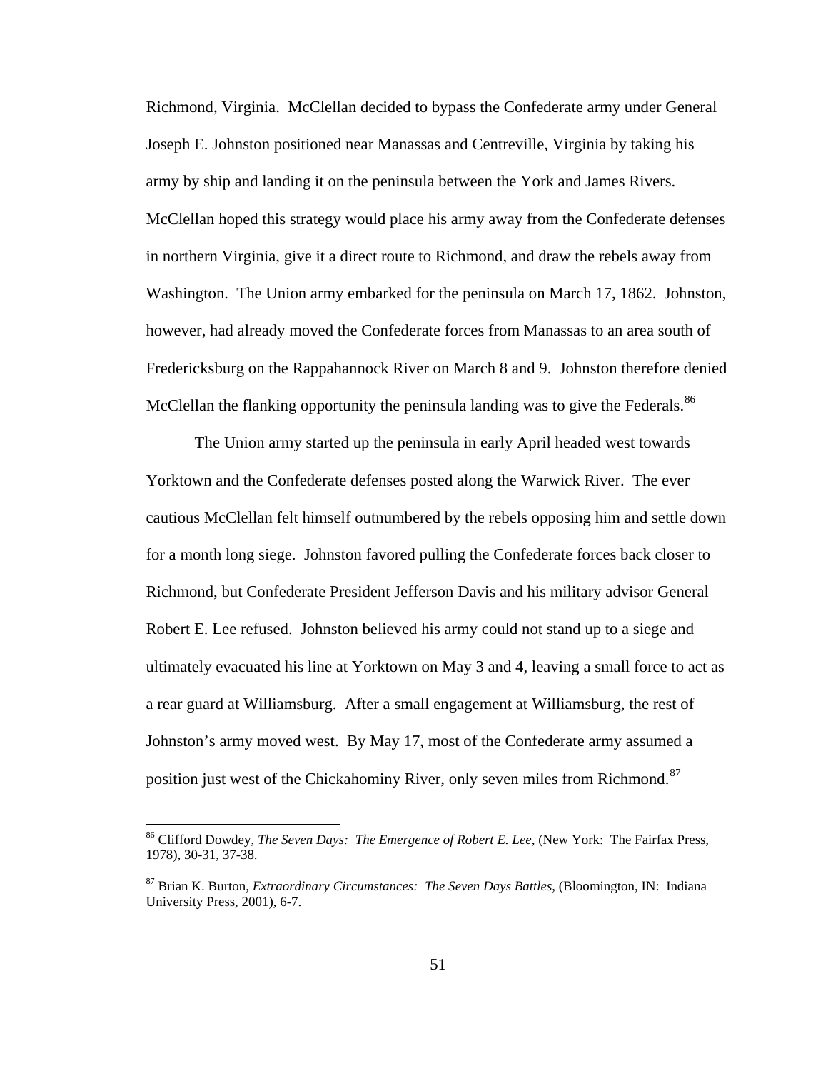Richmond, Virginia. McClellan decided to bypass the Confederate army under General Joseph E. Johnston positioned near Manassas and Centreville, Virginia by taking his army by ship and landing it on the peninsula between the York and James Rivers. McClellan hoped this strategy would place his army away from the Confederate defenses in northern Virginia, give it a direct route to Richmond, and draw the rebels away from Washington. The Union army embarked for the peninsula on March 17, 1862. Johnston, however, had already moved the Confederate forces from Manassas to an area south of Fredericksburg on the Rappahannock River on March 8 and 9. Johnston therefore denied McClellan the flanking opportunity the peninsula landing was to give the Federals.[86]

The Union army started up the peninsula in early April headed west towards Yorktown and the Confederate defenses posted along the Warwick River. The ever cautious McClellan felt himself outnumbered by the rebels opposing him and settle down for a month long siege. Johnston favored pulling the Confederate forces back closer to Richmond, but Confederate President Jefferson Davis and his military advisor General Robert E. Lee refused. Johnston believed his army could not stand up to a siege and ultimately evacuated his line at Yorktown on May 3 and 4, leaving a small force to act as a rear guard at Williamsburg. After a small engagement at Williamsburg, the rest of Johnston's army moved west. By May 17, most of the Confederate army assumed a position just west of the Chickahominy River, only seven miles from Richmond.[87]

---

[86] Clifford Dowdey, *The Seven Days: The Emergence of Robert E. Lee*, (New York: The Fairfax Press, 1978), 30-31, 37-38.

[87] Brian K. Burton, *Extraordinary Circumstances: The Seven Days Battles*, (Bloomington, IN: Indiana University Press, 2001), 6-7.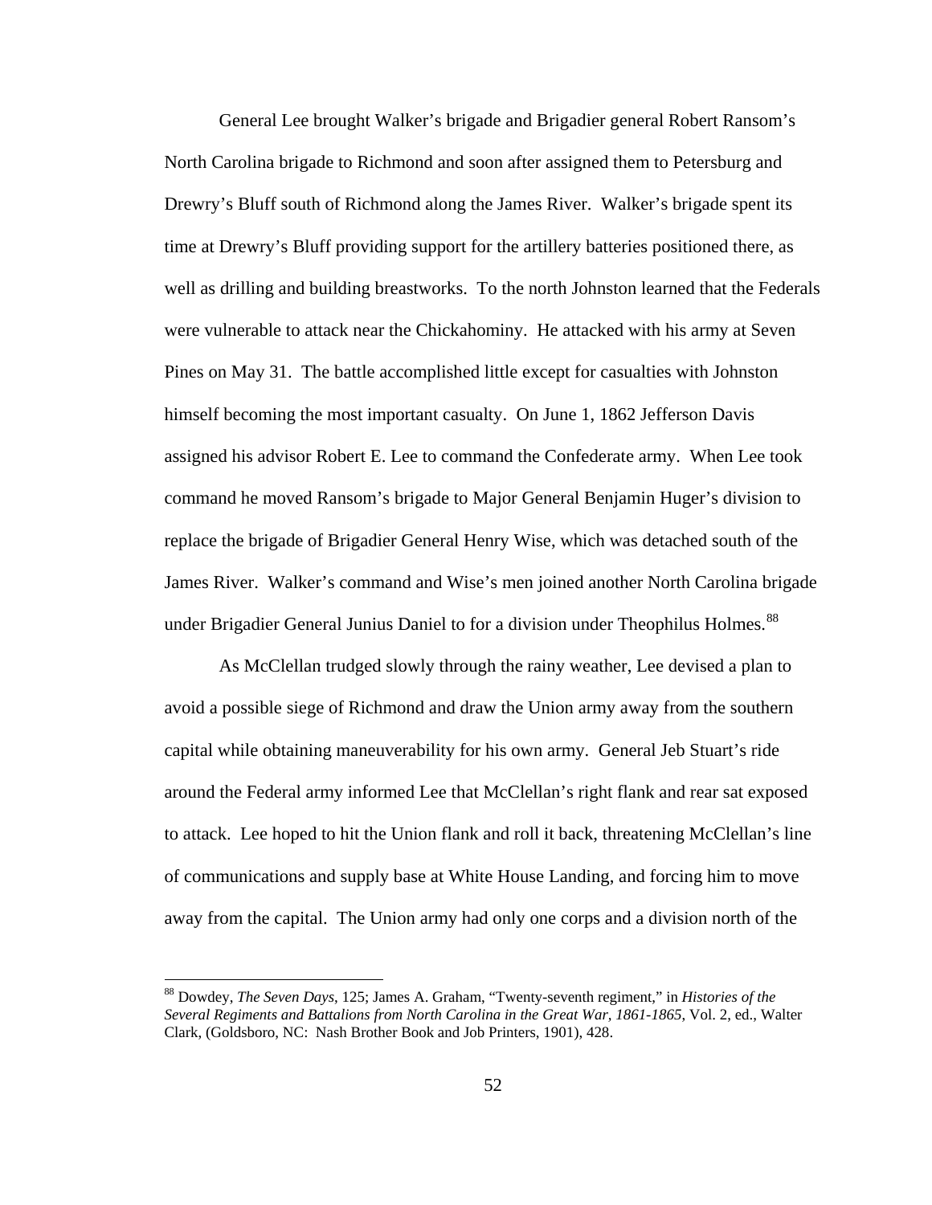General Lee brought Walker's brigade and Brigadier general Robert Ransom's North Carolina brigade to Richmond and soon after assigned them to Petersburg and Drewry's Bluff south of Richmond along the James River. Walker's brigade spent its time at Drewry's Bluff providing support for the artillery batteries positioned there, as well as drilling and building breastworks. To the north Johnston learned that the Federals were vulnerable to attack near the Chickahominy. He attacked with his army at Seven Pines on May 31. The battle accomplished little except for casualties with Johnston himself becoming the most important casualty. On June 1, 1862 Jefferson Davis assigned his advisor Robert E. Lee to command the Confederate army. When Lee took command he moved Ransom's brigade to Major General Benjamin Huger's division to replace the brigade of Brigadier General Henry Wise, which was detached south of the James River. Walker's command and Wise's men joined another North Carolina brigade under Brigadier General Junius Daniel to for a division under Theophilus Holmes.[88]

As McClellan trudged slowly through the rainy weather, Lee devised a plan to avoid a possible siege of Richmond and draw the Union army away from the southern capital while obtaining maneuverability for his own army. General Jeb Stuart's ride around the Federal army informed Lee that McClellan's right flank and rear sat exposed to attack. Lee hoped to hit the Union flank and roll it back, threatening McClellan's line of communications and supply base at White House Landing, and forcing him to move away from the capital. The Union army had only one corps and a division north of the

---

[88] Dowdey, *The Seven Days*, 125; James A. Graham, "Twenty-seventh regiment," in *Histories of the Several Regiments and Battalions from North Carolina in the Great War, 1861-1865*, Vol. 2, ed., Walter Clark, (Goldsboro, NC: Nash Brother Book and Job Printers, 1901), 428.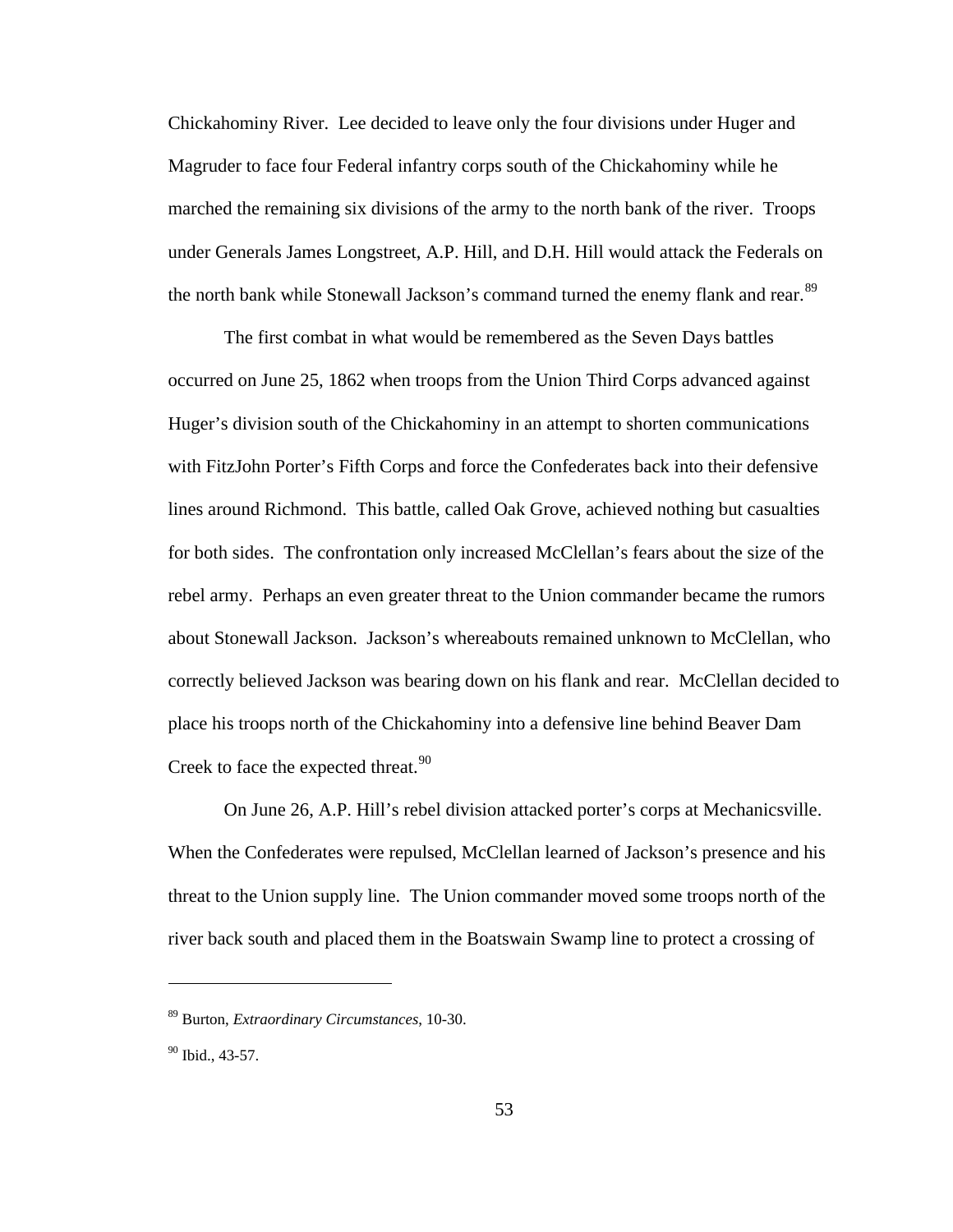Chickahominy River. Lee decided to leave only the four divisions under Huger and Magruder to face four Federal infantry corps south of the Chickahominy while he marched the remaining six divisions of the army to the north bank of the river. Troops under Generals James Longstreet, A.P. Hill, and D.H. Hill would attack the Federals on the north bank while Stonewall Jackson's command turned the enemy flank and rear.[89]

The first combat in what would be remembered as the Seven Days battles occurred on June 25, 1862 when troops from the Union Third Corps advanced against Huger's division south of the Chickahominy in an attempt to shorten communications with FitzJohn Porter's Fifth Corps and force the Confederates back into their defensive lines around Richmond. This battle, called Oak Grove, achieved nothing but casualties for both sides. The confrontation only increased McClellan's fears about the size of the rebel army. Perhaps an even greater threat to the Union commander became the rumors about Stonewall Jackson. Jackson's whereabouts remained unknown to McClellan, who correctly believed Jackson was bearing down on his flank and rear. McClellan decided to place his troops north of the Chickahominy into a defensive line behind Beaver Dam Creek to face the expected threat.[90]

On June 26, A.P. Hill's rebel division attacked porter's corps at Mechanicsville. When the Confederates were repulsed, McClellan learned of Jackson's presence and his threat to the Union supply line. The Union commander moved some troops north of the river back south and placed them in the Boatswain Swamp line to protect a crossing of

---

[89] Burton, *Extraordinary Circumstances*, 10-30.

[90] Ibid., 43-57.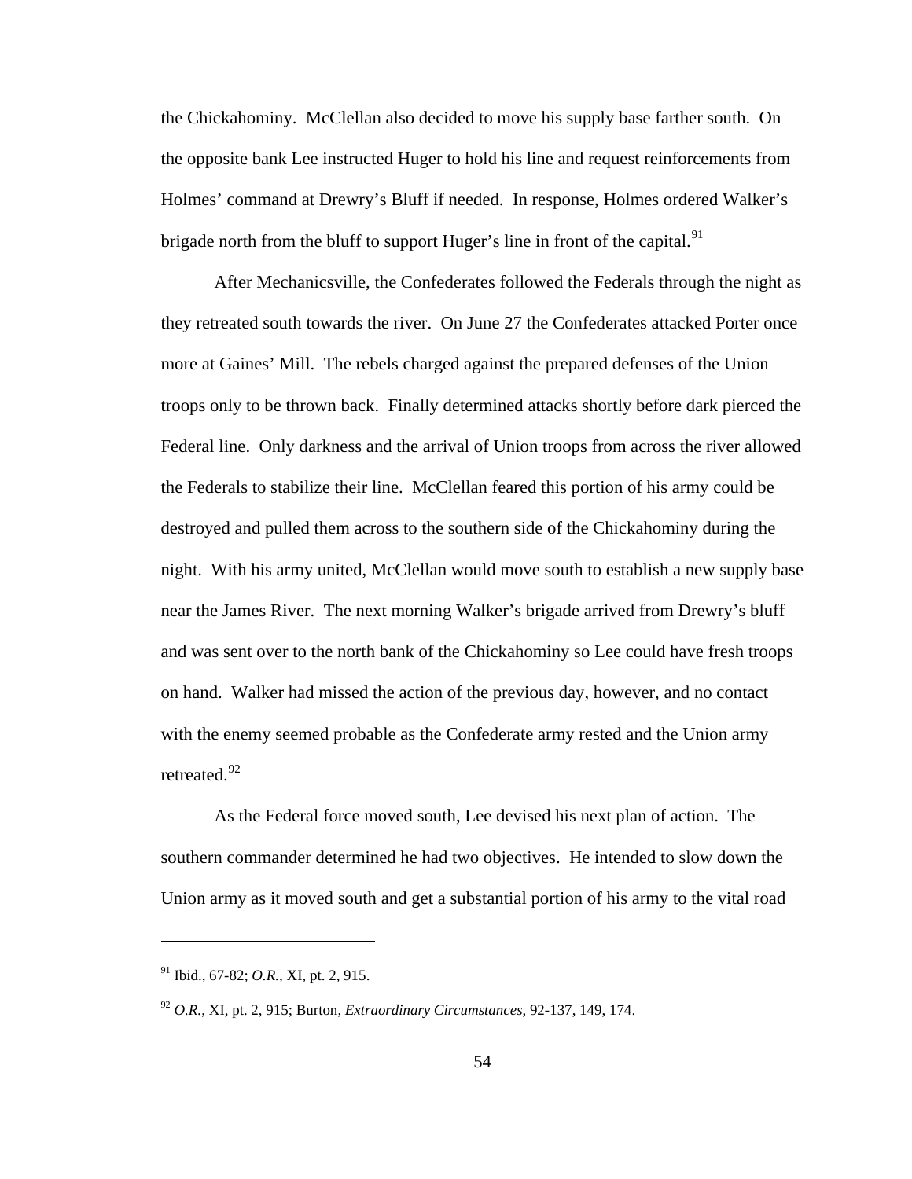the Chickahominy. McClellan also decided to move his supply base farther south. On the opposite bank Lee instructed Huger to hold his line and request reinforcements from Holmes' command at Drewry's Bluff if needed. In response, Holmes ordered Walker's brigade north from the bluff to support Huger's line in front of the capital.[91]

After Mechanicsville, the Confederates followed the Federals through the night as they retreated south towards the river. On June 27 the Confederates attacked Porter once more at Gaines' Mill. The rebels charged against the prepared defenses of the Union troops only to be thrown back. Finally determined attacks shortly before dark pierced the Federal line. Only darkness and the arrival of Union troops from across the river allowed the Federals to stabilize their line. McClellan feared this portion of his army could be destroyed and pulled them across to the southern side of the Chickahominy during the night. With his army united, McClellan would move south to establish a new supply base near the James River. The next morning Walker's brigade arrived from Drewry's bluff and was sent over to the north bank of the Chickahominy so Lee could have fresh troops on hand. Walker had missed the action of the previous day, however, and no contact with the enemy seemed probable as the Confederate army rested and the Union army retreated.[92]

As the Federal force moved south, Lee devised his next plan of action. The southern commander determined he had two objectives. He intended to slow down the Union army as it moved south and get a substantial portion of his army to the vital road

---

[91] Ibid., 67-82; *O.R.*, XI, pt. 2, 915.

[92] *O.R.*, XI, pt. 2, 915; Burton, *Extraordinary Circumstances*, 92-137, 149, 174.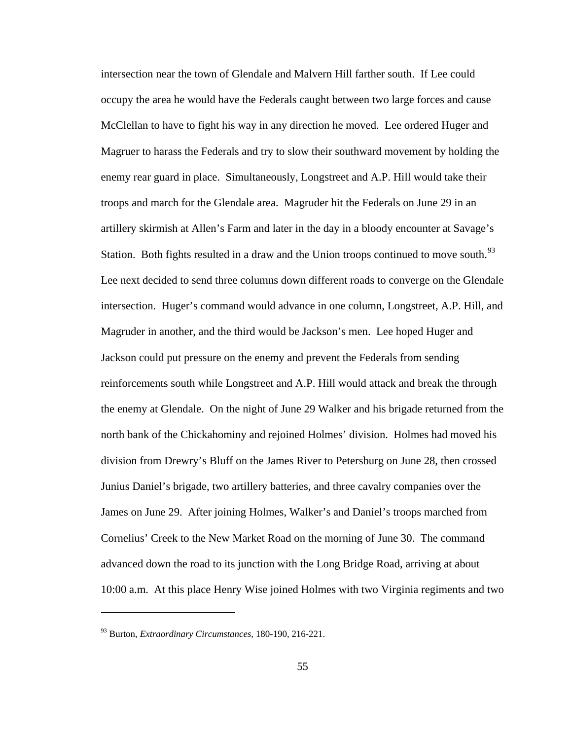intersection near the town of Glendale and Malvern Hill farther south. If Lee could occupy the area he would have the Federals caught between two large forces and cause McClellan to have to fight his way in any direction he moved. Lee ordered Huger and Magruer to harass the Federals and try to slow their southward movement by holding the enemy rear guard in place. Simultaneously, Longstreet and A.P. Hill would take their troops and march for the Glendale area. Magruder hit the Federals on June 29 in an artillery skirmish at Allen's Farm and later in the day in a bloody encounter at Savage's Station. Both fights resulted in a draw and the Union troops continued to move south.[93] Lee next decided to send three columns down different roads to converge on the Glendale intersection. Huger's command would advance in one column, Longstreet, A.P. Hill, and Magruder in another, and the third would be Jackson's men. Lee hoped Huger and Jackson could put pressure on the enemy and prevent the Federals from sending reinforcements south while Longstreet and A.P. Hill would attack and break the through the enemy at Glendale. On the night of June 29 Walker and his brigade returned from the north bank of the Chickahominy and rejoined Holmes' division. Holmes had moved his division from Drewry's Bluff on the James River to Petersburg on June 28, then crossed Junius Daniel's brigade, two artillery batteries, and three cavalry companies over the James on June 29. After joining Holmes, Walker's and Daniel's troops marched from Cornelius' Creek to the New Market Road on the morning of June 30. The command advanced down the road to its junction with the Long Bridge Road, arriving at about 10:00 a.m. At this place Henry Wise joined Holmes with two Virginia regiments and two

---

[93] Burton, *Extraordinary Circumstances*, 180-190, 216-221.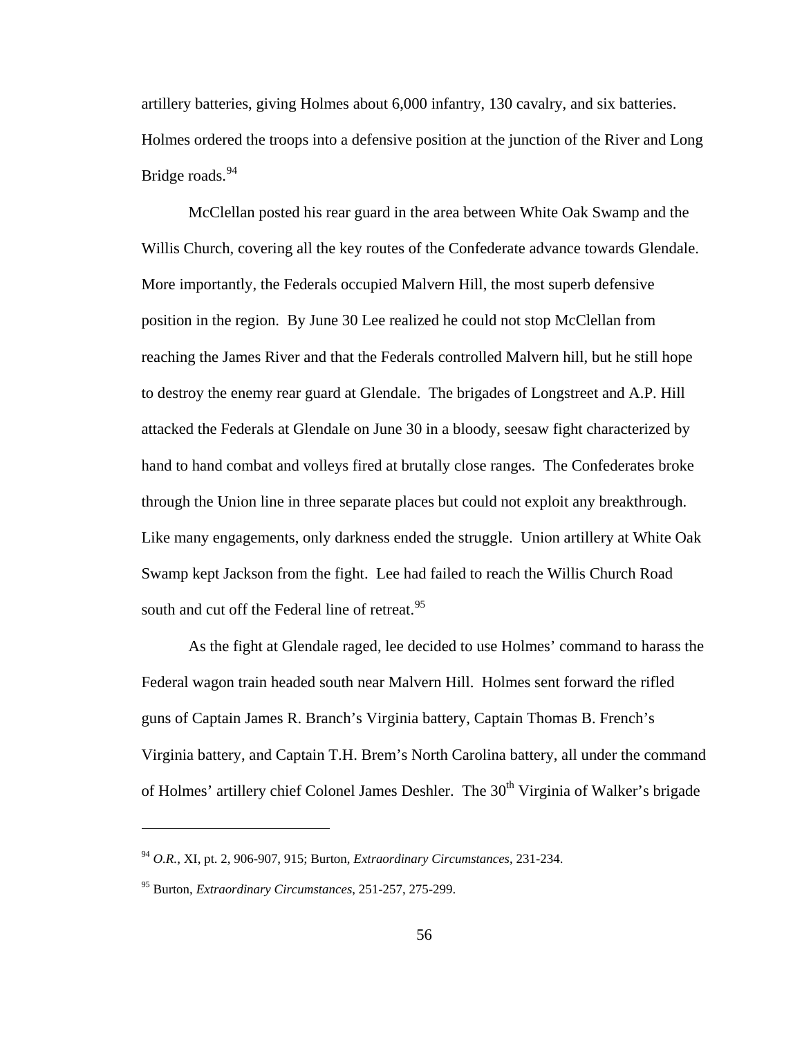artillery batteries, giving Holmes about 6,000 infantry, 130 cavalry, and six batteries. Holmes ordered the troops into a defensive position at the junction of the River and Long Bridge roads.[94]

McClellan posted his rear guard in the area between White Oak Swamp and the Willis Church, covering all the key routes of the Confederate advance towards Glendale. More importantly, the Federals occupied Malvern Hill, the most superb defensive position in the region. By June 30 Lee realized he could not stop McClellan from reaching the James River and that the Federals controlled Malvern hill, but he still hope to destroy the enemy rear guard at Glendale. The brigades of Longstreet and A.P. Hill attacked the Federals at Glendale on June 30 in a bloody, seesaw fight characterized by hand to hand combat and volleys fired at brutally close ranges. The Confederates broke through the Union line in three separate places but could not exploit any breakthrough. Like many engagements, only darkness ended the struggle. Union artillery at White Oak Swamp kept Jackson from the fight. Lee had failed to reach the Willis Church Road south and cut off the Federal line of retreat.[95]

As the fight at Glendale raged, lee decided to use Holmes' command to harass the Federal wagon train headed south near Malvern Hill. Holmes sent forward the rifled guns of Captain James R. Branch's Virginia battery, Captain Thomas B. French's Virginia battery, and Captain T.H. Brem's North Carolina battery, all under the command of Holmes' artillery chief Colonel James Deshler. The 30th Virginia of Walker's brigade

---

[94] *O.R.*, XI, pt. 2, 906-907, 915; Burton, *Extraordinary Circumstances*, 231-234.

[95] Burton, *Extraordinary Circumstances*, 251-257, 275-299.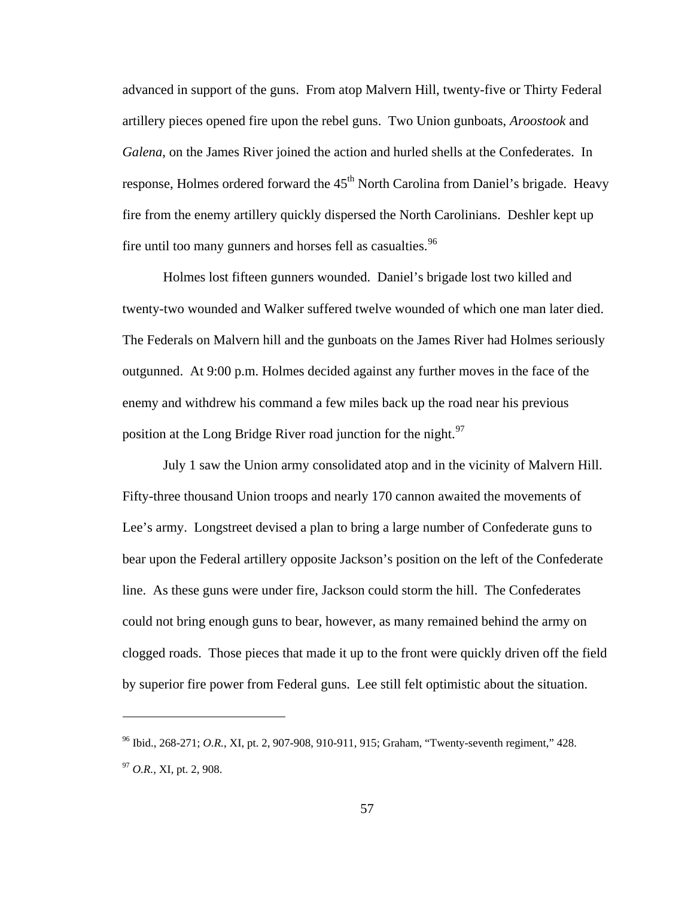advanced in support of the guns. From atop Malvern Hill, twenty-five or Thirty Federal artillery pieces opened fire upon the rebel guns. Two Union gunboats, *Aroostook* and *Galena*, on the James River joined the action and hurled shells at the Confederates. In response, Holmes ordered forward the 45th North Carolina from Daniel's brigade. Heavy fire from the enemy artillery quickly dispersed the North Carolinians. Deshler kept up fire until too many gunners and horses fell as casualties.[96]

Holmes lost fifteen gunners wounded. Daniel's brigade lost two killed and twenty-two wounded and Walker suffered twelve wounded of which one man later died. The Federals on Malvern hill and the gunboats on the James River had Holmes seriously outgunned. At 9:00 p.m. Holmes decided against any further moves in the face of the enemy and withdrew his command a few miles back up the road near his previous position at the Long Bridge River road junction for the night.[97]

July 1 saw the Union army consolidated atop and in the vicinity of Malvern Hill. Fifty-three thousand Union troops and nearly 170 cannon awaited the movements of Lee's army. Longstreet devised a plan to bring a large number of Confederate guns to bear upon the Federal artillery opposite Jackson's position on the left of the Confederate line. As these guns were under fire, Jackson could storm the hill. The Confederates could not bring enough guns to bear, however, as many remained behind the army on clogged roads. Those pieces that made it up to the front were quickly driven off the field by superior fire power from Federal guns. Lee still felt optimistic about the situation.

---

[96] Ibid., 268-271; *O.R.*, XI, pt. 2, 907-908, 910-911, 915; Graham, "Twenty-seventh regiment," 428.

[97] *O.R.*, XI, pt. 2, 908.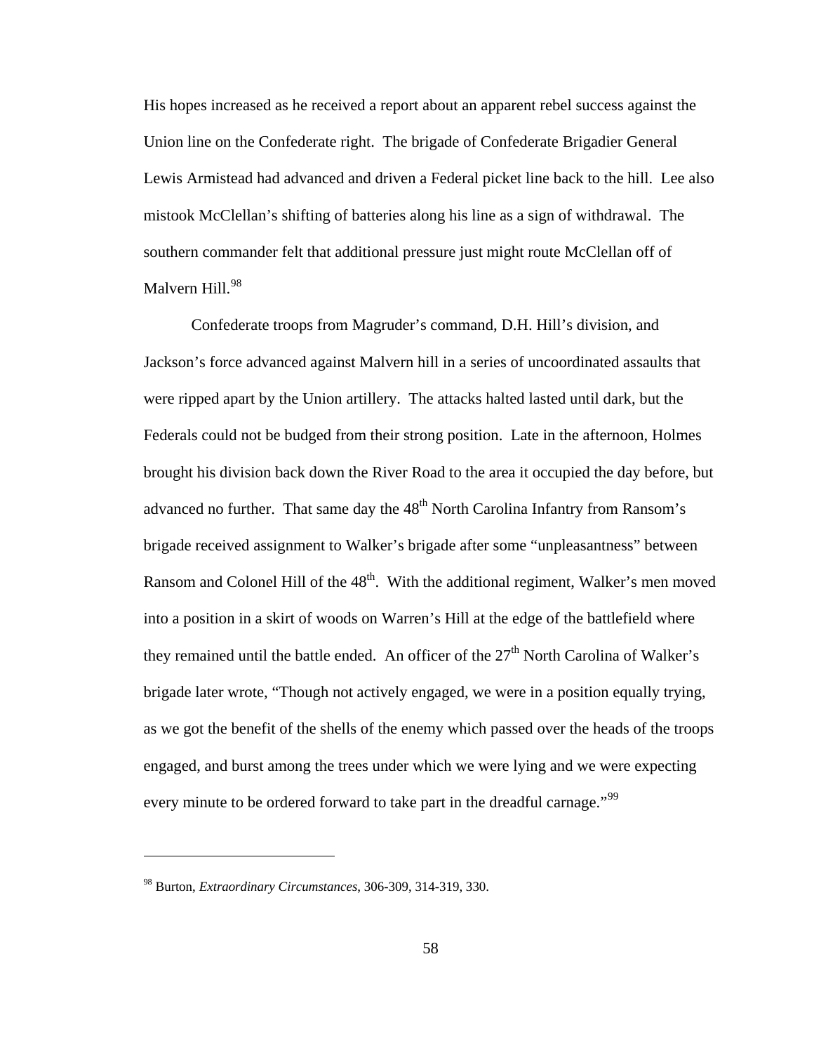His hopes increased as he received a report about an apparent rebel success against the Union line on the Confederate right. The brigade of Confederate Brigadier General Lewis Armistead had advanced and driven a Federal picket line back to the hill. Lee also mistook McClellan's shifting of batteries along his line as a sign of withdrawal. The southern commander felt that additional pressure just might route McClellan off of Malvern Hill.[98]

Confederate troops from Magruder's command, D.H. Hill's division, and Jackson's force advanced against Malvern hill in a series of uncoordinated assaults that were ripped apart by the Union artillery. The attacks halted lasted until dark, but the Federals could not be budged from their strong position. Late in the afternoon, Holmes brought his division back down the River Road to the area it occupied the day before, but advanced no further. That same day the 48th North Carolina Infantry from Ransom's brigade received assignment to Walker's brigade after some "unpleasantness" between Ransom and Colonel Hill of the 48th. With the additional regiment, Walker's men moved into a position in a skirt of woods on Warren's Hill at the edge of the battlefield where they remained until the battle ended. An officer of the 27th North Carolina of Walker's brigade later wrote, "Though not actively engaged, we were in a position equally trying, as we got the benefit of the shells of the enemy which passed over the heads of the troops engaged, and burst among the trees under which we were lying and we were expecting every minute to be ordered forward to take part in the dreadful carnage."[99]

---

[98] Burton, *Extraordinary Circumstances*, 306-309, 314-319, 330.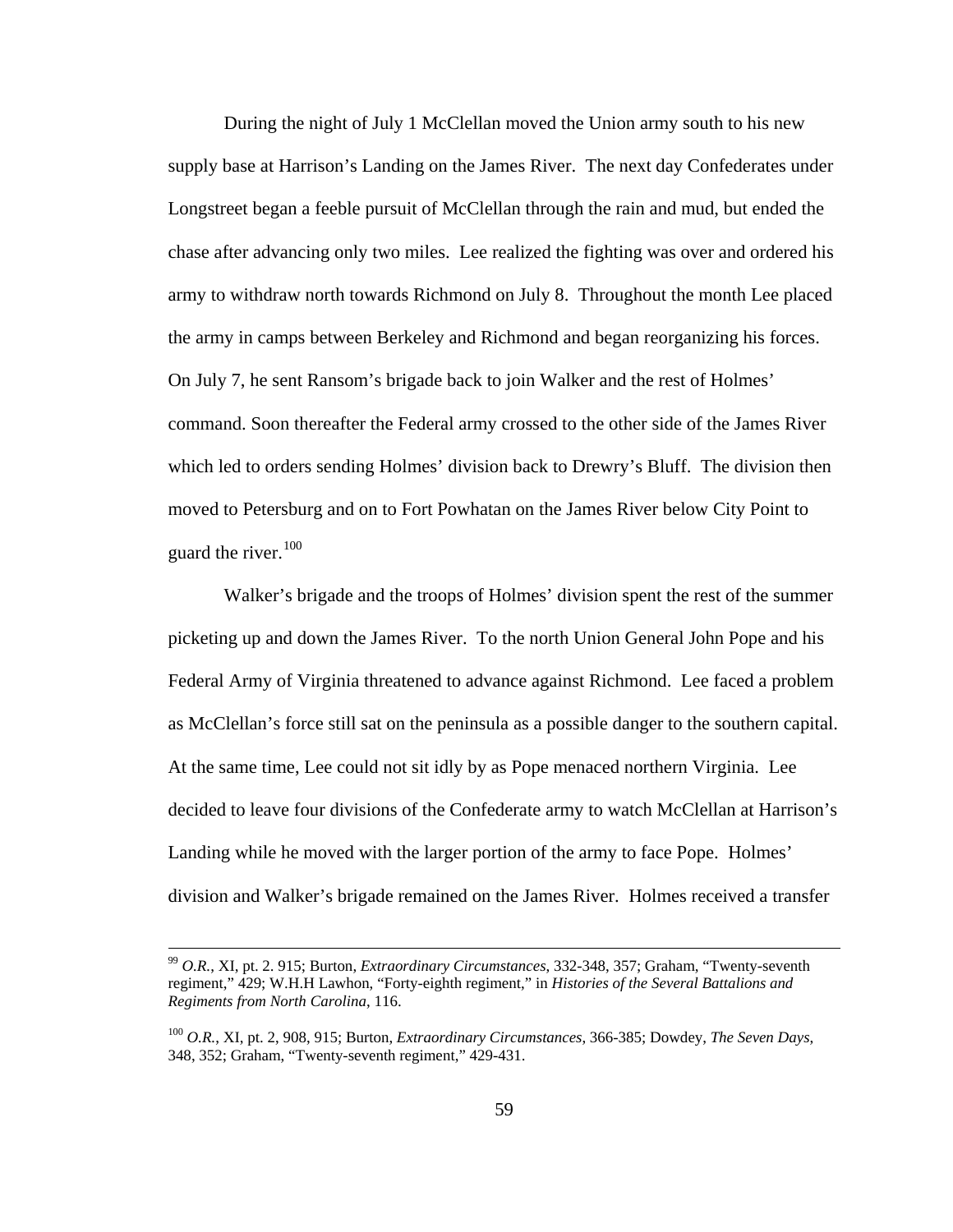During the night of July 1 McClellan moved the Union army south to his new supply base at Harrison's Landing on the James River. The next day Confederates under Longstreet began a feeble pursuit of McClellan through the rain and mud, but ended the chase after advancing only two miles. Lee realized the fighting was over and ordered his army to withdraw north towards Richmond on July 8. Throughout the month Lee placed the army in camps between Berkeley and Richmond and began reorganizing his forces. On July 7, he sent Ransom's brigade back to join Walker and the rest of Holmes' command. Soon thereafter the Federal army crossed to the other side of the James River which led to orders sending Holmes' division back to Drewry's Bluff. The division then moved to Petersburg and on to Fort Powhatan on the James River below City Point to guard the river.[100]

Walker's brigade and the troops of Holmes' division spent the rest of the summer picketing up and down the James River. To the north Union General John Pope and his Federal Army of Virginia threatened to advance against Richmond. Lee faced a problem as McClellan's force still sat on the peninsula as a possible danger to the southern capital. At the same time, Lee could not sit idly by as Pope menaced northern Virginia. Lee decided to leave four divisions of the Confederate army to watch McClellan at Harrison's Landing while he moved with the larger portion of the army to face Pope. Holmes' division and Walker's brigade remained on the James River. Holmes received a transfer

---

[99] *O.R.*, XI, pt. 2. 915; Burton, *Extraordinary Circumstances*, 332-348, 357; Graham, "Twenty-seventh regiment," 429; W.H.H Lawhon, "Forty-eighth regiment," in *Histories of the Several Battalions and Regiments from North Carolina*, 116.

[100] *O.R.*, XI, pt. 2, 908, 915; Burton, *Extraordinary Circumstances*, 366-385; Dowdey, *The Seven Days*, 348, 352; Graham, "Twenty-seventh regiment," 429-431.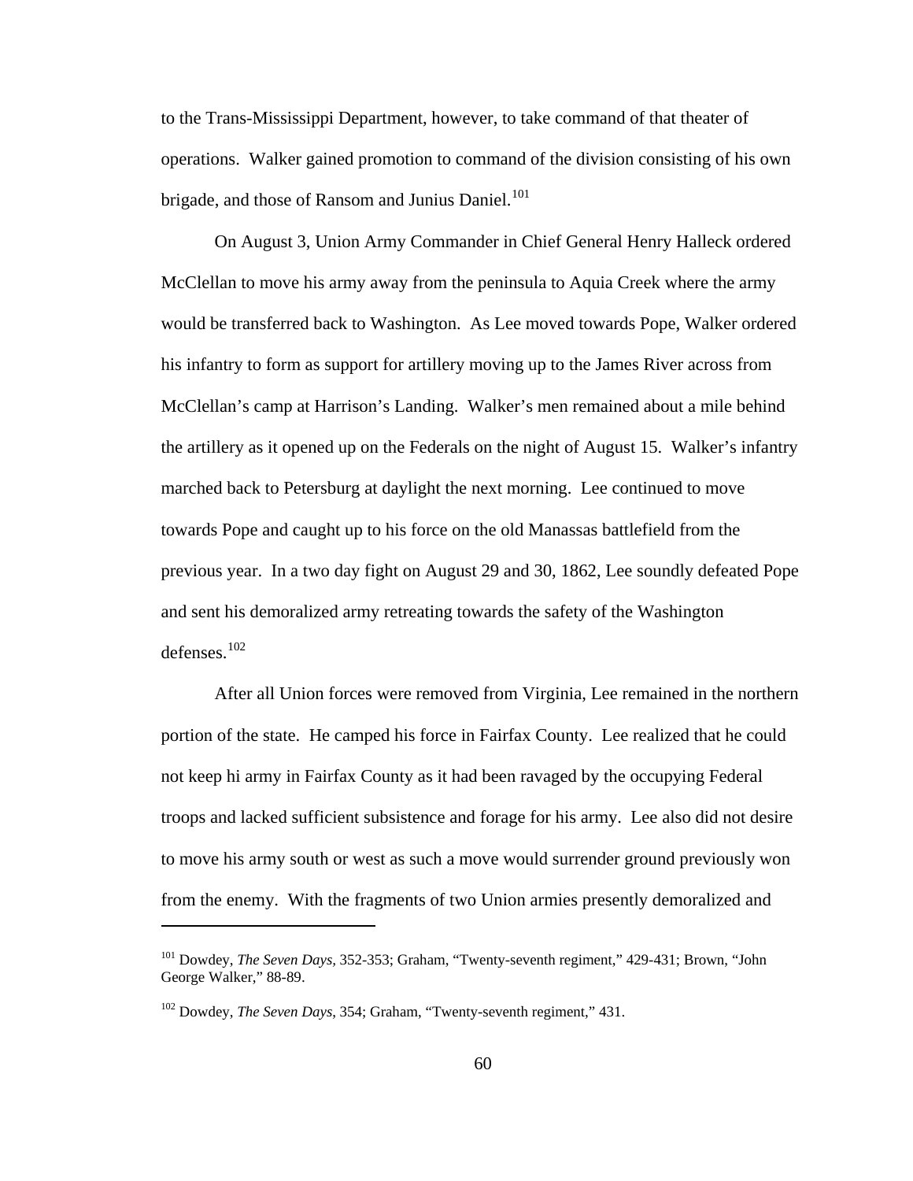to the Trans-Mississippi Department, however, to take command of that theater of operations. Walker gained promotion to command of the division consisting of his own brigade, and those of Ransom and Junius Daniel.[101]

On August 3, Union Army Commander in Chief General Henry Halleck ordered McClellan to move his army away from the peninsula to Aquia Creek where the army would be transferred back to Washington. As Lee moved towards Pope, Walker ordered his infantry to form as support for artillery moving up to the James River across from McClellan's camp at Harrison's Landing. Walker's men remained about a mile behind the artillery as it opened up on the Federals on the night of August 15. Walker's infantry marched back to Petersburg at daylight the next morning. Lee continued to move towards Pope and caught up to his force on the old Manassas battlefield from the previous year. In a two day fight on August 29 and 30, 1862, Lee soundly defeated Pope and sent his demoralized army retreating towards the safety of the Washington defenses.[102]

After all Union forces were removed from Virginia, Lee remained in the northern portion of the state. He camped his force in Fairfax County. Lee realized that he could not keep hi army in Fairfax County as it had been ravaged by the occupying Federal troops and lacked sufficient subsistence and forage for his army. Lee also did not desire to move his army south or west as such a move would surrender ground previously won from the enemy. With the fragments of two Union armies presently demoralized and

---

[101] Dowdey, *The Seven Days*, 352-353; Graham, "Twenty-seventh regiment," 429-431; Brown, "John George Walker," 88-89.

[102] Dowdey, *The Seven Days*, 354; Graham, "Twenty-seventh regiment," 431.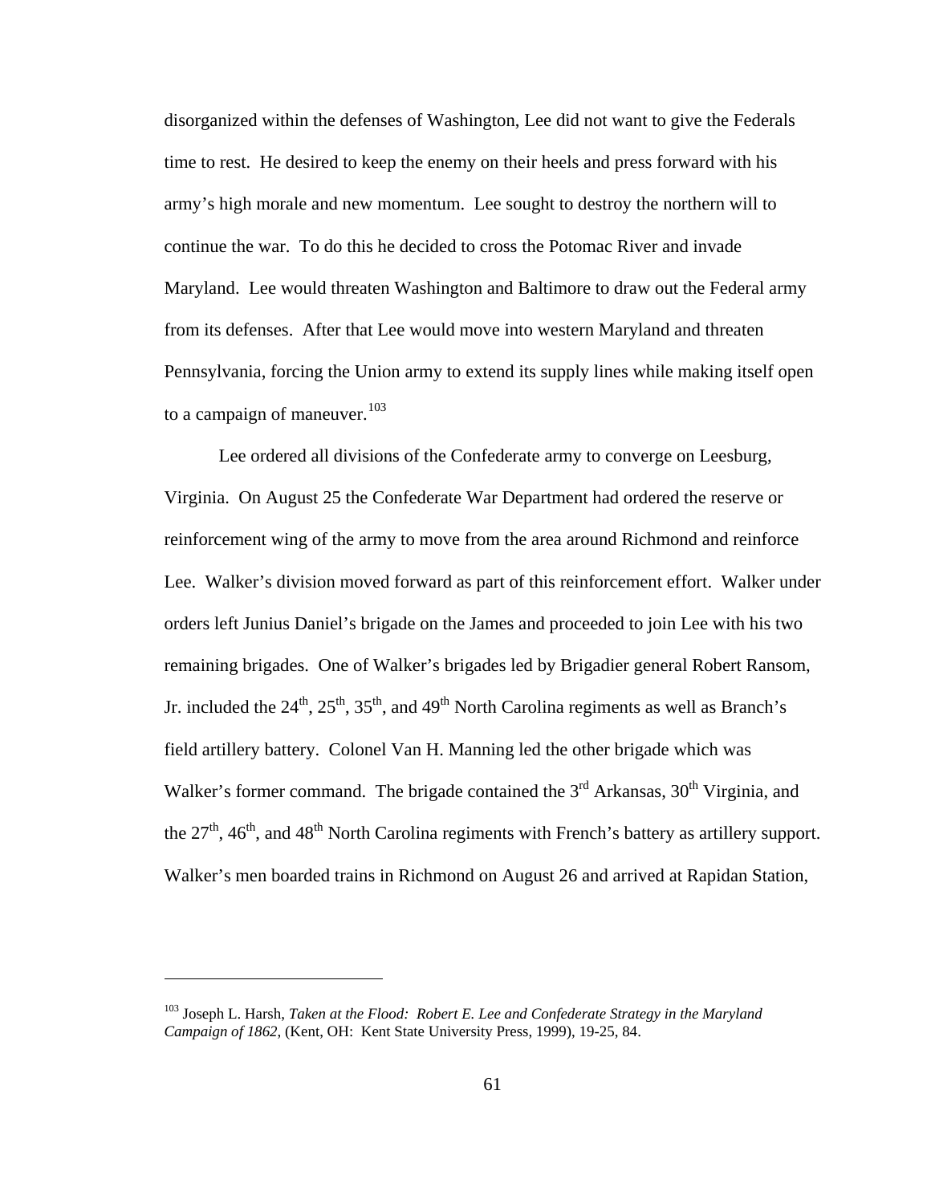disorganized within the defenses of Washington, Lee did not want to give the Federals time to rest. He desired to keep the enemy on their heels and press forward with his army's high morale and new momentum. Lee sought to destroy the northern will to continue the war. To do this he decided to cross the Potomac River and invade Maryland. Lee would threaten Washington and Baltimore to draw out the Federal army from its defenses. After that Lee would move into western Maryland and threaten Pennsylvania, forcing the Union army to extend its supply lines while making itself open to a campaign of maneuver.[103]

Lee ordered all divisions of the Confederate army to converge on Leesburg, Virginia. On August 25 the Confederate War Department had ordered the reserve or reinforcement wing of the army to move from the area around Richmond and reinforce Lee. Walker's division moved forward as part of this reinforcement effort. Walker under orders left Junius Daniel's brigade on the James and proceeded to join Lee with his two remaining brigades. One of Walker's brigades led by Brigadier general Robert Ransom, Jr. included the 24th, 25th, 35th, and 49th North Carolina regiments as well as Branch's field artillery battery. Colonel Van H. Manning led the other brigade which was Walker's former command. The brigade contained the 3rd Arkansas, 30th Virginia, and the 27th, 46th, and 48th North Carolina regiments with French's battery as artillery support. Walker's men boarded trains in Richmond on August 26 and arrived at Rapidan Station,

---

[103] Joseph L. Harsh, *Taken at the Flood: Robert E. Lee and Confederate Strategy in the Maryland Campaign of 1862*, (Kent, OH: Kent State University Press, 1999), 19-25, 84.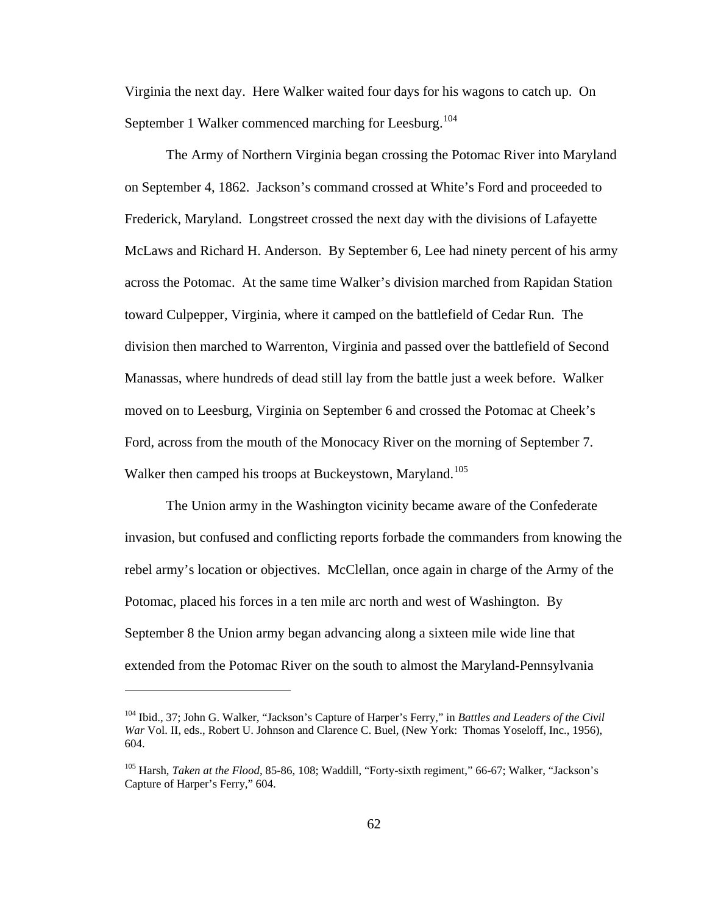Virginia the next day. Here Walker waited four days for his wagons to catch up. On September 1 Walker commenced marching for Leesburg.[104]

The Army of Northern Virginia began crossing the Potomac River into Maryland on September 4, 1862. Jackson's command crossed at White's Ford and proceeded to Frederick, Maryland. Longstreet crossed the next day with the divisions of Lafayette McLaws and Richard H. Anderson. By September 6, Lee had ninety percent of his army across the Potomac. At the same time Walker's division marched from Rapidan Station toward Culpepper, Virginia, where it camped on the battlefield of Cedar Run. The division then marched to Warrenton, Virginia and passed over the battlefield of Second Manassas, where hundreds of dead still lay from the battle just a week before. Walker moved on to Leesburg, Virginia on September 6 and crossed the Potomac at Cheek's Ford, across from the mouth of the Monocacy River on the morning of September 7. Walker then camped his troops at Buckeystown, Maryland.[105]

The Union army in the Washington vicinity became aware of the Confederate invasion, but confused and conflicting reports forbade the commanders from knowing the rebel army's location or objectives. McClellan, once again in charge of the Army of the Potomac, placed his forces in a ten mile arc north and west of Washington. By September 8 the Union army began advancing along a sixteen mile wide line that extended from the Potomac River on the south to almost the Maryland-Pennsylvania

---

[104] Ibid., 37; John G. Walker, "Jackson's Capture of Harper's Ferry," in *Battles and Leaders of the Civil War* Vol. II, eds., Robert U. Johnson and Clarence C. Buel, (New York: Thomas Yoseloff, Inc., 1956), 604.

[105] Harsh, *Taken at the Flood*, 85-86, 108; Waddill, "Forty-sixth regiment," 66-67; Walker, "Jackson's Capture of Harper's Ferry," 604.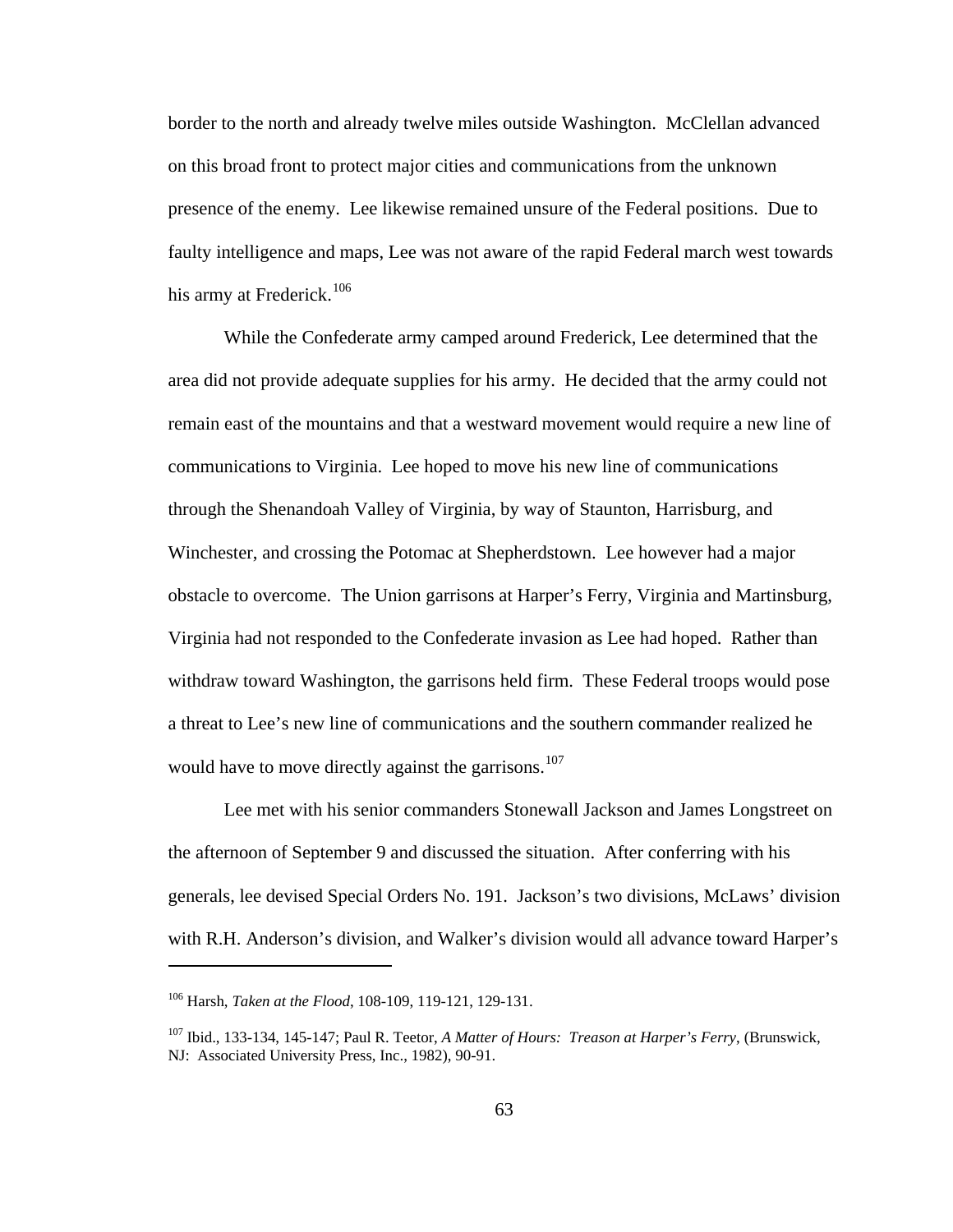border to the north and already twelve miles outside Washington. McClellan advanced on this broad front to protect major cities and communications from the unknown presence of the enemy. Lee likewise remained unsure of the Federal positions. Due to faulty intelligence and maps, Lee was not aware of the rapid Federal march west towards his army at Frederick.[106]

While the Confederate army camped around Frederick, Lee determined that the area did not provide adequate supplies for his army. He decided that the army could not remain east of the mountains and that a westward movement would require a new line of communications to Virginia. Lee hoped to move his new line of communications through the Shenandoah Valley of Virginia, by way of Staunton, Harrisburg, and Winchester, and crossing the Potomac at Shepherdstown. Lee however had a major obstacle to overcome. The Union garrisons at Harper's Ferry, Virginia and Martinsburg, Virginia had not responded to the Confederate invasion as Lee had hoped. Rather than withdraw toward Washington, the garrisons held firm. These Federal troops would pose a threat to Lee's new line of communications and the southern commander realized he would have to move directly against the garrisons.[107]

Lee met with his senior commanders Stonewall Jackson and James Longstreet on the afternoon of September 9 and discussed the situation. After conferring with his generals, lee devised Special Orders No. 191. Jackson's two divisions, McLaws' division with R.H. Anderson's division, and Walker's division would all advance toward Harper's

---

[106] Harsh, *Taken at the Flood*, 108-109, 119-121, 129-131.

[107] Ibid., 133-134, 145-147; Paul R. Teetor, *A Matter of Hours: Treason at Harper's Ferry*, (Brunswick, NJ: Associated University Press, Inc., 1982), 90-91.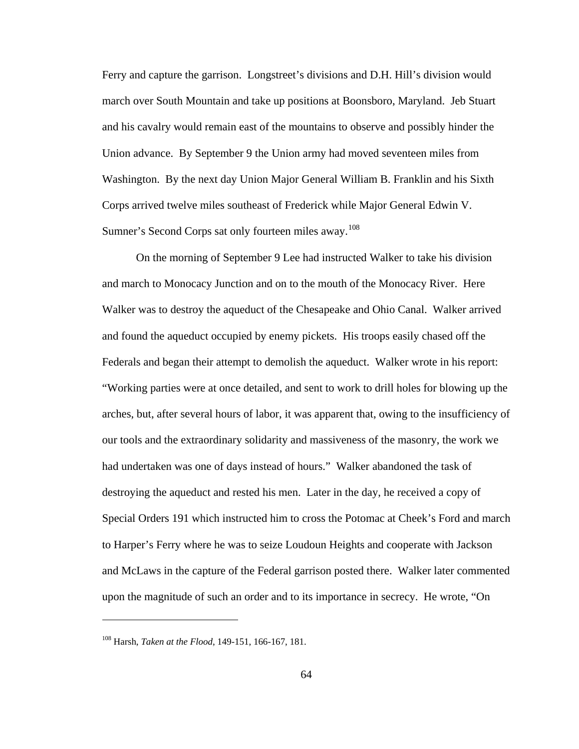Ferry and capture the garrison. Longstreet's divisions and D.H. Hill's division would march over South Mountain and take up positions at Boonsboro, Maryland. Jeb Stuart and his cavalry would remain east of the mountains to observe and possibly hinder the Union advance. By September 9 the Union army had moved seventeen miles from Washington. By the next day Union Major General William B. Franklin and his Sixth Corps arrived twelve miles southeast of Frederick while Major General Edwin V. Sumner's Second Corps sat only fourteen miles away.[108]

On the morning of September 9 Lee had instructed Walker to take his division and march to Monocacy Junction and on to the mouth of the Monocacy River. Here Walker was to destroy the aqueduct of the Chesapeake and Ohio Canal. Walker arrived and found the aqueduct occupied by enemy pickets. His troops easily chased off the Federals and began their attempt to demolish the aqueduct. Walker wrote in his report: "Working parties were at once detailed, and sent to work to drill holes for blowing up the arches, but, after several hours of labor, it was apparent that, owing to the insufficiency of our tools and the extraordinary solidarity and massiveness of the masonry, the work we had undertaken was one of days instead of hours." Walker abandoned the task of destroying the aqueduct and rested his men. Later in the day, he received a copy of Special Orders 191 which instructed him to cross the Potomac at Cheek's Ford and march to Harper's Ferry where he was to seize Loudoun Heights and cooperate with Jackson and McLaws in the capture of the Federal garrison posted there. Walker later commented upon the magnitude of such an order and to its importance in secrecy. He wrote, "On

---

[108] Harsh, *Taken at the Flood*, 149-151, 166-167, 181.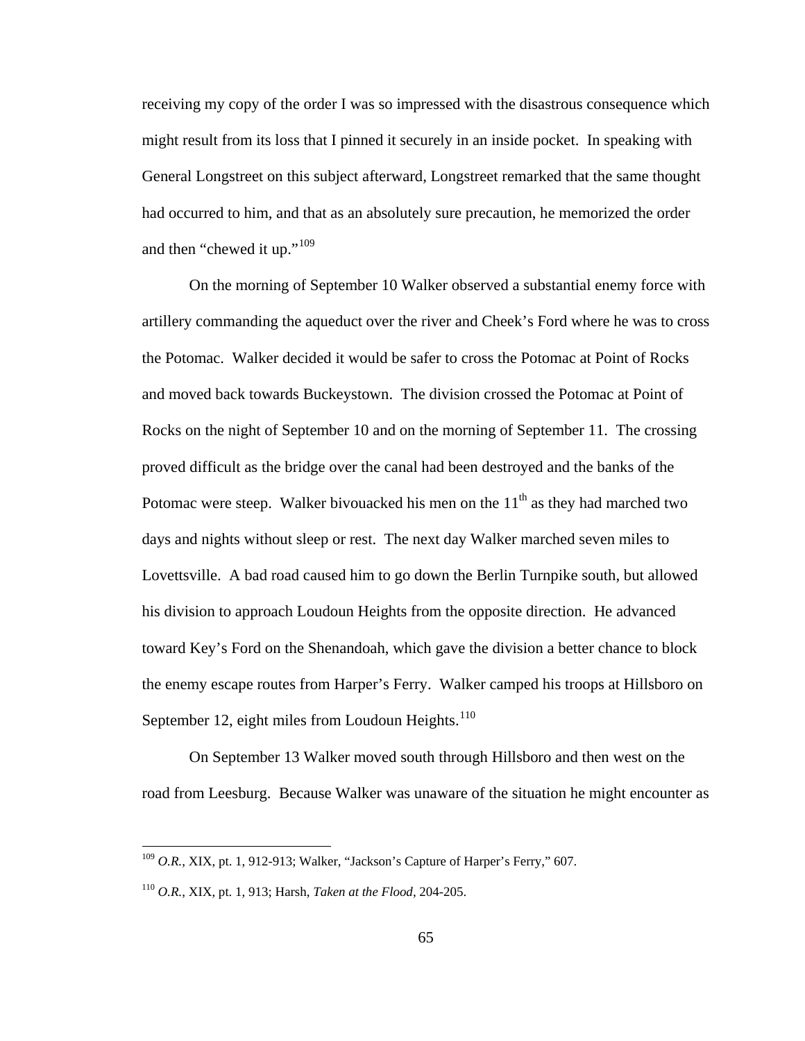receiving my copy of the order I was so impressed with the disastrous consequence which might result from its loss that I pinned it securely in an inside pocket. In speaking with General Longstreet on this subject afterward, Longstreet remarked that the same thought had occurred to him, and that as an absolutely sure precaution, he memorized the order and then "chewed it up."[109]

On the morning of September 10 Walker observed a substantial enemy force with artillery commanding the aqueduct over the river and Cheek's Ford where he was to cross the Potomac. Walker decided it would be safer to cross the Potomac at Point of Rocks and moved back towards Buckeystown. The division crossed the Potomac at Point of Rocks on the night of September 10 and on the morning of September 11. The crossing proved difficult as the bridge over the canal had been destroyed and the banks of the Potomac were steep. Walker bivouacked his men on the 11th as they had marched two days and nights without sleep or rest. The next day Walker marched seven miles to Lovettsville. A bad road caused him to go down the Berlin Turnpike south, but allowed his division to approach Loudoun Heights from the opposite direction. He advanced toward Key's Ford on the Shenandoah, which gave the division a better chance to block the enemy escape routes from Harper's Ferry. Walker camped his troops at Hillsboro on September 12, eight miles from Loudoun Heights.[110]

On September 13 Walker moved south through Hillsboro and then west on the road from Leesburg. Because Walker was unaware of the situation he might encounter as

---

[109] *O.R.*, XIX, pt. 1, 912-913; Walker, "Jackson's Capture of Harper's Ferry," 607.

[110] *O.R.*, XIX, pt. 1, 913; Harsh, *Taken at the Flood*, 204-205.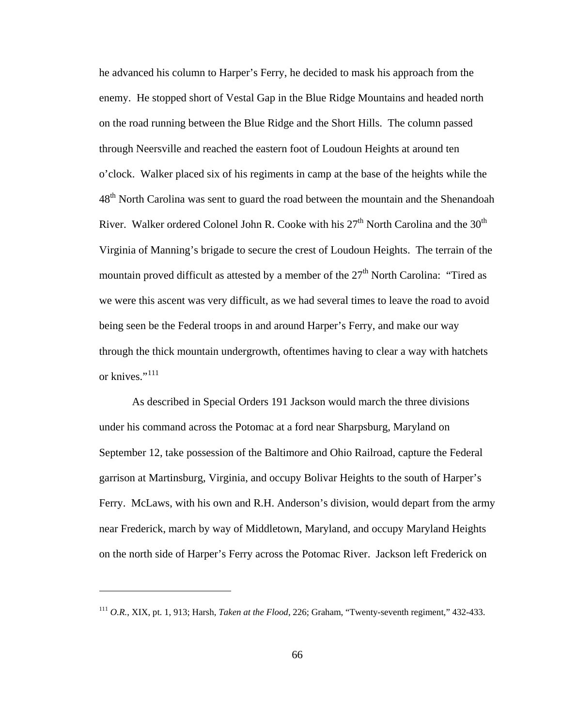he advanced his column to Harper's Ferry, he decided to mask his approach from the enemy. He stopped short of Vestal Gap in the Blue Ridge Mountains and headed north on the road running between the Blue Ridge and the Short Hills. The column passed through Neersville and reached the eastern foot of Loudoun Heights at around ten o'clock. Walker placed six of his regiments in camp at the base of the heights while the 48th North Carolina was sent to guard the road between the mountain and the Shenandoah River. Walker ordered Colonel John R. Cooke with his 27th North Carolina and the 30th Virginia of Manning's brigade to secure the crest of Loudoun Heights. The terrain of the mountain proved difficult as attested by a member of the 27th North Carolina: "Tired as we were this ascent was very difficult, as we had several times to leave the road to avoid being seen be the Federal troops in and around Harper's Ferry, and make our way through the thick mountain undergrowth, oftentimes having to clear a way with hatchets or knives."[111]

As described in Special Orders 191 Jackson would march the three divisions under his command across the Potomac at a ford near Sharpsburg, Maryland on September 12, take possession of the Baltimore and Ohio Railroad, capture the Federal garrison at Martinsburg, Virginia, and occupy Bolivar Heights to the south of Harper's Ferry. McLaws, with his own and R.H. Anderson's division, would depart from the army near Frederick, march by way of Middletown, Maryland, and occupy Maryland Heights on the north side of Harper's Ferry across the Potomac River. Jackson left Frederick on

---

[111] *O.R.*, XIX, pt. 1, 913; Harsh, *Taken at the Flood*, 226; Graham, "Twenty-seventh regiment," 432-433.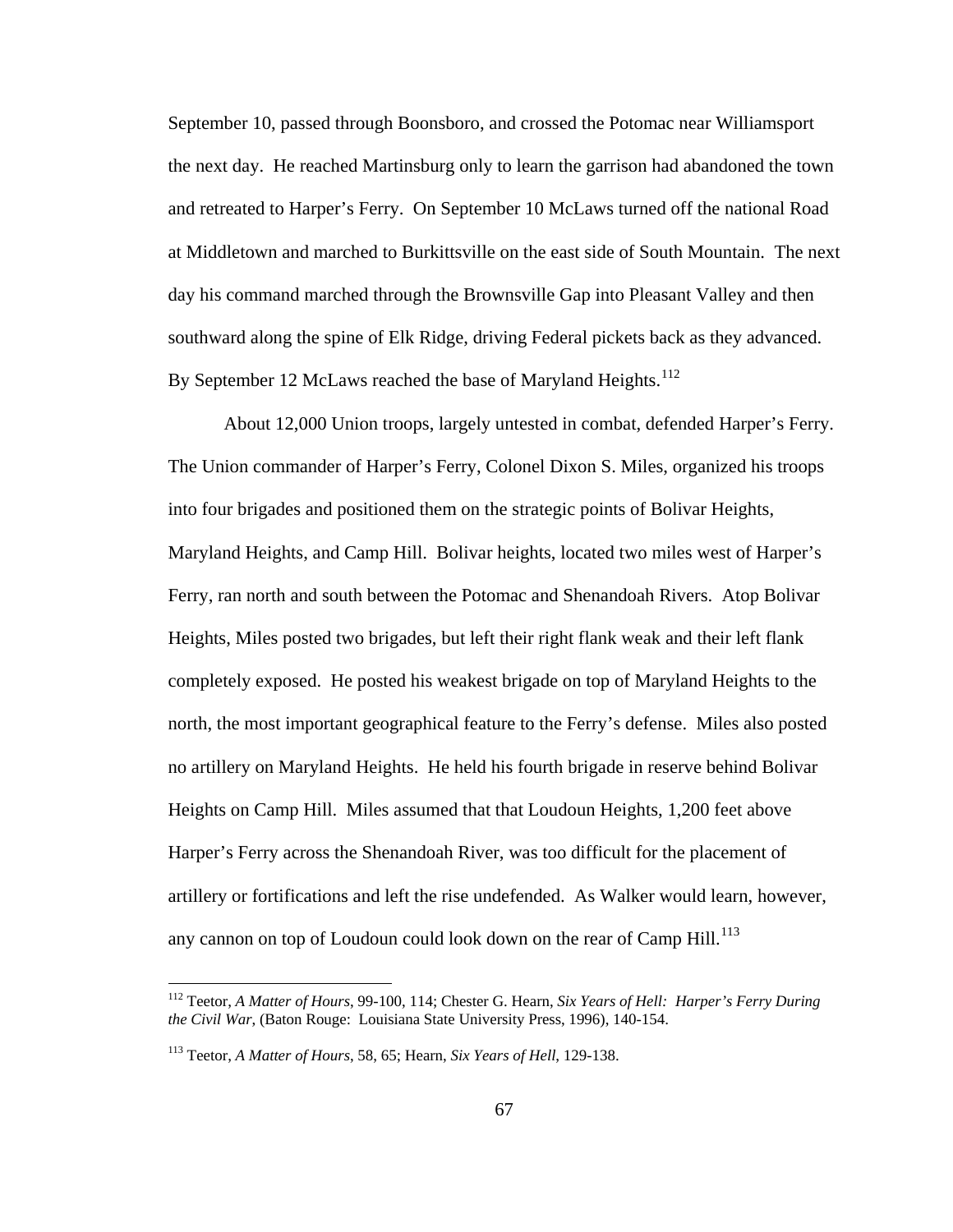September 10, passed through Boonsboro, and crossed the Potomac near Williamsport the next day. He reached Martinsburg only to learn the garrison had abandoned the town and retreated to Harper's Ferry. On September 10 McLaws turned off the national Road at Middletown and marched to Burkittsville on the east side of South Mountain. The next day his command marched through the Brownsville Gap into Pleasant Valley and then southward along the spine of Elk Ridge, driving Federal pickets back as they advanced. By September 12 McLaws reached the base of Maryland Heights.[112]

About 12,000 Union troops, largely untested in combat, defended Harper's Ferry. The Union commander of Harper's Ferry, Colonel Dixon S. Miles, organized his troops into four brigades and positioned them on the strategic points of Bolivar Heights, Maryland Heights, and Camp Hill. Bolivar heights, located two miles west of Harper's Ferry, ran north and south between the Potomac and Shenandoah Rivers. Atop Bolivar Heights, Miles posted two brigades, but left their right flank weak and their left flank completely exposed. He posted his weakest brigade on top of Maryland Heights to the north, the most important geographical feature to the Ferry's defense. Miles also posted no artillery on Maryland Heights. He held his fourth brigade in reserve behind Bolivar Heights on Camp Hill. Miles assumed that that Loudoun Heights, 1,200 feet above Harper's Ferry across the Shenandoah River, was too difficult for the placement of artillery or fortifications and left the rise undefended. As Walker would learn, however, any cannon on top of Loudoun could look down on the rear of Camp Hill.[113]

---

[112] Teetor, *A Matter of Hours*, 99-100, 114; Chester G. Hearn, *Six Years of Hell: Harper's Ferry During the Civil War*, (Baton Rouge: Louisiana State University Press, 1996), 140-154.

[113] Teetor, *A Matter of Hours*, 58, 65; Hearn, *Six Years of Hell*, 129-138.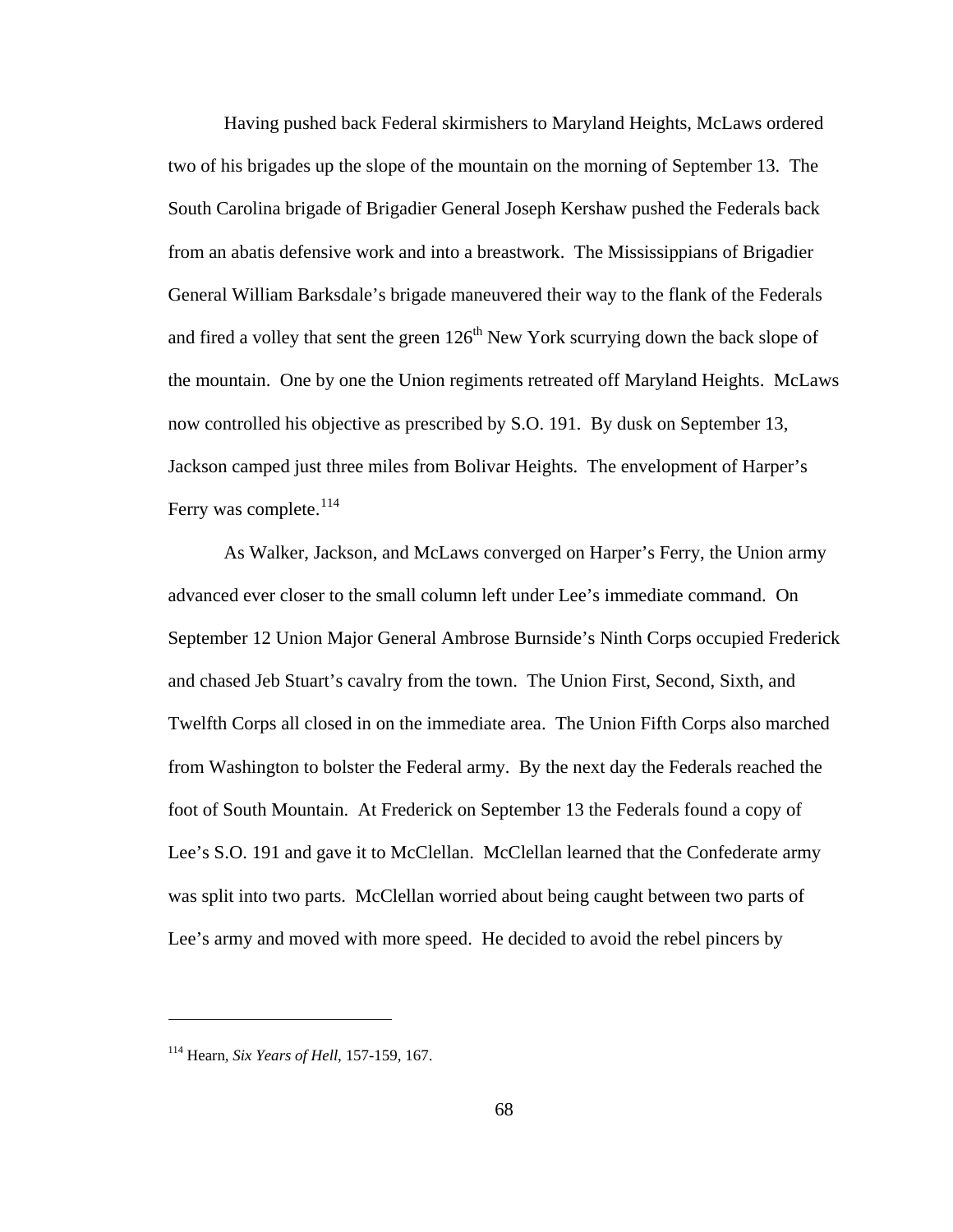Having pushed back Federal skirmishers to Maryland Heights, McLaws ordered two of his brigades up the slope of the mountain on the morning of September 13. The South Carolina brigade of Brigadier General Joseph Kershaw pushed the Federals back from an abatis defensive work and into a breastwork. The Mississippians of Brigadier General William Barksdale's brigade maneuvered their way to the flank of the Federals and fired a volley that sent the green 126th New York scurrying down the back slope of the mountain. One by one the Union regiments retreated off Maryland Heights. McLaws now controlled his objective as prescribed by S.O. 191. By dusk on September 13, Jackson camped just three miles from Bolivar Heights. The envelopment of Harper's Ferry was complete.[114]

As Walker, Jackson, and McLaws converged on Harper's Ferry, the Union army advanced ever closer to the small column left under Lee's immediate command. On September 12 Union Major General Ambrose Burnside's Ninth Corps occupied Frederick and chased Jeb Stuart's cavalry from the town. The Union First, Second, Sixth, and Twelfth Corps all closed in on the immediate area. The Union Fifth Corps also marched from Washington to bolster the Federal army. By the next day the Federals reached the foot of South Mountain. At Frederick on September 13 the Federals found a copy of Lee's S.O. 191 and gave it to McClellan. McClellan learned that the Confederate army was split into two parts. McClellan worried about being caught between two parts of Lee's army and moved with more speed. He decided to avoid the rebel pincers by

---

[114] Hearn, *Six Years of Hell*, 157-159, 167.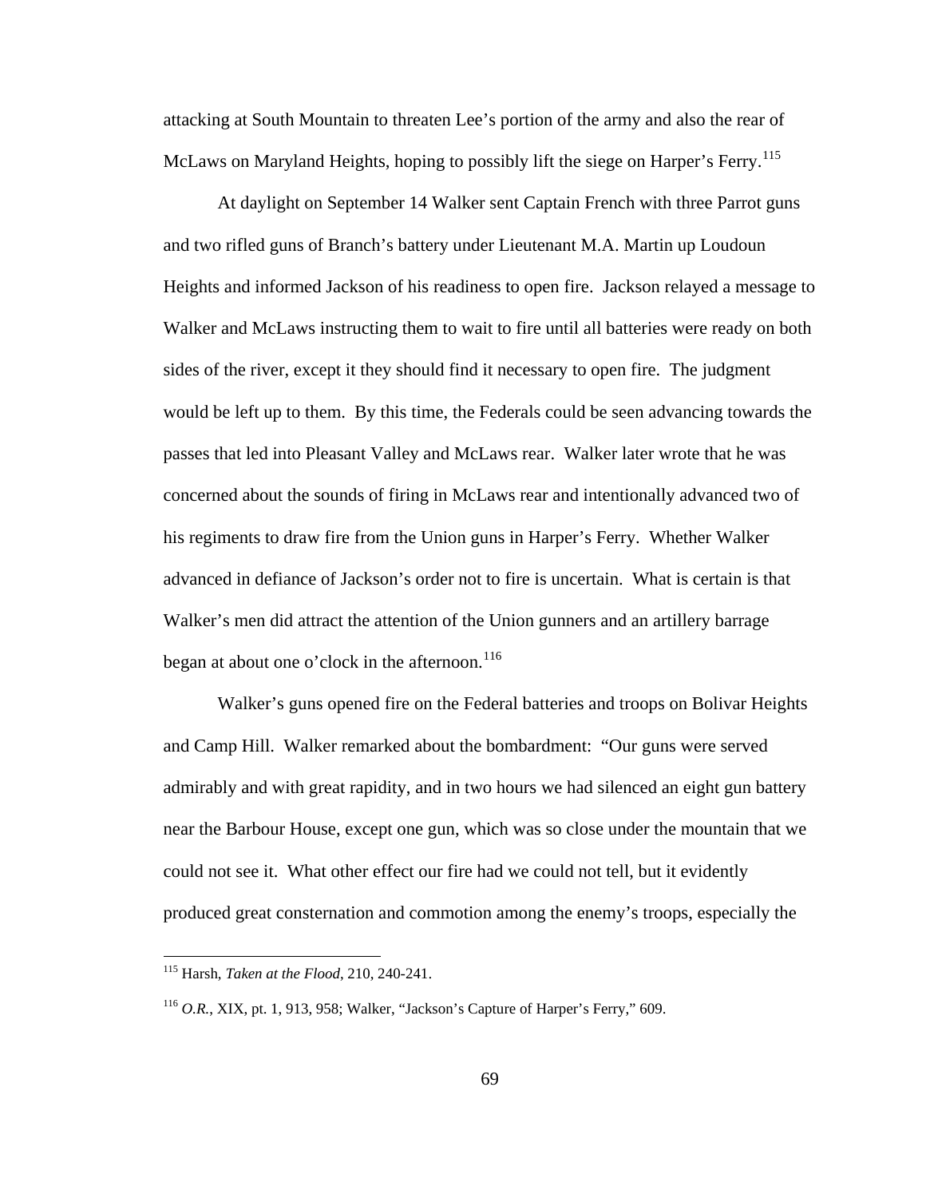attacking at South Mountain to threaten Lee's portion of the army and also the rear of McLaws on Maryland Heights, hoping to possibly lift the siege on Harper's Ferry.[115]

At daylight on September 14 Walker sent Captain French with three Parrot guns and two rifled guns of Branch's battery under Lieutenant M.A. Martin up Loudoun Heights and informed Jackson of his readiness to open fire. Jackson relayed a message to Walker and McLaws instructing them to wait to fire until all batteries were ready on both sides of the river, except it they should find it necessary to open fire. The judgment would be left up to them. By this time, the Federals could be seen advancing towards the passes that led into Pleasant Valley and McLaws rear. Walker later wrote that he was concerned about the sounds of firing in McLaws rear and intentionally advanced two of his regiments to draw fire from the Union guns in Harper's Ferry. Whether Walker advanced in defiance of Jackson's order not to fire is uncertain. What is certain is that Walker's men did attract the attention of the Union gunners and an artillery barrage began at about one o'clock in the afternoon.[116]

Walker's guns opened fire on the Federal batteries and troops on Bolivar Heights and Camp Hill. Walker remarked about the bombardment: "Our guns were served admirably and with great rapidity, and in two hours we had silenced an eight gun battery near the Barbour House, except one gun, which was so close under the mountain that we could not see it. What other effect our fire had we could not tell, but it evidently produced great consternation and commotion among the enemy's troops, especially the

---

[115] Harsh, *Taken at the Flood*, 210, 240-241.

[116] *O.R.*, XIX, pt. 1, 913, 958; Walker, "Jackson's Capture of Harper's Ferry," 609.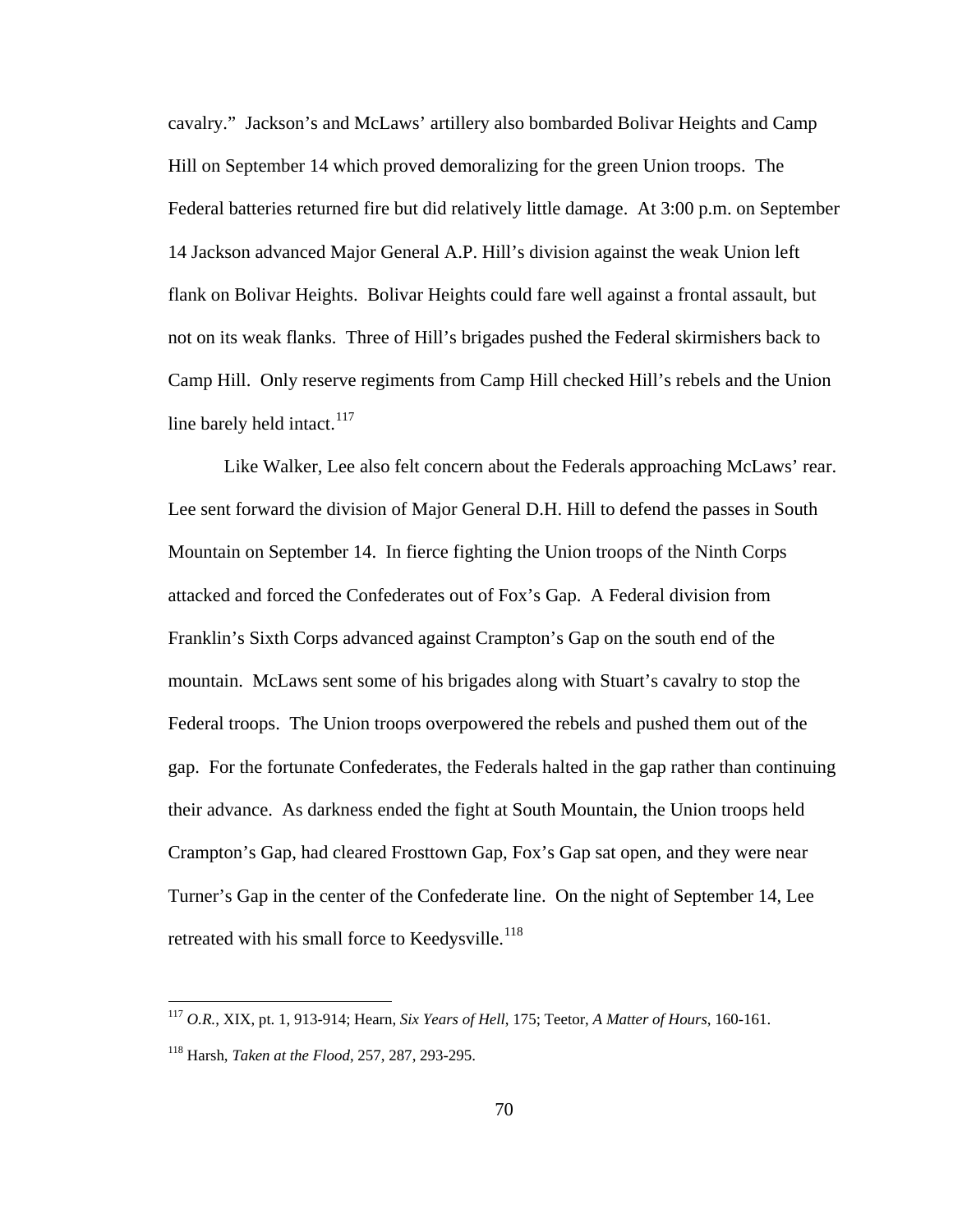cavalry." Jackson's and McLaws' artillery also bombarded Bolivar Heights and Camp Hill on September 14 which proved demoralizing for the green Union troops. The Federal batteries returned fire but did relatively little damage. At 3:00 p.m. on September 14 Jackson advanced Major General A.P. Hill's division against the weak Union left flank on Bolivar Heights. Bolivar Heights could fare well against a frontal assault, but not on its weak flanks. Three of Hill's brigades pushed the Federal skirmishers back to Camp Hill. Only reserve regiments from Camp Hill checked Hill's rebels and the Union line barely held intact.[117]

Like Walker, Lee also felt concern about the Federals approaching McLaws' rear. Lee sent forward the division of Major General D.H. Hill to defend the passes in South Mountain on September 14. In fierce fighting the Union troops of the Ninth Corps attacked and forced the Confederates out of Fox's Gap. A Federal division from Franklin's Sixth Corps advanced against Crampton's Gap on the south end of the mountain. McLaws sent some of his brigades along with Stuart's cavalry to stop the Federal troops. The Union troops overpowered the rebels and pushed them out of the gap. For the fortunate Confederates, the Federals halted in the gap rather than continuing their advance. As darkness ended the fight at South Mountain, the Union troops held Crampton's Gap, had cleared Frosttown Gap, Fox's Gap sat open, and they were near Turner's Gap in the center of the Confederate line. On the night of September 14, Lee retreated with his small force to Keedysville.[118]

---

[117] *O.R.*, XIX, pt. 1, 913-914; Hearn, *Six Years of Hell*, 175; Teetor, *A Matter of Hours*, 160-161.

[118] Harsh, *Taken at the Flood*, 257, 287, 293-295.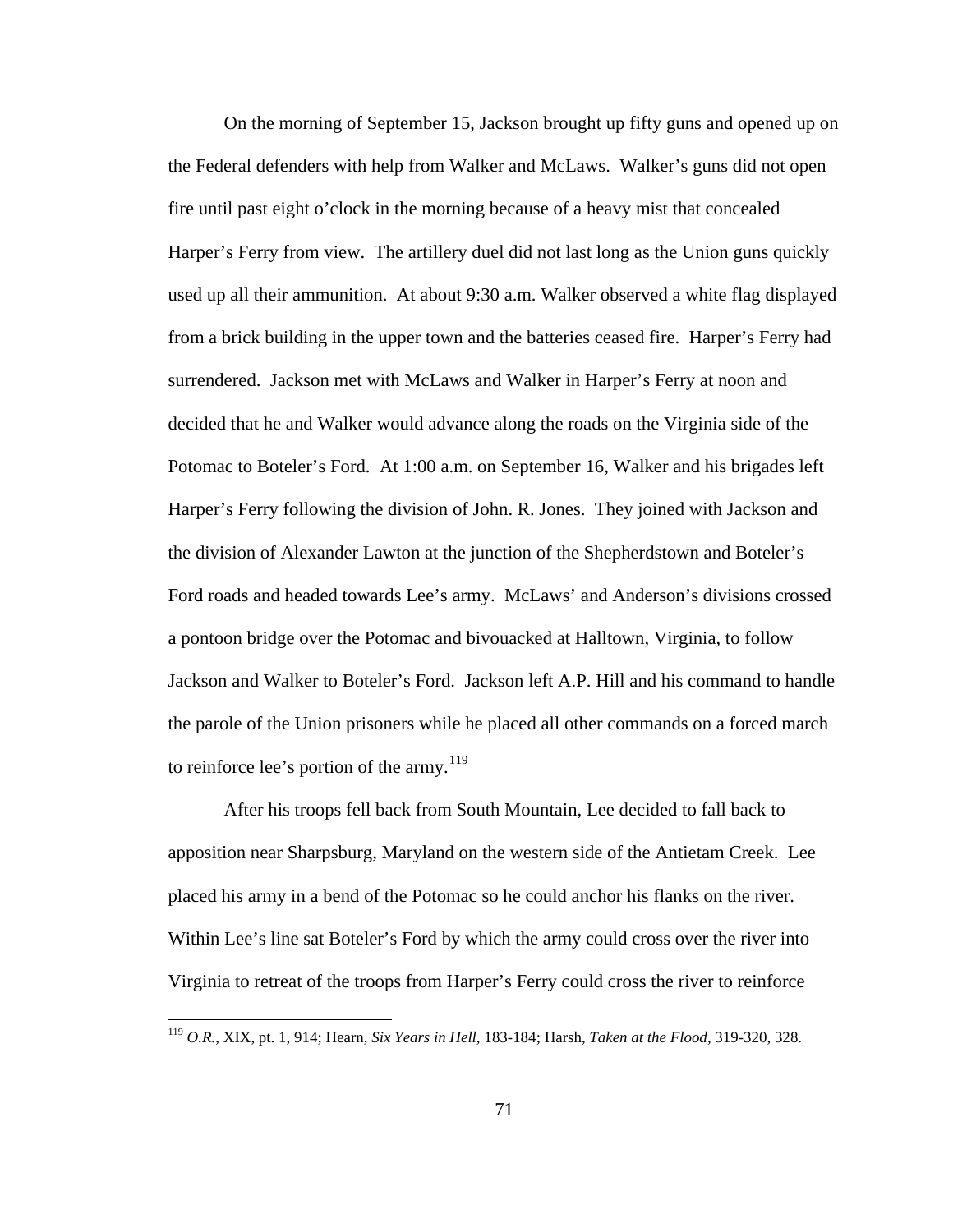On the morning of September 15, Jackson brought up fifty guns and opened up on the Federal defenders with help from Walker and McLaws. Walker's guns did not open fire until past eight o'clock in the morning because of a heavy mist that concealed Harper's Ferry from view. The artillery duel did not last long as the Union guns quickly used up all their ammunition. At about 9:30 a.m. Walker observed a white flag displayed from a brick building in the upper town and the batteries ceased fire. Harper's Ferry had surrendered. Jackson met with McLaws and Walker in Harper's Ferry at noon and decided that he and Walker would advance along the roads on the Virginia side of the Potomac to Boteler's Ford. At 1:00 a.m. on September 16, Walker and his brigades left Harper's Ferry following the division of John. R. Jones. They joined with Jackson and the division of Alexander Lawton at the junction of the Shepherdstown and Boteler's Ford roads and headed towards Lee's army. McLaws' and Anderson's divisions crossed a pontoon bridge over the Potomac and bivouacked at Halltown, Virginia, to follow Jackson and Walker to Boteler's Ford. Jackson left A.P. Hill and his command to handle the parole of the Union prisoners while he placed all other commands on a forced march to reinforce lee's portion of the army.[119]

After his troops fell back from South Mountain, Lee decided to fall back to apposition near Sharpsburg, Maryland on the western side of the Antietam Creek. Lee placed his army in a bend of the Potomac so he could anchor his flanks on the river. Within Lee's line sat Boteler's Ford by which the army could cross over the river into Virginia to retreat of the troops from Harper's Ferry could cross the river to reinforce

[119] *O.R.*, XIX, pt. 1, 914; Hearn, *Six Years in Hell*, 183-184; Harsh, *Taken at the Flood*, 319-320, 328.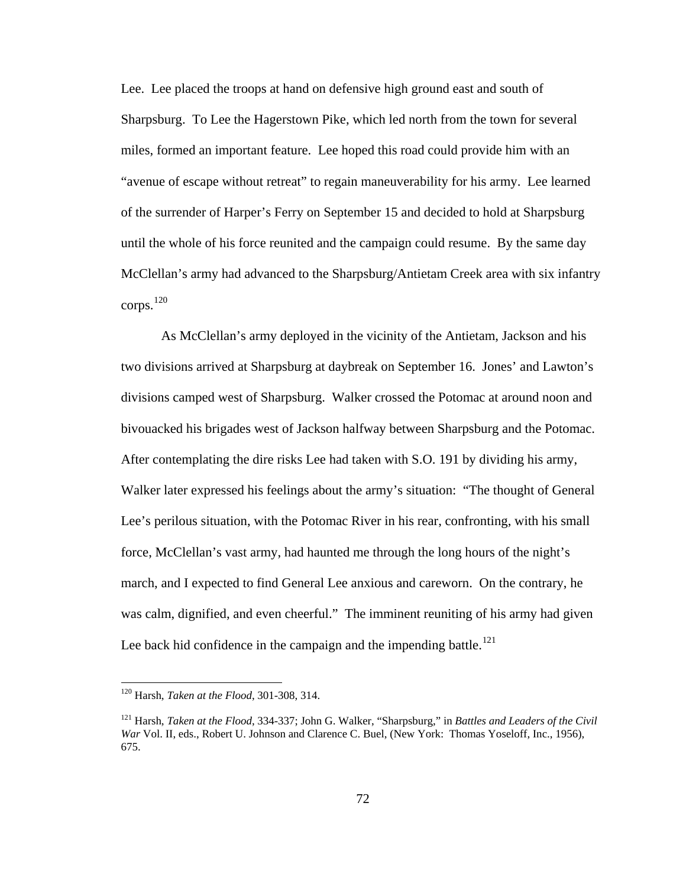Lee. Lee placed the troops at hand on defensive high ground east and south of Sharpsburg. To Lee the Hagerstown Pike, which led north from the town for several miles, formed an important feature. Lee hoped this road could provide him with an "avenue of escape without retreat" to regain maneuverability for his army. Lee learned of the surrender of Harper's Ferry on September 15 and decided to hold at Sharpsburg until the whole of his force reunited and the campaign could resume. By the same day McClellan's army had advanced to the Sharpsburg/Antietam Creek area with six infantry corps.[120]

As McClellan's army deployed in the vicinity of the Antietam, Jackson and his two divisions arrived at Sharpsburg at daybreak on September 16. Jones' and Lawton's divisions camped west of Sharpsburg. Walker crossed the Potomac at around noon and bivouacked his brigades west of Jackson halfway between Sharpsburg and the Potomac. After contemplating the dire risks Lee had taken with S.O. 191 by dividing his army, Walker later expressed his feelings about the army's situation: "The thought of General Lee's perilous situation, with the Potomac River in his rear, confronting, with his small force, McClellan's vast army, had haunted me through the long hours of the night's march, and I expected to find General Lee anxious and careworn. On the contrary, he was calm, dignified, and even cheerful." The imminent reuniting of his army had given Lee back hid confidence in the campaign and the impending battle.[121]

---

[120] Harsh, *Taken at the Flood*, 301-308, 314.

[121] Harsh, *Taken at the Flood*, 334-337; John G. Walker, "Sharpsburg," in *Battles and Leaders of the Civil War* Vol. II, eds., Robert U. Johnson and Clarence C. Buel, (New York: Thomas Yoseloff, Inc., 1956), 675.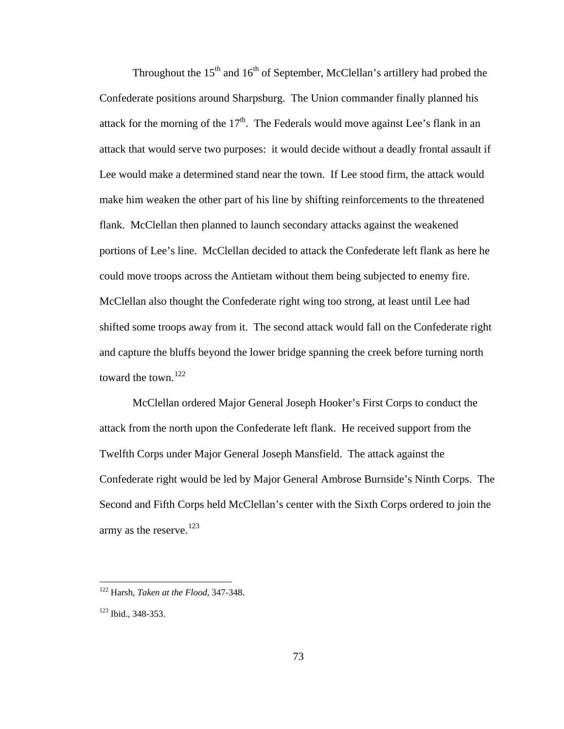Throughout the 15th and 16th of September, McClellan's artillery had probed the Confederate positions around Sharpsburg. The Union commander finally planned his attack for the morning of the 17th. The Federals would move against Lee's flank in an attack that would serve two purposes: it would decide without a deadly frontal assault if Lee would make a determined stand near the town. If Lee stood firm, the attack would make him weaken the other part of his line by shifting reinforcements to the threatened flank. McClellan then planned to launch secondary attacks against the weakened portions of Lee's line. McClellan decided to attack the Confederate left flank as here he could move troops across the Antietam without them being subjected to enemy fire. McClellan also thought the Confederate right wing too strong, at least until Lee had shifted some troops away from it. The second attack would fall on the Confederate right and capture the bluffs beyond the lower bridge spanning the creek before turning north toward the town.[122]

McClellan ordered Major General Joseph Hooker's First Corps to conduct the attack from the north upon the Confederate left flank. He received support from the Twelfth Corps under Major General Joseph Mansfield. The attack against the Confederate right would be led by Major General Ambrose Burnside's Ninth Corps. The Second and Fifth Corps held McClellan's center with the Sixth Corps ordered to join the army as the reserve.[123]

---

[122] Harsh, *Taken at the Flood*, 347-348.

[123] Ibid., 348-353.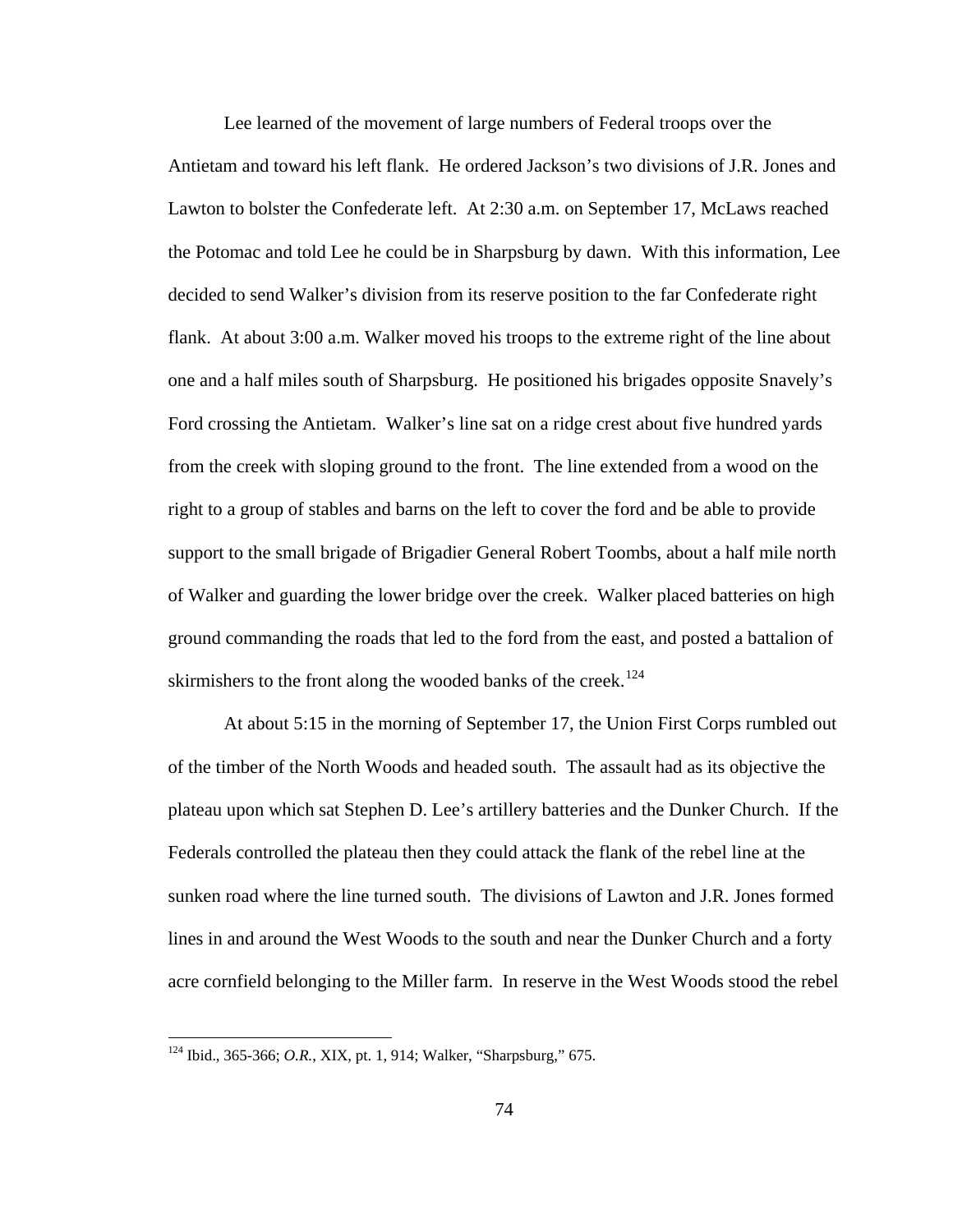Lee learned of the movement of large numbers of Federal troops over the Antietam and toward his left flank. He ordered Jackson's two divisions of J.R. Jones and Lawton to bolster the Confederate left. At 2:30 a.m. on September 17, McLaws reached the Potomac and told Lee he could be in Sharpsburg by dawn. With this information, Lee decided to send Walker's division from its reserve position to the far Confederate right flank. At about 3:00 a.m. Walker moved his troops to the extreme right of the line about one and a half miles south of Sharpsburg. He positioned his brigades opposite Snavely's Ford crossing the Antietam. Walker's line sat on a ridge crest about five hundred yards from the creek with sloping ground to the front. The line extended from a wood on the right to a group of stables and barns on the left to cover the ford and be able to provide support to the small brigade of Brigadier General Robert Toombs, about a half mile north of Walker and guarding the lower bridge over the creek. Walker placed batteries on high ground commanding the roads that led to the ford from the east, and posted a battalion of skirmishers to the front along the wooded banks of the creek.[124]

At about 5:15 in the morning of September 17, the Union First Corps rumbled out of the timber of the North Woods and headed south. The assault had as its objective the plateau upon which sat Stephen D. Lee's artillery batteries and the Dunker Church. If the Federals controlled the plateau then they could attack the flank of the rebel line at the sunken road where the line turned south. The divisions of Lawton and J.R. Jones formed lines in and around the West Woods to the south and near the Dunker Church and a forty acre cornfield belonging to the Miller farm. In reserve in the West Woods stood the rebel

[124] Ibid., 365-366; *O.R.*, XIX, pt. 1, 914; Walker, "Sharpsburg," 675.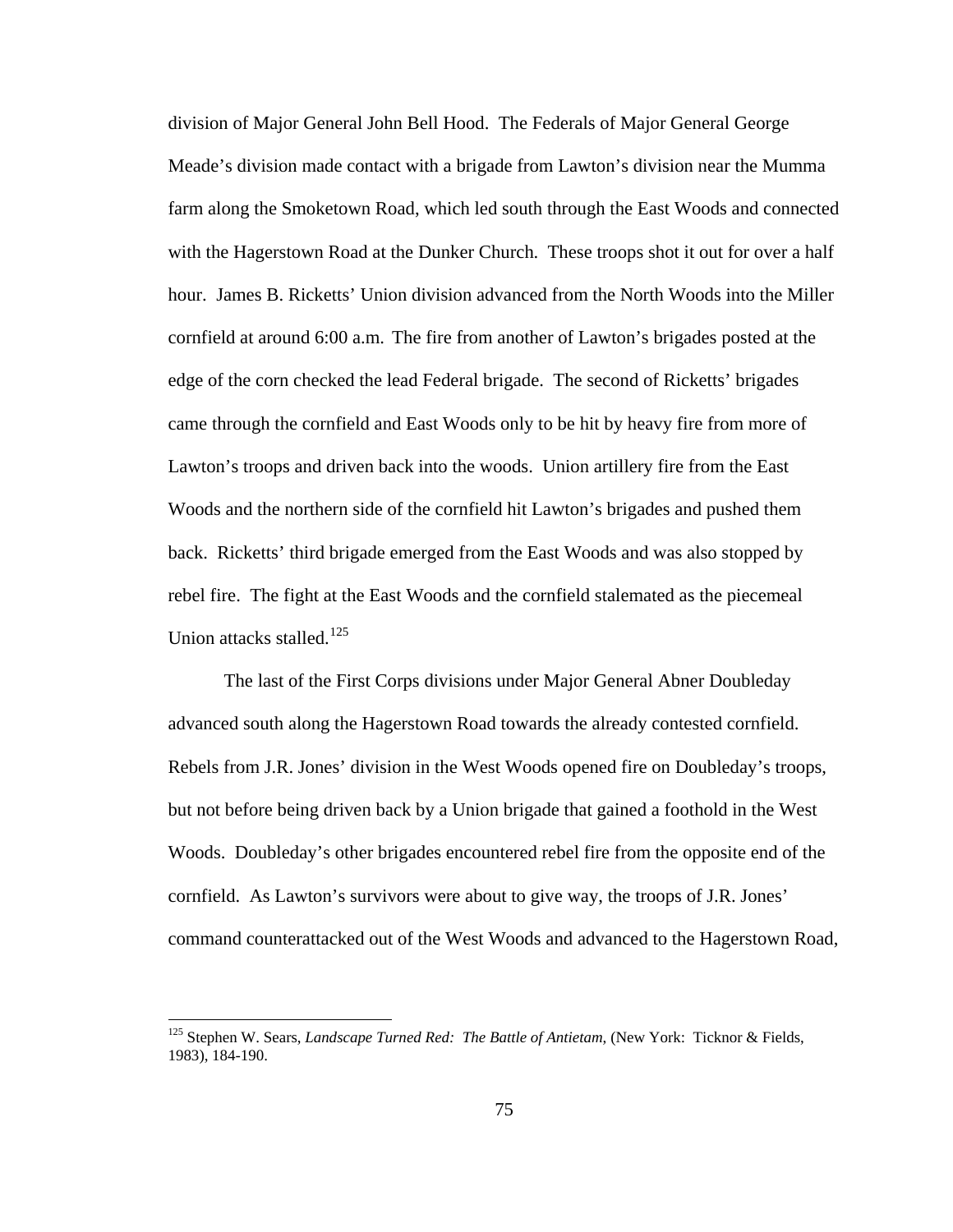division of Major General John Bell Hood. The Federals of Major General George Meade's division made contact with a brigade from Lawton's division near the Mumma farm along the Smoketown Road, which led south through the East Woods and connected with the Hagerstown Road at the Dunker Church. These troops shot it out for over a half hour. James B. Ricketts' Union division advanced from the North Woods into the Miller cornfield at around 6:00 a.m. The fire from another of Lawton's brigades posted at the edge of the corn checked the lead Federal brigade. The second of Ricketts' brigades came through the cornfield and East Woods only to be hit by heavy fire from more of Lawton's troops and driven back into the woods. Union artillery fire from the East Woods and the northern side of the cornfield hit Lawton's brigades and pushed them back. Ricketts' third brigade emerged from the East Woods and was also stopped by rebel fire. The fight at the East Woods and the cornfield stalemated as the piecemeal Union attacks stalled.[125]

The last of the First Corps divisions under Major General Abner Doubleday advanced south along the Hagerstown Road towards the already contested cornfield. Rebels from J.R. Jones' division in the West Woods opened fire on Doubleday's troops, but not before being driven back by a Union brigade that gained a foothold in the West Woods. Doubleday's other brigades encountered rebel fire from the opposite end of the cornfield. As Lawton's survivors were about to give way, the troops of J.R. Jones' command counterattacked out of the West Woods and advanced to the Hagerstown Road,

---

[125] Stephen W. Sears, *Landscape Turned Red: The Battle of Antietam*, (New York: Ticknor & Fields, 1983), 184-190.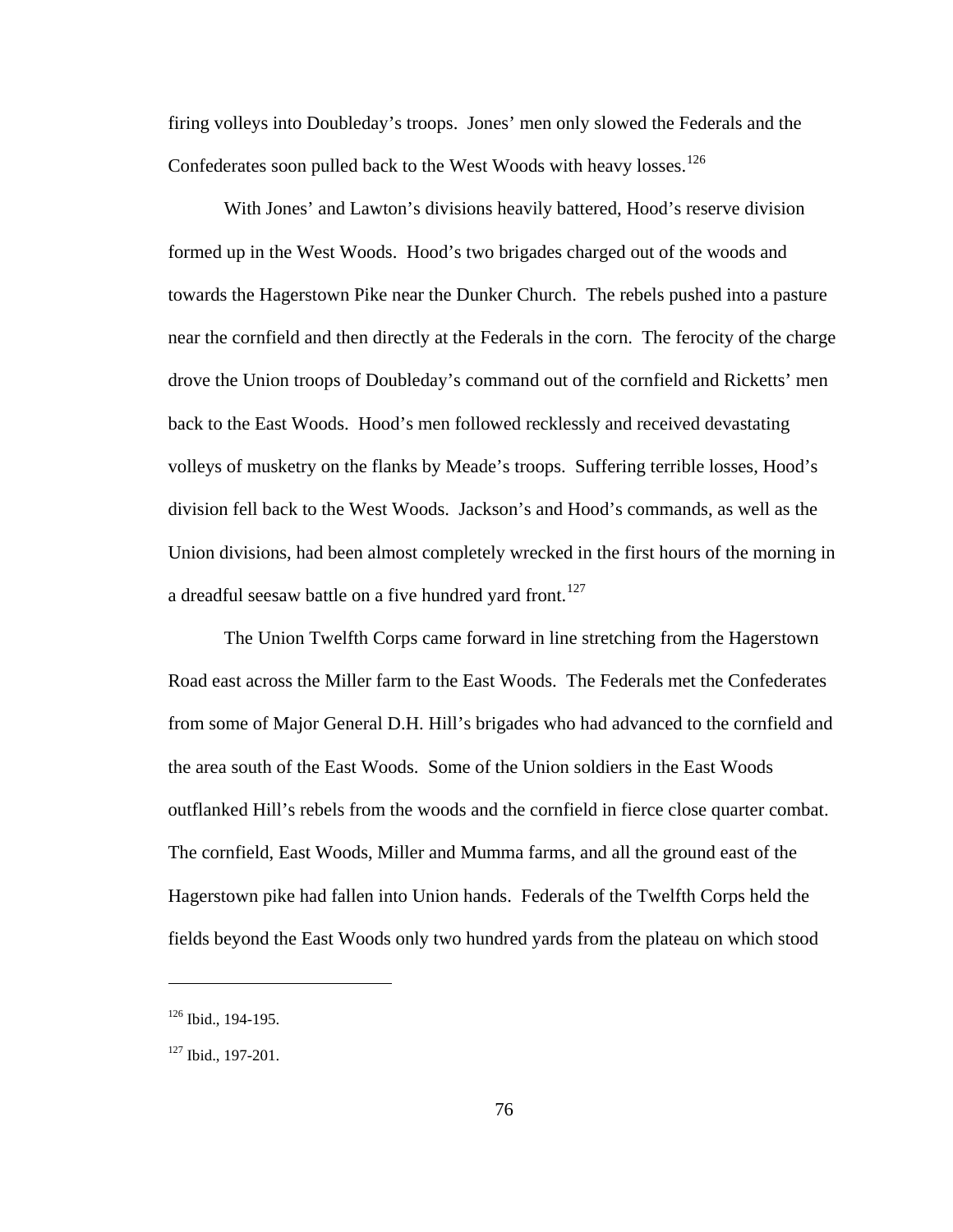firing volleys into Doubleday's troops. Jones' men only slowed the Federals and the Confederates soon pulled back to the West Woods with heavy losses.[126]

With Jones' and Lawton's divisions heavily battered, Hood's reserve division formed up in the West Woods. Hood's two brigades charged out of the woods and towards the Hagerstown Pike near the Dunker Church. The rebels pushed into a pasture near the cornfield and then directly at the Federals in the corn. The ferocity of the charge drove the Union troops of Doubleday's command out of the cornfield and Ricketts' men back to the East Woods. Hood's men followed recklessly and received devastating volleys of musketry on the flanks by Meade's troops. Suffering terrible losses, Hood's division fell back to the West Woods. Jackson's and Hood's commands, as well as the Union divisions, had been almost completely wrecked in the first hours of the morning in a dreadful seesaw battle on a five hundred yard front.[127]

The Union Twelfth Corps came forward in line stretching from the Hagerstown Road east across the Miller farm to the East Woods. The Federals met the Confederates from some of Major General D.H. Hill's brigades who had advanced to the cornfield and the area south of the East Woods. Some of the Union soldiers in the East Woods outflanked Hill's rebels from the woods and the cornfield in fierce close quarter combat. The cornfield, East Woods, Miller and Mumma farms, and all the ground east of the Hagerstown pike had fallen into Union hands. Federals of the Twelfth Corps held the fields beyond the East Woods only two hundred yards from the plateau on which stood

---

[126] Ibid., 194-195.

[127] Ibid., 197-201.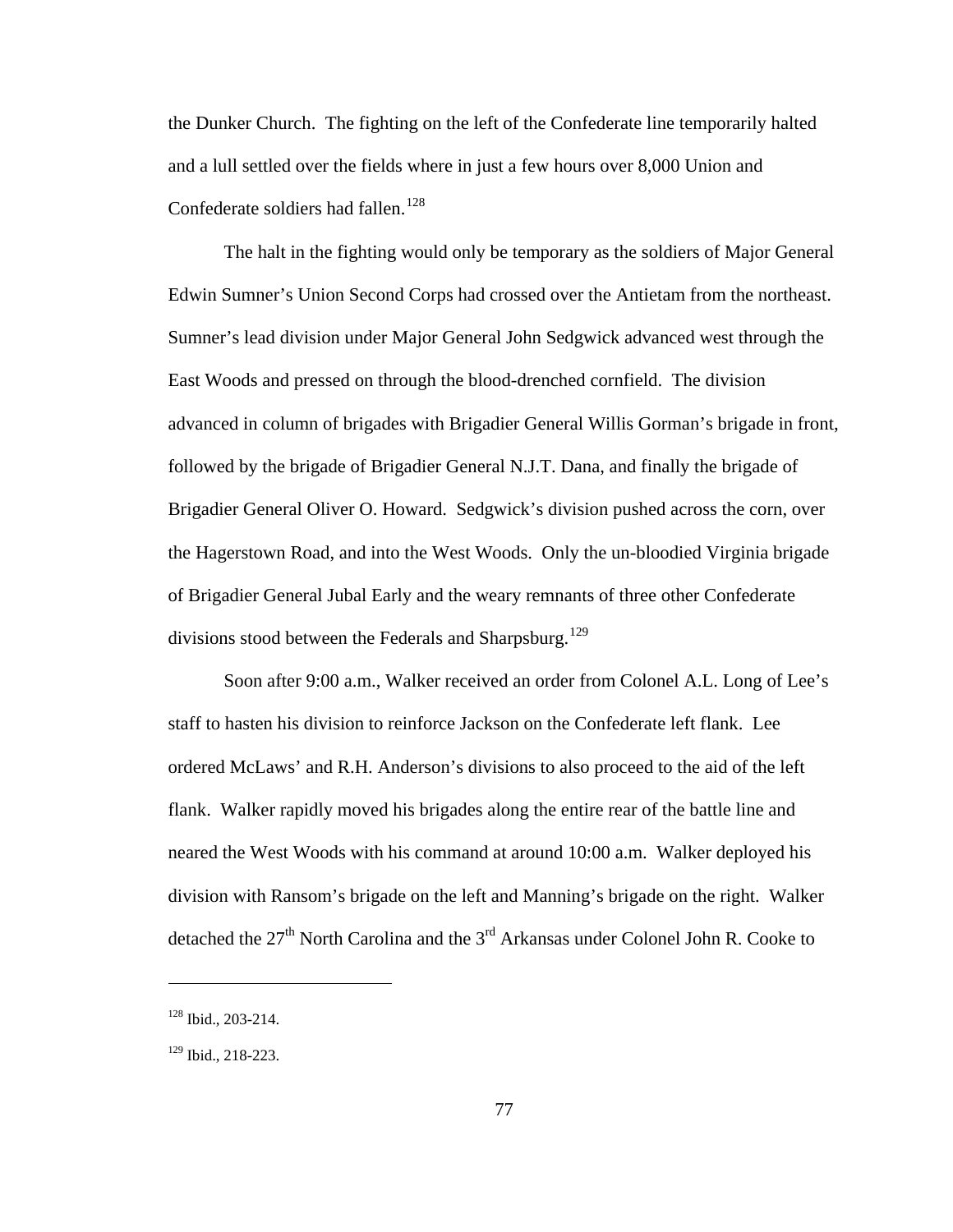the Dunker Church. The fighting on the left of the Confederate line temporarily halted and a lull settled over the fields where in just a few hours over 8,000 Union and Confederate soldiers had fallen.[128]

The halt in the fighting would only be temporary as the soldiers of Major General Edwin Sumner's Union Second Corps had crossed over the Antietam from the northeast. Sumner's lead division under Major General John Sedgwick advanced west through the East Woods and pressed on through the blood-drenched cornfield. The division advanced in column of brigades with Brigadier General Willis Gorman's brigade in front, followed by the brigade of Brigadier General N.J.T. Dana, and finally the brigade of Brigadier General Oliver O. Howard. Sedgwick's division pushed across the corn, over the Hagerstown Road, and into the West Woods. Only the un-bloodied Virginia brigade of Brigadier General Jubal Early and the weary remnants of three other Confederate divisions stood between the Federals and Sharpsburg.[129]

Soon after 9:00 a.m., Walker received an order from Colonel A.L. Long of Lee's staff to hasten his division to reinforce Jackson on the Confederate left flank. Lee ordered McLaws' and R.H. Anderson's divisions to also proceed to the aid of the left flank. Walker rapidly moved his brigades along the entire rear of the battle line and neared the West Woods with his command at around 10:00 a.m. Walker deployed his division with Ransom's brigade on the left and Manning's brigade on the right. Walker detached the 27th North Carolina and the 3rd Arkansas under Colonel John R. Cooke to

---

[128] Ibid., 203-214.

[129] Ibid., 218-223.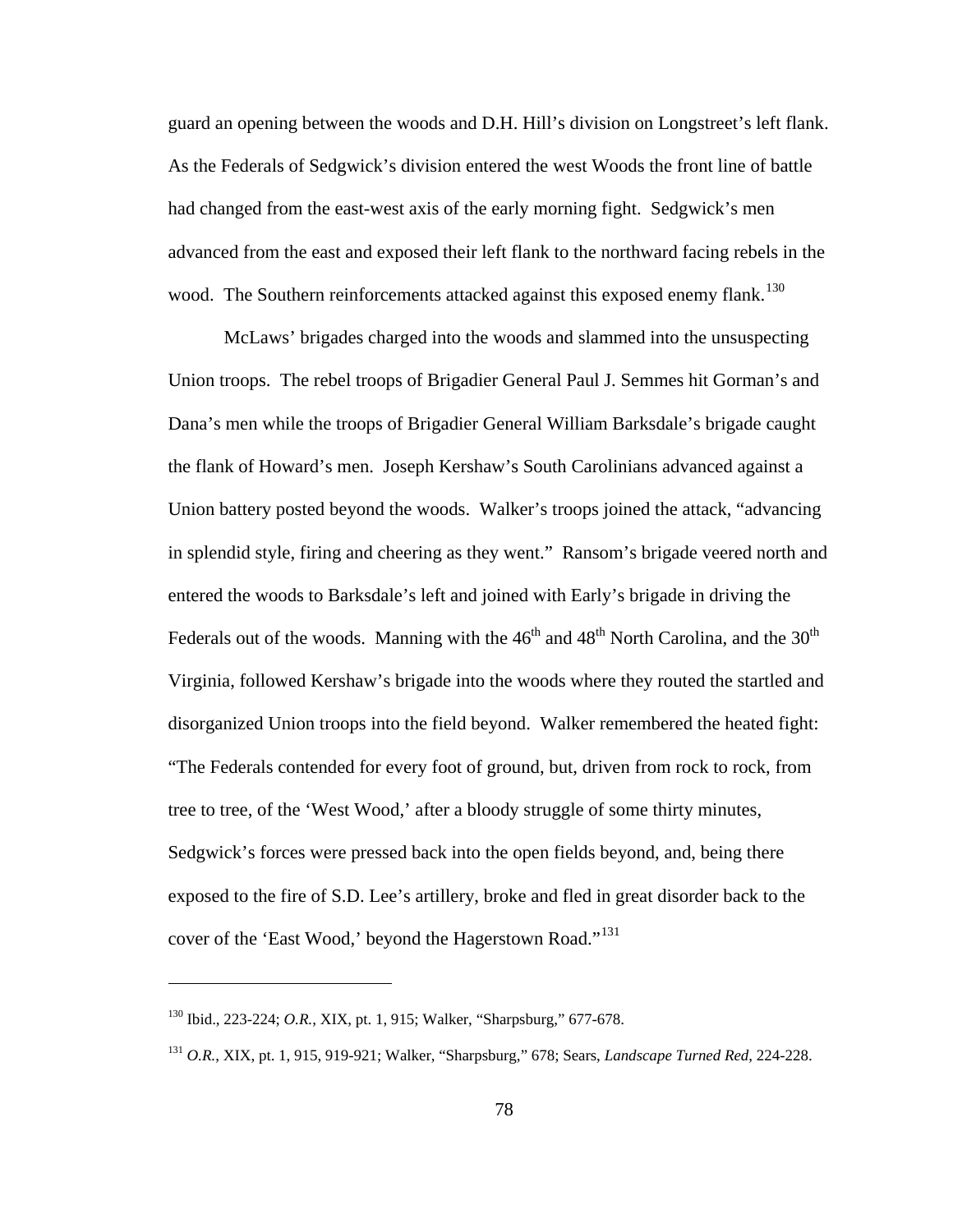guard an opening between the woods and D.H. Hill's division on Longstreet's left flank. As the Federals of Sedgwick's division entered the west Woods the front line of battle had changed from the east-west axis of the early morning fight. Sedgwick's men advanced from the east and exposed their left flank to the northward facing rebels in the wood. The Southern reinforcements attacked against this exposed enemy flank.[130]

McLaws' brigades charged into the woods and slammed into the unsuspecting Union troops. The rebel troops of Brigadier General Paul J. Semmes hit Gorman's and Dana's men while the troops of Brigadier General William Barksdale's brigade caught the flank of Howard's men. Joseph Kershaw's South Carolinians advanced against a Union battery posted beyond the woods. Walker's troops joined the attack, "advancing in splendid style, firing and cheering as they went." Ransom's brigade veered north and entered the woods to Barksdale's left and joined with Early's brigade in driving the Federals out of the woods. Manning with the 46th and 48th North Carolina, and the 30th Virginia, followed Kershaw's brigade into the woods where they routed the startled and disorganized Union troops into the field beyond. Walker remembered the heated fight: "The Federals contended for every foot of ground, but, driven from rock to rock, from tree to tree, of the 'West Wood,' after a bloody struggle of some thirty minutes, Sedgwick's forces were pressed back into the open fields beyond, and, being there exposed to the fire of S.D. Lee's artillery, broke and fled in great disorder back to the cover of the 'East Wood,' beyond the Hagerstown Road."[131]

---

[130] Ibid., 223-224; *O.R.*, XIX, pt. 1, 915; Walker, "Sharpsburg," 677-678.

[131] *O.R.*, XIX, pt. 1, 915, 919-921; Walker, "Sharpsburg," 678; Sears, *Landscape Turned Red*, 224-228.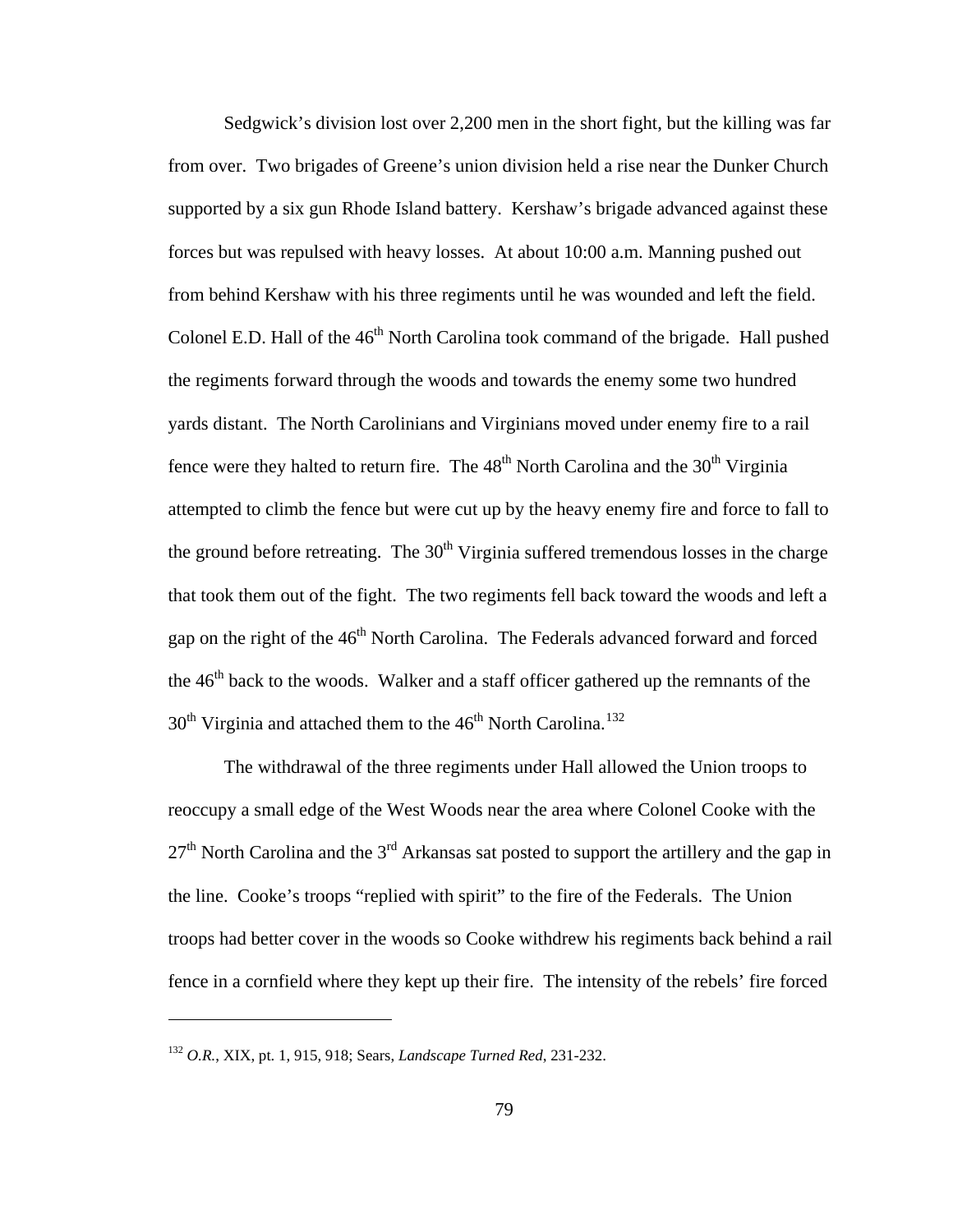Sedgwick's division lost over 2,200 men in the short fight, but the killing was far from over. Two brigades of Greene's union division held a rise near the Dunker Church supported by a six gun Rhode Island battery. Kershaw's brigade advanced against these forces but was repulsed with heavy losses. At about 10:00 a.m. Manning pushed out from behind Kershaw with his three regiments until he was wounded and left the field. Colonel E.D. Hall of the 46th North Carolina took command of the brigade. Hall pushed the regiments forward through the woods and towards the enemy some two hundred yards distant. The North Carolinians and Virginians moved under enemy fire to a rail fence were they halted to return fire. The 48th North Carolina and the 30th Virginia attempted to climb the fence but were cut up by the heavy enemy fire and force to fall to the ground before retreating. The 30th Virginia suffered tremendous losses in the charge that took them out of the fight. The two regiments fell back toward the woods and left a gap on the right of the 46th North Carolina. The Federals advanced forward and forced the 46th back to the woods. Walker and a staff officer gathered up the remnants of the 30th Virginia and attached them to the 46th North Carolina.[132]

The withdrawal of the three regiments under Hall allowed the Union troops to reoccupy a small edge of the West Woods near the area where Colonel Cooke with the 27th North Carolina and the 3rd Arkansas sat posted to support the artillery and the gap in the line. Cooke's troops "replied with spirit" to the fire of the Federals. The Union troops had better cover in the woods so Cooke withdrew his regiments back behind a rail fence in a cornfield where they kept up their fire. The intensity of the rebels' fire forced

---

[132] *O.R.*, XIX, pt. 1, 915, 918; Sears, *Landscape Turned Red*, 231-232.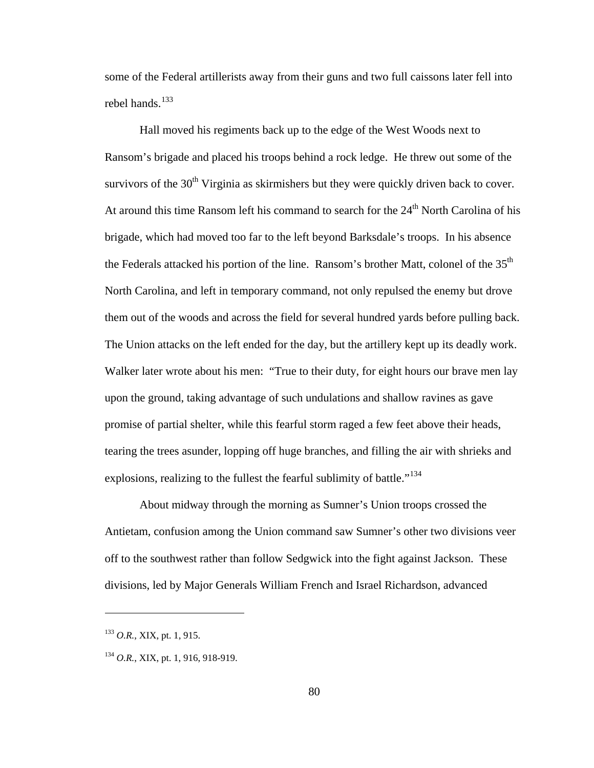some of the Federal artillerists away from their guns and two full caissons later fell into rebel hands.[133]

Hall moved his regiments back up to the edge of the West Woods next to Ransom's brigade and placed his troops behind a rock ledge. He threw out some of the survivors of the 30th Virginia as skirmishers but they were quickly driven back to cover. At around this time Ransom left his command to search for the 24th North Carolina of his brigade, which had moved too far to the left beyond Barksdale's troops. In his absence the Federals attacked his portion of the line. Ransom's brother Matt, colonel of the 35th North Carolina, and left in temporary command, not only repulsed the enemy but drove them out of the woods and across the field for several hundred yards before pulling back. The Union attacks on the left ended for the day, but the artillery kept up its deadly work. Walker later wrote about his men: "True to their duty, for eight hours our brave men lay upon the ground, taking advantage of such undulations and shallow ravines as gave promise of partial shelter, while this fearful storm raged a few feet above their heads, tearing the trees asunder, lopping off huge branches, and filling the air with shrieks and explosions, realizing to the fullest the fearful sublimity of battle."[134]

About midway through the morning as Sumner's Union troops crossed the Antietam, confusion among the Union command saw Sumner's other two divisions veer off to the southwest rather than follow Sedgwick into the fight against Jackson. These divisions, led by Major Generals William French and Israel Richardson, advanced

---

[133] *O.R.*, XIX, pt. 1, 915.

[134] *O.R.*, XIX, pt. 1, 916, 918-919.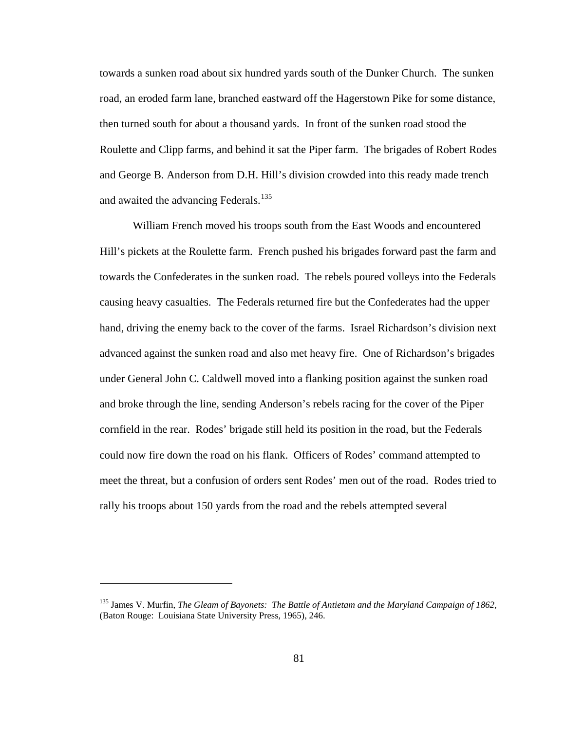towards a sunken road about six hundred yards south of the Dunker Church. The sunken road, an eroded farm lane, branched eastward off the Hagerstown Pike for some distance, then turned south for about a thousand yards. In front of the sunken road stood the Roulette and Clipp farms, and behind it sat the Piper farm. The brigades of Robert Rodes and George B. Anderson from D.H. Hill's division crowded into this ready made trench and awaited the advancing Federals.[135]

William French moved his troops south from the East Woods and encountered Hill's pickets at the Roulette farm. French pushed his brigades forward past the farm and towards the Confederates in the sunken road. The rebels poured volleys into the Federals causing heavy casualties. The Federals returned fire but the Confederates had the upper hand, driving the enemy back to the cover of the farms. Israel Richardson's division next advanced against the sunken road and also met heavy fire. One of Richardson's brigades under General John C. Caldwell moved into a flanking position against the sunken road and broke through the line, sending Anderson's rebels racing for the cover of the Piper cornfield in the rear. Rodes' brigade still held its position in the road, but the Federals could now fire down the road on his flank. Officers of Rodes' command attempted to meet the threat, but a confusion of orders sent Rodes' men out of the road. Rodes tried to rally his troops about 150 yards from the road and the rebels attempted several

---

[135] James V. Murfin, *The Gleam of Bayonets: The Battle of Antietam and the Maryland Campaign of 1862*, (Baton Rouge: Louisiana State University Press, 1965), 246.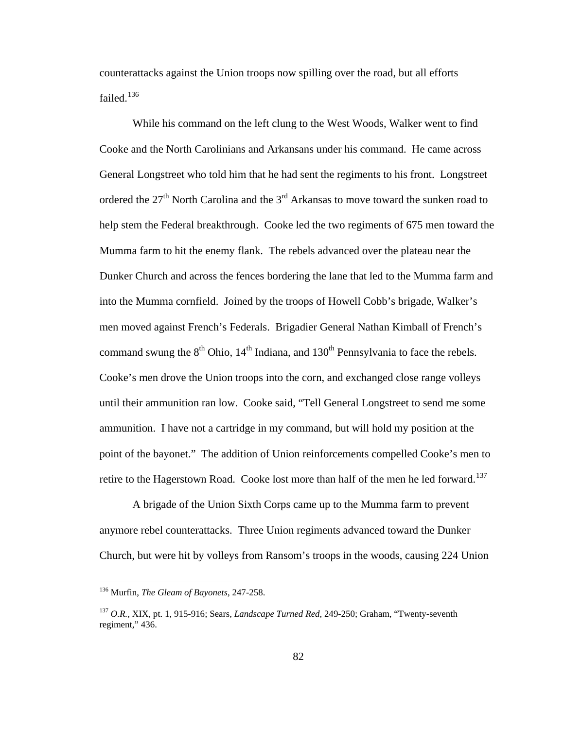counterattacks against the Union troops now spilling over the road, but all efforts failed.[136]

While his command on the left clung to the West Woods, Walker went to find Cooke and the North Carolinians and Arkansans under his command. He came across General Longstreet who told him that he had sent the regiments to his front. Longstreet ordered the 27th North Carolina and the 3rd Arkansas to move toward the sunken road to help stem the Federal breakthrough. Cooke led the two regiments of 675 men toward the Mumma farm to hit the enemy flank. The rebels advanced over the plateau near the Dunker Church and across the fences bordering the lane that led to the Mumma farm and into the Mumma cornfield. Joined by the troops of Howell Cobb's brigade, Walker's men moved against French's Federals. Brigadier General Nathan Kimball of French's command swung the 8th Ohio, 14th Indiana, and 130th Pennsylvania to face the rebels. Cooke's men drove the Union troops into the corn, and exchanged close range volleys until their ammunition ran low. Cooke said, "Tell General Longstreet to send me some ammunition. I have not a cartridge in my command, but will hold my position at the point of the bayonet." The addition of Union reinforcements compelled Cooke's men to retire to the Hagerstown Road. Cooke lost more than half of the men he led forward.[137]

A brigade of the Union Sixth Corps came up to the Mumma farm to prevent anymore rebel counterattacks. Three Union regiments advanced toward the Dunker Church, but were hit by volleys from Ransom's troops in the woods, causing 224 Union

---

[136] Murfin, *The Gleam of Bayonets*, 247-258.

[137] *O.R.*, XIX, pt. 1, 915-916; Sears, *Landscape Turned Red*, 249-250; Graham, "Twenty-seventh regiment," 436.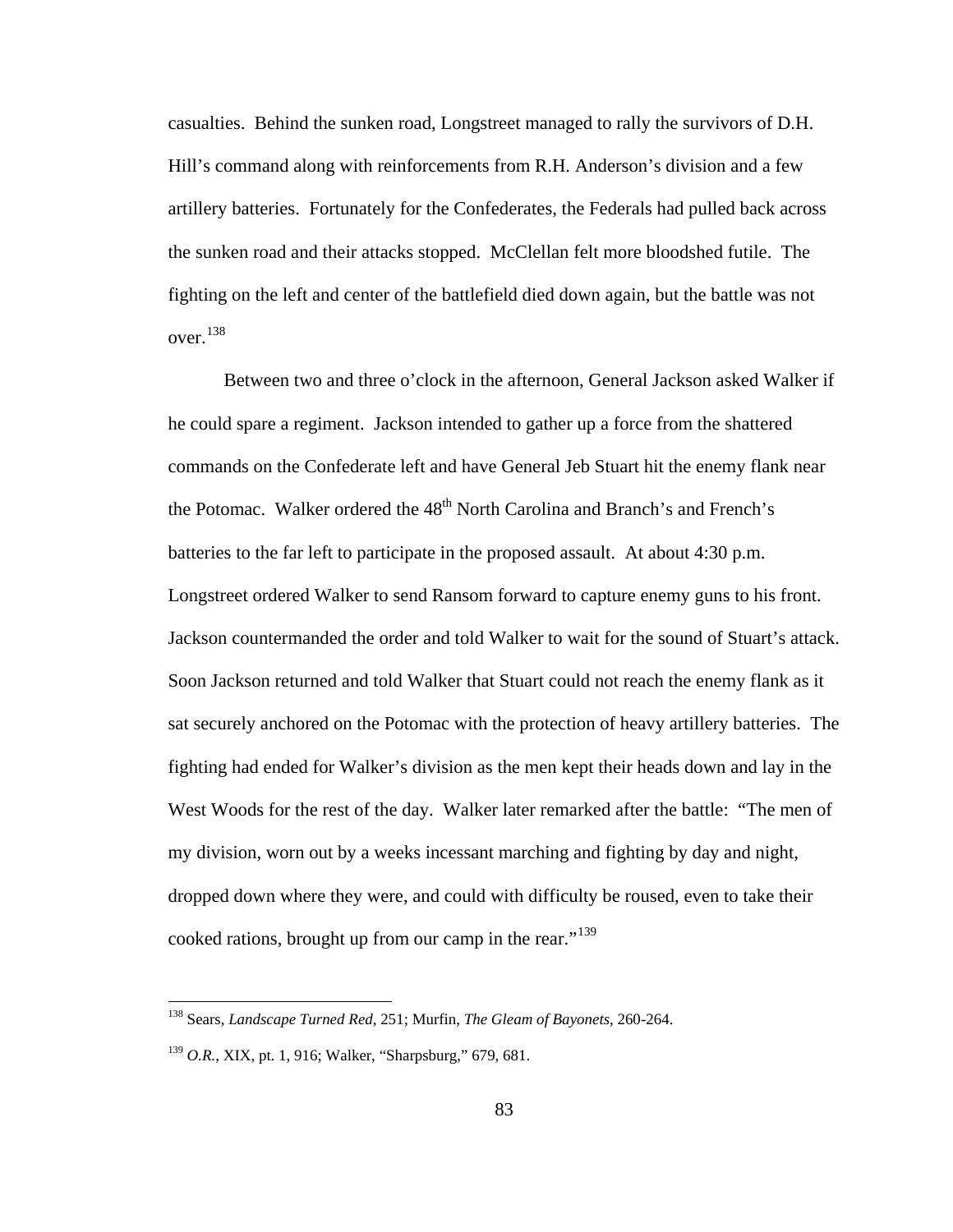casualties. Behind the sunken road, Longstreet managed to rally the survivors of D.H. Hill's command along with reinforcements from R.H. Anderson's division and a few artillery batteries. Fortunately for the Confederates, the Federals had pulled back across the sunken road and their attacks stopped. McClellan felt more bloodshed futile. The fighting on the left and center of the battlefield died down again, but the battle was not over.[138]

Between two and three o'clock in the afternoon, General Jackson asked Walker if he could spare a regiment. Jackson intended to gather up a force from the shattered commands on the Confederate left and have General Jeb Stuart hit the enemy flank near the Potomac. Walker ordered the 48th North Carolina and Branch's and French's batteries to the far left to participate in the proposed assault. At about 4:30 p.m. Longstreet ordered Walker to send Ransom forward to capture enemy guns to his front. Jackson countermanded the order and told Walker to wait for the sound of Stuart's attack. Soon Jackson returned and told Walker that Stuart could not reach the enemy flank as it sat securely anchored on the Potomac with the protection of heavy artillery batteries. The fighting had ended for Walker's division as the men kept their heads down and lay in the West Woods for the rest of the day. Walker later remarked after the battle: "The men of my division, worn out by a weeks incessant marching and fighting by day and night, dropped down where they were, and could with difficulty be roused, even to take their cooked rations, brought up from our camp in the rear."[139]

---

[138] Sears, *Landscape Turned Red*, 251; Murfin, *The Gleam of Bayonets*, 260-264.

[139] *O.R.*, XIX, pt. 1, 916; Walker, "Sharpsburg," 679, 681.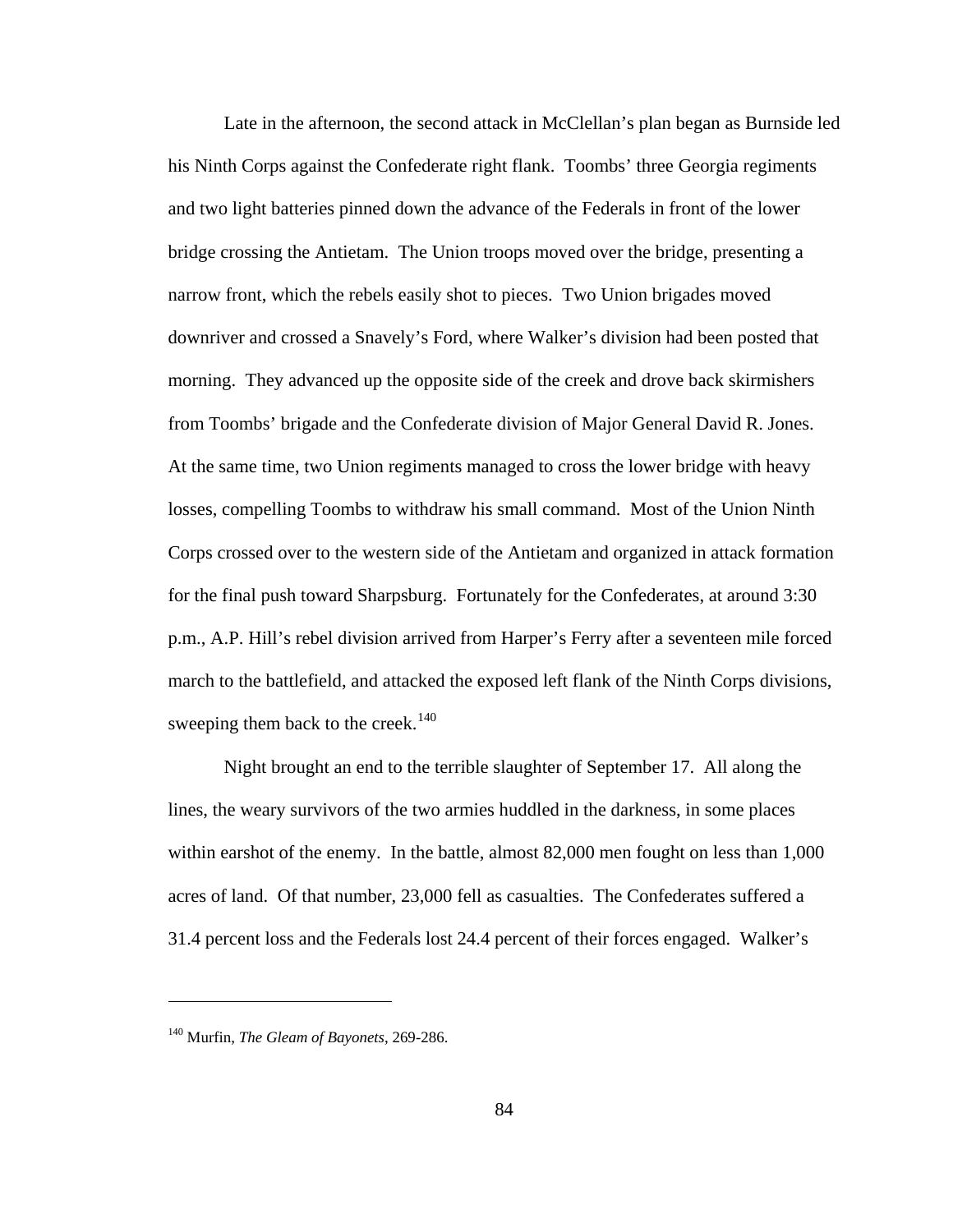Late in the afternoon, the second attack in McClellan's plan began as Burnside led his Ninth Corps against the Confederate right flank. Toombs' three Georgia regiments and two light batteries pinned down the advance of the Federals in front of the lower bridge crossing the Antietam. The Union troops moved over the bridge, presenting a narrow front, which the rebels easily shot to pieces. Two Union brigades moved downriver and crossed a Snavely's Ford, where Walker's division had been posted that morning. They advanced up the opposite side of the creek and drove back skirmishers from Toombs' brigade and the Confederate division of Major General David R. Jones. At the same time, two Union regiments managed to cross the lower bridge with heavy losses, compelling Toombs to withdraw his small command. Most of the Union Ninth Corps crossed over to the western side of the Antietam and organized in attack formation for the final push toward Sharpsburg. Fortunately for the Confederates, at around 3:30 p.m., A.P. Hill's rebel division arrived from Harper's Ferry after a seventeen mile forced march to the battlefield, and attacked the exposed left flank of the Ninth Corps divisions, sweeping them back to the creek.[140]

Night brought an end to the terrible slaughter of September 17. All along the lines, the weary survivors of the two armies huddled in the darkness, in some places within earshot of the enemy. In the battle, almost 82,000 men fought on less than 1,000 acres of land. Of that number, 23,000 fell as casualties. The Confederates suffered a 31.4 percent loss and the Federals lost 24.4 percent of their forces engaged. Walker's

---

[140] Murfin, *The Gleam of Bayonets*, 269-286.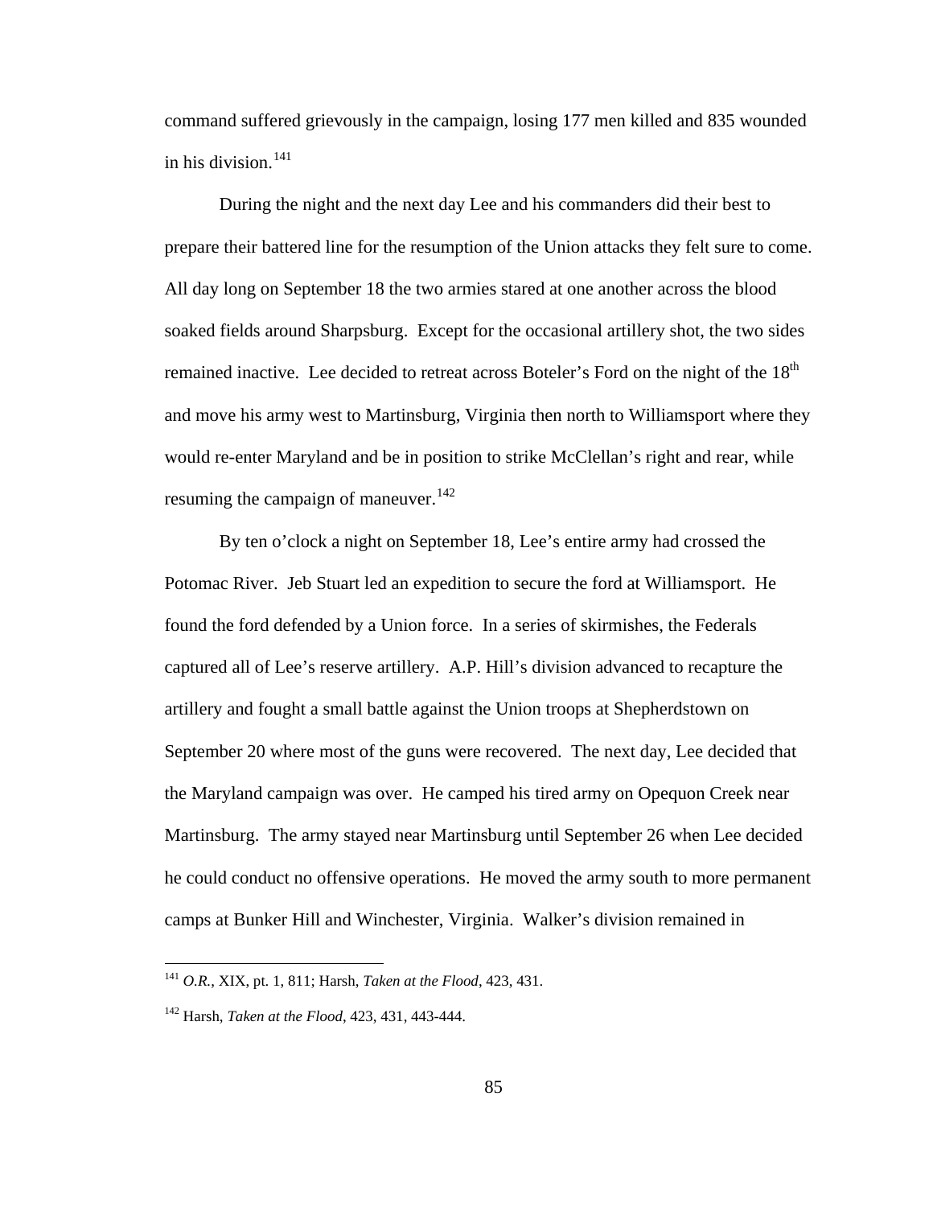command suffered grievously in the campaign, losing 177 men killed and 835 wounded in his division.[141]

During the night and the next day Lee and his commanders did their best to prepare their battered line for the resumption of the Union attacks they felt sure to come. All day long on September 18 the two armies stared at one another across the blood soaked fields around Sharpsburg. Except for the occasional artillery shot, the two sides remained inactive. Lee decided to retreat across Boteler's Ford on the night of the 18th and move his army west to Martinsburg, Virginia then north to Williamsport where they would re-enter Maryland and be in position to strike McClellan's right and rear, while resuming the campaign of maneuver.[142]

By ten o'clock a night on September 18, Lee's entire army had crossed the Potomac River. Jeb Stuart led an expedition to secure the ford at Williamsport. He found the ford defended by a Union force. In a series of skirmishes, the Federals captured all of Lee's reserve artillery. A.P. Hill's division advanced to recapture the artillery and fought a small battle against the Union troops at Shepherdstown on September 20 where most of the guns were recovered. The next day, Lee decided that the Maryland campaign was over. He camped his tired army on Opequon Creek near Martinsburg. The army stayed near Martinsburg until September 26 when Lee decided he could conduct no offensive operations. He moved the army south to more permanent camps at Bunker Hill and Winchester, Virginia. Walker's division remained in

---

[141] *O.R.*, XIX, pt. 1, 811; Harsh, *Taken at the Flood*, 423, 431.

[142] Harsh, *Taken at the Flood*, 423, 431, 443-444.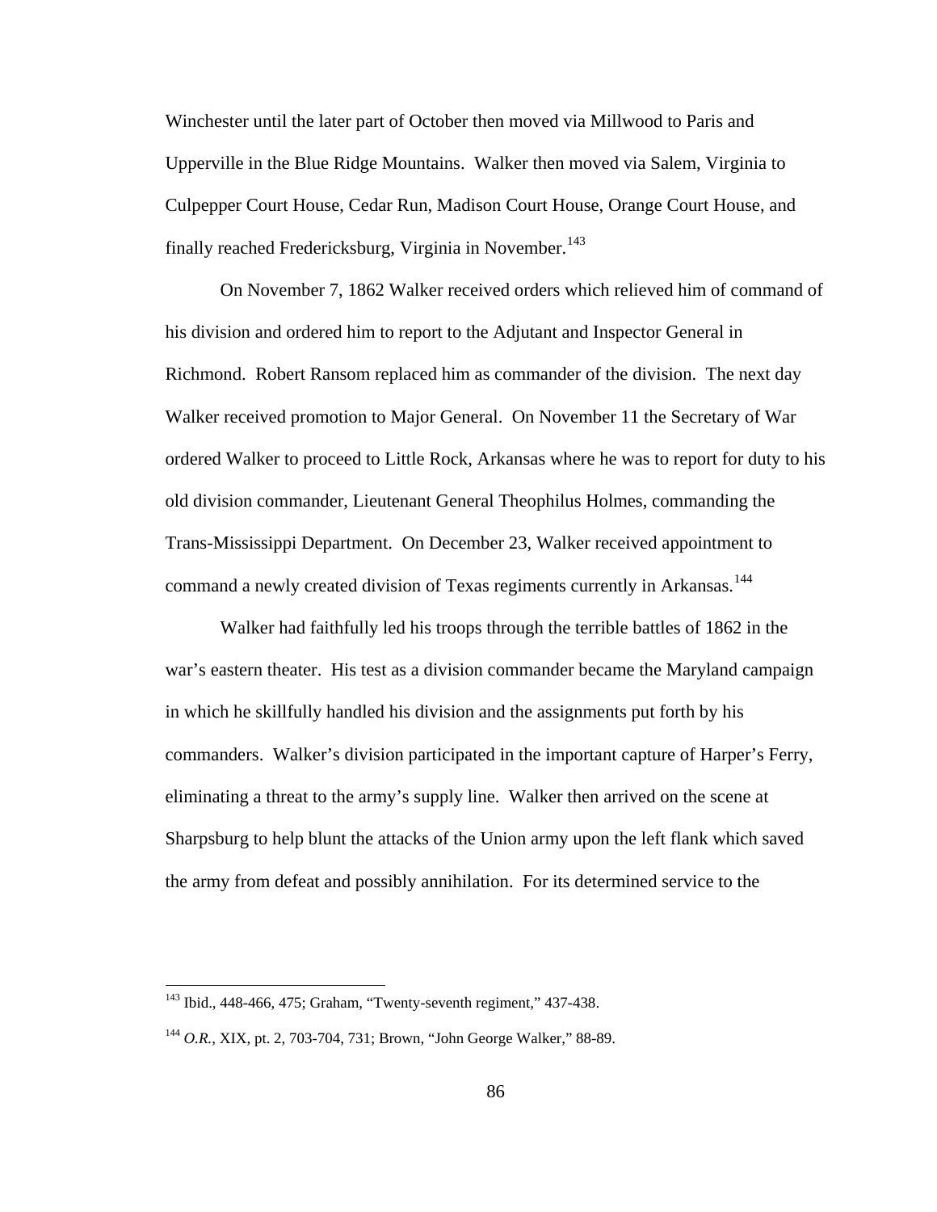Winchester until the later part of October then moved via Millwood to Paris and Upperville in the Blue Ridge Mountains. Walker then moved via Salem, Virginia to Culpepper Court House, Cedar Run, Madison Court House, Orange Court House, and finally reached Fredericksburg, Virginia in November.[143]

On November 7, 1862 Walker received orders which relieved him of command of his division and ordered him to report to the Adjutant and Inspector General in Richmond. Robert Ransom replaced him as commander of the division. The next day Walker received promotion to Major General. On November 11 the Secretary of War ordered Walker to proceed to Little Rock, Arkansas where he was to report for duty to his old division commander, Lieutenant General Theophilus Holmes, commanding the Trans-Mississippi Department. On December 23, Walker received appointment to command a newly created division of Texas regiments currently in Arkansas.[144]

Walker had faithfully led his troops through the terrible battles of 1862 in the war's eastern theater. His test as a division commander became the Maryland campaign in which he skillfully handled his division and the assignments put forth by his commanders. Walker's division participated in the important capture of Harper's Ferry, eliminating a threat to the army's supply line. Walker then arrived on the scene at Sharpsburg to help blunt the attacks of the Union army upon the left flank which saved the army from defeat and possibly annihilation. For its determined service to the

---

[143] Ibid., 448-466, 475; Graham, "Twenty-seventh regiment," 437-438.

[144] *O.R.*, XIX, pt. 2, 703-704, 731; Brown, "John George Walker," 88-89.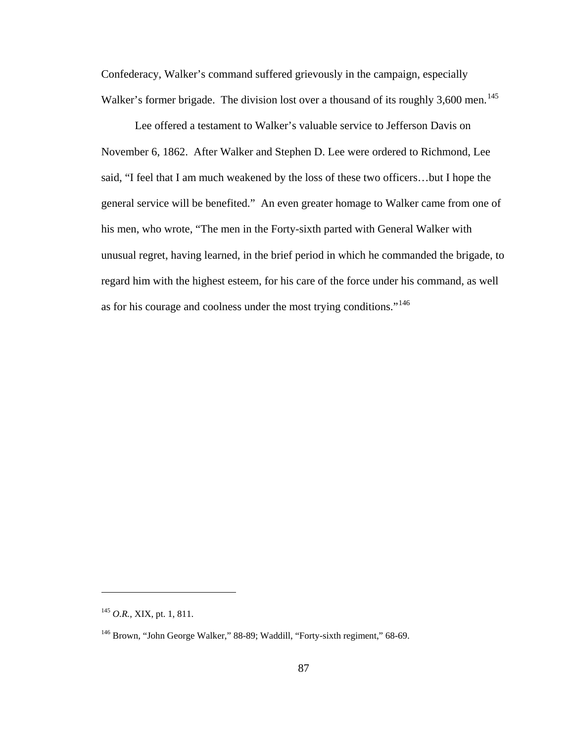Confederacy, Walker's command suffered grievously in the campaign, especially Walker's former brigade. The division lost over a thousand of its roughly 3,600 men.[145]

Lee offered a testament to Walker's valuable service to Jefferson Davis on November 6, 1862. After Walker and Stephen D. Lee were ordered to Richmond, Lee said, "I feel that I am much weakened by the loss of these two officers…but I hope the general service will be benefited." An even greater homage to Walker came from one of his men, who wrote, "The men in the Forty-sixth parted with General Walker with unusual regret, having learned, in the brief period in which he commanded the brigade, to regard him with the highest esteem, for his care of the force under his command, as well as for his courage and coolness under the most trying conditions."[146]

---

[145] *O.R.*, XIX, pt. 1, 811.

[146] Brown, "John George Walker," 88-89; Waddill, "Forty-sixth regiment," 68-69.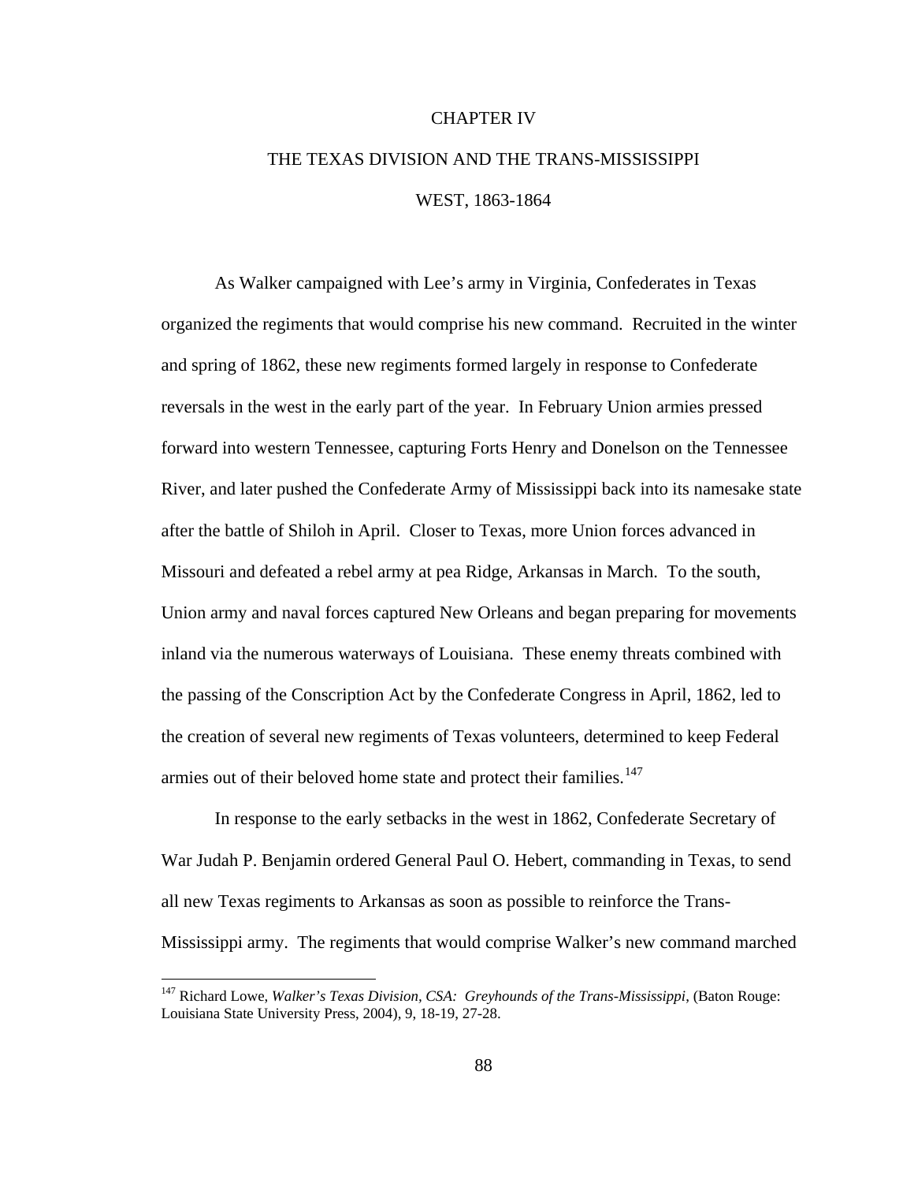# CHAPTER IV

## THE TEXAS DIVISION AND THE TRANS-MISSISSIPPI WEST, 1863-1864

As Walker campaigned with Lee's army in Virginia, Confederates in Texas organized the regiments that would comprise his new command. Recruited in the winter and spring of 1862, these new regiments formed largely in response to Confederate reversals in the west in the early part of the year. In February Union armies pressed forward into western Tennessee, capturing Forts Henry and Donelson on the Tennessee River, and later pushed the Confederate Army of Mississippi back into its namesake state after the battle of Shiloh in April. Closer to Texas, more Union forces advanced in Missouri and defeated a rebel army at pea Ridge, Arkansas in March. To the south, Union army and naval forces captured New Orleans and began preparing for movements inland via the numerous waterways of Louisiana. These enemy threats combined with the passing of the Conscription Act by the Confederate Congress in April, 1862, led to the creation of several new regiments of Texas volunteers, determined to keep Federal armies out of their beloved home state and protect their families.[147]

In response to the early setbacks in the west in 1862, Confederate Secretary of War Judah P. Benjamin ordered General Paul O. Hebert, commanding in Texas, to send all new Texas regiments to Arkansas as soon as possible to reinforce the Trans-Mississippi army. The regiments that would comprise Walker's new command marched

---

[147] Richard Lowe, *Walker's Texas Division, CSA: Greyhounds of the Trans-Mississippi*, (Baton Rouge: Louisiana State University Press, 2004), 9, 18-19, 27-28.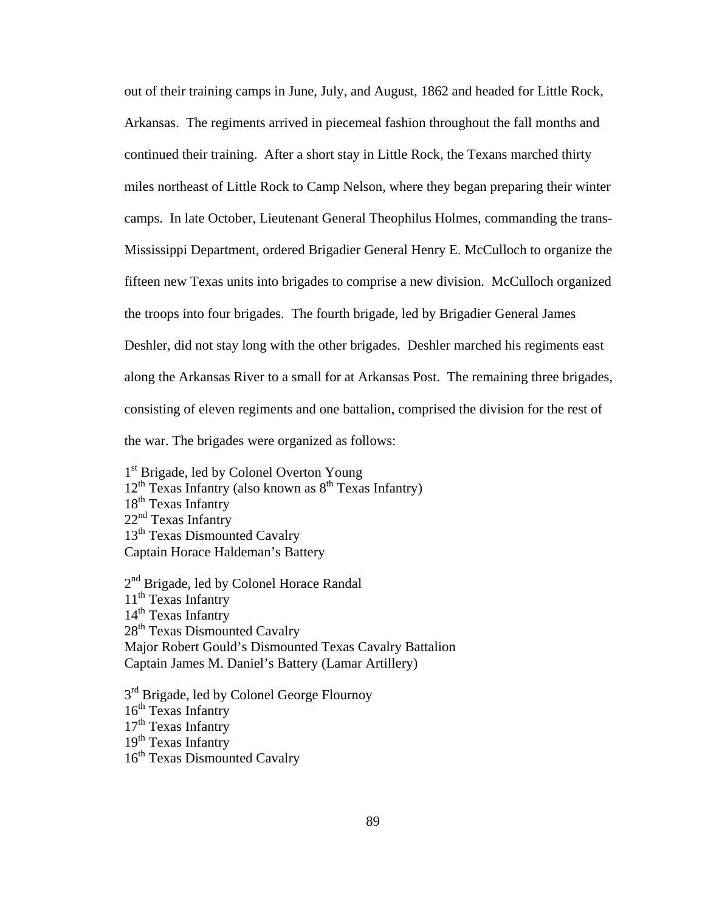out of their training camps in June, July, and August, 1862 and headed for Little Rock, Arkansas. The regiments arrived in piecemeal fashion throughout the fall months and continued their training. After a short stay in Little Rock, the Texans marched thirty miles northeast of Little Rock to Camp Nelson, where they began preparing their winter camps. In late October, Lieutenant General Theophilus Holmes, commanding the trans-Mississippi Department, ordered Brigadier General Henry E. McCulloch to organize the fifteen new Texas units into brigades to comprise a new division. McCulloch organized the troops into four brigades. The fourth brigade, led by Brigadier General James Deshler, did not stay long with the other brigades. Deshler marched his regiments east along the Arkansas River to a small for at Arkansas Post. The remaining three brigades, consisting of eleven regiments and one battalion, comprised the division for the rest of the war. The brigades were organized as follows:

1st Brigade, led by Colonel Overton Young
12th Texas Infantry (also known as 8th Texas Infantry)
18th Texas Infantry
22nd Texas Infantry
13th Texas Dismounted Cavalry
Captain Horace Haldeman's Battery

2nd Brigade, led by Colonel Horace Randal
11th Texas Infantry
14th Texas Infantry
28th Texas Dismounted Cavalry
Major Robert Gould's Dismounted Texas Cavalry Battalion
Captain James M. Daniel's Battery (Lamar Artillery)

3rd Brigade, led by Colonel George Flournoy
16th Texas Infantry
17th Texas Infantry
19th Texas Infantry
16th Texas Dismounted Cavalry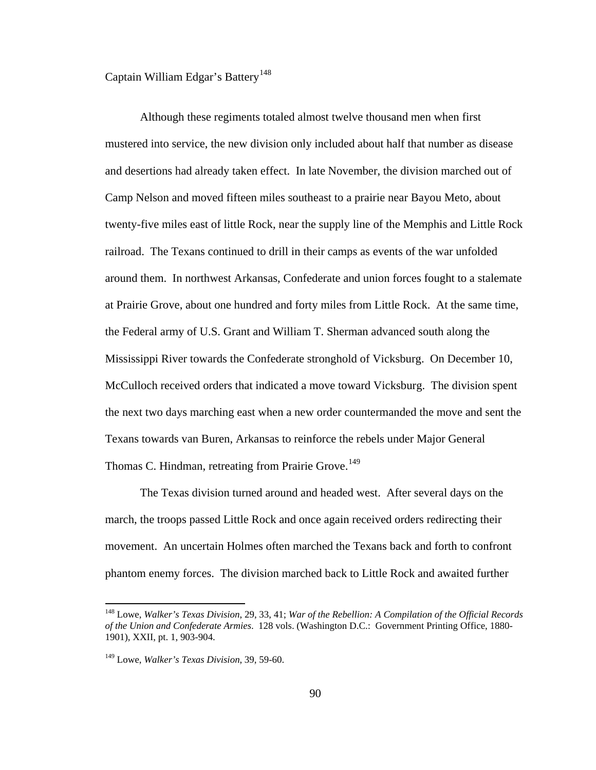Captain William Edgar's Battery[148]

Although these regiments totaled almost twelve thousand men when first mustered into service, the new division only included about half that number as disease and desertions had already taken effect. In late November, the division marched out of Camp Nelson and moved fifteen miles southeast to a prairie near Bayou Meto, about twenty-five miles east of little Rock, near the supply line of the Memphis and Little Rock railroad. The Texans continued to drill in their camps as events of the war unfolded around them. In northwest Arkansas, Confederate and union forces fought to a stalemate at Prairie Grove, about one hundred and forty miles from Little Rock. At the same time, the Federal army of U.S. Grant and William T. Sherman advanced south along the Mississippi River towards the Confederate stronghold of Vicksburg. On December 10, McCulloch received orders that indicated a move toward Vicksburg. The division spent the next two days marching east when a new order countermanded the move and sent the Texans towards van Buren, Arkansas to reinforce the rebels under Major General Thomas C. Hindman, retreating from Prairie Grove.[149]

The Texas division turned around and headed west. After several days on the march, the troops passed Little Rock and once again received orders redirecting their movement. An uncertain Holmes often marched the Texans back and forth to confront phantom enemy forces. The division marched back to Little Rock and awaited further

---

[148] Lowe, *Walker's Texas Division,* 29, 33, 41; *War of the Rebellion: A Compilation of the Official Records of the Union and Confederate Armies.* 128 vols. (Washington D.C.: Government Printing Office, 1880-1901), XXII, pt. 1, 903-904.

[149] Lowe, *Walker's Texas Division,* 39, 59-60.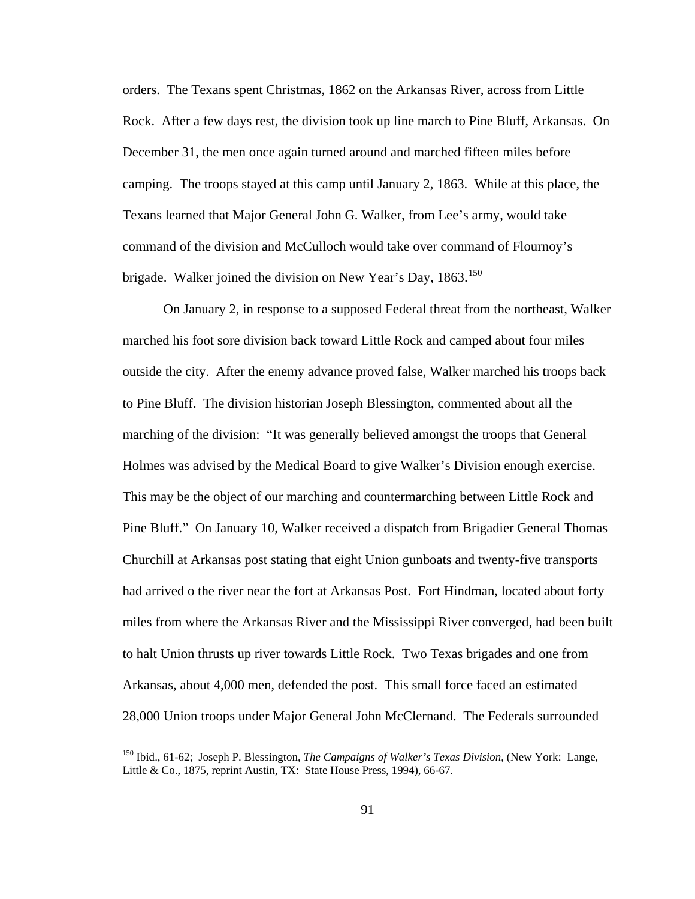orders. The Texans spent Christmas, 1862 on the Arkansas River, across from Little Rock. After a few days rest, the division took up line march to Pine Bluff, Arkansas. On December 31, the men once again turned around and marched fifteen miles before camping. The troops stayed at this camp until January 2, 1863. While at this place, the Texans learned that Major General John G. Walker, from Lee's army, would take command of the division and McCulloch would take over command of Flournoy's brigade. Walker joined the division on New Year's Day, 1863.[150]

On January 2, in response to a supposed Federal threat from the northeast, Walker marched his foot sore division back toward Little Rock and camped about four miles outside the city. After the enemy advance proved false, Walker marched his troops back to Pine Bluff. The division historian Joseph Blessington, commented about all the marching of the division: "It was generally believed amongst the troops that General Holmes was advised by the Medical Board to give Walker's Division enough exercise. This may be the object of our marching and countermarching between Little Rock and Pine Bluff." On January 10, Walker received a dispatch from Brigadier General Thomas Churchill at Arkansas post stating that eight Union gunboats and twenty-five transports had arrived o the river near the fort at Arkansas Post. Fort Hindman, located about forty miles from where the Arkansas River and the Mississippi River converged, had been built to halt Union thrusts up river towards Little Rock. Two Texas brigades and one from Arkansas, about 4,000 men, defended the post. This small force faced an estimated 28,000 Union troops under Major General John McClernand. The Federals surrounded

[150] Ibid., 61-62; Joseph P. Blessington, *The Campaigns of Walker's Texas Division*, (New York: Lange, Little & Co., 1875, reprint Austin, TX: State House Press, 1994), 66-67.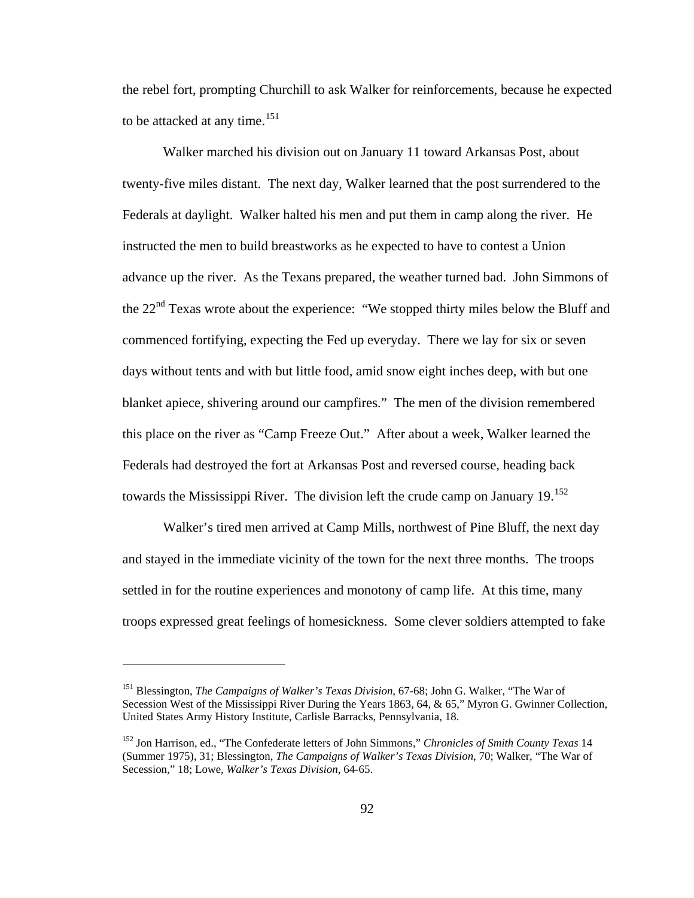the rebel fort, prompting Churchill to ask Walker for reinforcements, because he expected to be attacked at any time.[151]

Walker marched his division out on January 11 toward Arkansas Post, about twenty-five miles distant. The next day, Walker learned that the post surrendered to the Federals at daylight. Walker halted his men and put them in camp along the river. He instructed the men to build breastworks as he expected to have to contest a Union advance up the river. As the Texans prepared, the weather turned bad. John Simmons of the 22nd Texas wrote about the experience: "We stopped thirty miles below the Bluff and commenced fortifying, expecting the Fed up everyday. There we lay for six or seven days without tents and with but little food, amid snow eight inches deep, with but one blanket apiece, shivering around our campfires." The men of the division remembered this place on the river as "Camp Freeze Out." After about a week, Walker learned the Federals had destroyed the fort at Arkansas Post and reversed course, heading back towards the Mississippi River. The division left the crude camp on January 19.[152]

Walker's tired men arrived at Camp Mills, northwest of Pine Bluff, the next day and stayed in the immediate vicinity of the town for the next three months. The troops settled in for the routine experiences and monotony of camp life. At this time, many troops expressed great feelings of homesickness. Some clever soldiers attempted to fake

---

[151] Blessington, *The Campaigns of Walker's Texas Division*, 67-68; John G. Walker, "The War of Secession West of the Mississippi River During the Years 1863, 64, & 65," Myron G. Gwinner Collection, United States Army History Institute, Carlisle Barracks, Pennsylvania, 18.

[152] Jon Harrison, ed., "The Confederate letters of John Simmons," *Chronicles of Smith County Texas* 14 (Summer 1975), 31; Blessington, *The Campaigns of Walker's Texas Division*, 70; Walker, "The War of Secession," 18; Lowe, *Walker's Texas Division*, 64-65.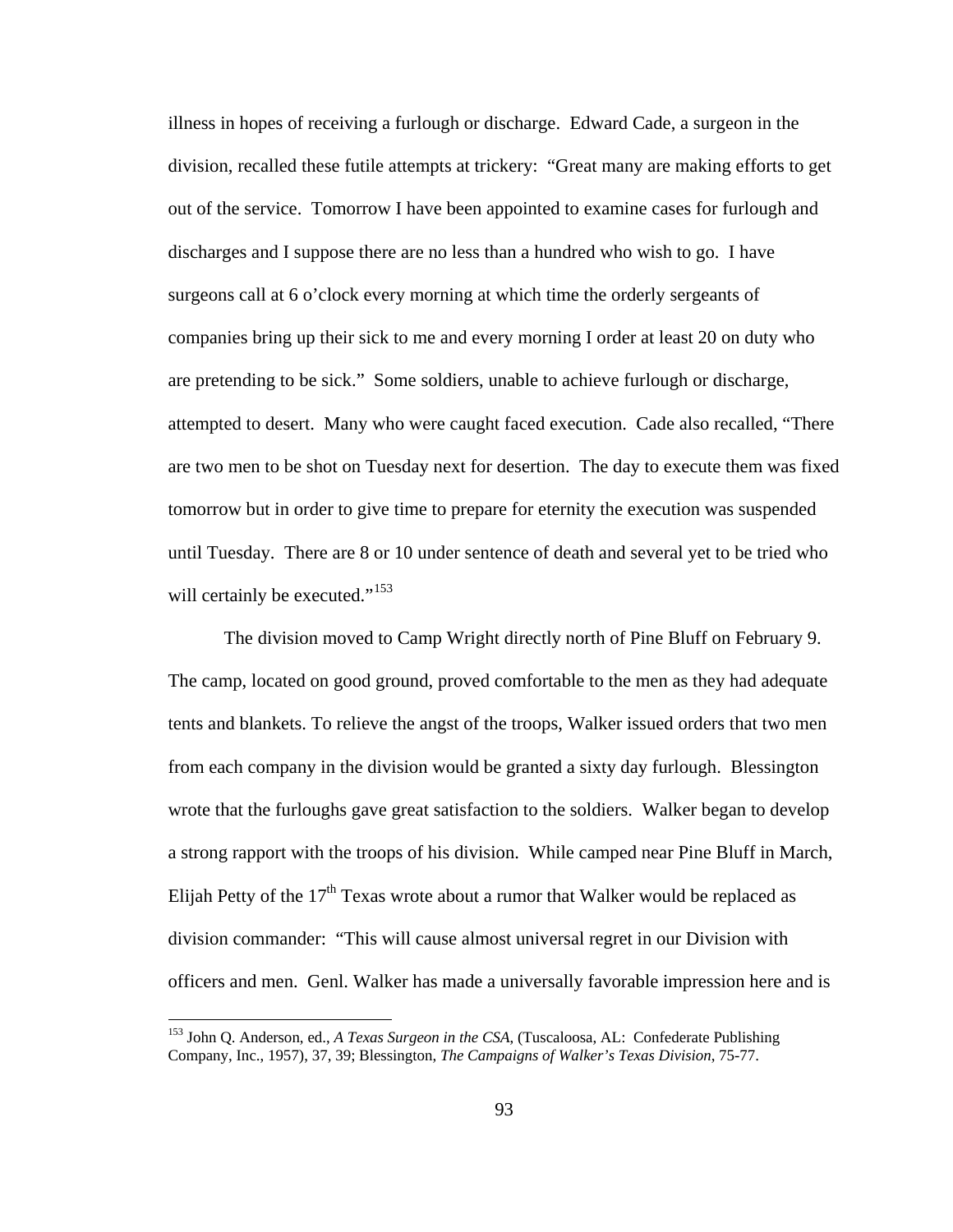illness in hopes of receiving a furlough or discharge. Edward Cade, a surgeon in the division, recalled these futile attempts at trickery: "Great many are making efforts to get out of the service. Tomorrow I have been appointed to examine cases for furlough and discharges and I suppose there are no less than a hundred who wish to go. I have surgeons call at 6 o'clock every morning at which time the orderly sergeants of companies bring up their sick to me and every morning I order at least 20 on duty who are pretending to be sick." Some soldiers, unable to achieve furlough or discharge, attempted to desert. Many who were caught faced execution. Cade also recalled, "There are two men to be shot on Tuesday next for desertion. The day to execute them was fixed tomorrow but in order to give time to prepare for eternity the execution was suspended until Tuesday. There are 8 or 10 under sentence of death and several yet to be tried who will certainly be executed."[153]

The division moved to Camp Wright directly north of Pine Bluff on February 9. The camp, located on good ground, proved comfortable to the men as they had adequate tents and blankets. To relieve the angst of the troops, Walker issued orders that two men from each company in the division would be granted a sixty day furlough. Blessington wrote that the furloughs gave great satisfaction to the soldiers. Walker began to develop a strong rapport with the troops of his division. While camped near Pine Bluff in March, Elijah Petty of the 17th Texas wrote about a rumor that Walker would be replaced as division commander: "This will cause almost universal regret in our Division with officers and men. Genl. Walker has made a universally favorable impression here and is

---

[153] John Q. Anderson, ed., *A Texas Surgeon in the CSA*, (Tuscaloosa, AL: Confederate Publishing Company, Inc., 1957), 37, 39; Blessington, *The Campaigns of Walker's Texas Division*, 75-77.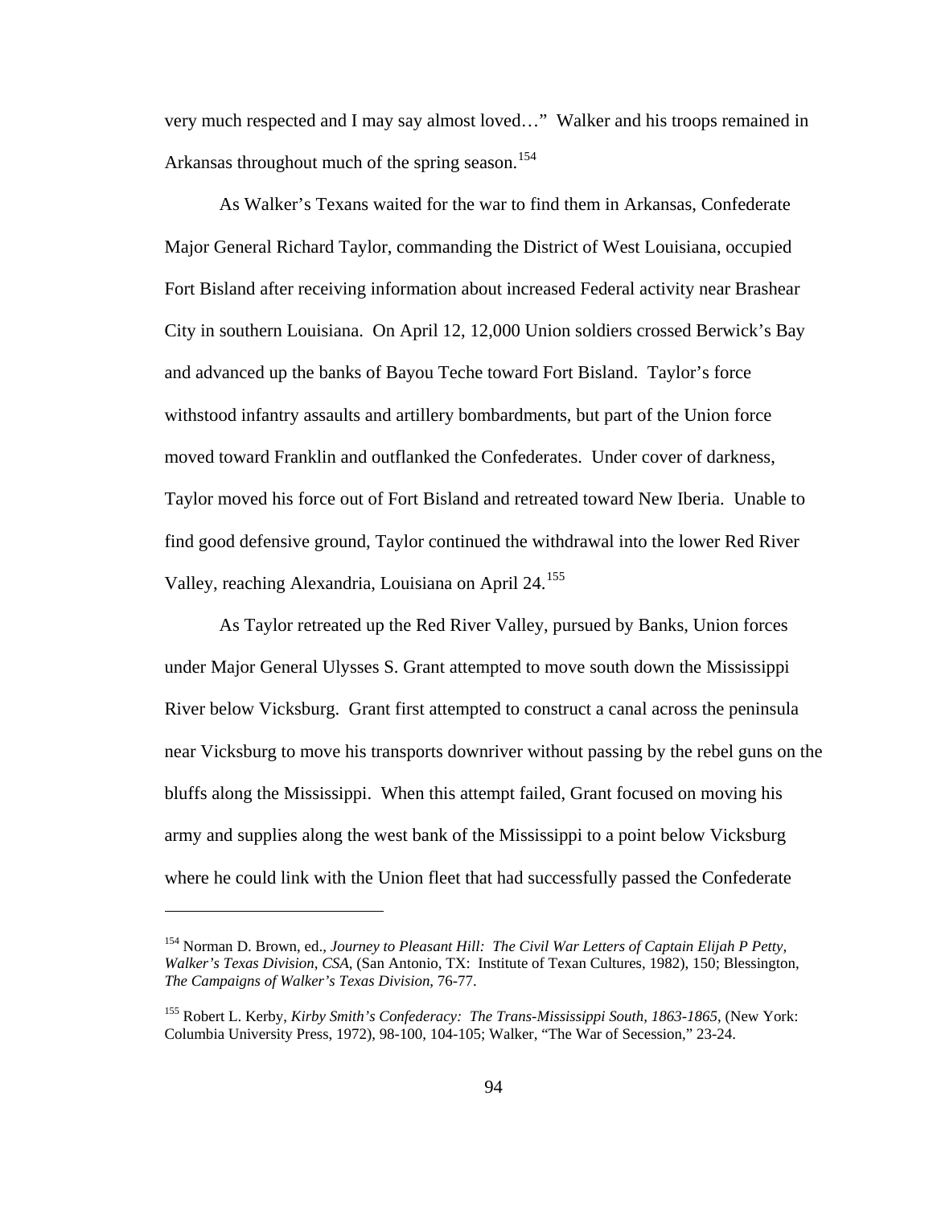very much respected and I may say almost loved…" Walker and his troops remained in Arkansas throughout much of the spring season.[154]

As Walker's Texans waited for the war to find them in Arkansas, Confederate Major General Richard Taylor, commanding the District of West Louisiana, occupied Fort Bisland after receiving information about increased Federal activity near Brashear City in southern Louisiana. On April 12, 12,000 Union soldiers crossed Berwick's Bay and advanced up the banks of Bayou Teche toward Fort Bisland. Taylor's force withstood infantry assaults and artillery bombardments, but part of the Union force moved toward Franklin and outflanked the Confederates. Under cover of darkness, Taylor moved his force out of Fort Bisland and retreated toward New Iberia. Unable to find good defensive ground, Taylor continued the withdrawal into the lower Red River Valley, reaching Alexandria, Louisiana on April 24.[155]

As Taylor retreated up the Red River Valley, pursued by Banks, Union forces under Major General Ulysses S. Grant attempted to move south down the Mississippi River below Vicksburg. Grant first attempted to construct a canal across the peninsula near Vicksburg to move his transports downriver without passing by the rebel guns on the bluffs along the Mississippi. When this attempt failed, Grant focused on moving his army and supplies along the west bank of the Mississippi to a point below Vicksburg where he could link with the Union fleet that had successfully passed the Confederate

---

[154] Norman D. Brown, ed., *Journey to Pleasant Hill: The Civil War Letters of Captain Elijah P Petty, Walker's Texas Division, CSA*, (San Antonio, TX: Institute of Texan Cultures, 1982), 150; Blessington, *The Campaigns of Walker's Texas Division*, 76-77.

[155] Robert L. Kerby, *Kirby Smith's Confederacy: The Trans-Mississippi South, 1863-1865*, (New York: Columbia University Press, 1972), 98-100, 104-105; Walker, "The War of Secession," 23-24.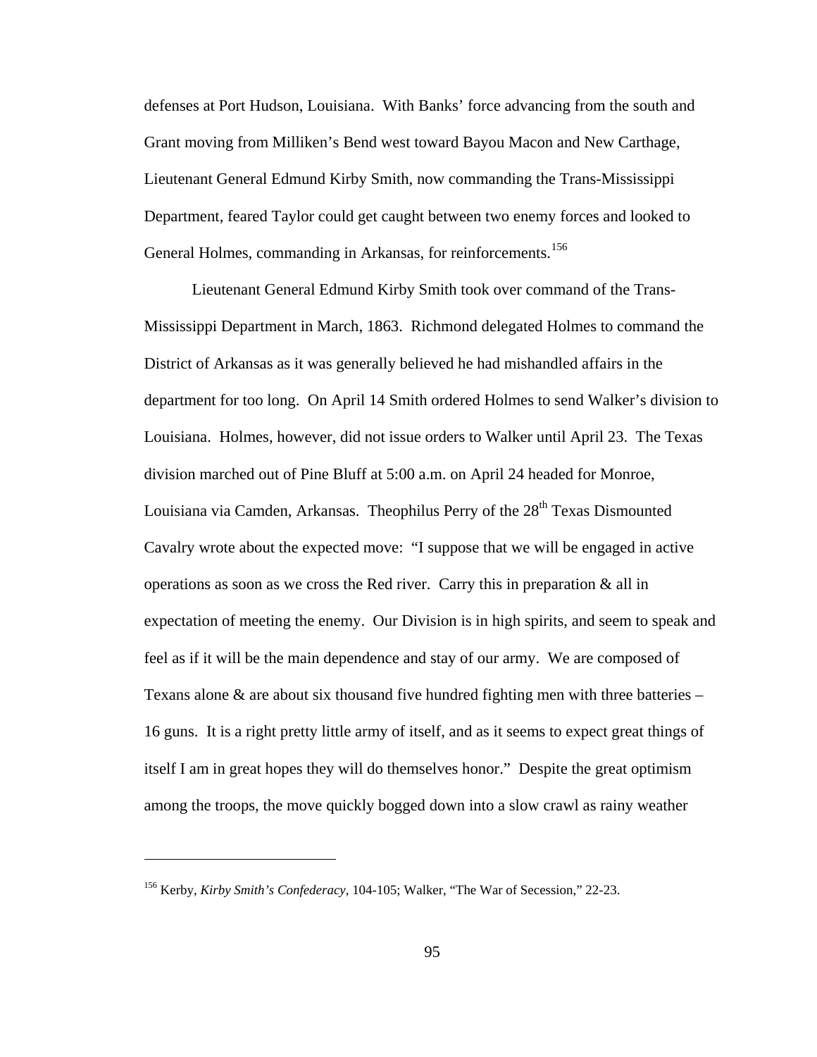defenses at Port Hudson, Louisiana. With Banks' force advancing from the south and Grant moving from Milliken's Bend west toward Bayou Macon and New Carthage, Lieutenant General Edmund Kirby Smith, now commanding the Trans-Mississippi Department, feared Taylor could get caught between two enemy forces and looked to General Holmes, commanding in Arkansas, for reinforcements.[156]

Lieutenant General Edmund Kirby Smith took over command of the Trans-Mississippi Department in March, 1863. Richmond delegated Holmes to command the District of Arkansas as it was generally believed he had mishandled affairs in the department for too long. On April 14 Smith ordered Holmes to send Walker's division to Louisiana. Holmes, however, did not issue orders to Walker until April 23. The Texas division marched out of Pine Bluff at 5:00 a.m. on April 24 headed for Monroe, Louisiana via Camden, Arkansas. Theophilus Perry of the 28th Texas Dismounted Cavalry wrote about the expected move: "I suppose that we will be engaged in active operations as soon as we cross the Red river. Carry this in preparation & all in expectation of meeting the enemy. Our Division is in high spirits, and seem to speak and feel as if it will be the main dependence and stay of our army. We are composed of Texans alone & are about six thousand five hundred fighting men with three batteries – 16 guns. It is a right pretty little army of itself, and as it seems to expect great things of itself I am in great hopes they will do themselves honor." Despite the great optimism among the troops, the move quickly bogged down into a slow crawl as rainy weather

---

[156] Kerby, *Kirby Smith's Confederacy*, 104-105; Walker, "The War of Secession," 22-23.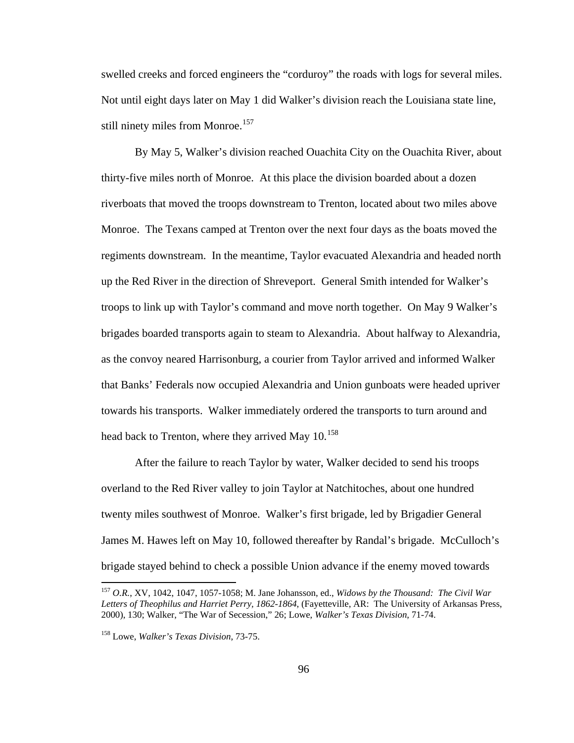swelled creeks and forced engineers the "corduroy" the roads with logs for several miles. Not until eight days later on May 1 did Walker's division reach the Louisiana state line, still ninety miles from Monroe.[157]

By May 5, Walker's division reached Ouachita City on the Ouachita River, about thirty-five miles north of Monroe. At this place the division boarded about a dozen riverboats that moved the troops downstream to Trenton, located about two miles above Monroe. The Texans camped at Trenton over the next four days as the boats moved the regiments downstream. In the meantime, Taylor evacuated Alexandria and headed north up the Red River in the direction of Shreveport. General Smith intended for Walker's troops to link up with Taylor's command and move north together. On May 9 Walker's brigades boarded transports again to steam to Alexandria. About halfway to Alexandria, as the convoy neared Harrisonburg, a courier from Taylor arrived and informed Walker that Banks' Federals now occupied Alexandria and Union gunboats were headed upriver towards his transports. Walker immediately ordered the transports to turn around and head back to Trenton, where they arrived May 10.[158]

After the failure to reach Taylor by water, Walker decided to send his troops overland to the Red River valley to join Taylor at Natchitoches, about one hundred twenty miles southwest of Monroe. Walker's first brigade, led by Brigadier General James M. Hawes left on May 10, followed thereafter by Randal's brigade. McCulloch's brigade stayed behind to check a possible Union advance if the enemy moved towards

---

[157] *O.R.*, XV, 1042, 1047, 1057-1058; M. Jane Johansson, ed., *Widows by the Thousand: The Civil War Letters of Theophilus and Harriet Perry, 1862-1864*, (Fayetteville, AR: The University of Arkansas Press, 2000), 130; Walker, "The War of Secession," 26; Lowe, *Walker's Texas Division*, 71-74.

[158] Lowe, *Walker's Texas Division*, 73-75.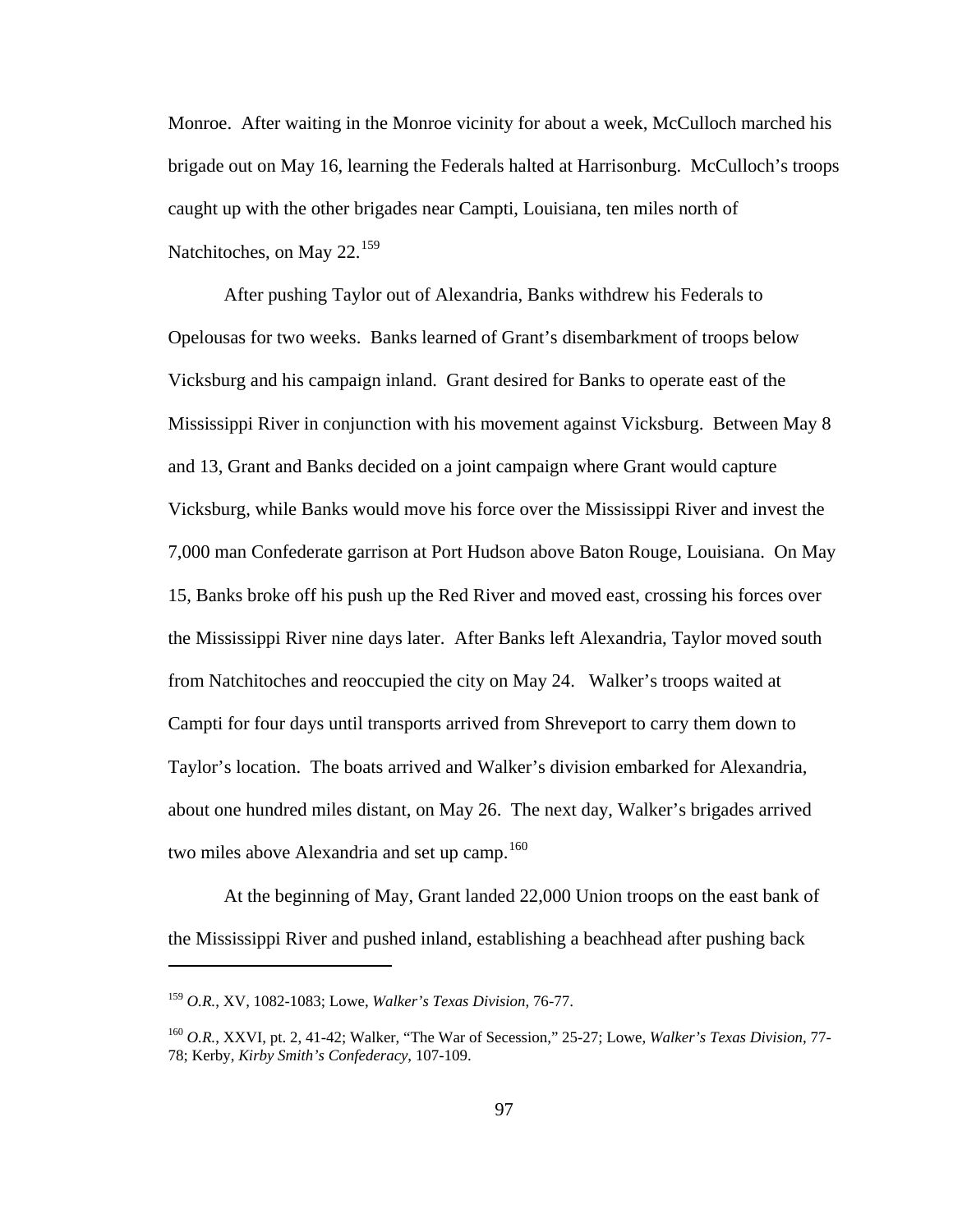Monroe. After waiting in the Monroe vicinity for about a week, McCulloch marched his brigade out on May 16, learning the Federals halted at Harrisonburg. McCulloch's troops caught up with the other brigades near Campti, Louisiana, ten miles north of Natchitoches, on May 22.[159]

After pushing Taylor out of Alexandria, Banks withdrew his Federals to Opelousas for two weeks. Banks learned of Grant's disembarkment of troops below Vicksburg and his campaign inland. Grant desired for Banks to operate east of the Mississippi River in conjunction with his movement against Vicksburg. Between May 8 and 13, Grant and Banks decided on a joint campaign where Grant would capture Vicksburg, while Banks would move his force over the Mississippi River and invest the 7,000 man Confederate garrison at Port Hudson above Baton Rouge, Louisiana. On May 15, Banks broke off his push up the Red River and moved east, crossing his forces over the Mississippi River nine days later. After Banks left Alexandria, Taylor moved south from Natchitoches and reoccupied the city on May 24. Walker's troops waited at Campti for four days until transports arrived from Shreveport to carry them down to Taylor's location. The boats arrived and Walker's division embarked for Alexandria, about one hundred miles distant, on May 26. The next day, Walker's brigades arrived two miles above Alexandria and set up camp.[160]

At the beginning of May, Grant landed 22,000 Union troops on the east bank of the Mississippi River and pushed inland, establishing a beachhead after pushing back

---

[159] *O.R.*, XV, 1082-1083; Lowe, *Walker's Texas Division*, 76-77.

[160] *O.R.*, XXVI, pt. 2, 41-42; Walker, "The War of Secession," 25-27; Lowe, *Walker's Texas Division*, 77-78; Kerby, *Kirby Smith's Confederacy*, 107-109.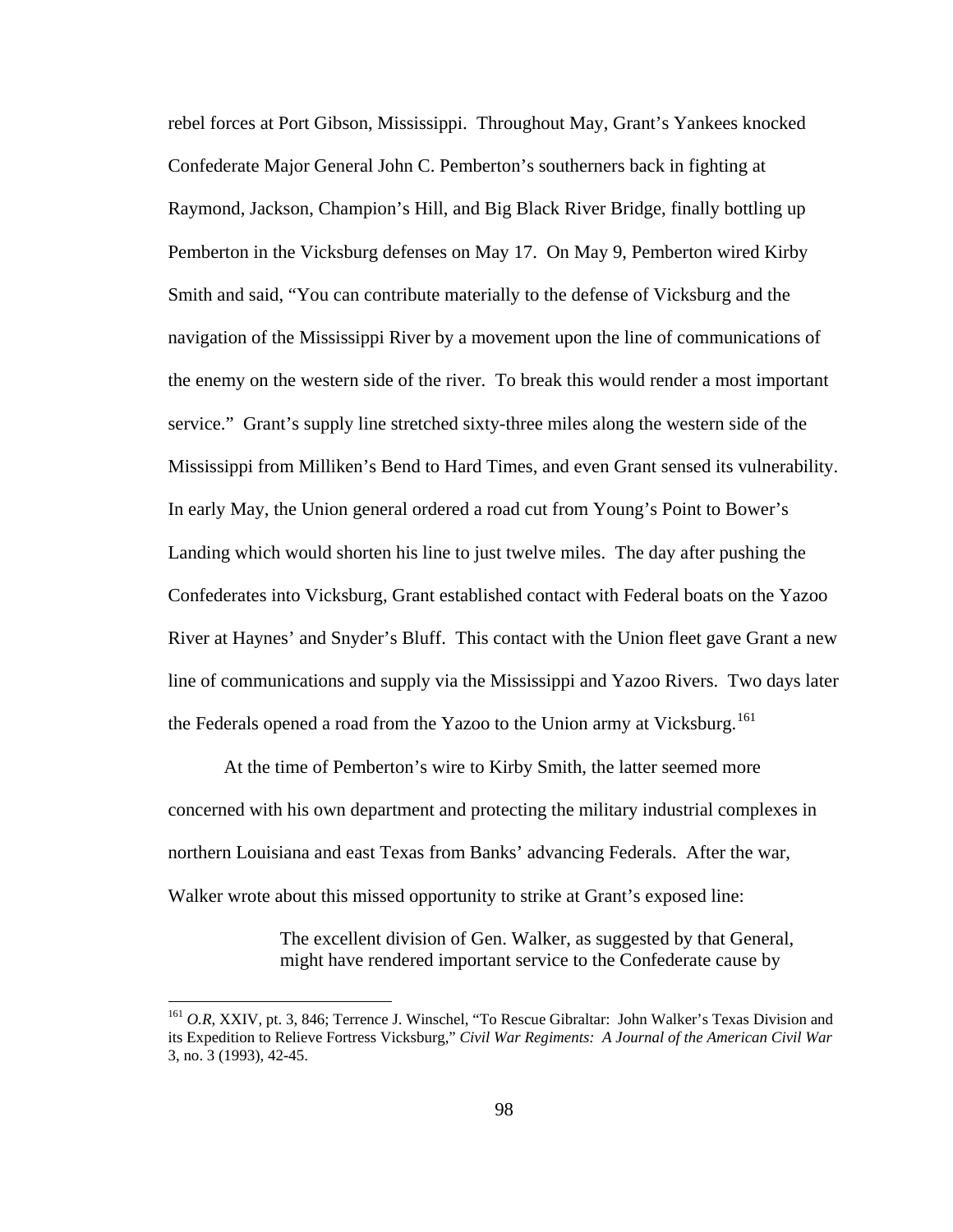rebel forces at Port Gibson, Mississippi. Throughout May, Grant's Yankees knocked Confederate Major General John C. Pemberton's southerners back in fighting at Raymond, Jackson, Champion's Hill, and Big Black River Bridge, finally bottling up Pemberton in the Vicksburg defenses on May 17. On May 9, Pemberton wired Kirby Smith and said, "You can contribute materially to the defense of Vicksburg and the navigation of the Mississippi River by a movement upon the line of communications of the enemy on the western side of the river. To break this would render a most important service." Grant's supply line stretched sixty-three miles along the western side of the Mississippi from Milliken's Bend to Hard Times, and even Grant sensed its vulnerability. In early May, the Union general ordered a road cut from Young's Point to Bower's Landing which would shorten his line to just twelve miles. The day after pushing the Confederates into Vicksburg, Grant established contact with Federal boats on the Yazoo River at Haynes' and Snyder's Bluff. This contact with the Union fleet gave Grant a new line of communications and supply via the Mississippi and Yazoo Rivers. Two days later the Federals opened a road from the Yazoo to the Union army at Vicksburg.[161]

At the time of Pemberton's wire to Kirby Smith, the latter seemed more concerned with his own department and protecting the military industrial complexes in northern Louisiana and east Texas from Banks' advancing Federals. After the war, Walker wrote about this missed opportunity to strike at Grant's exposed line:

> The excellent division of Gen. Walker, as suggested by that General, might have rendered important service to the Confederate cause by

---

[161] *O.R*, XXIV, pt. 3, 846; Terrence J. Winschel, "To Rescue Gibraltar: John Walker's Texas Division and its Expedition to Relieve Fortress Vicksburg," *Civil War Regiments: A Journal of the American Civil War* 3, no. 3 (1993), 42-45.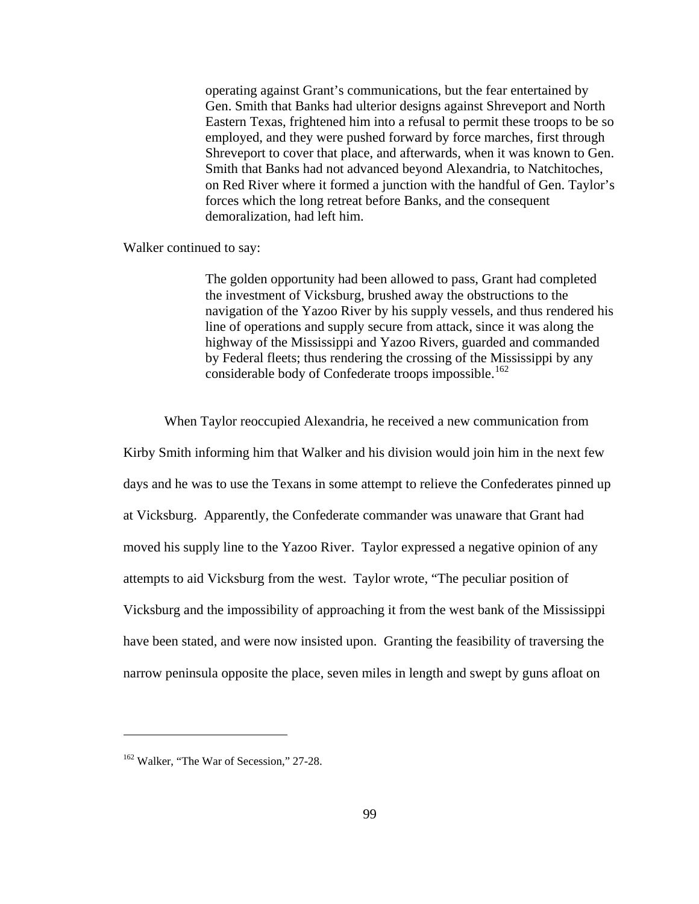> operating against Grant's communications, but the fear entertained by Gen. Smith that Banks had ulterior designs against Shreveport and North Eastern Texas, frightened him into a refusal to permit these troops to be so employed, and they were pushed forward by force marches, first through Shreveport to cover that place, and afterwards, when it was known to Gen. Smith that Banks had not advanced beyond Alexandria, to Natchitoches, on Red River where it formed a junction with the handful of Gen. Taylor's forces which the long retreat before Banks, and the consequent demoralization, had left him.

Walker continued to say:

> The golden opportunity had been allowed to pass, Grant had completed the investment of Vicksburg, brushed away the obstructions to the navigation of the Yazoo River by his supply vessels, and thus rendered his line of operations and supply secure from attack, since it was along the highway of the Mississippi and Yazoo Rivers, guarded and commanded by Federal fleets; thus rendering the crossing of the Mississippi by any considerable body of Confederate troops impossible.[162]

When Taylor reoccupied Alexandria, he received a new communication from Kirby Smith informing him that Walker and his division would join him in the next few days and he was to use the Texans in some attempt to relieve the Confederates pinned up at Vicksburg. Apparently, the Confederate commander was unaware that Grant had moved his supply line to the Yazoo River. Taylor expressed a negative opinion of any attempts to aid Vicksburg from the west. Taylor wrote, "The peculiar position of Vicksburg and the impossibility of approaching it from the west bank of the Mississippi have been stated, and were now insisted upon. Granting the feasibility of traversing the narrow peninsula opposite the place, seven miles in length and swept by guns afloat on

---

[162] Walker, "The War of Secession," 27-28.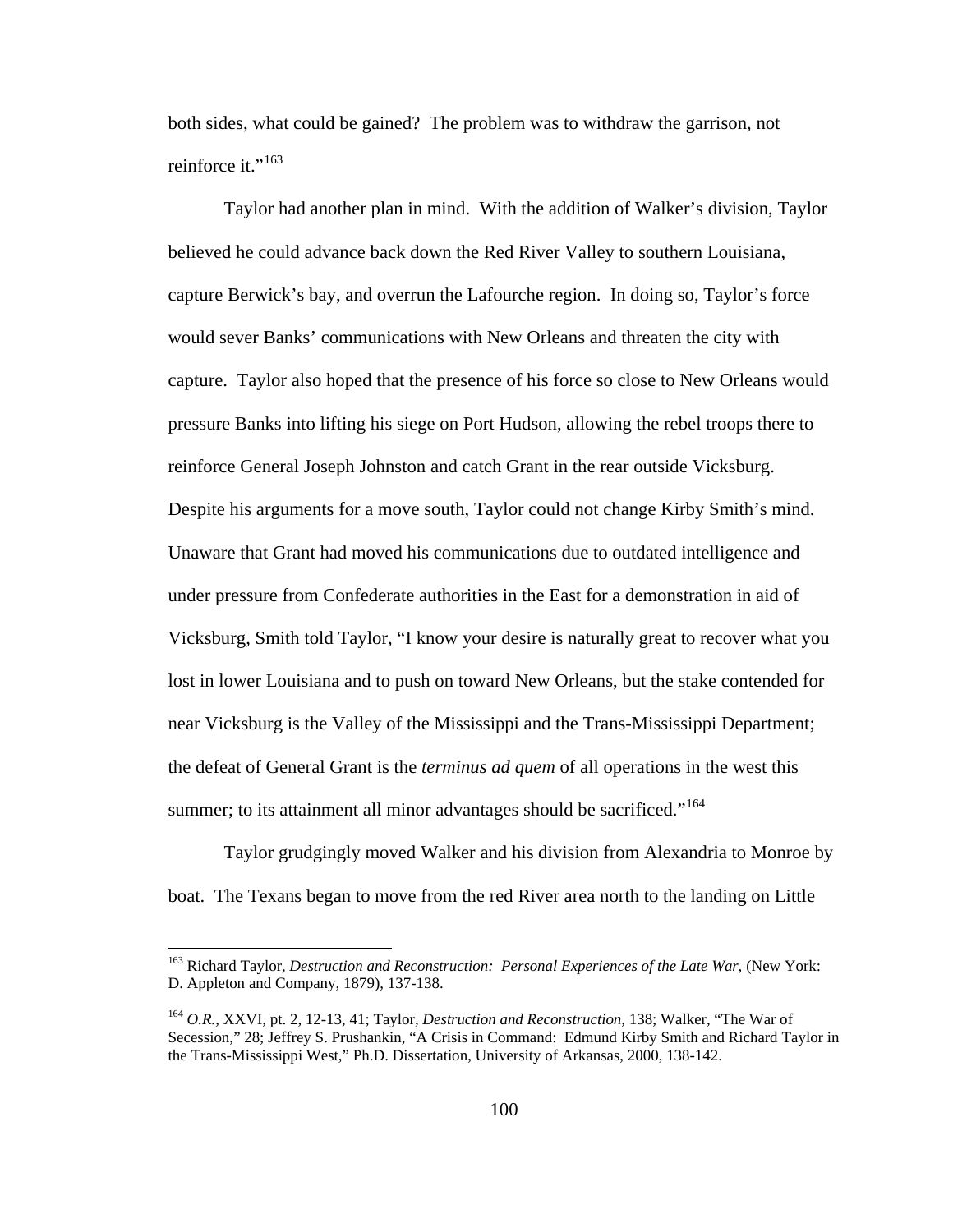both sides, what could be gained? The problem was to withdraw the garrison, not reinforce it."[163]

Taylor had another plan in mind. With the addition of Walker's division, Taylor believed he could advance back down the Red River Valley to southern Louisiana, capture Berwick's bay, and overrun the Lafourche region. In doing so, Taylor's force would sever Banks' communications with New Orleans and threaten the city with capture. Taylor also hoped that the presence of his force so close to New Orleans would pressure Banks into lifting his siege on Port Hudson, allowing the rebel troops there to reinforce General Joseph Johnston and catch Grant in the rear outside Vicksburg. Despite his arguments for a move south, Taylor could not change Kirby Smith's mind. Unaware that Grant had moved his communications due to outdated intelligence and under pressure from Confederate authorities in the East for a demonstration in aid of Vicksburg, Smith told Taylor, "I know your desire is naturally great to recover what you lost in lower Louisiana and to push on toward New Orleans, but the stake contended for near Vicksburg is the Valley of the Mississippi and the Trans-Mississippi Department; the defeat of General Grant is the *terminus ad quem* of all operations in the west this summer; to its attainment all minor advantages should be sacrificed."[164]

Taylor grudgingly moved Walker and his division from Alexandria to Monroe by boat. The Texans began to move from the red River area north to the landing on Little

---

[163] Richard Taylor, *Destruction and Reconstruction: Personal Experiences of the Late War*, (New York: D. Appleton and Company, 1879), 137-138.

[164] *O.R.*, XXVI, pt. 2, 12-13, 41; Taylor, *Destruction and Reconstruction*, 138; Walker, "The War of Secession," 28; Jeffrey S. Prushankin, "A Crisis in Command: Edmund Kirby Smith and Richard Taylor in the Trans-Mississippi West," Ph.D. Dissertation, University of Arkansas, 2000, 138-142.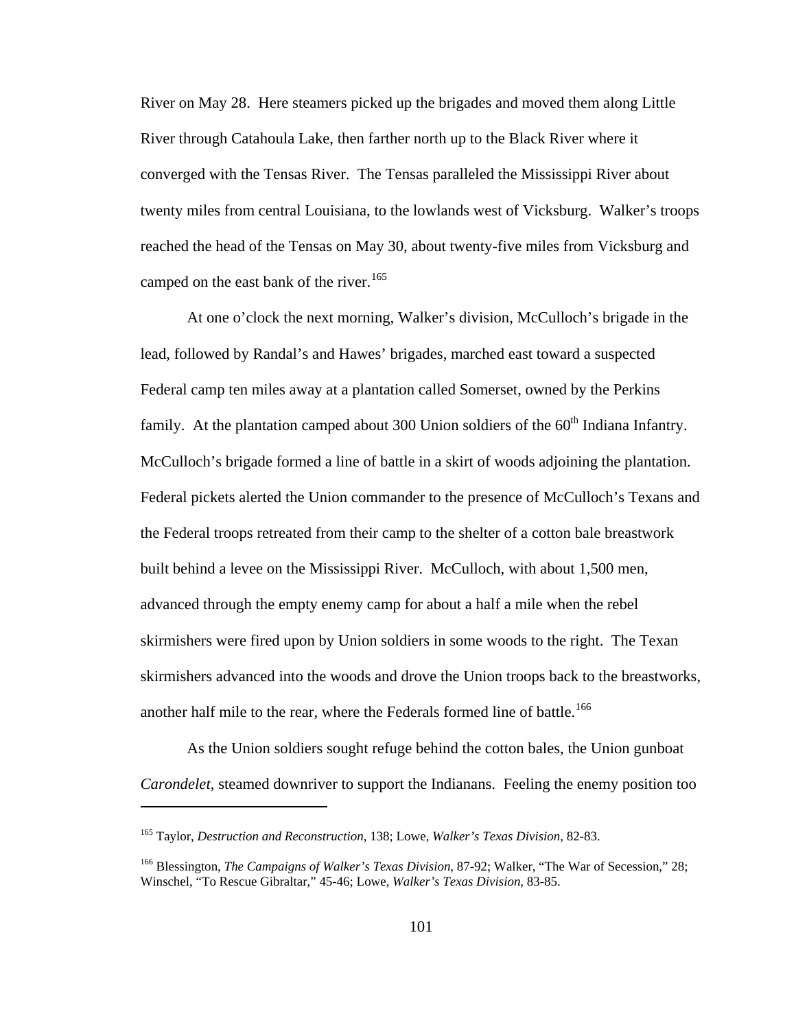River on May 28. Here steamers picked up the brigades and moved them along Little River through Catahoula Lake, then farther north up to the Black River where it converged with the Tensas River. The Tensas paralleled the Mississippi River about twenty miles from central Louisiana, to the lowlands west of Vicksburg. Walker's troops reached the head of the Tensas on May 30, about twenty-five miles from Vicksburg and camped on the east bank of the river.[165]

At one o'clock the next morning, Walker's division, McCulloch's brigade in the lead, followed by Randal's and Hawes' brigades, marched east toward a suspected Federal camp ten miles away at a plantation called Somerset, owned by the Perkins family. At the plantation camped about 300 Union soldiers of the 60th Indiana Infantry. McCulloch's brigade formed a line of battle in a skirt of woods adjoining the plantation. Federal pickets alerted the Union commander to the presence of McCulloch's Texans and the Federal troops retreated from their camp to the shelter of a cotton bale breastwork built behind a levee on the Mississippi River. McCulloch, with about 1,500 men, advanced through the empty enemy camp for about a half a mile when the rebel skirmishers were fired upon by Union soldiers in some woods to the right. The Texan skirmishers advanced into the woods and drove the Union troops back to the breastworks, another half mile to the rear, where the Federals formed line of battle.[166]

As the Union soldiers sought refuge behind the cotton bales, the Union gunboat *Carondelet*, steamed downriver to support the Indianans. Feeling the enemy position too

---

[165] Taylor, *Destruction and Reconstruction*, 138; Lowe, *Walker's Texas Division*, 82-83.

[166] Blessington, *The Campaigns of Walker's Texas Division*, 87-92; Walker, "The War of Secession," 28; Winschel, "To Rescue Gibraltar," 45-46; Lowe, *Walker's Texas Division*, 83-85.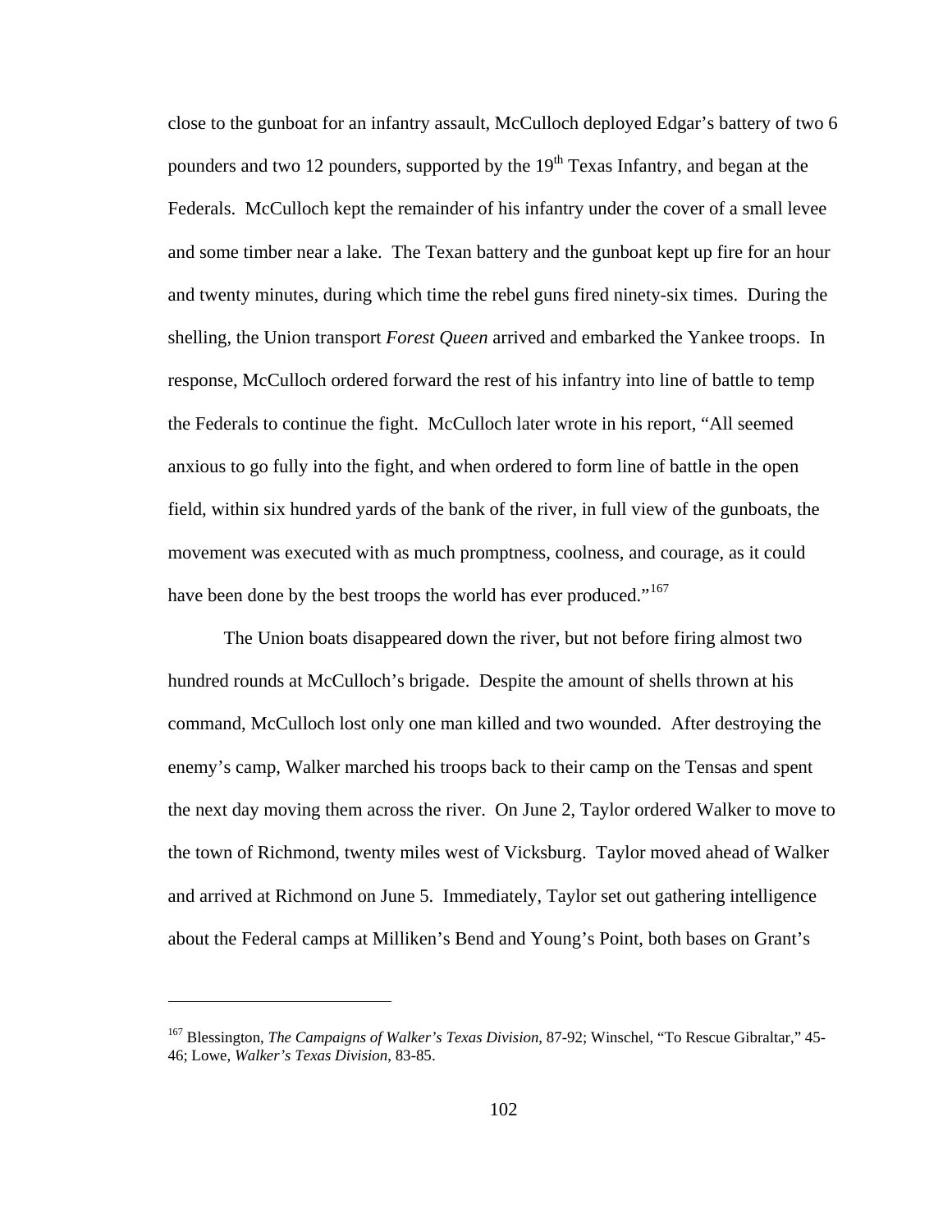close to the gunboat for an infantry assault, McCulloch deployed Edgar's battery of two 6 pounders and two 12 pounders, supported by the 19th Texas Infantry, and began at the Federals. McCulloch kept the remainder of his infantry under the cover of a small levee and some timber near a lake. The Texan battery and the gunboat kept up fire for an hour and twenty minutes, during which time the rebel guns fired ninety-six times. During the shelling, the Union transport *Forest Queen* arrived and embarked the Yankee troops. In response, McCulloch ordered forward the rest of his infantry into line of battle to temp the Federals to continue the fight. McCulloch later wrote in his report, "All seemed anxious to go fully into the fight, and when ordered to form line of battle in the open field, within six hundred yards of the bank of the river, in full view of the gunboats, the movement was executed with as much promptness, coolness, and courage, as it could have been done by the best troops the world has ever produced."[167]

The Union boats disappeared down the river, but not before firing almost two hundred rounds at McCulloch's brigade. Despite the amount of shells thrown at his command, McCulloch lost only one man killed and two wounded. After destroying the enemy's camp, Walker marched his troops back to their camp on the Tensas and spent the next day moving them across the river. On June 2, Taylor ordered Walker to move to the town of Richmond, twenty miles west of Vicksburg. Taylor moved ahead of Walker and arrived at Richmond on June 5. Immediately, Taylor set out gathering intelligence about the Federal camps at Milliken's Bend and Young's Point, both bases on Grant's

---

[167] Blessington, *The Campaigns of Walker's Texas Division*, 87-92; Winschel, "To Rescue Gibraltar," 45-46; Lowe, *Walker's Texas Division*, 83-85.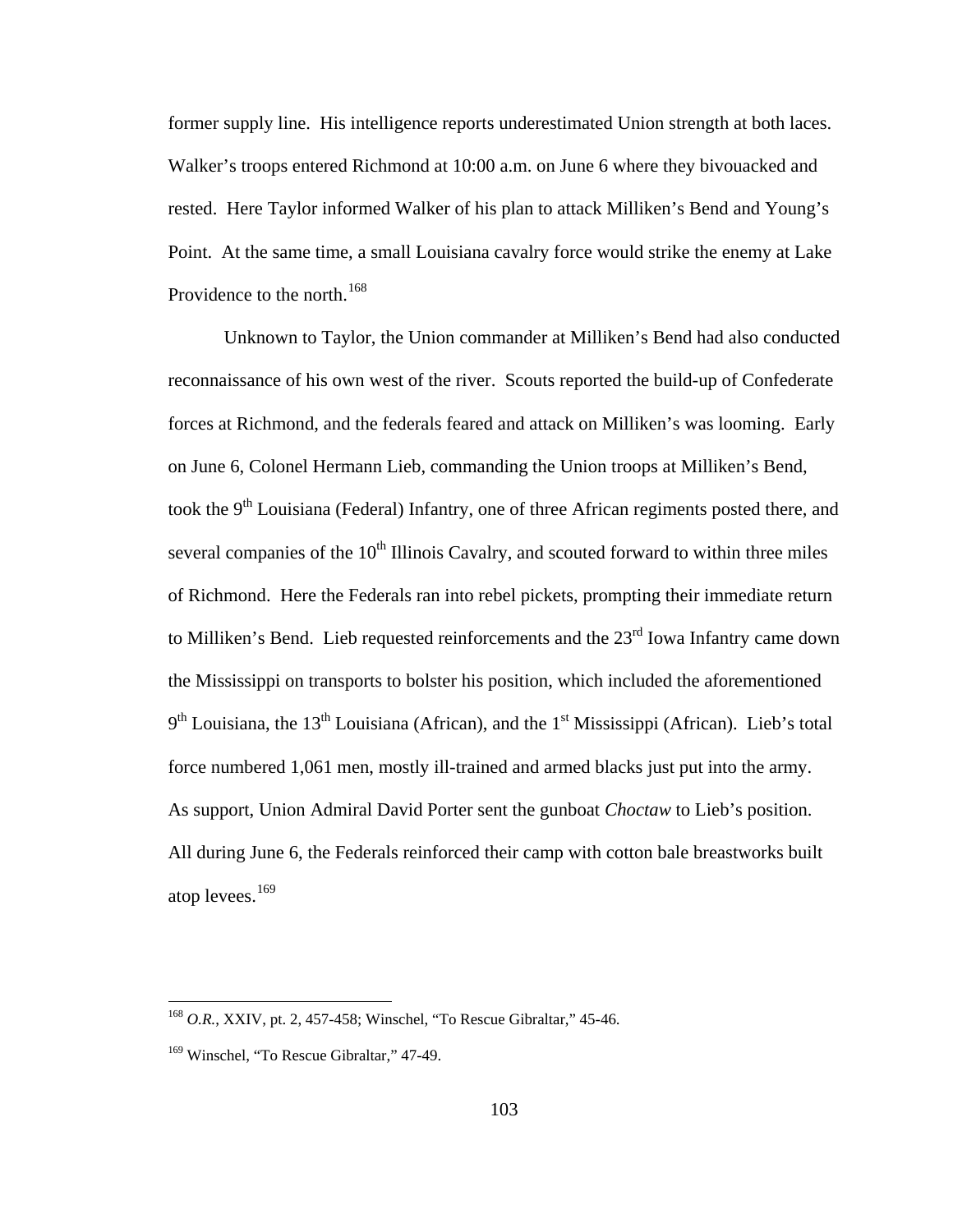former supply line. His intelligence reports underestimated Union strength at both laces. Walker's troops entered Richmond at 10:00 a.m. on June 6 where they bivouacked and rested. Here Taylor informed Walker of his plan to attack Milliken's Bend and Young's Point. At the same time, a small Louisiana cavalry force would strike the enemy at Lake Providence to the north.[168]

Unknown to Taylor, the Union commander at Milliken's Bend had also conducted reconnaissance of his own west of the river. Scouts reported the build-up of Confederate forces at Richmond, and the federals feared and attack on Milliken's was looming. Early on June 6, Colonel Hermann Lieb, commanding the Union troops at Milliken's Bend, took the 9th Louisiana (Federal) Infantry, one of three African regiments posted there, and several companies of the 10th Illinois Cavalry, and scouted forward to within three miles of Richmond. Here the Federals ran into rebel pickets, prompting their immediate return to Milliken's Bend. Lieb requested reinforcements and the 23rd Iowa Infantry came down the Mississippi on transports to bolster his position, which included the aforementioned 9th Louisiana, the 13th Louisiana (African), and the 1st Mississippi (African). Lieb's total force numbered 1,061 men, mostly ill-trained and armed blacks just put into the army. As support, Union Admiral David Porter sent the gunboat *Choctaw* to Lieb's position. All during June 6, the Federals reinforced their camp with cotton bale breastworks built atop levees.[169]

---

[168] *O.R.*, XXIV, pt. 2, 457-458; Winschel, "To Rescue Gibraltar," 45-46.

[169] Winschel, "To Rescue Gibraltar," 47-49.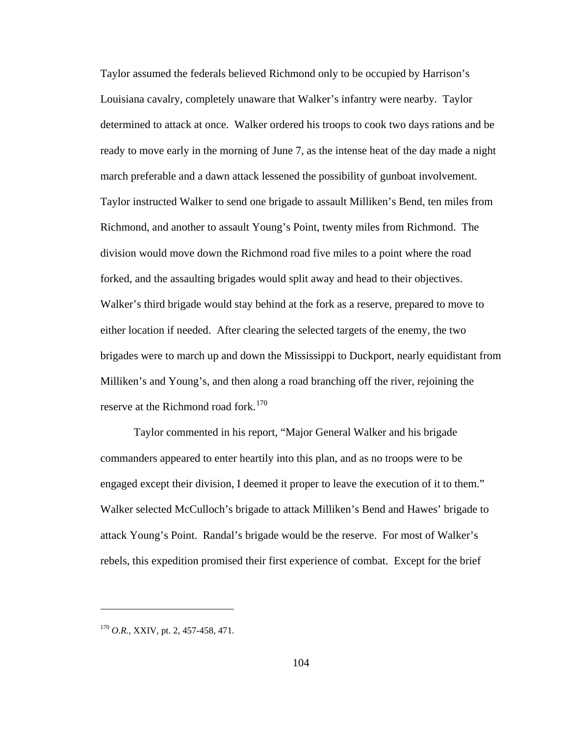Taylor assumed the federals believed Richmond only to be occupied by Harrison's Louisiana cavalry, completely unaware that Walker's infantry were nearby. Taylor determined to attack at once. Walker ordered his troops to cook two days rations and be ready to move early in the morning of June 7, as the intense heat of the day made a night march preferable and a dawn attack lessened the possibility of gunboat involvement. Taylor instructed Walker to send one brigade to assault Milliken's Bend, ten miles from Richmond, and another to assault Young's Point, twenty miles from Richmond. The division would move down the Richmond road five miles to a point where the road forked, and the assaulting brigades would split away and head to their objectives. Walker's third brigade would stay behind at the fork as a reserve, prepared to move to either location if needed. After clearing the selected targets of the enemy, the two brigades were to march up and down the Mississippi to Duckport, nearly equidistant from Milliken's and Young's, and then along a road branching off the river, rejoining the reserve at the Richmond road fork.[170]

Taylor commented in his report, "Major General Walker and his brigade commanders appeared to enter heartily into this plan, and as no troops were to be engaged except their division, I deemed it proper to leave the execution of it to them." Walker selected McCulloch's brigade to attack Milliken's Bend and Hawes' brigade to attack Young's Point. Randal's brigade would be the reserve. For most of Walker's rebels, this expedition promised their first experience of combat. Except for the brief

---

[170] *O.R.*, XXIV, pt. 2, 457-458, 471.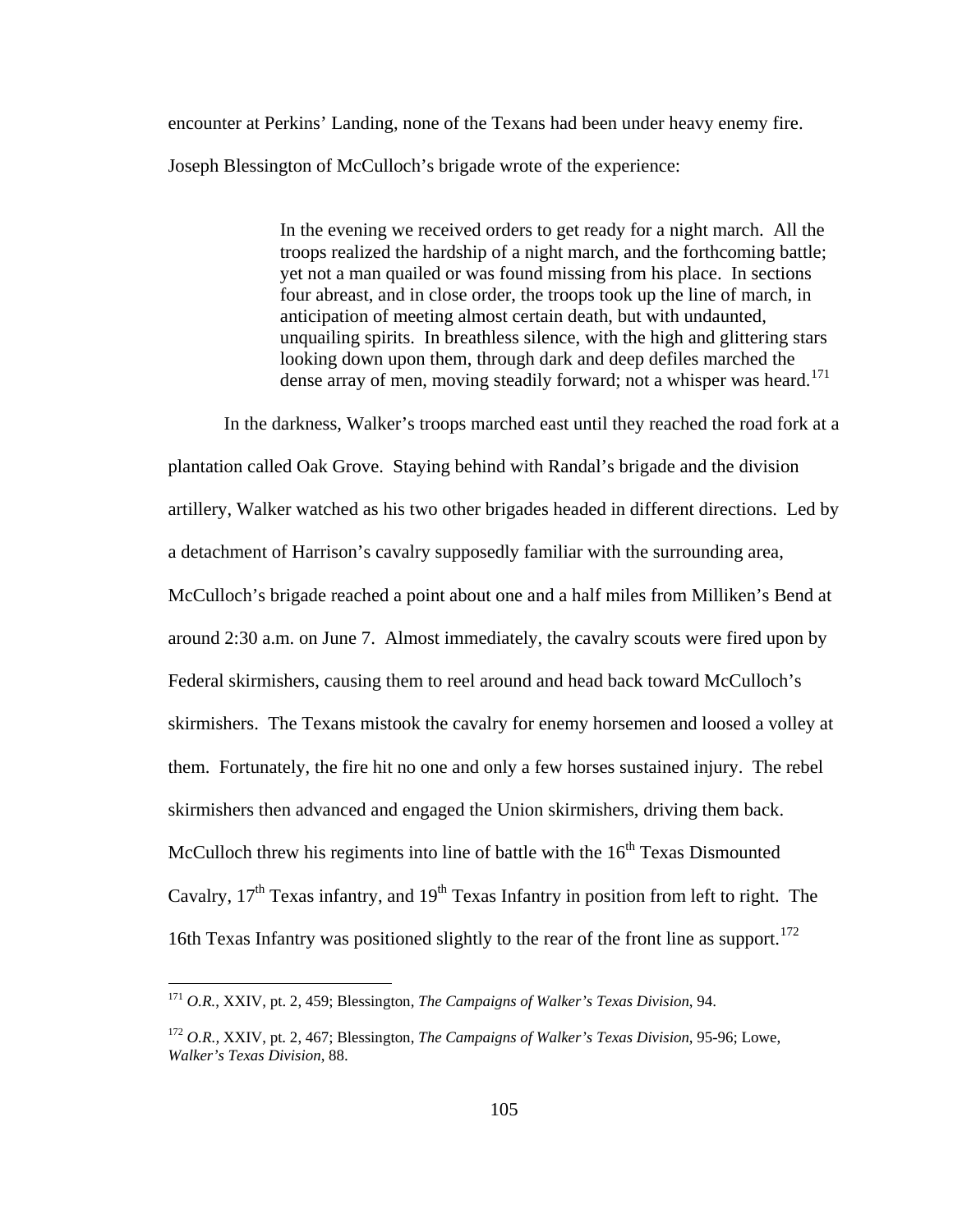encounter at Perkins' Landing, none of the Texans had been under heavy enemy fire. Joseph Blessington of McCulloch's brigade wrote of the experience:

> In the evening we received orders to get ready for a night march. All the troops realized the hardship of a night march, and the forthcoming battle; yet not a man quailed or was found missing from his place. In sections four abreast, and in close order, the troops took up the line of march, in anticipation of meeting almost certain death, but with undaunted, unquailing spirits. In breathless silence, with the high and glittering stars looking down upon them, through dark and deep defiles marched the dense array of men, moving steadily forward; not a whisper was heard.[171]

In the darkness, Walker's troops marched east until they reached the road fork at a plantation called Oak Grove. Staying behind with Randal's brigade and the division artillery, Walker watched as his two other brigades headed in different directions. Led by a detachment of Harrison's cavalry supposedly familiar with the surrounding area, McCulloch's brigade reached a point about one and a half miles from Milliken's Bend at around 2:30 a.m. on June 7. Almost immediately, the cavalry scouts were fired upon by Federal skirmishers, causing them to reel around and head back toward McCulloch's skirmishers. The Texans mistook the cavalry for enemy horsemen and loosed a volley at them. Fortunately, the fire hit no one and only a few horses sustained injury. The rebel skirmishers then advanced and engaged the Union skirmishers, driving them back. McCulloch threw his regiments into line of battle with the 16th Texas Dismounted Cavalry, 17th Texas infantry, and 19th Texas Infantry in position from left to right. The 16th Texas Infantry was positioned slightly to the rear of the front line as support.[172]

---

[171] *O.R.*, XXIV, pt. 2, 459; Blessington, *The Campaigns of Walker's Texas Division*, 94.

[172] *O.R.*, XXIV, pt. 2, 467; Blessington, *The Campaigns of Walker's Texas Division*, 95-96; Lowe, *Walker's Texas Division*, 88.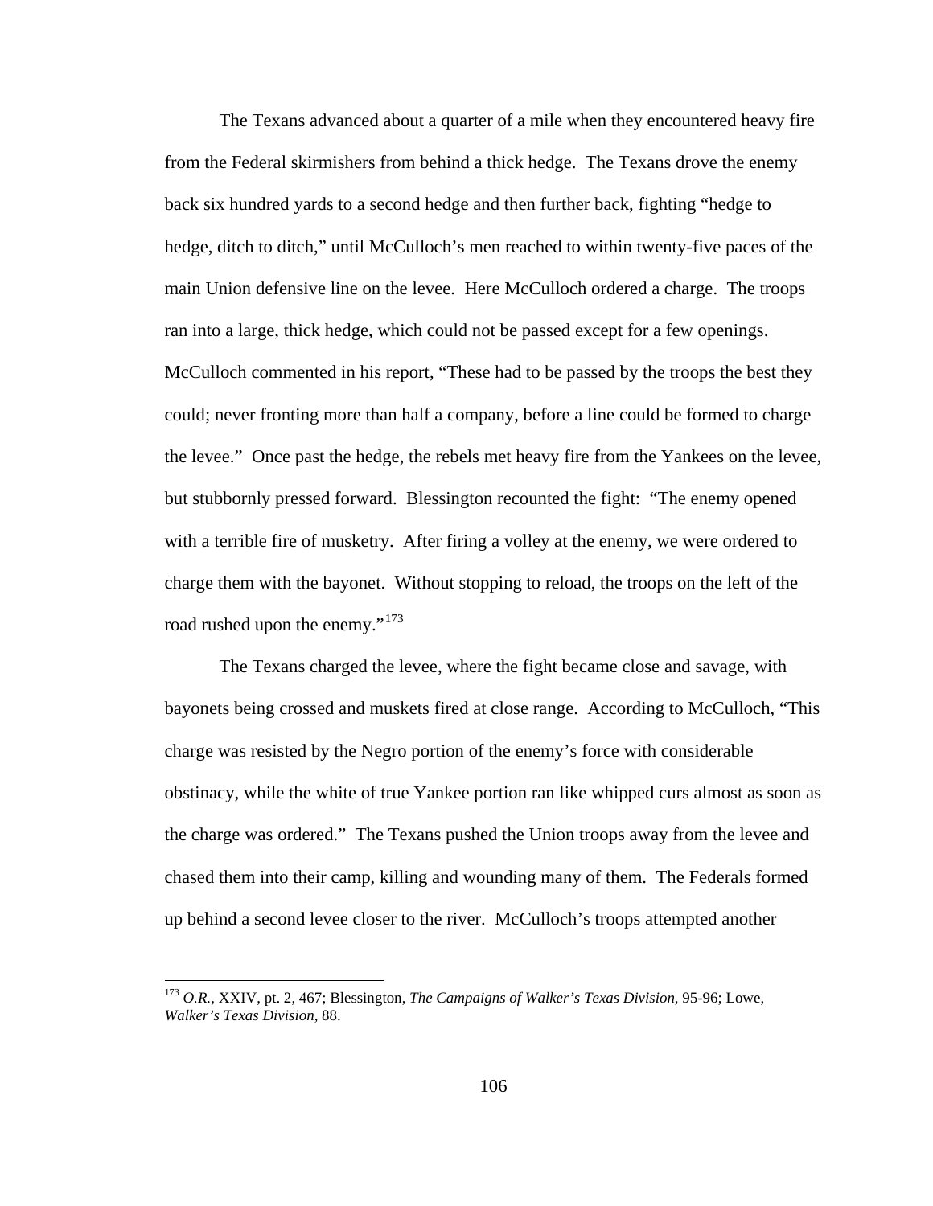The Texans advanced about a quarter of a mile when they encountered heavy fire from the Federal skirmishers from behind a thick hedge. The Texans drove the enemy back six hundred yards to a second hedge and then further back, fighting "hedge to hedge, ditch to ditch," until McCulloch's men reached to within twenty-five paces of the main Union defensive line on the levee. Here McCulloch ordered a charge. The troops ran into a large, thick hedge, which could not be passed except for a few openings. McCulloch commented in his report, "These had to be passed by the troops the best they could; never fronting more than half a company, before a line could be formed to charge the levee." Once past the hedge, the rebels met heavy fire from the Yankees on the levee, but stubbornly pressed forward. Blessington recounted the fight: "The enemy opened with a terrible fire of musketry. After firing a volley at the enemy, we were ordered to charge them with the bayonet. Without stopping to reload, the troops on the left of the road rushed upon the enemy."[173]

The Texans charged the levee, where the fight became close and savage, with bayonets being crossed and muskets fired at close range. According to McCulloch, "This charge was resisted by the Negro portion of the enemy's force with considerable obstinacy, while the white of true Yankee portion ran like whipped curs almost as soon as the charge was ordered." The Texans pushed the Union troops away from the levee and chased them into their camp, killing and wounding many of them. The Federals formed up behind a second levee closer to the river. McCulloch's troops attempted another

---

[173] *O.R.*, XXIV, pt. 2, 467; Blessington, *The Campaigns of Walker's Texas Division*, 95-96; Lowe, *Walker's Texas Division*, 88.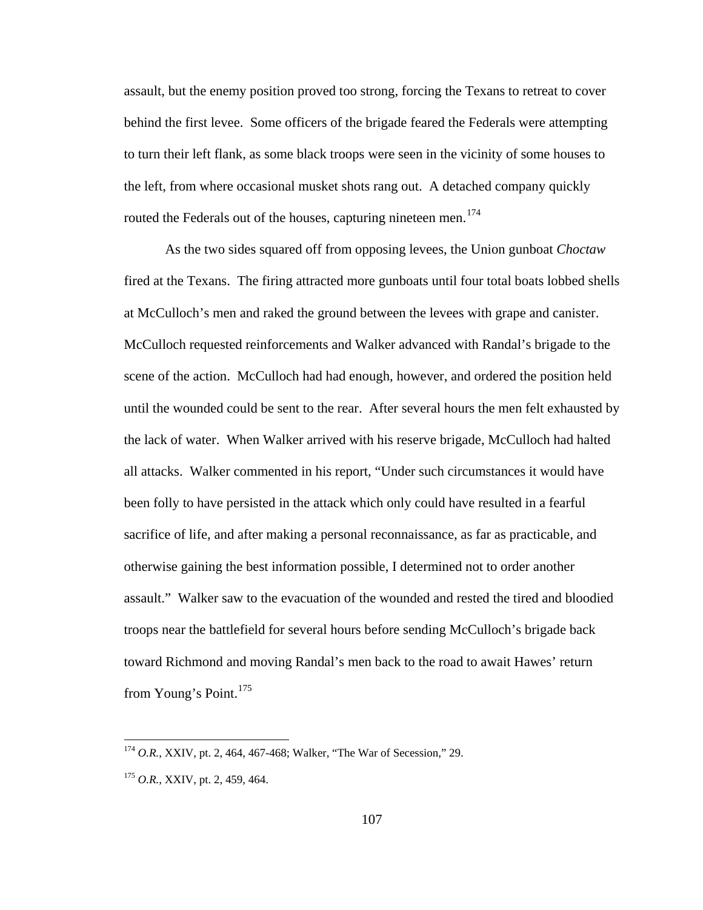assault, but the enemy position proved too strong, forcing the Texans to retreat to cover behind the first levee. Some officers of the brigade feared the Federals were attempting to turn their left flank, as some black troops were seen in the vicinity of some houses to the left, from where occasional musket shots rang out. A detached company quickly routed the Federals out of the houses, capturing nineteen men.[174]

As the two sides squared off from opposing levees, the Union gunboat *Choctaw* fired at the Texans. The firing attracted more gunboats until four total boats lobbed shells at McCulloch's men and raked the ground between the levees with grape and canister. McCulloch requested reinforcements and Walker advanced with Randal's brigade to the scene of the action. McCulloch had had enough, however, and ordered the position held until the wounded could be sent to the rear. After several hours the men felt exhausted by the lack of water. When Walker arrived with his reserve brigade, McCulloch had halted all attacks. Walker commented in his report, "Under such circumstances it would have been folly to have persisted in the attack which only could have resulted in a fearful sacrifice of life, and after making a personal reconnaissance, as far as practicable, and otherwise gaining the best information possible, I determined not to order another assault." Walker saw to the evacuation of the wounded and rested the tired and bloodied troops near the battlefield for several hours before sending McCulloch's brigade back toward Richmond and moving Randal's men back to the road to await Hawes' return from Young's Point.[175]

---

[174] *O.R.*, XXIV, pt. 2, 464, 467-468; Walker, "The War of Secession," 29.

[175] *O.R.*, XXIV, pt. 2, 459, 464.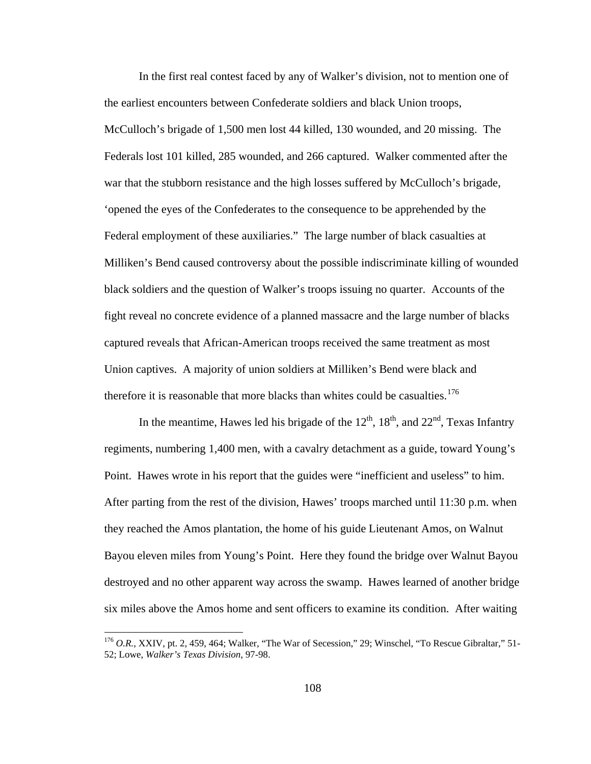In the first real contest faced by any of Walker's division, not to mention one of the earliest encounters between Confederate soldiers and black Union troops, McCulloch's brigade of 1,500 men lost 44 killed, 130 wounded, and 20 missing. The Federals lost 101 killed, 285 wounded, and 266 captured. Walker commented after the war that the stubborn resistance and the high losses suffered by McCulloch's brigade, 'opened the eyes of the Confederates to the consequence to be apprehended by the Federal employment of these auxiliaries." The large number of black casualties at Milliken's Bend caused controversy about the possible indiscriminate killing of wounded black soldiers and the question of Walker's troops issuing no quarter. Accounts of the fight reveal no concrete evidence of a planned massacre and the large number of blacks captured reveals that African-American troops received the same treatment as most Union captives. A majority of union soldiers at Milliken's Bend were black and therefore it is reasonable that more blacks than whites could be casualties.[176]

In the meantime, Hawes led his brigade of the 12th, 18th, and 22nd, Texas Infantry regiments, numbering 1,400 men, with a cavalry detachment as a guide, toward Young's Point. Hawes wrote in his report that the guides were "inefficient and useless" to him. After parting from the rest of the division, Hawes' troops marched until 11:30 p.m. when they reached the Amos plantation, the home of his guide Lieutenant Amos, on Walnut Bayou eleven miles from Young's Point. Here they found the bridge over Walnut Bayou destroyed and no other apparent way across the swamp. Hawes learned of another bridge six miles above the Amos home and sent officers to examine its condition. After waiting

---

[176] *O.R.*, XXIV, pt. 2, 459, 464; Walker, "The War of Secession," 29; Winschel, "To Rescue Gibraltar," 51-52; Lowe, *Walker's Texas Division*, 97-98.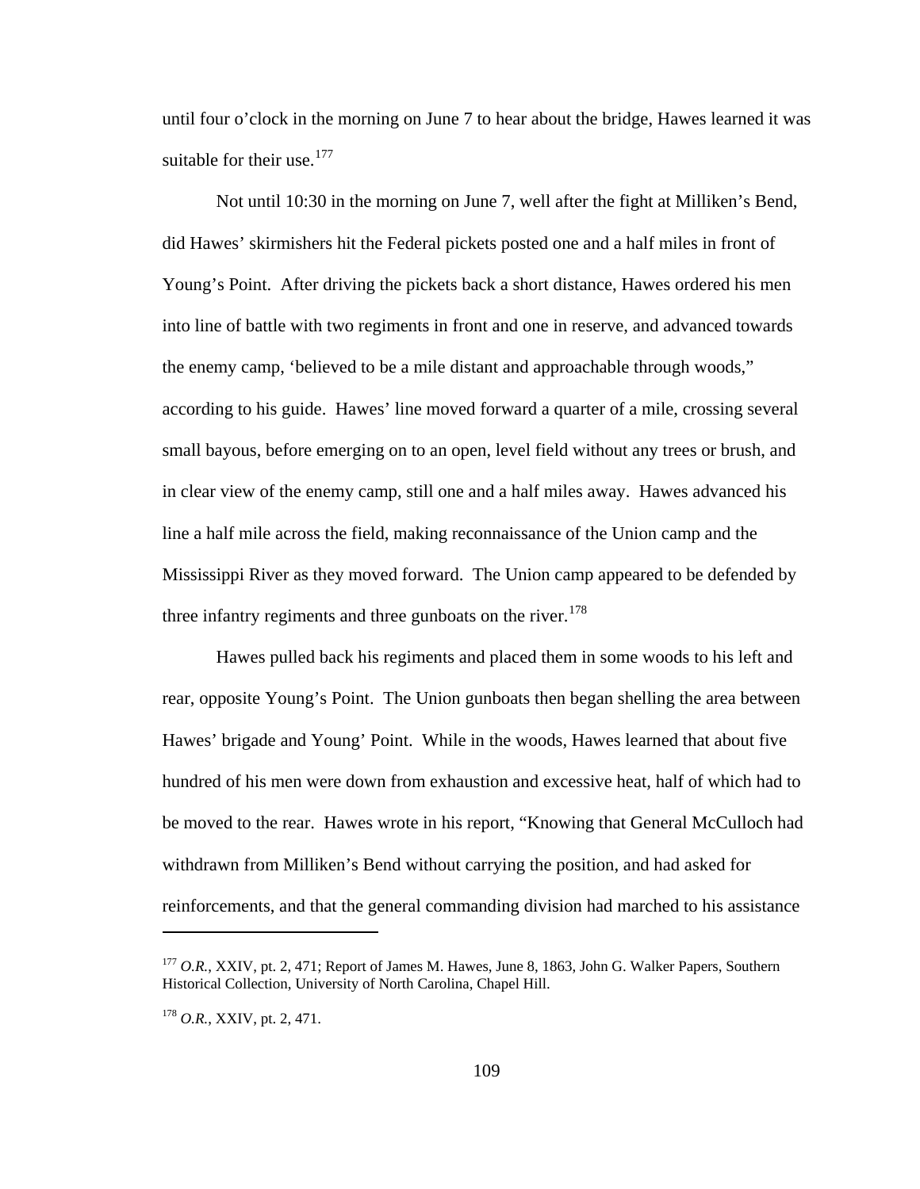until four o'clock in the morning on June 7 to hear about the bridge, Hawes learned it was suitable for their use.[177]

Not until 10:30 in the morning on June 7, well after the fight at Milliken's Bend, did Hawes' skirmishers hit the Federal pickets posted one and a half miles in front of Young's Point. After driving the pickets back a short distance, Hawes ordered his men into line of battle with two regiments in front and one in reserve, and advanced towards the enemy camp, 'believed to be a mile distant and approachable through woods," according to his guide. Hawes' line moved forward a quarter of a mile, crossing several small bayous, before emerging on to an open, level field without any trees or brush, and in clear view of the enemy camp, still one and a half miles away. Hawes advanced his line a half mile across the field, making reconnaissance of the Union camp and the Mississippi River as they moved forward. The Union camp appeared to be defended by three infantry regiments and three gunboats on the river.[178]

Hawes pulled back his regiments and placed them in some woods to his left and rear, opposite Young's Point. The Union gunboats then began shelling the area between Hawes' brigade and Young' Point. While in the woods, Hawes learned that about five hundred of his men were down from exhaustion and excessive heat, half of which had to be moved to the rear. Hawes wrote in his report, "Knowing that General McCulloch had withdrawn from Milliken's Bend without carrying the position, and had asked for reinforcements, and that the general commanding division had marched to his assistance

---

[177] *O.R.*, XXIV, pt. 2, 471; Report of James M. Hawes, June 8, 1863, John G. Walker Papers, Southern Historical Collection, University of North Carolina, Chapel Hill.

[178] *O.R.*, XXIV, pt. 2, 471.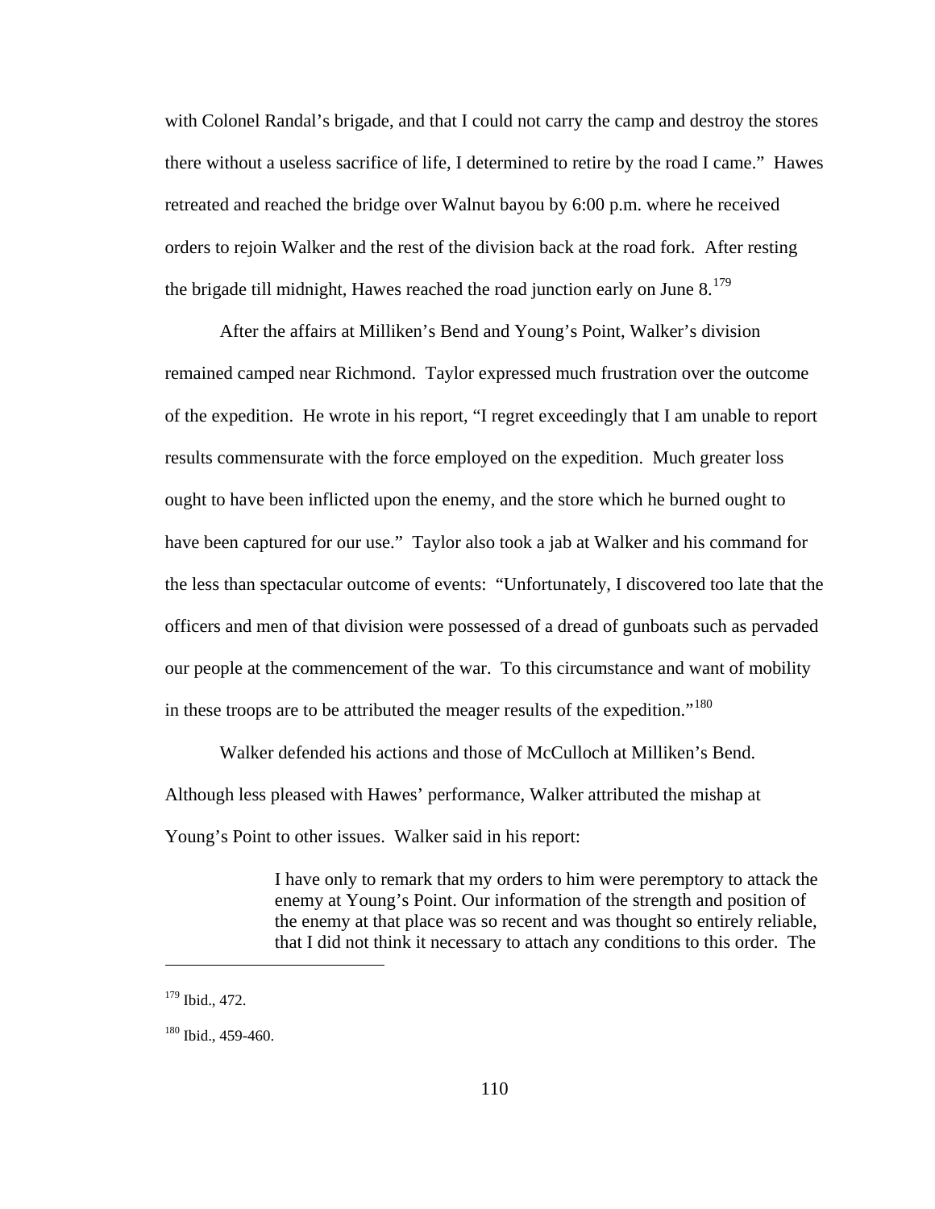with Colonel Randal's brigade, and that I could not carry the camp and destroy the stores there without a useless sacrifice of life, I determined to retire by the road I came." Hawes retreated and reached the bridge over Walnut bayou by 6:00 p.m. where he received orders to rejoin Walker and the rest of the division back at the road fork. After resting the brigade till midnight, Hawes reached the road junction early on June 8.[179]

After the affairs at Milliken's Bend and Young's Point, Walker's division remained camped near Richmond. Taylor expressed much frustration over the outcome of the expedition. He wrote in his report, "I regret exceedingly that I am unable to report results commensurate with the force employed on the expedition. Much greater loss ought to have been inflicted upon the enemy, and the store which he burned ought to have been captured for our use." Taylor also took a jab at Walker and his command for the less than spectacular outcome of events: "Unfortunately, I discovered too late that the officers and men of that division were possessed of a dread of gunboats such as pervaded our people at the commencement of the war. To this circumstance and want of mobility in these troops are to be attributed the meager results of the expedition."[180]

Walker defended his actions and those of McCulloch at Milliken's Bend. Although less pleased with Hawes' performance, Walker attributed the mishap at Young's Point to other issues. Walker said in his report:

> I have only to remark that my orders to him were peremptory to attack the enemy at Young's Point. Our information of the strength and position of the enemy at that place was so recent and was thought so entirely reliable, that I did not think it necessary to attach any conditions to this order. The

---

[179] Ibid., 472.

[180] Ibid., 459-460.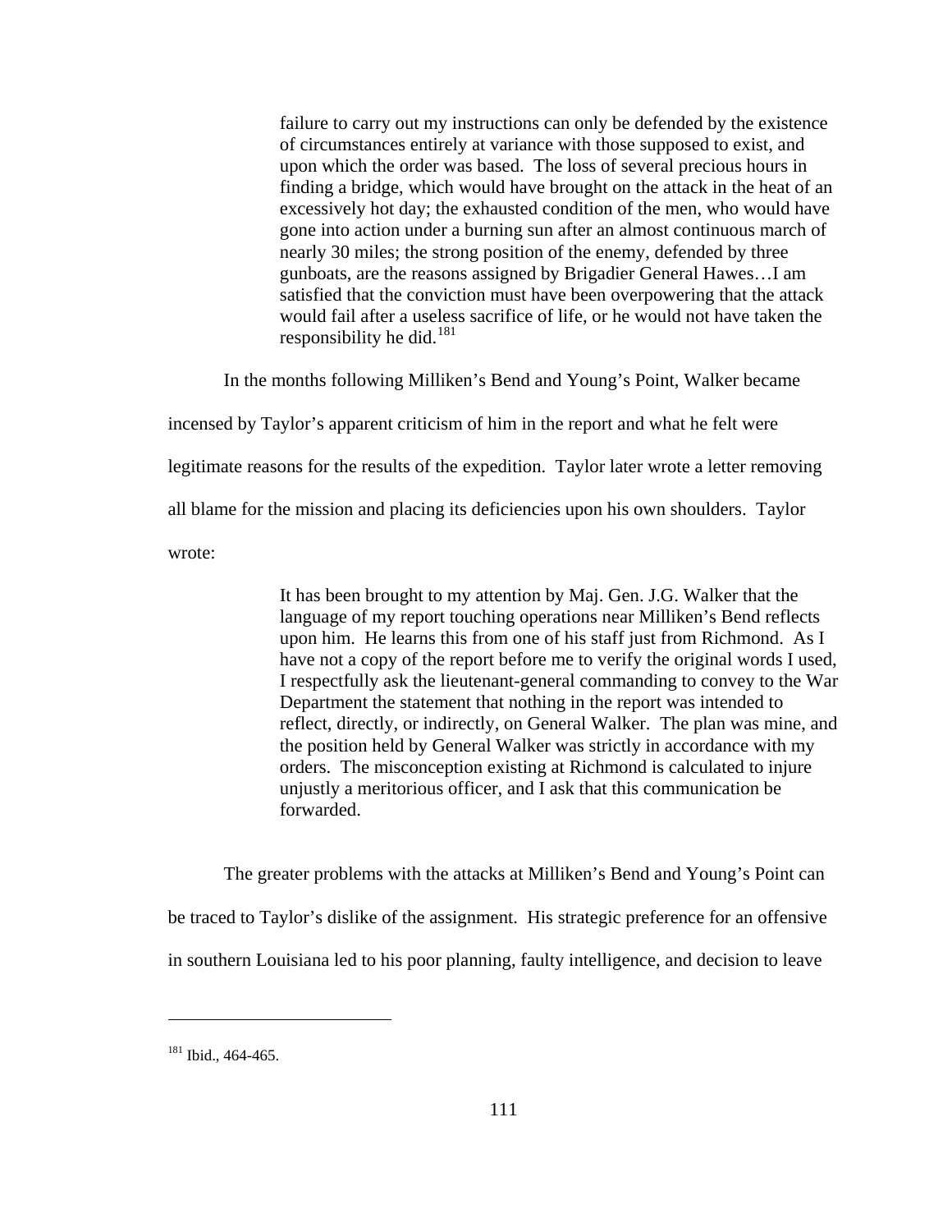> failure to carry out my instructions can only be defended by the existence of circumstances entirely at variance with those supposed to exist, and upon which the order was based. The loss of several precious hours in finding a bridge, which would have brought on the attack in the heat of an excessively hot day; the exhausted condition of the men, who would have gone into action under a burning sun after an almost continuous march of nearly 30 miles; the strong position of the enemy, defended by three gunboats, are the reasons assigned by Brigadier General Hawes…I am satisfied that the conviction must have been overpowering that the attack would fail after a useless sacrifice of life, or he would not have taken the responsibility he did.[181]

In the months following Milliken's Bend and Young's Point, Walker became incensed by Taylor's apparent criticism of him in the report and what he felt were legitimate reasons for the results of the expedition. Taylor later wrote a letter removing all blame for the mission and placing its deficiencies upon his own shoulders. Taylor wrote:

> It has been brought to my attention by Maj. Gen. J.G. Walker that the language of my report touching operations near Milliken's Bend reflects upon him. He learns this from one of his staff just from Richmond. As I have not a copy of the report before me to verify the original words I used, I respectfully ask the lieutenant-general commanding to convey to the War Department the statement that nothing in the report was intended to reflect, directly, or indirectly, on General Walker. The plan was mine, and the position held by General Walker was strictly in accordance with my orders. The misconception existing at Richmond is calculated to injure unjustly a meritorious officer, and I ask that this communication be forwarded.

The greater problems with the attacks at Milliken's Bend and Young's Point can be traced to Taylor's dislike of the assignment. His strategic preference for an offensive in southern Louisiana led to his poor planning, faulty intelligence, and decision to leave

---

[181] Ibid., 464-465.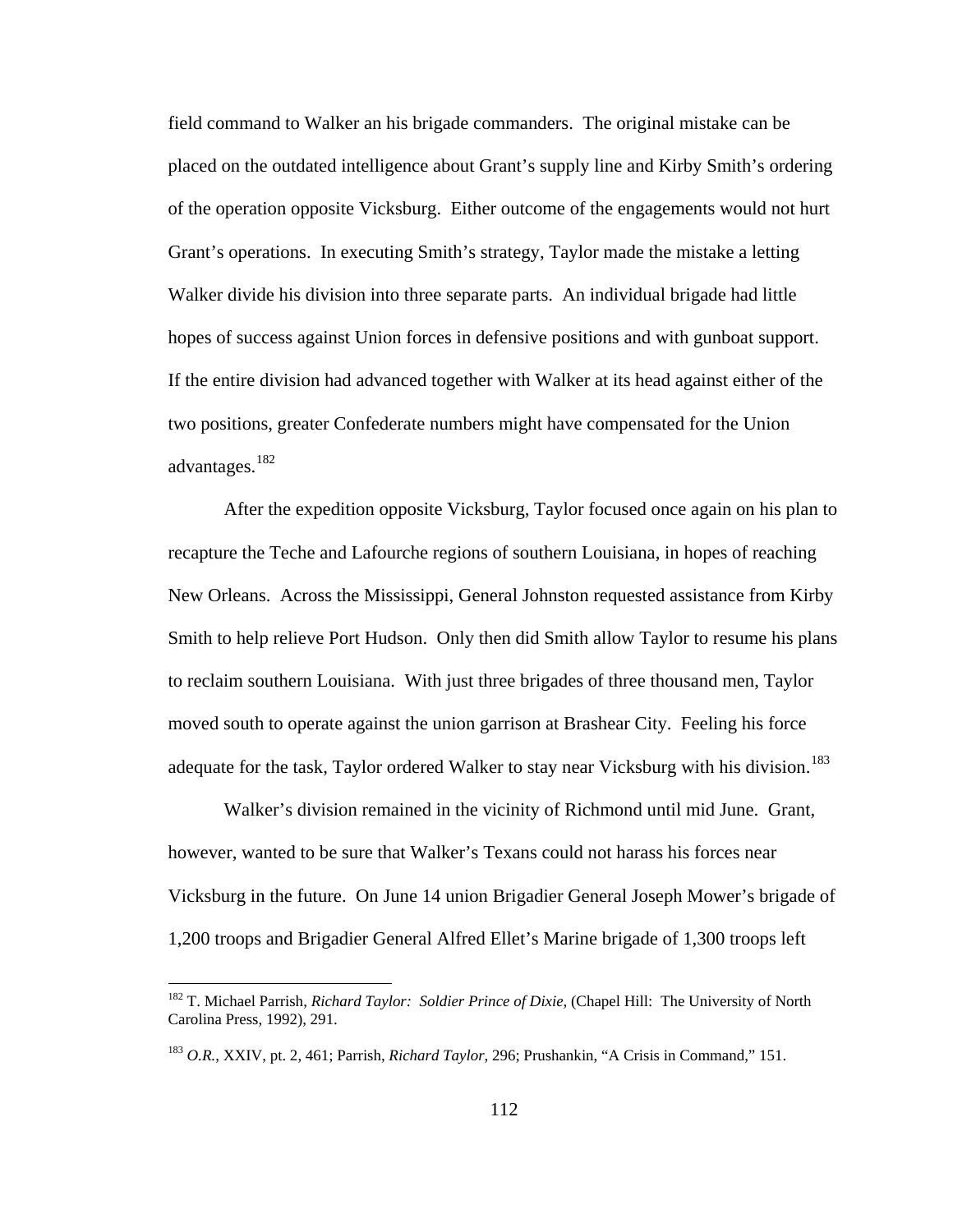field command to Walker an his brigade commanders. The original mistake can be placed on the outdated intelligence about Grant's supply line and Kirby Smith's ordering of the operation opposite Vicksburg. Either outcome of the engagements would not hurt Grant's operations. In executing Smith's strategy, Taylor made the mistake a letting Walker divide his division into three separate parts. An individual brigade had little hopes of success against Union forces in defensive positions and with gunboat support. If the entire division had advanced together with Walker at its head against either of the two positions, greater Confederate numbers might have compensated for the Union advantages.[182]

After the expedition opposite Vicksburg, Taylor focused once again on his plan to recapture the Teche and Lafourche regions of southern Louisiana, in hopes of reaching New Orleans. Across the Mississippi, General Johnston requested assistance from Kirby Smith to help relieve Port Hudson. Only then did Smith allow Taylor to resume his plans to reclaim southern Louisiana. With just three brigades of three thousand men, Taylor moved south to operate against the union garrison at Brashear City. Feeling his force adequate for the task, Taylor ordered Walker to stay near Vicksburg with his division.[183]

Walker's division remained in the vicinity of Richmond until mid June. Grant, however, wanted to be sure that Walker's Texans could not harass his forces near Vicksburg in the future. On June 14 union Brigadier General Joseph Mower's brigade of 1,200 troops and Brigadier General Alfred Ellet's Marine brigade of 1,300 troops left

---

[182] T. Michael Parrish, *Richard Taylor: Soldier Prince of Dixie*, (Chapel Hill: The University of North Carolina Press, 1992), 291.

[183] *O.R.*, XXIV, pt. 2, 461; Parrish, *Richard Taylor*, 296; Prushankin, "A Crisis in Command," 151.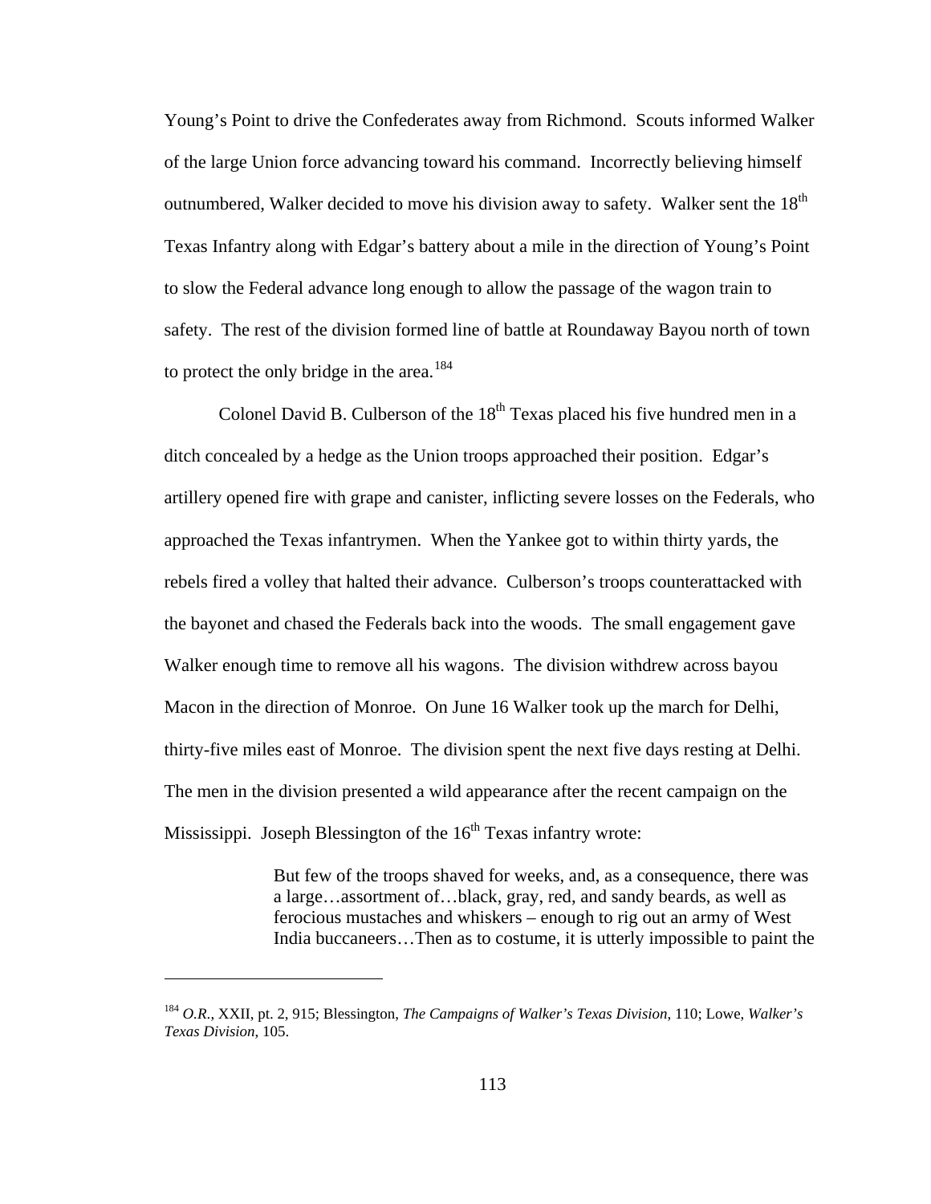Young's Point to drive the Confederates away from Richmond. Scouts informed Walker of the large Union force advancing toward his command. Incorrectly believing himself outnumbered, Walker decided to move his division away to safety. Walker sent the 18th Texas Infantry along with Edgar's battery about a mile in the direction of Young's Point to slow the Federal advance long enough to allow the passage of the wagon train to safety. The rest of the division formed line of battle at Roundaway Bayou north of town to protect the only bridge in the area.[184]

Colonel David B. Culberson of the 18th Texas placed his five hundred men in a ditch concealed by a hedge as the Union troops approached their position. Edgar's artillery opened fire with grape and canister, inflicting severe losses on the Federals, who approached the Texas infantrymen. When the Yankee got to within thirty yards, the rebels fired a volley that halted their advance. Culberson's troops counterattacked with the bayonet and chased the Federals back into the woods. The small engagement gave Walker enough time to remove all his wagons. The division withdrew across bayou Macon in the direction of Monroe. On June 16 Walker took up the march for Delhi, thirty-five miles east of Monroe. The division spent the next five days resting at Delhi. The men in the division presented a wild appearance after the recent campaign on the Mississippi. Joseph Blessington of the 16th Texas infantry wrote:

> But few of the troops shaved for weeks, and, as a consequence, there was a large…assortment of…black, gray, red, and sandy beards, as well as ferocious mustaches and whiskers – enough to rig out an army of West India buccaneers…Then as to costume, it is utterly impossible to paint the

---

[184] *O.R.*, XXII, pt. 2, 915; Blessington, *The Campaigns of Walker's Texas Division*, 110; Lowe, *Walker's Texas Division*, 105.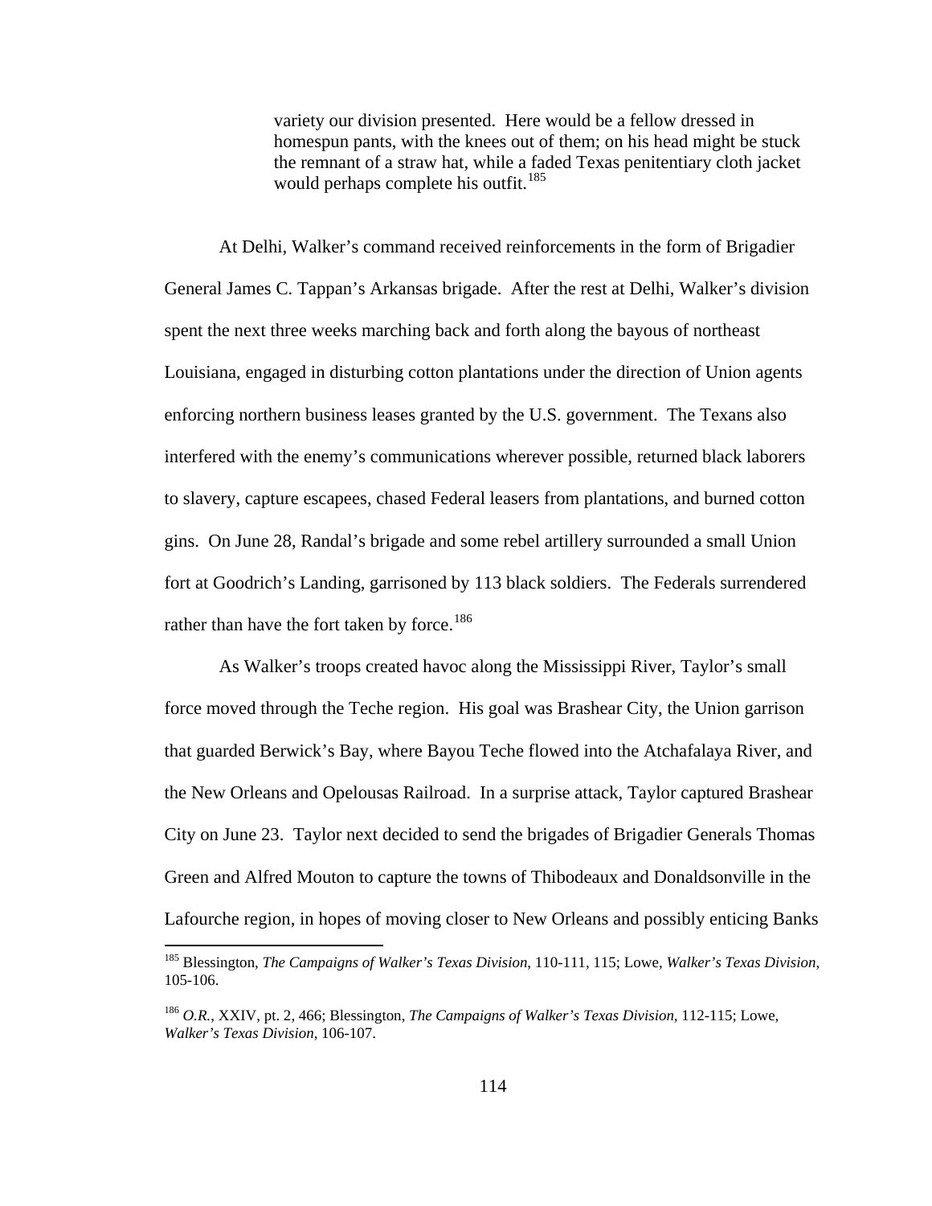> variety our division presented. Here would be a fellow dressed in homespun pants, with the knees out of them; on his head might be stuck the remnant of a straw hat, while a faded Texas penitentiary cloth jacket would perhaps complete his outfit.[185]

At Delhi, Walker's command received reinforcements in the form of Brigadier General James C. Tappan's Arkansas brigade. After the rest at Delhi, Walker's division spent the next three weeks marching back and forth along the bayous of northeast Louisiana, engaged in disturbing cotton plantations under the direction of Union agents enforcing northern business leases granted by the U.S. government. The Texans also interfered with the enemy's communications wherever possible, returned black laborers to slavery, capture escapees, chased Federal leasers from plantations, and burned cotton gins. On June 28, Randal's brigade and some rebel artillery surrounded a small Union fort at Goodrich's Landing, garrisoned by 113 black soldiers. The Federals surrendered rather than have the fort taken by force.[186]

As Walker's troops created havoc along the Mississippi River, Taylor's small force moved through the Teche region. His goal was Brashear City, the Union garrison that guarded Berwick's Bay, where Bayou Teche flowed into the Atchafalaya River, and the New Orleans and Opelousas Railroad. In a surprise attack, Taylor captured Brashear City on June 23. Taylor next decided to send the brigades of Brigadier Generals Thomas Green and Alfred Mouton to capture the towns of Thibodeaux and Donaldsonville in the Lafourche region, in hopes of moving closer to New Orleans and possibly enticing Banks

---

[185] Blessington, *The Campaigns of Walker's Texas Division*, 110-111, 115; Lowe, *Walker's Texas Division*, 105-106.

[186] *O.R.*, XXIV, pt. 2, 466; Blessington, *The Campaigns of Walker's Texas Division*, 112-115; Lowe, *Walker's Texas Division*, 106-107.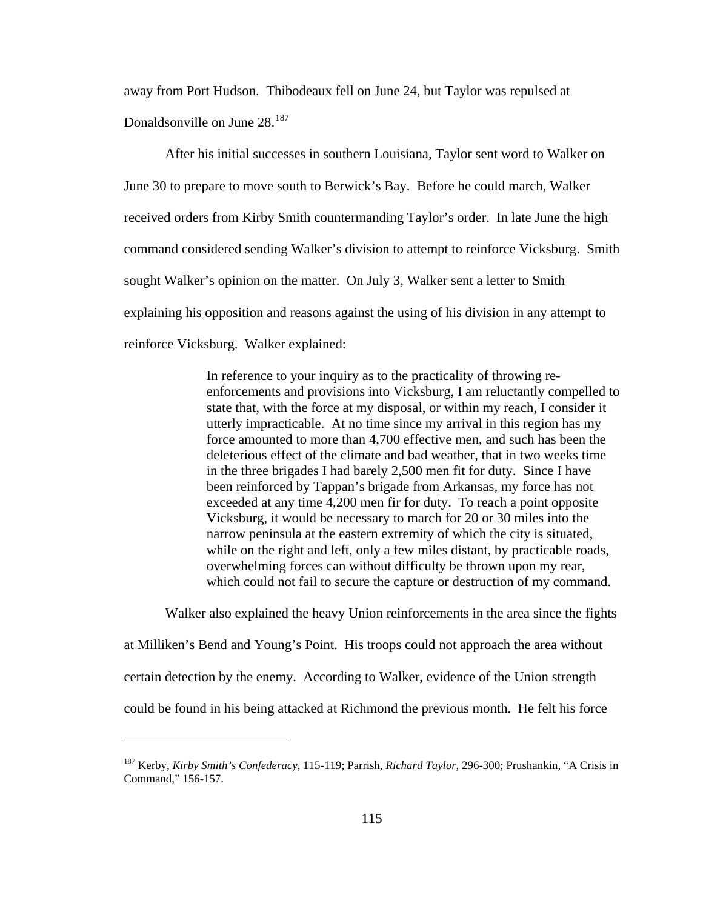away from Port Hudson. Thibodeaux fell on June 24, but Taylor was repulsed at Donaldsonville on June 28.[187]

After his initial successes in southern Louisiana, Taylor sent word to Walker on June 30 to prepare to move south to Berwick's Bay. Before he could march, Walker received orders from Kirby Smith countermanding Taylor's order. In late June the high command considered sending Walker's division to attempt to reinforce Vicksburg. Smith sought Walker's opinion on the matter. On July 3, Walker sent a letter to Smith explaining his opposition and reasons against the using of his division in any attempt to reinforce Vicksburg. Walker explained:

> In reference to your inquiry as to the practicality of throwing re-enforcements and provisions into Vicksburg, I am reluctantly compelled to state that, with the force at my disposal, or within my reach, I consider it utterly impracticable. At no time since my arrival in this region has my force amounted to more than 4,700 effective men, and such has been the deleterious effect of the climate and bad weather, that in two weeks time in the three brigades I had barely 2,500 men fit for duty. Since I have been reinforced by Tappan's brigade from Arkansas, my force has not exceeded at any time 4,200 men fir for duty. To reach a point opposite Vicksburg, it would be necessary to march for 20 or 30 miles into the narrow peninsula at the eastern extremity of which the city is situated, while on the right and left, only a few miles distant, by practicable roads, overwhelming forces can without difficulty be thrown upon my rear, which could not fail to secure the capture or destruction of my command.

Walker also explained the heavy Union reinforcements in the area since the fights at Milliken's Bend and Young's Point. His troops could not approach the area without certain detection by the enemy. According to Walker, evidence of the Union strength could be found in his being attacked at Richmond the previous month. He felt his force

---

[187] Kerby, *Kirby Smith's Confederacy*, 115-119; Parrish, *Richard Taylor*, 296-300; Prushankin, "A Crisis in Command," 156-157.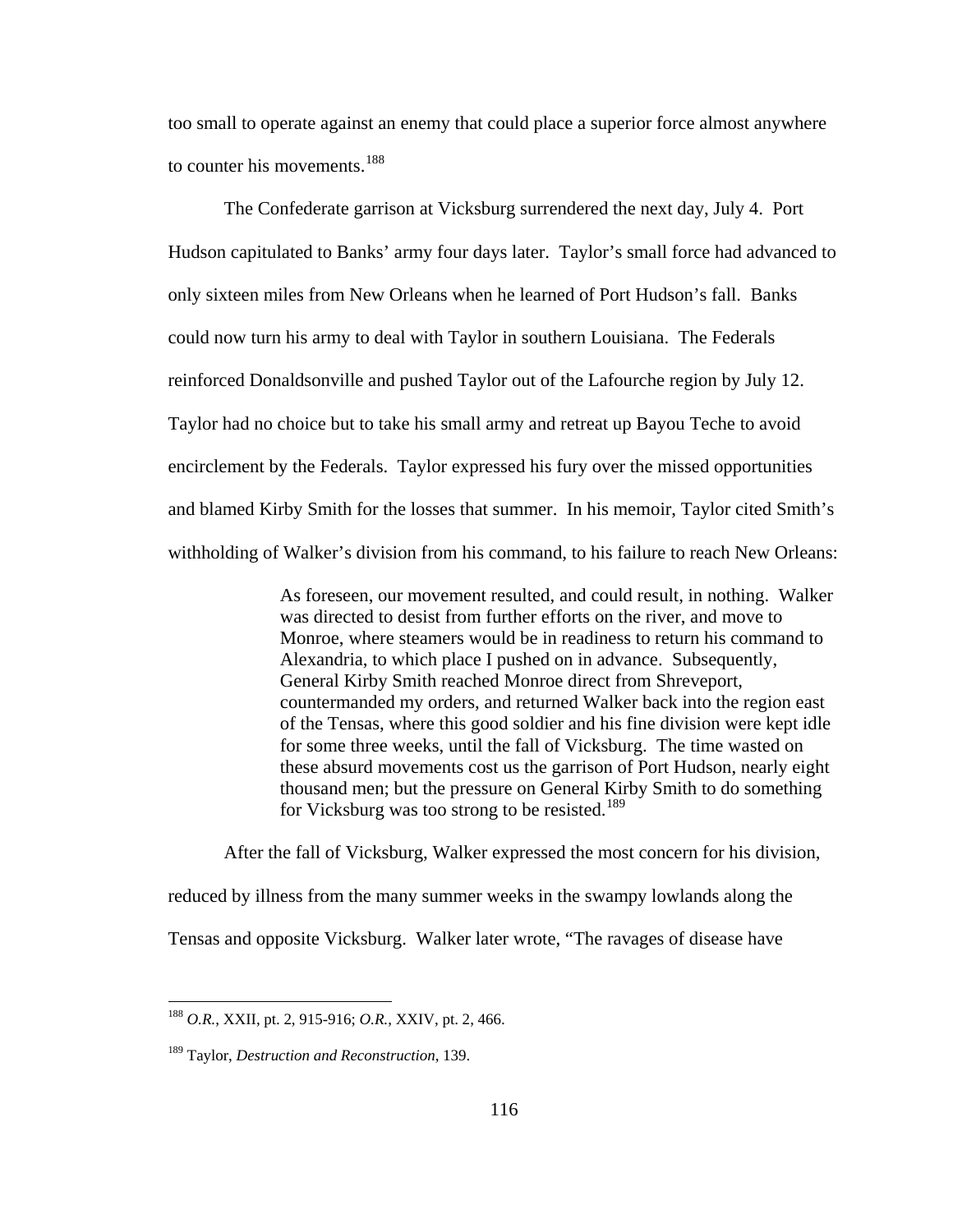too small to operate against an enemy that could place a superior force almost anywhere to counter his movements.[188]

The Confederate garrison at Vicksburg surrendered the next day, July 4. Port Hudson capitulated to Banks' army four days later. Taylor's small force had advanced to only sixteen miles from New Orleans when he learned of Port Hudson's fall. Banks could now turn his army to deal with Taylor in southern Louisiana. The Federals reinforced Donaldsonville and pushed Taylor out of the Lafourche region by July 12. Taylor had no choice but to take his small army and retreat up Bayou Teche to avoid encirclement by the Federals. Taylor expressed his fury over the missed opportunities and blamed Kirby Smith for the losses that summer. In his memoir, Taylor cited Smith's withholding of Walker's division from his command, to his failure to reach New Orleans:

> As foreseen, our movement resulted, and could result, in nothing. Walker was directed to desist from further efforts on the river, and move to Monroe, where steamers would be in readiness to return his command to Alexandria, to which place I pushed on in advance. Subsequently, General Kirby Smith reached Monroe direct from Shreveport, countermanded my orders, and returned Walker back into the region east of the Tensas, where this good soldier and his fine division were kept idle for some three weeks, until the fall of Vicksburg. The time wasted on these absurd movements cost us the garrison of Port Hudson, nearly eight thousand men; but the pressure on General Kirby Smith to do something for Vicksburg was too strong to be resisted.[189]

After the fall of Vicksburg, Walker expressed the most concern for his division, reduced by illness from the many summer weeks in the swampy lowlands along the Tensas and opposite Vicksburg. Walker later wrote, "The ravages of disease have

---

[188] *O.R.*, XXII, pt. 2, 915-916; *O.R.*, XXIV, pt. 2, 466.

[189] Taylor, *Destruction and Reconstruction*, 139.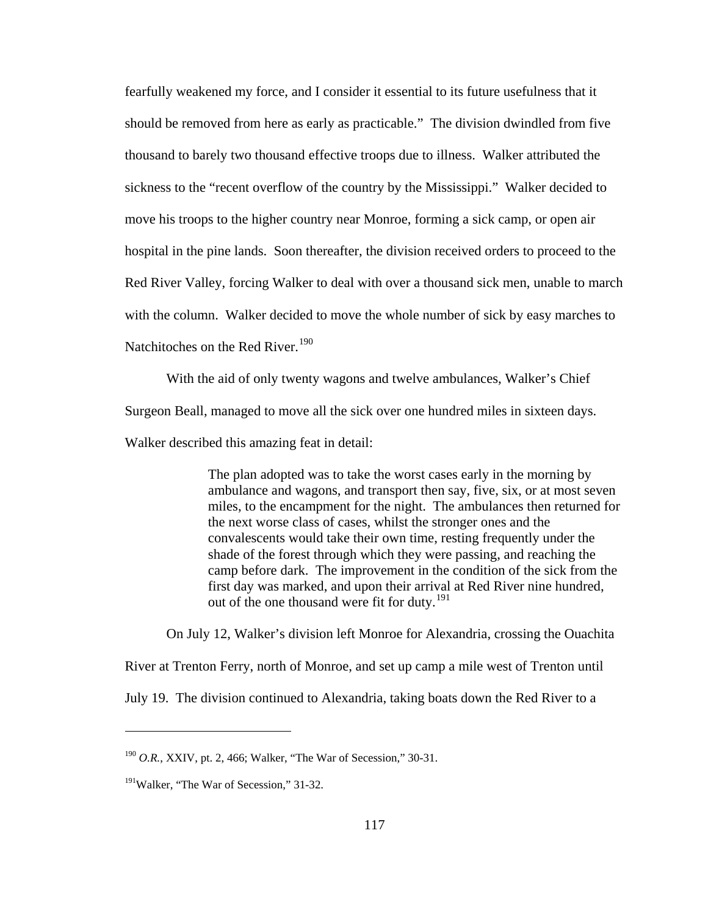fearfully weakened my force, and I consider it essential to its future usefulness that it should be removed from here as early as practicable." The division dwindled from five thousand to barely two thousand effective troops due to illness. Walker attributed the sickness to the "recent overflow of the country by the Mississippi." Walker decided to move his troops to the higher country near Monroe, forming a sick camp, or open air hospital in the pine lands. Soon thereafter, the division received orders to proceed to the Red River Valley, forcing Walker to deal with over a thousand sick men, unable to march with the column. Walker decided to move the whole number of sick by easy marches to Natchitoches on the Red River.[190]

With the aid of only twenty wagons and twelve ambulances, Walker's Chief Surgeon Beall, managed to move all the sick over one hundred miles in sixteen days. Walker described this amazing feat in detail:

> The plan adopted was to take the worst cases early in the morning by ambulance and wagons, and transport then say, five, six, or at most seven miles, to the encampment for the night. The ambulances then returned for the next worse class of cases, whilst the stronger ones and the convalescents would take their own time, resting frequently under the shade of the forest through which they were passing, and reaching the camp before dark. The improvement in the condition of the sick from the first day was marked, and upon their arrival at Red River nine hundred, out of the one thousand were fit for duty.[191]

On July 12, Walker's division left Monroe for Alexandria, crossing the Ouachita River at Trenton Ferry, north of Monroe, and set up camp a mile west of Trenton until July 19. The division continued to Alexandria, taking boats down the Red River to a

---

[190] *O.R.*, XXIV, pt. 2, 466; Walker, "The War of Secession," 30-31.

[191] Walker, "The War of Secession," 31-32.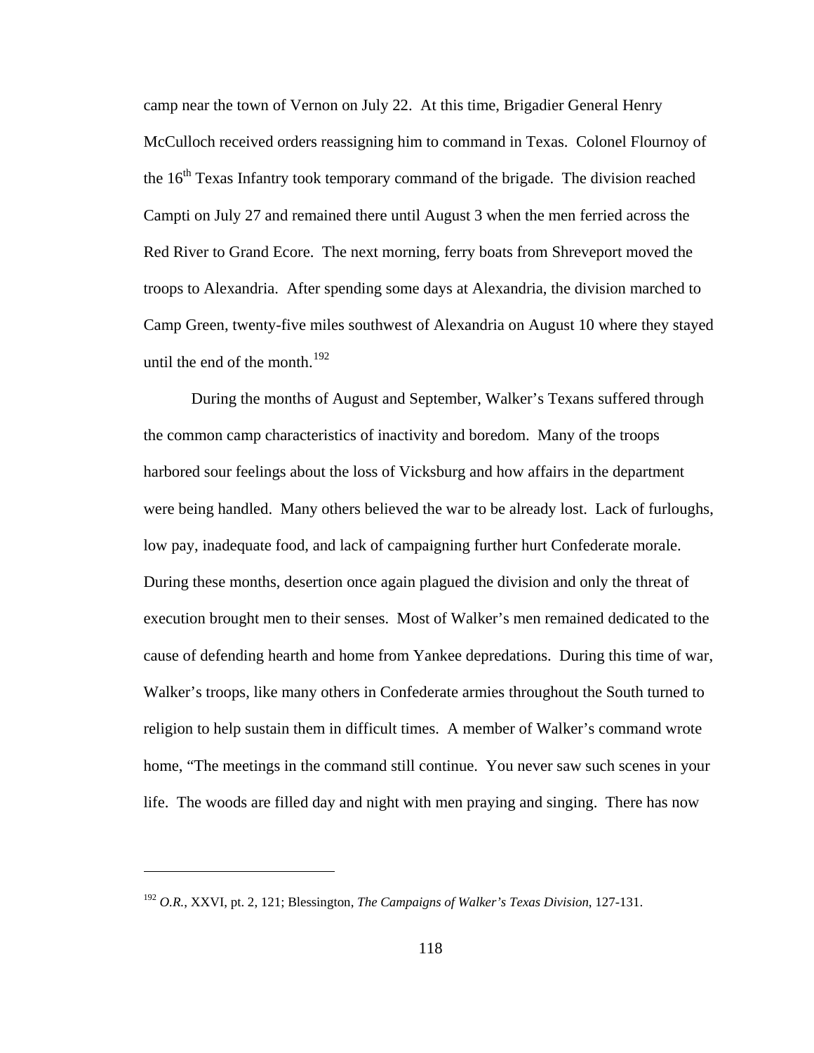camp near the town of Vernon on July 22. At this time, Brigadier General Henry McCulloch received orders reassigning him to command in Texas. Colonel Flournoy of the 16th Texas Infantry took temporary command of the brigade. The division reached Campti on July 27 and remained there until August 3 when the men ferried across the Red River to Grand Ecore. The next morning, ferry boats from Shreveport moved the troops to Alexandria. After spending some days at Alexandria, the division marched to Camp Green, twenty-five miles southwest of Alexandria on August 10 where they stayed until the end of the month.[192]

During the months of August and September, Walker's Texans suffered through the common camp characteristics of inactivity and boredom. Many of the troops harbored sour feelings about the loss of Vicksburg and how affairs in the department were being handled. Many others believed the war to be already lost. Lack of furloughs, low pay, inadequate food, and lack of campaigning further hurt Confederate morale. During these months, desertion once again plagued the division and only the threat of execution brought men to their senses. Most of Walker's men remained dedicated to the cause of defending hearth and home from Yankee depredations. During this time of war, Walker's troops, like many others in Confederate armies throughout the South turned to religion to help sustain them in difficult times. A member of Walker's command wrote home, "The meetings in the command still continue. You never saw such scenes in your life. The woods are filled day and night with men praying and singing. There has now

---

[192] *O.R.*, XXVI, pt. 2, 121; Blessington, *The Campaigns of Walker's Texas Division*, 127-131.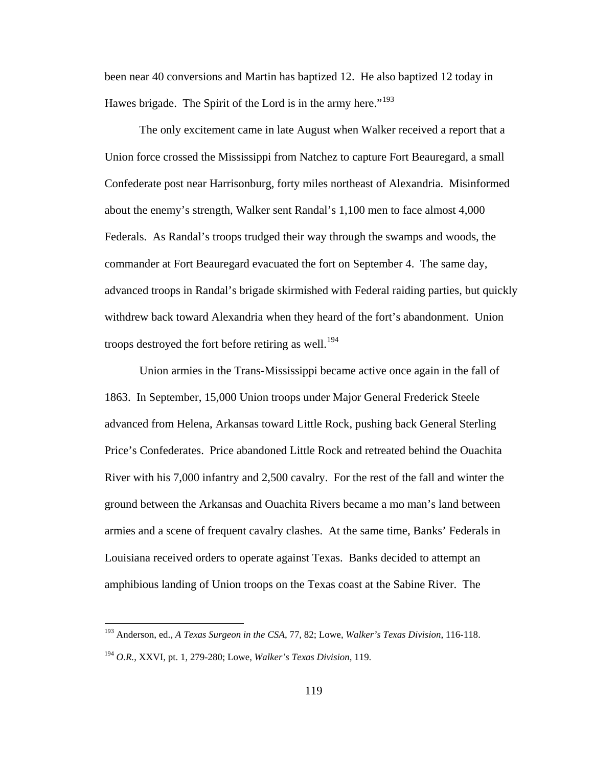been near 40 conversions and Martin has baptized 12. He also baptized 12 today in Hawes brigade. The Spirit of the Lord is in the army here."[193]

The only excitement came in late August when Walker received a report that a Union force crossed the Mississippi from Natchez to capture Fort Beauregard, a small Confederate post near Harrisonburg, forty miles northeast of Alexandria. Misinformed about the enemy's strength, Walker sent Randal's 1,100 men to face almost 4,000 Federals. As Randal's troops trudged their way through the swamps and woods, the commander at Fort Beauregard evacuated the fort on September 4. The same day, advanced troops in Randal's brigade skirmished with Federal raiding parties, but quickly withdrew back toward Alexandria when they heard of the fort's abandonment. Union troops destroyed the fort before retiring as well.[194]

Union armies in the Trans-Mississippi became active once again in the fall of 1863. In September, 15,000 Union troops under Major General Frederick Steele advanced from Helena, Arkansas toward Little Rock, pushing back General Sterling Price's Confederates. Price abandoned Little Rock and retreated behind the Ouachita River with his 7,000 infantry and 2,500 cavalry. For the rest of the fall and winter the ground between the Arkansas and Ouachita Rivers became a mo man's land between armies and a scene of frequent cavalry clashes. At the same time, Banks' Federals in Louisiana received orders to operate against Texas. Banks decided to attempt an amphibious landing of Union troops on the Texas coast at the Sabine River. The

---

[193] Anderson, ed., *A Texas Surgeon in the CSA*, 77, 82; Lowe, *Walker's Texas Division*, 116-118.

[194] *O.R.*, XXVI, pt. 1, 279-280; Lowe, *Walker's Texas Division*, 119.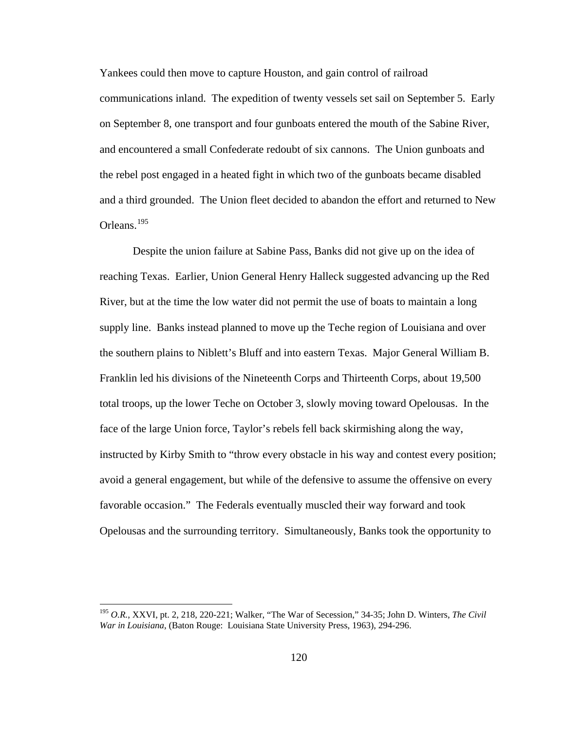Yankees could then move to capture Houston, and gain control of railroad communications inland. The expedition of twenty vessels set sail on September 5. Early on September 8, one transport and four gunboats entered the mouth of the Sabine River, and encountered a small Confederate redoubt of six cannons. The Union gunboats and the rebel post engaged in a heated fight in which two of the gunboats became disabled and a third grounded. The Union fleet decided to abandon the effort and returned to New Orleans.[195]

Despite the union failure at Sabine Pass, Banks did not give up on the idea of reaching Texas. Earlier, Union General Henry Halleck suggested advancing up the Red River, but at the time the low water did not permit the use of boats to maintain a long supply line. Banks instead planned to move up the Teche region of Louisiana and over the southern plains to Niblett's Bluff and into eastern Texas. Major General William B. Franklin led his divisions of the Nineteenth Corps and Thirteenth Corps, about 19,500 total troops, up the lower Teche on October 3, slowly moving toward Opelousas. In the face of the large Union force, Taylor's rebels fell back skirmishing along the way, instructed by Kirby Smith to "throw every obstacle in his way and contest every position; avoid a general engagement, but while of the defensive to assume the offensive on every favorable occasion." The Federals eventually muscled their way forward and took Opelousas and the surrounding territory. Simultaneously, Banks took the opportunity to

---

[195] *O.R.*, XXVI, pt. 2, 218, 220-221; Walker, "The War of Secession," 34-35; John D. Winters, *The Civil War in Louisiana*, (Baton Rouge: Louisiana State University Press, 1963), 294-296.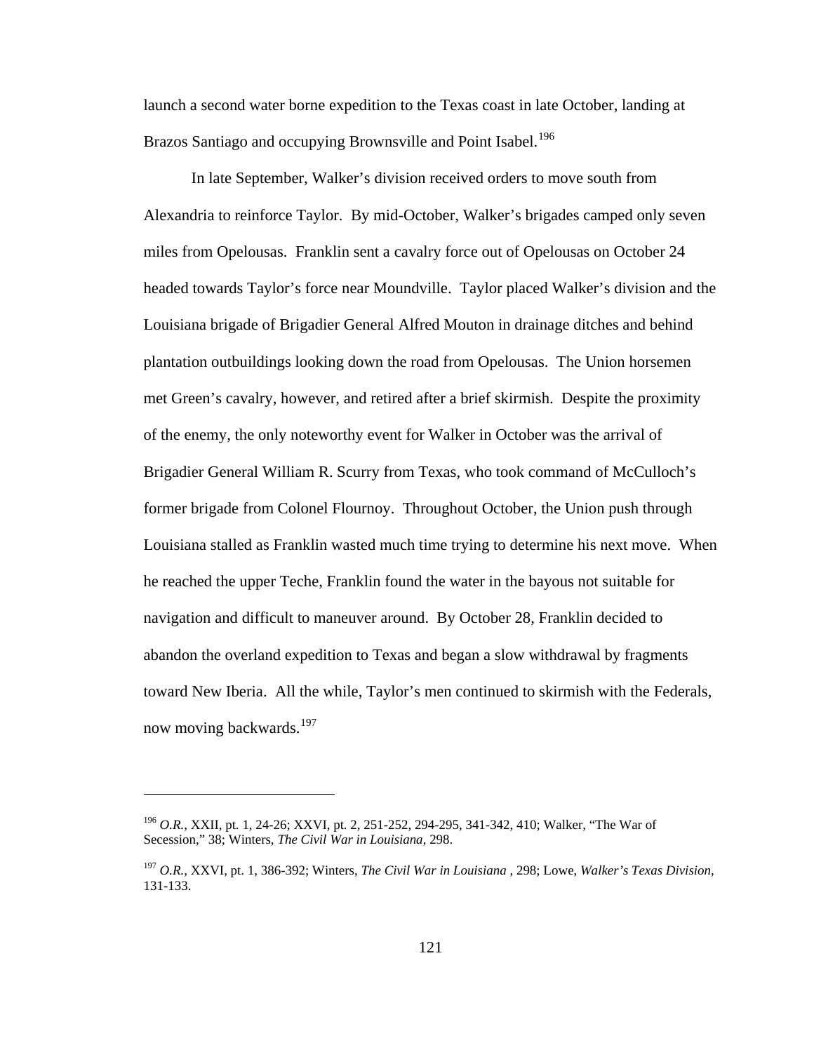launch a second water borne expedition to the Texas coast in late October, landing at Brazos Santiago and occupying Brownsville and Point Isabel.[196]

In late September, Walker's division received orders to move south from Alexandria to reinforce Taylor. By mid-October, Walker's brigades camped only seven miles from Opelousas. Franklin sent a cavalry force out of Opelousas on October 24 headed towards Taylor's force near Moundville. Taylor placed Walker's division and the Louisiana brigade of Brigadier General Alfred Mouton in drainage ditches and behind plantation outbuildings looking down the road from Opelousas. The Union horsemen met Green's cavalry, however, and retired after a brief skirmish. Despite the proximity of the enemy, the only noteworthy event for Walker in October was the arrival of Brigadier General William R. Scurry from Texas, who took command of McCulloch's former brigade from Colonel Flournoy. Throughout October, the Union push through Louisiana stalled as Franklin wasted much time trying to determine his next move. When he reached the upper Teche, Franklin found the water in the bayous not suitable for navigation and difficult to maneuver around. By October 28, Franklin decided to abandon the overland expedition to Texas and began a slow withdrawal by fragments toward New Iberia. All the while, Taylor's men continued to skirmish with the Federals, now moving backwards.[197]

---

[196] *O.R.*, XXII, pt. 1, 24-26; XXVI, pt. 2, 251-252, 294-295, 341-342, 410; Walker, "The War of Secession," 38; Winters, *The Civil War in Louisiana*, 298.

[197] *O.R.*, XXVI, pt. 1, 386-392; Winters, *The Civil War in Louisiana* , 298; Lowe, *Walker's Texas Division*, 131-133.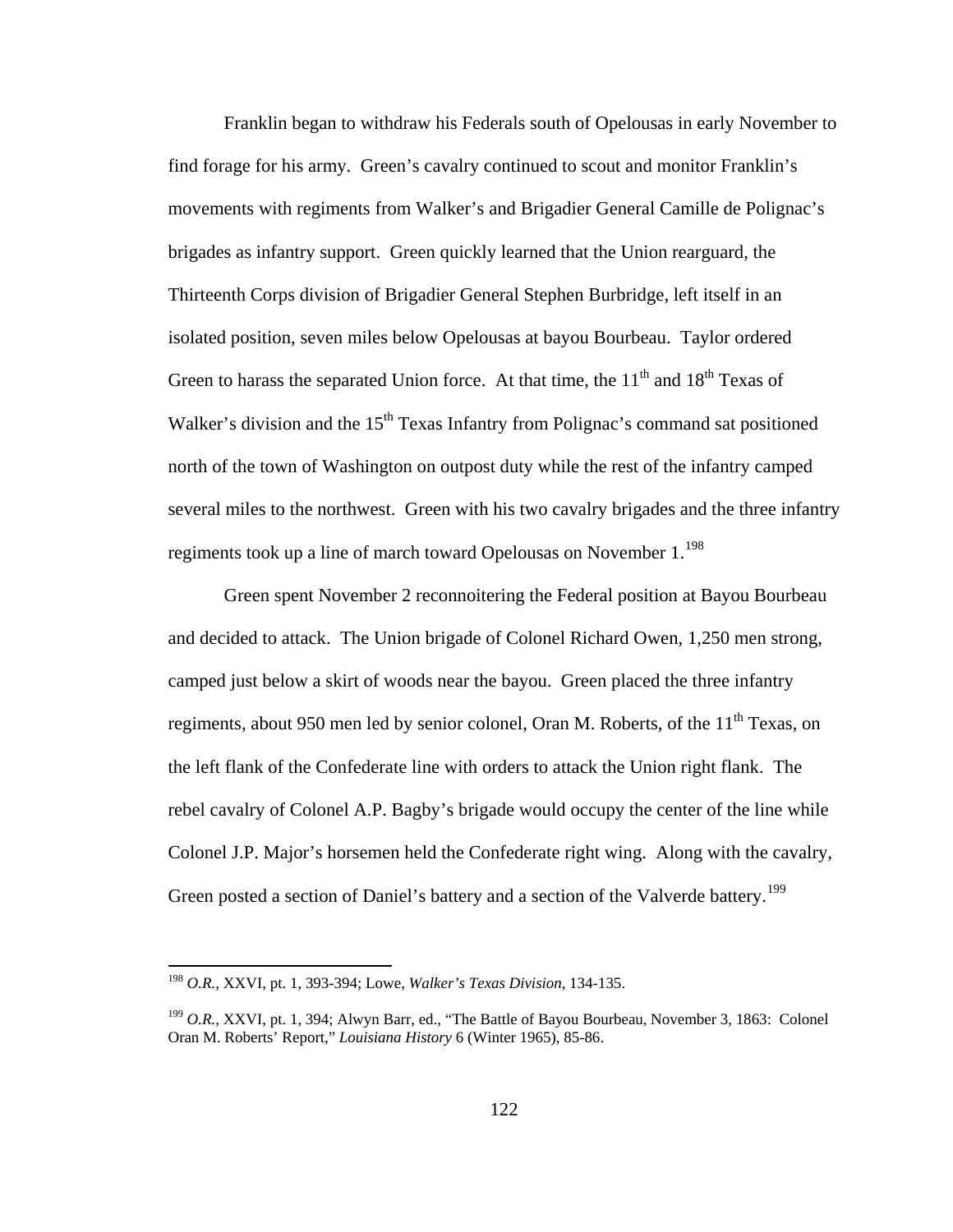Franklin began to withdraw his Federals south of Opelousas in early November to find forage for his army. Green's cavalry continued to scout and monitor Franklin's movements with regiments from Walker's and Brigadier General Camille de Polignac's brigades as infantry support. Green quickly learned that the Union rearguard, the Thirteenth Corps division of Brigadier General Stephen Burbridge, left itself in an isolated position, seven miles below Opelousas at bayou Bourbeau. Taylor ordered Green to harass the separated Union force. At that time, the 11th and 18th Texas of Walker's division and the 15th Texas Infantry from Polignac's command sat positioned north of the town of Washington on outpost duty while the rest of the infantry camped several miles to the northwest. Green with his two cavalry brigades and the three infantry regiments took up a line of march toward Opelousas on November 1.[198]

Green spent November 2 reconnoitering the Federal position at Bayou Bourbeau and decided to attack. The Union brigade of Colonel Richard Owen, 1,250 men strong, camped just below a skirt of woods near the bayou. Green placed the three infantry regiments, about 950 men led by senior colonel, Oran M. Roberts, of the 11th Texas, on the left flank of the Confederate line with orders to attack the Union right flank. The rebel cavalry of Colonel A.P. Bagby's brigade would occupy the center of the line while Colonel J.P. Major's horsemen held the Confederate right wing. Along with the cavalry, Green posted a section of Daniel's battery and a section of the Valverde battery.[199]

---

[198] *O.R.*, XXVI, pt. 1, 393-394; Lowe, *Walker's Texas Division*, 134-135.

[199] *O.R.*, XXVI, pt. 1, 394; Alwyn Barr, ed., "The Battle of Bayou Bourbeau, November 3, 1863: Colonel Oran M. Roberts' Report," *Louisiana History* 6 (Winter 1965), 85-86.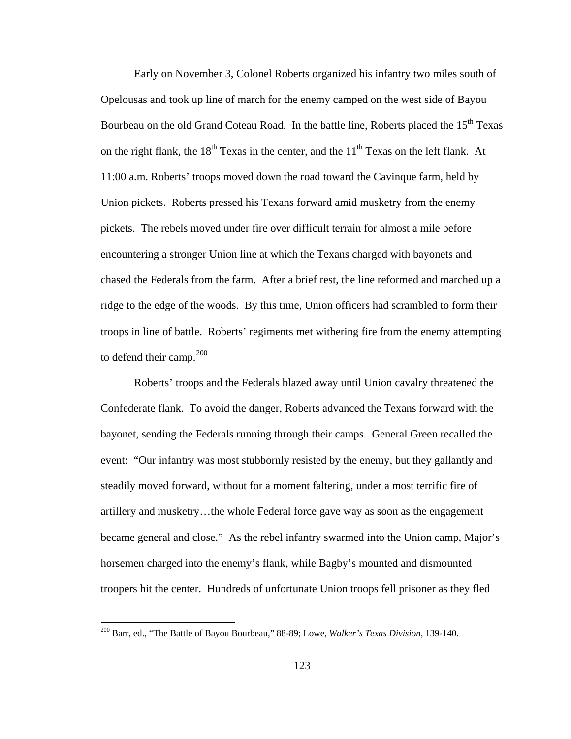Early on November 3, Colonel Roberts organized his infantry two miles south of Opelousas and took up line of march for the enemy camped on the west side of Bayou Bourbeau on the old Grand Coteau Road. In the battle line, Roberts placed the 15th Texas on the right flank, the 18th Texas in the center, and the 11th Texas on the left flank. At 11:00 a.m. Roberts' troops moved down the road toward the Cavinque farm, held by Union pickets. Roberts pressed his Texans forward amid musketry from the enemy pickets. The rebels moved under fire over difficult terrain for almost a mile before encountering a stronger Union line at which the Texans charged with bayonets and chased the Federals from the farm. After a brief rest, the line reformed and marched up a ridge to the edge of the woods. By this time, Union officers had scrambled to form their troops in line of battle. Roberts' regiments met withering fire from the enemy attempting to defend their camp.[200]

Roberts' troops and the Federals blazed away until Union cavalry threatened the Confederate flank. To avoid the danger, Roberts advanced the Texans forward with the bayonet, sending the Federals running through their camps. General Green recalled the event: "Our infantry was most stubbornly resisted by the enemy, but they gallantly and steadily moved forward, without for a moment faltering, under a most terrific fire of artillery and musketry…the whole Federal force gave way as soon as the engagement became general and close." As the rebel infantry swarmed into the Union camp, Major's horsemen charged into the enemy's flank, while Bagby's mounted and dismounted troopers hit the center. Hundreds of unfortunate Union troops fell prisoner as they fled

---

[200] Barr, ed., "The Battle of Bayou Bourbeau," 88-89; Lowe, *Walker's Texas Division*, 139-140.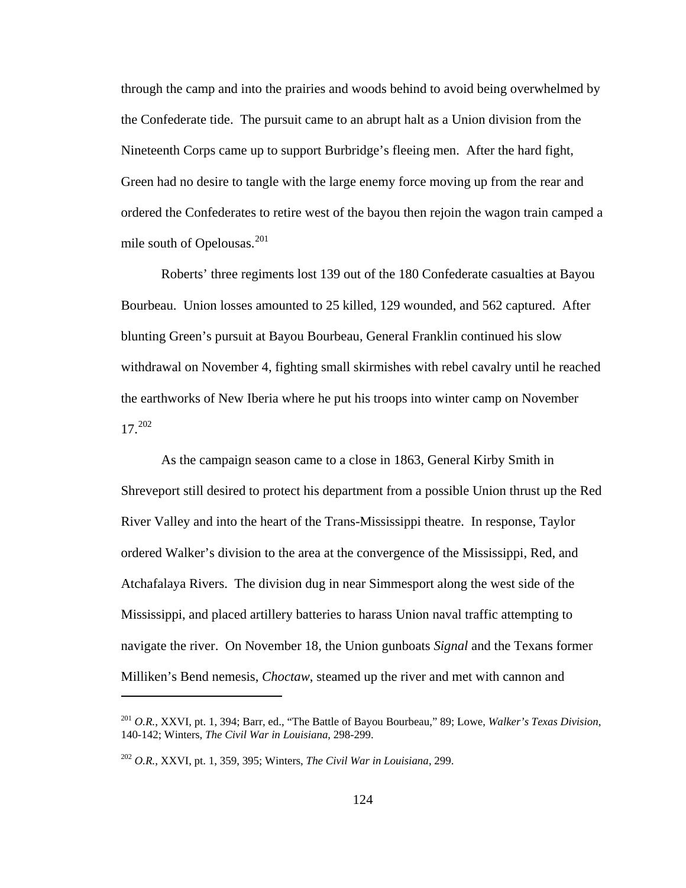through the camp and into the prairies and woods behind to avoid being overwhelmed by the Confederate tide. The pursuit came to an abrupt halt as a Union division from the Nineteenth Corps came up to support Burbridge's fleeing men. After the hard fight, Green had no desire to tangle with the large enemy force moving up from the rear and ordered the Confederates to retire west of the bayou then rejoin the wagon train camped a mile south of Opelousas.[201]

Roberts' three regiments lost 139 out of the 180 Confederate casualties at Bayou Bourbeau. Union losses amounted to 25 killed, 129 wounded, and 562 captured. After blunting Green's pursuit at Bayou Bourbeau, General Franklin continued his slow withdrawal on November 4, fighting small skirmishes with rebel cavalry until he reached the earthworks of New Iberia where he put his troops into winter camp on November 17.[202]

As the campaign season came to a close in 1863, General Kirby Smith in Shreveport still desired to protect his department from a possible Union thrust up the Red River Valley and into the heart of the Trans-Mississippi theatre. In response, Taylor ordered Walker's division to the area at the convergence of the Mississippi, Red, and Atchafalaya Rivers. The division dug in near Simmesport along the west side of the Mississippi, and placed artillery batteries to harass Union naval traffic attempting to navigate the river. On November 18, the Union gunboats *Signal* and the Texans former Milliken's Bend nemesis, *Choctaw*, steamed up the river and met with cannon and

---

[201] *O.R.*, XXVI, pt. 1, 394; Barr, ed., "The Battle of Bayou Bourbeau," 89; Lowe, *Walker's Texas Division*, 140-142; Winters, *The Civil War in Louisiana*, 298-299.

[202] *O.R.*, XXVI, pt. 1, 359, 395; Winters, *The Civil War in Louisiana*, 299.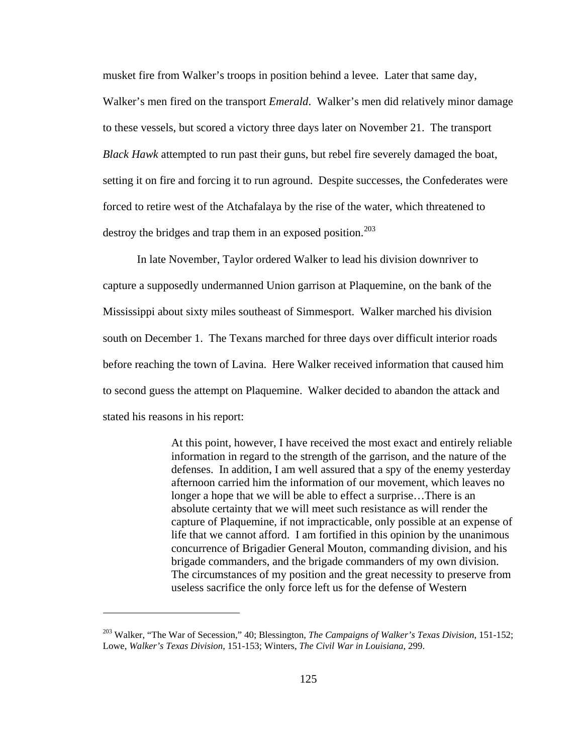musket fire from Walker's troops in position behind a levee. Later that same day, Walker's men fired on the transport *Emerald*. Walker's men did relatively minor damage to these vessels, but scored a victory three days later on November 21. The transport *Black Hawk* attempted to run past their guns, but rebel fire severely damaged the boat, setting it on fire and forcing it to run aground. Despite successes, the Confederates were forced to retire west of the Atchafalaya by the rise of the water, which threatened to destroy the bridges and trap them in an exposed position.[203]

In late November, Taylor ordered Walker to lead his division downriver to capture a supposedly undermanned Union garrison at Plaquemine, on the bank of the Mississippi about sixty miles southeast of Simmesport. Walker marched his division south on December 1. The Texans marched for three days over difficult interior roads before reaching the town of Lavina. Here Walker received information that caused him to second guess the attempt on Plaquemine. Walker decided to abandon the attack and stated his reasons in his report:

> At this point, however, I have received the most exact and entirely reliable information in regard to the strength of the garrison, and the nature of the defenses. In addition, I am well assured that a spy of the enemy yesterday afternoon carried him the information of our movement, which leaves no longer a hope that we will be able to effect a surprise…There is an absolute certainty that we will meet such resistance as will render the capture of Plaquemine, if not impracticable, only possible at an expense of life that we cannot afford. I am fortified in this opinion by the unanimous concurrence of Brigadier General Mouton, commanding division, and his brigade commanders, and the brigade commanders of my own division. The circumstances of my position and the great necessity to preserve from useless sacrifice the only force left us for the defense of Western

---

[203] Walker, "The War of Secession," 40; Blessington, *The Campaigns of Walker's Texas Division*, 151-152; Lowe, *Walker's Texas Division*, 151-153; Winters, *The Civil War in Louisiana*, 299.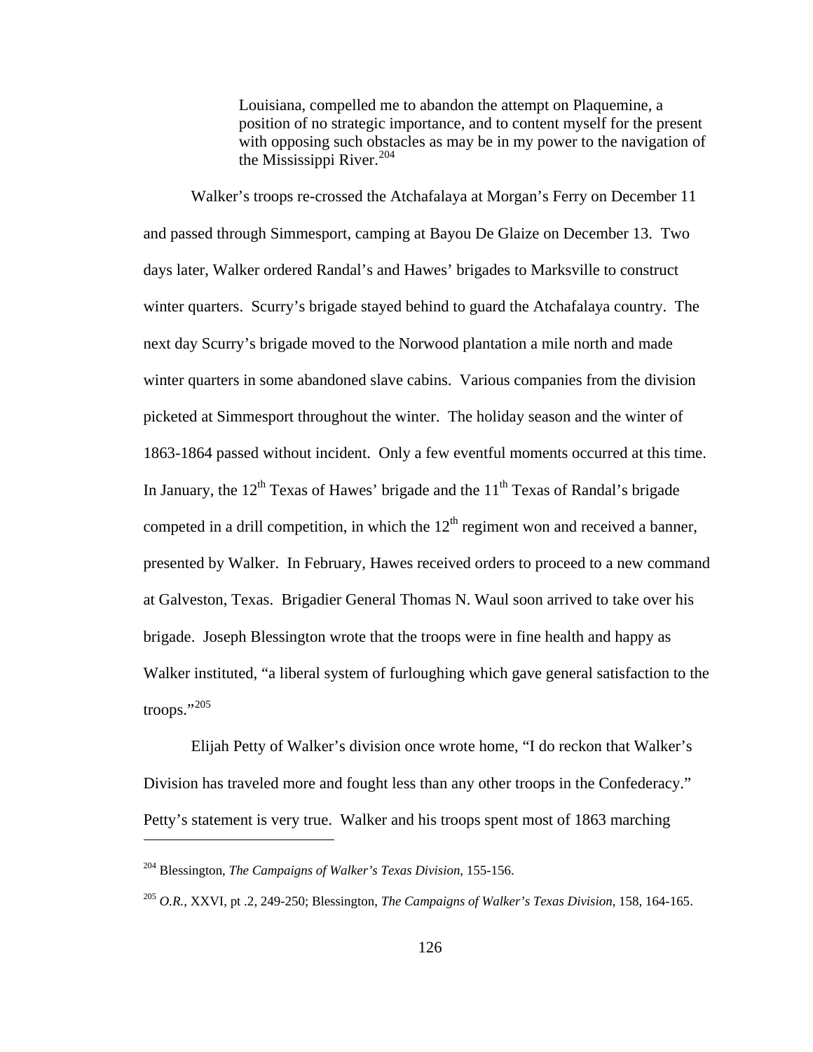> Louisiana, compelled me to abandon the attempt on Plaquemine, a position of no strategic importance, and to content myself for the present with opposing such obstacles as may be in my power to the navigation of the Mississippi River.[204]

Walker's troops re-crossed the Atchafalaya at Morgan's Ferry on December 11 and passed through Simmesport, camping at Bayou De Glaize on December 13. Two days later, Walker ordered Randal's and Hawes' brigades to Marksville to construct winter quarters. Scurry's brigade stayed behind to guard the Atchafalaya country. The next day Scurry's brigade moved to the Norwood plantation a mile north and made winter quarters in some abandoned slave cabins. Various companies from the division picketed at Simmesport throughout the winter. The holiday season and the winter of 1863-1864 passed without incident. Only a few eventful moments occurred at this time. In January, the 12th Texas of Hawes' brigade and the 11th Texas of Randal's brigade competed in a drill competition, in which the 12th regiment won and received a banner, presented by Walker. In February, Hawes received orders to proceed to a new command at Galveston, Texas. Brigadier General Thomas N. Waul soon arrived to take over his brigade. Joseph Blessington wrote that the troops were in fine health and happy as Walker instituted, "a liberal system of furloughing which gave general satisfaction to the troops."[205]

Elijah Petty of Walker's division once wrote home, "I do reckon that Walker's Division has traveled more and fought less than any other troops in the Confederacy." Petty's statement is very true. Walker and his troops spent most of 1863 marching

---

[204] Blessington, *The Campaigns of Walker's Texas Division*, 155-156.

[205] *O.R.*, XXVI, pt .2, 249-250; Blessington, *The Campaigns of Walker's Texas Division*, 158, 164-165.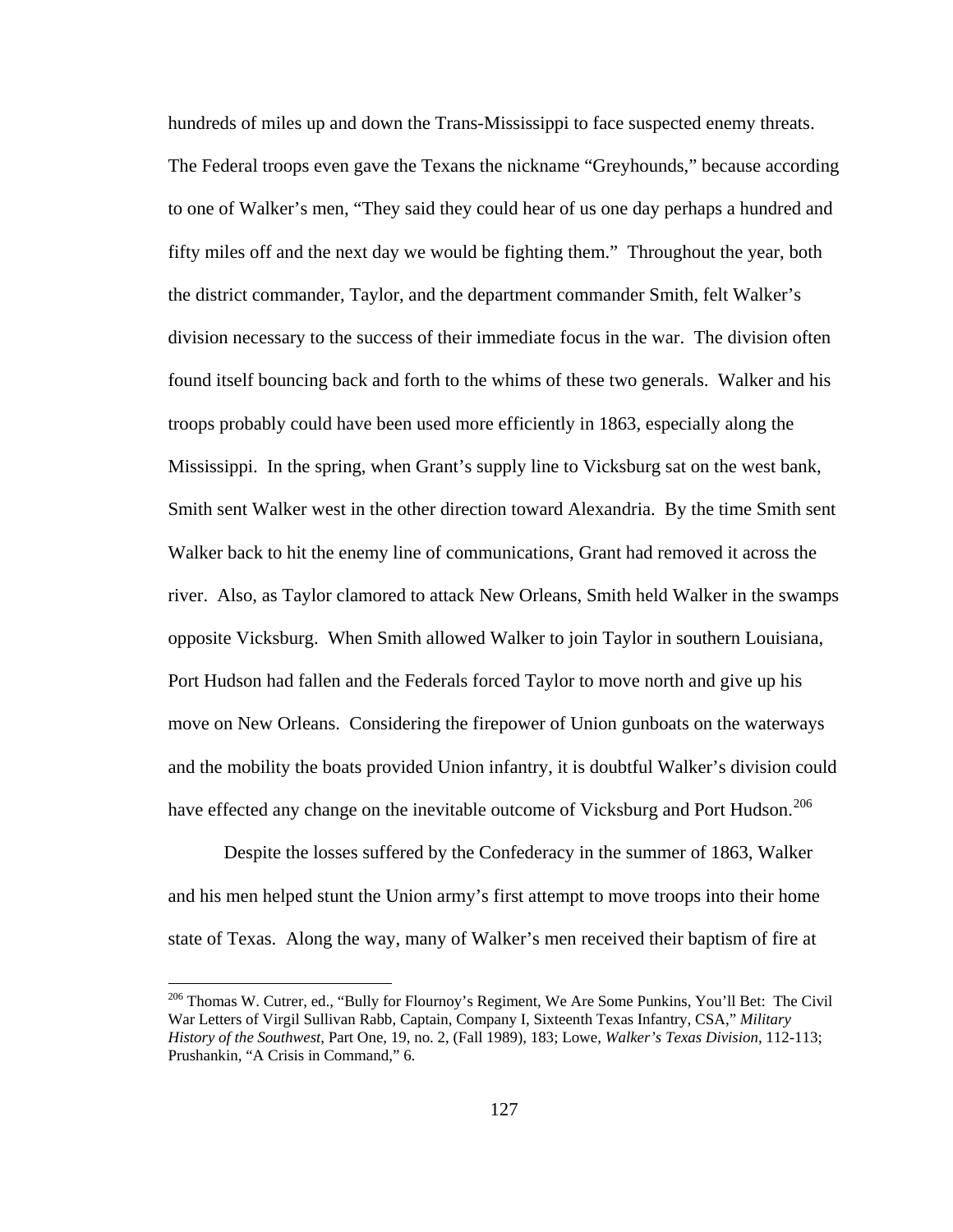hundreds of miles up and down the Trans-Mississippi to face suspected enemy threats. The Federal troops even gave the Texans the nickname "Greyhounds," because according to one of Walker's men, "They said they could hear of us one day perhaps a hundred and fifty miles off and the next day we would be fighting them." Throughout the year, both the district commander, Taylor, and the department commander Smith, felt Walker's division necessary to the success of their immediate focus in the war. The division often found itself bouncing back and forth to the whims of these two generals. Walker and his troops probably could have been used more efficiently in 1863, especially along the Mississippi. In the spring, when Grant's supply line to Vicksburg sat on the west bank, Smith sent Walker west in the other direction toward Alexandria. By the time Smith sent Walker back to hit the enemy line of communications, Grant had removed it across the river. Also, as Taylor clamored to attack New Orleans, Smith held Walker in the swamps opposite Vicksburg. When Smith allowed Walker to join Taylor in southern Louisiana, Port Hudson had fallen and the Federals forced Taylor to move north and give up his move on New Orleans. Considering the firepower of Union gunboats on the waterways and the mobility the boats provided Union infantry, it is doubtful Walker's division could have effected any change on the inevitable outcome of Vicksburg and Port Hudson.[206]

Despite the losses suffered by the Confederacy in the summer of 1863, Walker and his men helped stunt the Union army's first attempt to move troops into their home state of Texas. Along the way, many of Walker's men received their baptism of fire at

---

[206] Thomas W. Cutrer, ed., "Bully for Flournoy's Regiment, We Are Some Punkins, You'll Bet: The Civil War Letters of Virgil Sullivan Rabb, Captain, Company I, Sixteenth Texas Infantry, CSA," *Military History of the Southwest*, Part One, 19, no. 2, (Fall 1989), 183; Lowe, *Walker's Texas Division*, 112-113; Prushankin, "A Crisis in Command," 6.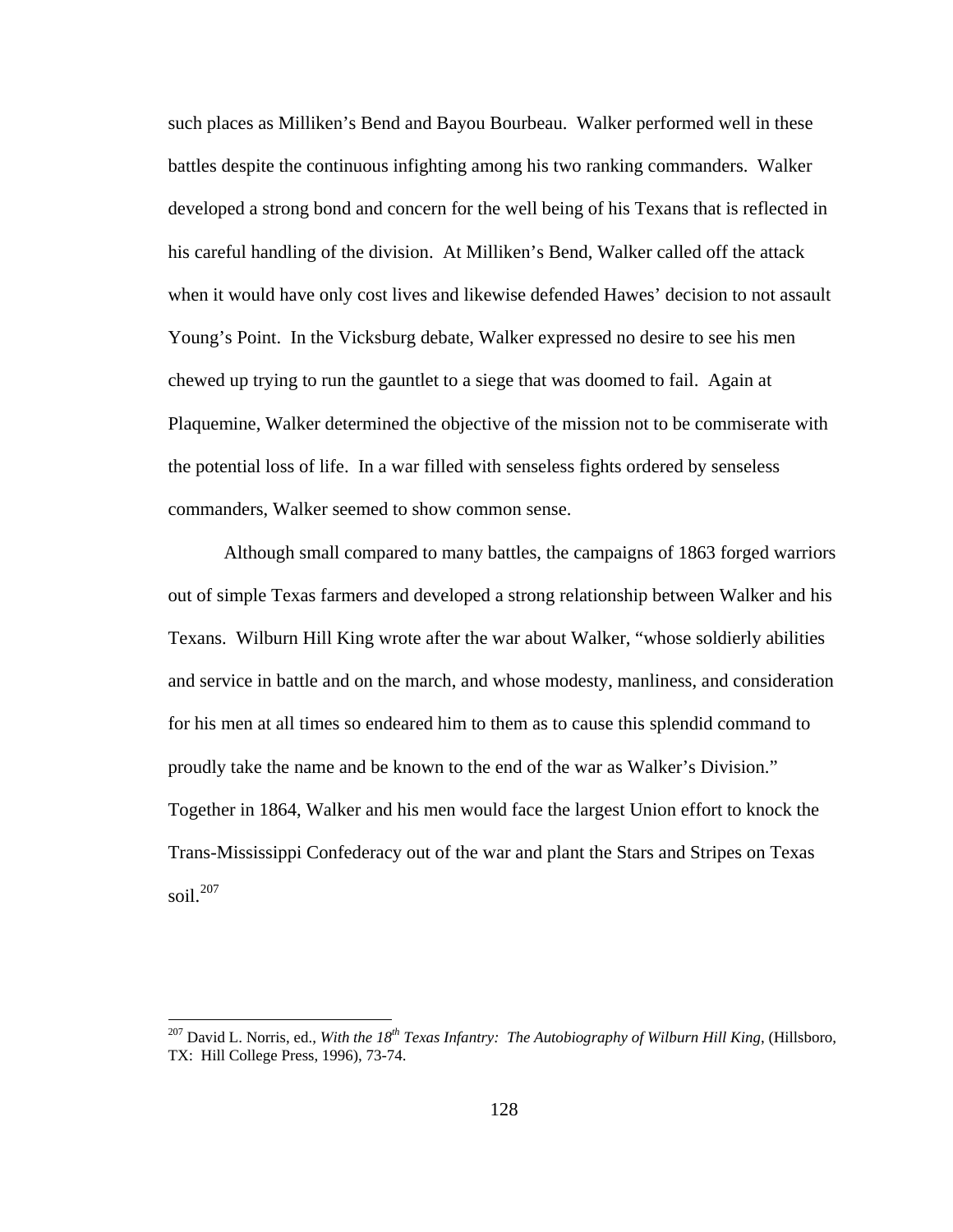such places as Milliken's Bend and Bayou Bourbeau. Walker performed well in these battles despite the continuous infighting among his two ranking commanders. Walker developed a strong bond and concern for the well being of his Texans that is reflected in his careful handling of the division. At Milliken's Bend, Walker called off the attack when it would have only cost lives and likewise defended Hawes' decision to not assault Young's Point. In the Vicksburg debate, Walker expressed no desire to see his men chewed up trying to run the gauntlet to a siege that was doomed to fail. Again at Plaquemine, Walker determined the objective of the mission not to be commiserate with the potential loss of life. In a war filled with senseless fights ordered by senseless commanders, Walker seemed to show common sense.

Although small compared to many battles, the campaigns of 1863 forged warriors out of simple Texas farmers and developed a strong relationship between Walker and his Texans. Wilburn Hill King wrote after the war about Walker, "whose soldierly abilities and service in battle and on the march, and whose modesty, manliness, and consideration for his men at all times so endeared him to them as to cause this splendid command to proudly take the name and be known to the end of the war as Walker's Division." Together in 1864, Walker and his men would face the largest Union effort to knock the Trans-Mississippi Confederacy out of the war and plant the Stars and Stripes on Texas soil.[207]

---

[207] David L. Norris, ed., *With the 18th Texas Infantry: The Autobiography of Wilburn Hill King*, (Hillsboro, TX: Hill College Press, 1996), 73-74.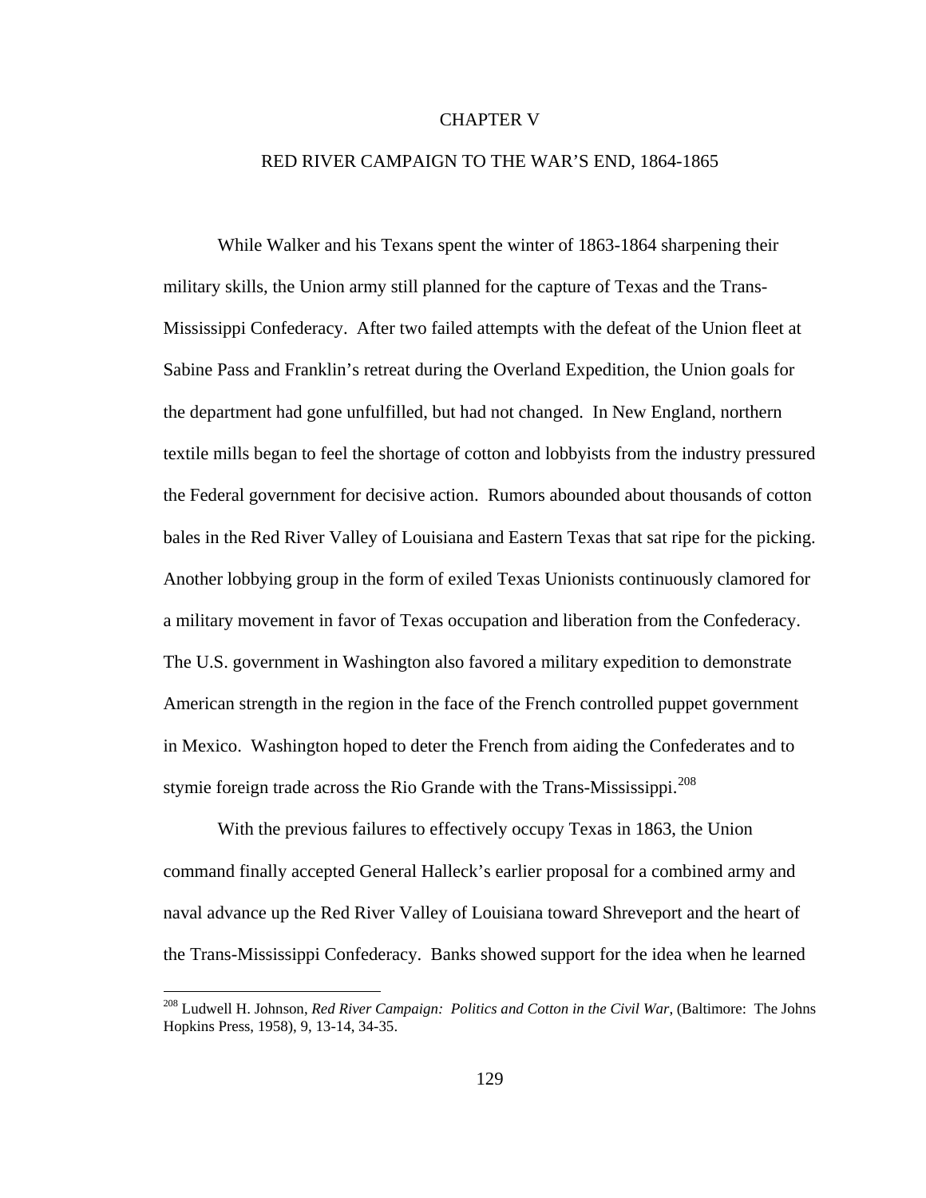# CHAPTER V

## RED RIVER CAMPAIGN TO THE WAR'S END, 1864-1865

While Walker and his Texans spent the winter of 1863-1864 sharpening their military skills, the Union army still planned for the capture of Texas and the Trans-Mississippi Confederacy. After two failed attempts with the defeat of the Union fleet at Sabine Pass and Franklin's retreat during the Overland Expedition, the Union goals for the department had gone unfulfilled, but had not changed. In New England, northern textile mills began to feel the shortage of cotton and lobbyists from the industry pressured the Federal government for decisive action. Rumors abounded about thousands of cotton bales in the Red River Valley of Louisiana and Eastern Texas that sat ripe for the picking. Another lobbying group in the form of exiled Texas Unionists continuously clamored for a military movement in favor of Texas occupation and liberation from the Confederacy. The U.S. government in Washington also favored a military expedition to demonstrate American strength in the region in the face of the French controlled puppet government in Mexico. Washington hoped to deter the French from aiding the Confederates and to stymie foreign trade across the Rio Grande with the Trans-Mississippi.[208]

With the previous failures to effectively occupy Texas in 1863, the Union command finally accepted General Halleck's earlier proposal for a combined army and naval advance up the Red River Valley of Louisiana toward Shreveport and the heart of the Trans-Mississippi Confederacy. Banks showed support for the idea when he learned

---

[208] Ludwell H. Johnson, *Red River Campaign: Politics and Cotton in the Civil War*, (Baltimore: The Johns Hopkins Press, 1958), 9, 13-14, 34-35.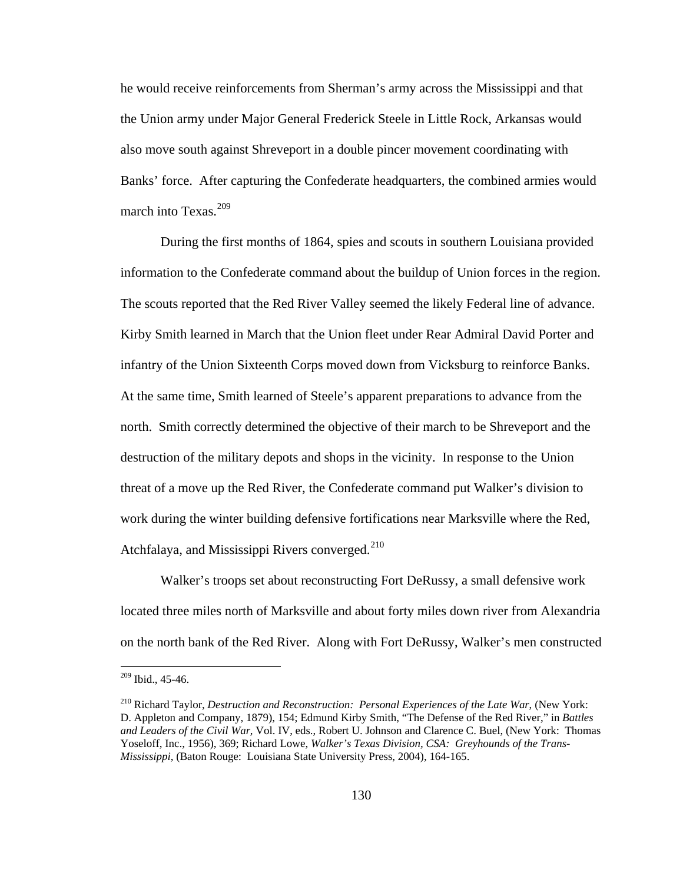he would receive reinforcements from Sherman's army across the Mississippi and that the Union army under Major General Frederick Steele in Little Rock, Arkansas would also move south against Shreveport in a double pincer movement coordinating with Banks' force. After capturing the Confederate headquarters, the combined armies would march into Texas.[209]

During the first months of 1864, spies and scouts in southern Louisiana provided information to the Confederate command about the buildup of Union forces in the region. The scouts reported that the Red River Valley seemed the likely Federal line of advance. Kirby Smith learned in March that the Union fleet under Rear Admiral David Porter and infantry of the Union Sixteenth Corps moved down from Vicksburg to reinforce Banks. At the same time, Smith learned of Steele's apparent preparations to advance from the north. Smith correctly determined the objective of their march to be Shreveport and the destruction of the military depots and shops in the vicinity. In response to the Union threat of a move up the Red River, the Confederate command put Walker's division to work during the winter building defensive fortifications near Marksville where the Red, Atchfalaya, and Mississippi Rivers converged.[210]

Walker's troops set about reconstructing Fort DeRussy, a small defensive work located three miles north of Marksville and about forty miles down river from Alexandria on the north bank of the Red River. Along with Fort DeRussy, Walker's men constructed

---

[209] Ibid., 45-46.

[210] Richard Taylor, *Destruction and Reconstruction: Personal Experiences of the Late War*, (New York: D. Appleton and Company, 1879), 154; Edmund Kirby Smith, "The Defense of the Red River," in *Battles and Leaders of the Civil War*, Vol. IV, eds., Robert U. Johnson and Clarence C. Buel, (New York: Thomas Yoseloff, Inc., 1956), 369; Richard Lowe, *Walker's Texas Division, CSA: Greyhounds of the Trans-Mississippi*, (Baton Rouge: Louisiana State University Press, 2004), 164-165.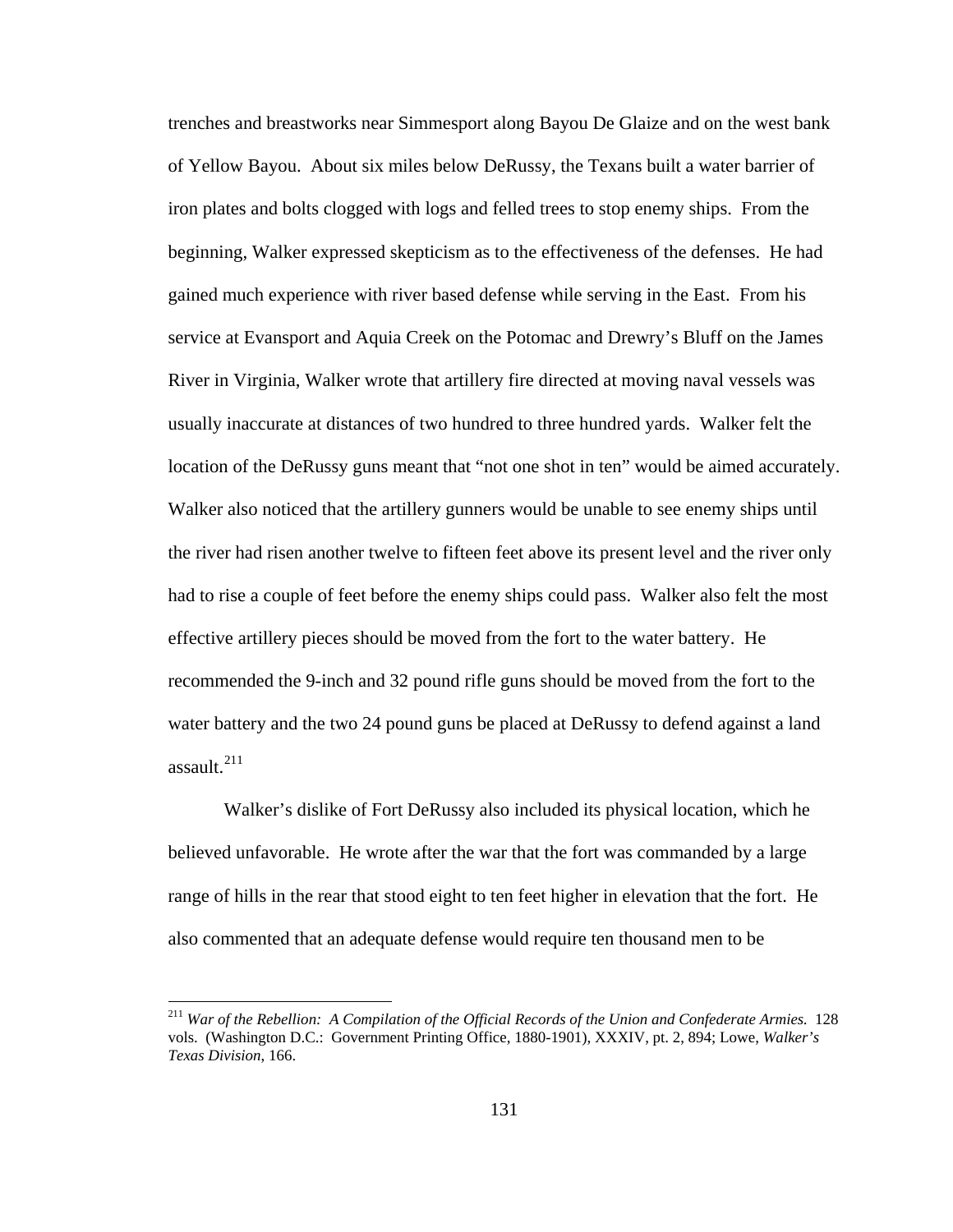trenches and breastworks near Simmesport along Bayou De Glaize and on the west bank of Yellow Bayou. About six miles below DeRussy, the Texans built a water barrier of iron plates and bolts clogged with logs and felled trees to stop enemy ships. From the beginning, Walker expressed skepticism as to the effectiveness of the defenses. He had gained much experience with river based defense while serving in the East. From his service at Evansport and Aquia Creek on the Potomac and Drewry's Bluff on the James River in Virginia, Walker wrote that artillery fire directed at moving naval vessels was usually inaccurate at distances of two hundred to three hundred yards. Walker felt the location of the DeRussy guns meant that "not one shot in ten" would be aimed accurately. Walker also noticed that the artillery gunners would be unable to see enemy ships until the river had risen another twelve to fifteen feet above its present level and the river only had to rise a couple of feet before the enemy ships could pass. Walker also felt the most effective artillery pieces should be moved from the fort to the water battery. He recommended the 9-inch and 32 pound rifle guns should be moved from the fort to the water battery and the two 24 pound guns be placed at DeRussy to defend against a land assault.[211]

Walker's dislike of Fort DeRussy also included its physical location, which he believed unfavorable. He wrote after the war that the fort was commanded by a large range of hills in the rear that stood eight to ten feet higher in elevation that the fort. He also commented that an adequate defense would require ten thousand men to be

---

[211] *War of the Rebellion: A Compilation of the Official Records of the Union and Confederate Armies.* 128 vols. (Washington D.C.: Government Printing Office, 1880-1901), XXXIV, pt. 2, 894; Lowe, *Walker's Texas Division*, 166.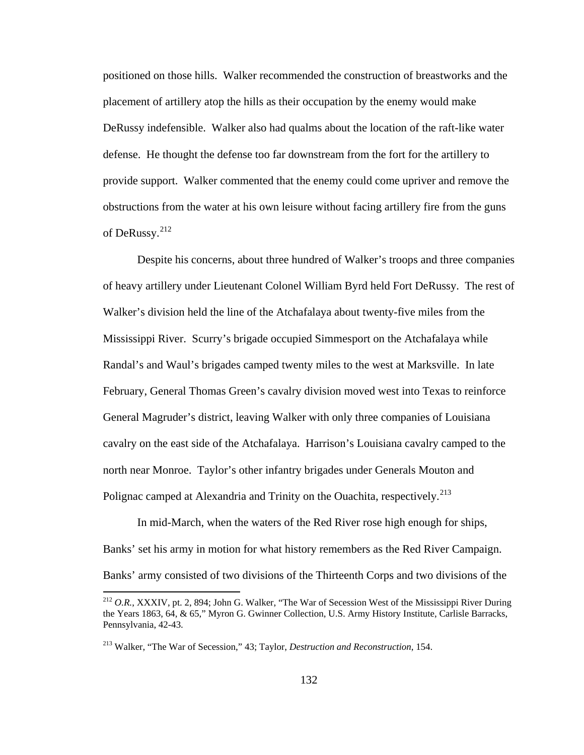positioned on those hills. Walker recommended the construction of breastworks and the placement of artillery atop the hills as their occupation by the enemy would make DeRussy indefensible. Walker also had qualms about the location of the raft-like water defense. He thought the defense too far downstream from the fort for the artillery to provide support. Walker commented that the enemy could come upriver and remove the obstructions from the water at his own leisure without facing artillery fire from the guns of DeRussy.[212]

Despite his concerns, about three hundred of Walker's troops and three companies of heavy artillery under Lieutenant Colonel William Byrd held Fort DeRussy. The rest of Walker's division held the line of the Atchafalaya about twenty-five miles from the Mississippi River. Scurry's brigade occupied Simmesport on the Atchafalaya while Randal's and Waul's brigades camped twenty miles to the west at Marksville. In late February, General Thomas Green's cavalry division moved west into Texas to reinforce General Magruder's district, leaving Walker with only three companies of Louisiana cavalry on the east side of the Atchafalaya. Harrison's Louisiana cavalry camped to the north near Monroe. Taylor's other infantry brigades under Generals Mouton and Polignac camped at Alexandria and Trinity on the Ouachita, respectively.[213]

In mid-March, when the waters of the Red River rose high enough for ships, Banks' set his army in motion for what history remembers as the Red River Campaign. Banks' army consisted of two divisions of the Thirteenth Corps and two divisions of the

---

[212] *O.R.*, XXXIV, pt. 2, 894; John G. Walker, "The War of Secession West of the Mississippi River During the Years 1863, 64, & 65," Myron G. Gwinner Collection, U.S. Army History Institute, Carlisle Barracks, Pennsylvania, 42-43.

[213] Walker, "The War of Secession," 43; Taylor, *Destruction and Reconstruction*, 154.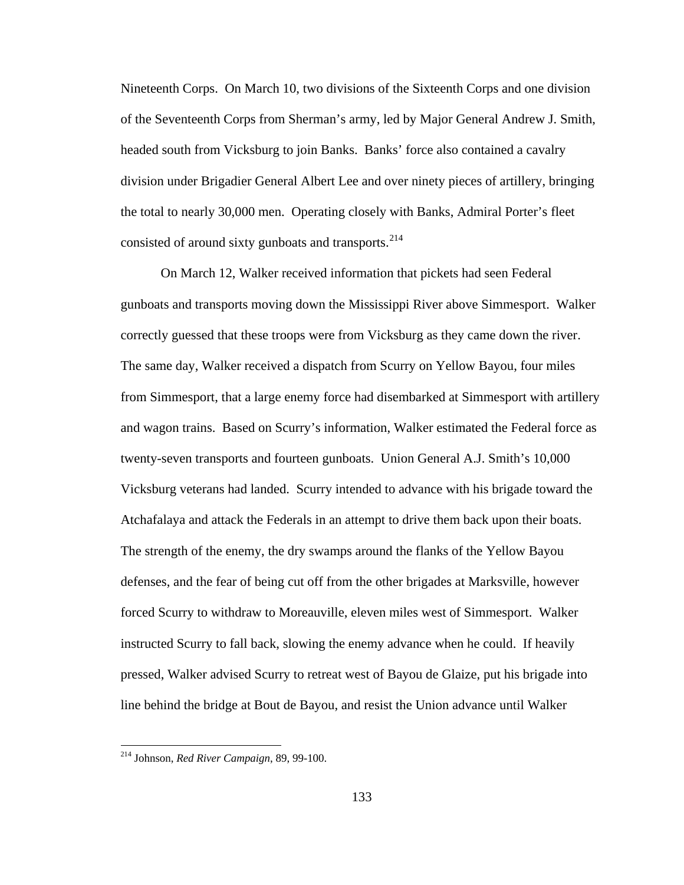Nineteenth Corps. On March 10, two divisions of the Sixteenth Corps and one division of the Seventeenth Corps from Sherman's army, led by Major General Andrew J. Smith, headed south from Vicksburg to join Banks. Banks' force also contained a cavalry division under Brigadier General Albert Lee and over ninety pieces of artillery, bringing the total to nearly 30,000 men. Operating closely with Banks, Admiral Porter's fleet consisted of around sixty gunboats and transports.[214]

On March 12, Walker received information that pickets had seen Federal gunboats and transports moving down the Mississippi River above Simmesport. Walker correctly guessed that these troops were from Vicksburg as they came down the river. The same day, Walker received a dispatch from Scurry on Yellow Bayou, four miles from Simmesport, that a large enemy force had disembarked at Simmesport with artillery and wagon trains. Based on Scurry's information, Walker estimated the Federal force as twenty-seven transports and fourteen gunboats. Union General A.J. Smith's 10,000 Vicksburg veterans had landed. Scurry intended to advance with his brigade toward the Atchafalaya and attack the Federals in an attempt to drive them back upon their boats. The strength of the enemy, the dry swamps around the flanks of the Yellow Bayou defenses, and the fear of being cut off from the other brigades at Marksville, however forced Scurry to withdraw to Moreauville, eleven miles west of Simmesport. Walker instructed Scurry to fall back, slowing the enemy advance when he could. If heavily pressed, Walker advised Scurry to retreat west of Bayou de Glaize, put his brigade into line behind the bridge at Bout de Bayou, and resist the Union advance until Walker

---

[214] Johnson, *Red River Campaign*, 89, 99-100.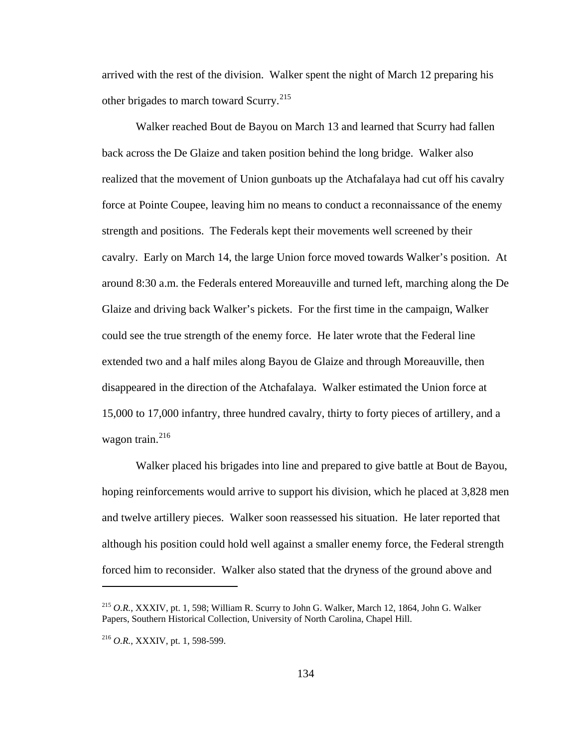arrived with the rest of the division. Walker spent the night of March 12 preparing his other brigades to march toward Scurry.[215]

Walker reached Bout de Bayou on March 13 and learned that Scurry had fallen back across the De Glaize and taken position behind the long bridge. Walker also realized that the movement of Union gunboats up the Atchafalaya had cut off his cavalry force at Pointe Coupee, leaving him no means to conduct a reconnaissance of the enemy strength and positions. The Federals kept their movements well screened by their cavalry. Early on March 14, the large Union force moved towards Walker's position. At around 8:30 a.m. the Federals entered Moreauville and turned left, marching along the De Glaize and driving back Walker's pickets. For the first time in the campaign, Walker could see the true strength of the enemy force. He later wrote that the Federal line extended two and a half miles along Bayou de Glaize and through Moreauville, then disappeared in the direction of the Atchafalaya. Walker estimated the Union force at 15,000 to 17,000 infantry, three hundred cavalry, thirty to forty pieces of artillery, and a wagon train.[216]

Walker placed his brigades into line and prepared to give battle at Bout de Bayou, hoping reinforcements would arrive to support his division, which he placed at 3,828 men and twelve artillery pieces. Walker soon reassessed his situation. He later reported that although his position could hold well against a smaller enemy force, the Federal strength forced him to reconsider. Walker also stated that the dryness of the ground above and

---

[215] *O.R.*, XXXIV, pt. 1, 598; William R. Scurry to John G. Walker, March 12, 1864, John G. Walker Papers, Southern Historical Collection, University of North Carolina, Chapel Hill.

[216] *O.R.*, XXXIV, pt. 1, 598-599.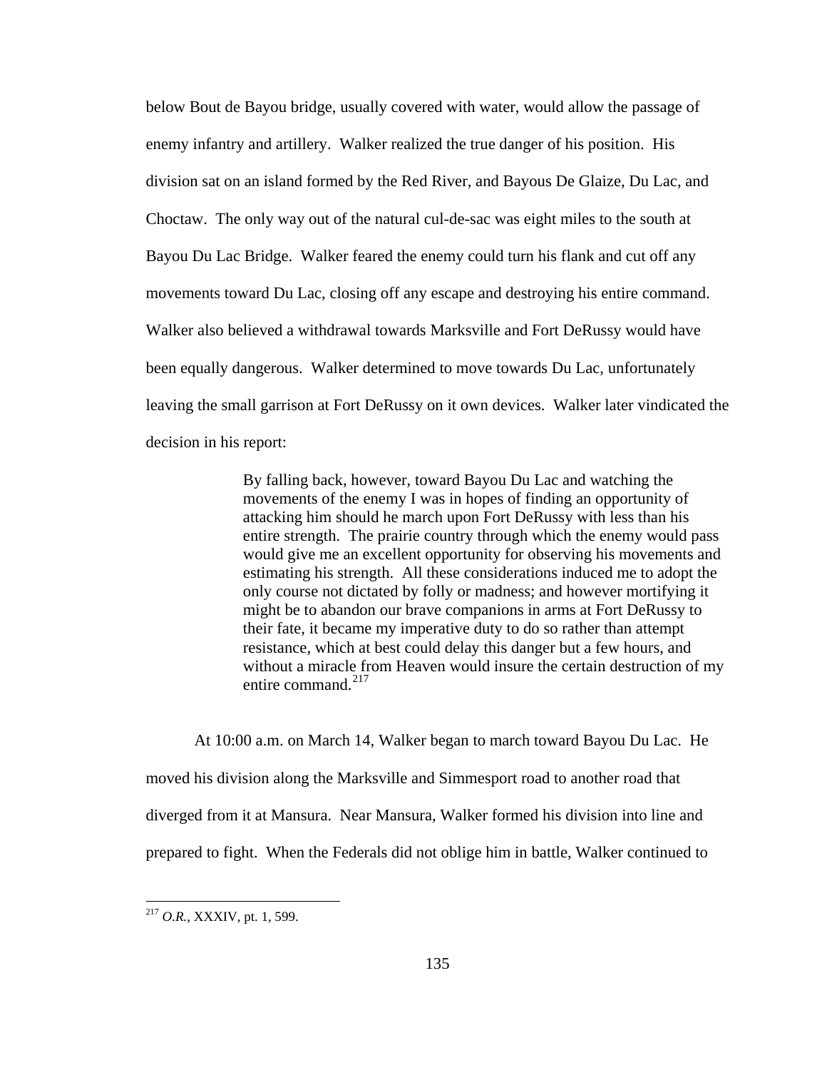below Bout de Bayou bridge, usually covered with water, would allow the passage of enemy infantry and artillery. Walker realized the true danger of his position. His division sat on an island formed by the Red River, and Bayous De Glaize, Du Lac, and Choctaw. The only way out of the natural cul-de-sac was eight miles to the south at Bayou Du Lac Bridge. Walker feared the enemy could turn his flank and cut off any movements toward Du Lac, closing off any escape and destroying his entire command. Walker also believed a withdrawal towards Marksville and Fort DeRussy would have been equally dangerous. Walker determined to move towards Du Lac, unfortunately leaving the small garrison at Fort DeRussy on it own devices. Walker later vindicated the decision in his report:

> By falling back, however, toward Bayou Du Lac and watching the movements of the enemy I was in hopes of finding an opportunity of attacking him should he march upon Fort DeRussy with less than his entire strength. The prairie country through which the enemy would pass would give me an excellent opportunity for observing his movements and estimating his strength. All these considerations induced me to adopt the only course not dictated by folly or madness; and however mortifying it might be to abandon our brave companions in arms at Fort DeRussy to their fate, it became my imperative duty to do so rather than attempt resistance, which at best could delay this danger but a few hours, and without a miracle from Heaven would insure the certain destruction of my entire command.[217]

At 10:00 a.m. on March 14, Walker began to march toward Bayou Du Lac. He moved his division along the Marksville and Simmesport road to another road that diverged from it at Mansura. Near Mansura, Walker formed his division into line and prepared to fight. When the Federals did not oblige him in battle, Walker continued to

---

[217] *O.R.*, XXXIV, pt. 1, 599.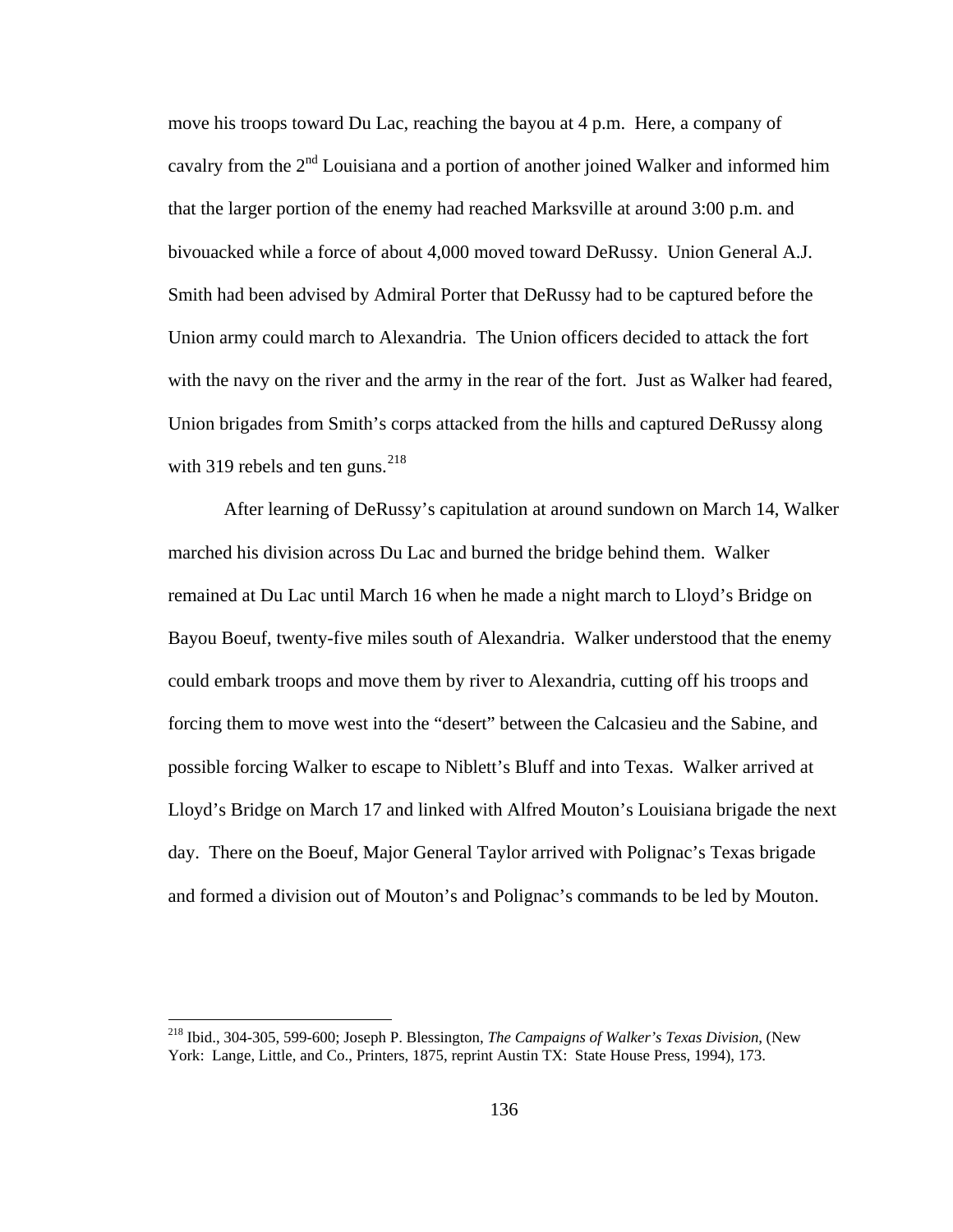move his troops toward Du Lac, reaching the bayou at 4 p.m. Here, a company of cavalry from the 2nd Louisiana and a portion of another joined Walker and informed him that the larger portion of the enemy had reached Marksville at around 3:00 p.m. and bivouacked while a force of about 4,000 moved toward DeRussy. Union General A.J. Smith had been advised by Admiral Porter that DeRussy had to be captured before the Union army could march to Alexandria. The Union officers decided to attack the fort with the navy on the river and the army in the rear of the fort. Just as Walker had feared, Union brigades from Smith's corps attacked from the hills and captured DeRussy along with 319 rebels and ten guns.[218]

After learning of DeRussy's capitulation at around sundown on March 14, Walker marched his division across Du Lac and burned the bridge behind them. Walker remained at Du Lac until March 16 when he made a night march to Lloyd's Bridge on Bayou Boeuf, twenty-five miles south of Alexandria. Walker understood that the enemy could embark troops and move them by river to Alexandria, cutting off his troops and forcing them to move west into the "desert" between the Calcasieu and the Sabine, and possible forcing Walker to escape to Niblett's Bluff and into Texas. Walker arrived at Lloyd's Bridge on March 17 and linked with Alfred Mouton's Louisiana brigade the next day. There on the Boeuf, Major General Taylor arrived with Polignac's Texas brigade and formed a division out of Mouton's and Polignac's commands to be led by Mouton.

---

[218] Ibid., 304-305, 599-600; Joseph P. Blessington, *The Campaigns of Walker's Texas Division*, (New York: Lange, Little, and Co., Printers, 1875, reprint Austin TX: State House Press, 1994), 173.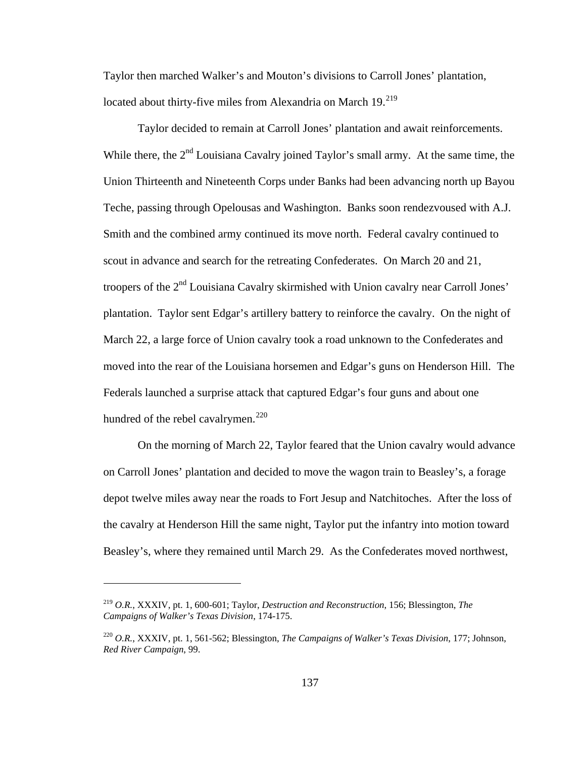Taylor then marched Walker's and Mouton's divisions to Carroll Jones' plantation, located about thirty-five miles from Alexandria on March 19.[219]

Taylor decided to remain at Carroll Jones' plantation and await reinforcements. While there, the 2nd Louisiana Cavalry joined Taylor's small army. At the same time, the Union Thirteenth and Nineteenth Corps under Banks had been advancing north up Bayou Teche, passing through Opelousas and Washington. Banks soon rendezvoused with A.J. Smith and the combined army continued its move north. Federal cavalry continued to scout in advance and search for the retreating Confederates. On March 20 and 21, troopers of the 2nd Louisiana Cavalry skirmished with Union cavalry near Carroll Jones' plantation. Taylor sent Edgar's artillery battery to reinforce the cavalry. On the night of March 22, a large force of Union cavalry took a road unknown to the Confederates and moved into the rear of the Louisiana horsemen and Edgar's guns on Henderson Hill. The Federals launched a surprise attack that captured Edgar's four guns and about one hundred of the rebel cavalrymen.[220]

On the morning of March 22, Taylor feared that the Union cavalry would advance on Carroll Jones' plantation and decided to move the wagon train to Beasley's, a forage depot twelve miles away near the roads to Fort Jesup and Natchitoches. After the loss of the cavalry at Henderson Hill the same night, Taylor put the infantry into motion toward Beasley's, where they remained until March 29. As the Confederates moved northwest,

---

[219] *O.R.*, XXXIV, pt. 1, 600-601; Taylor, *Destruction and Reconstruction,* 156; Blessington, *The Campaigns of Walker's Texas Division*, 174-175.

[220] *O.R.*, XXXIV, pt. 1, 561-562; Blessington, *The Campaigns of Walker's Texas Division*, 177; Johnson, *Red River Campaign,* 99.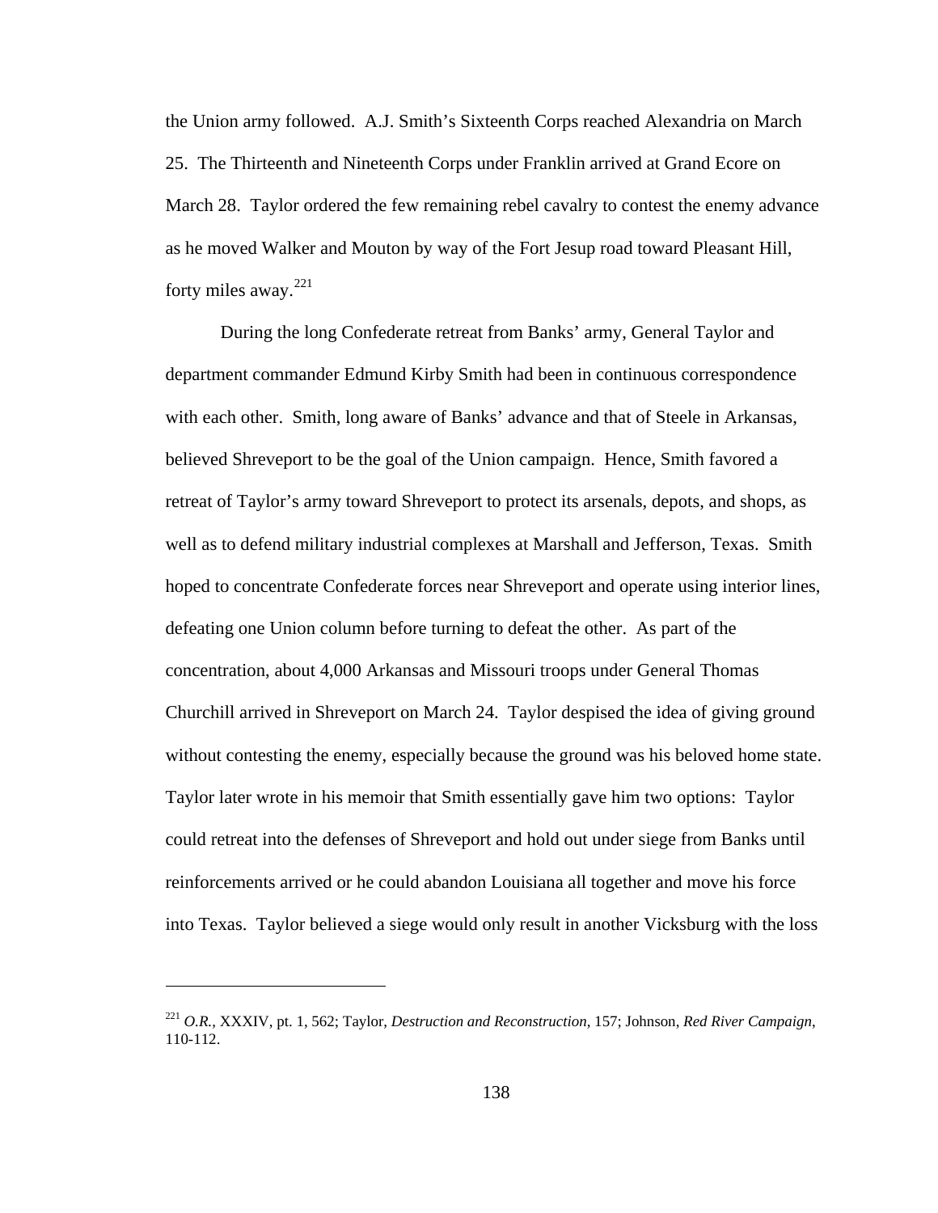the Union army followed. A.J. Smith's Sixteenth Corps reached Alexandria on March 25. The Thirteenth and Nineteenth Corps under Franklin arrived at Grand Ecore on March 28. Taylor ordered the few remaining rebel cavalry to contest the enemy advance as he moved Walker and Mouton by way of the Fort Jesup road toward Pleasant Hill, forty miles away.[221]

During the long Confederate retreat from Banks' army, General Taylor and department commander Edmund Kirby Smith had been in continuous correspondence with each other. Smith, long aware of Banks' advance and that of Steele in Arkansas, believed Shreveport to be the goal of the Union campaign. Hence, Smith favored a retreat of Taylor's army toward Shreveport to protect its arsenals, depots, and shops, as well as to defend military industrial complexes at Marshall and Jefferson, Texas. Smith hoped to concentrate Confederate forces near Shreveport and operate using interior lines, defeating one Union column before turning to defeat the other. As part of the concentration, about 4,000 Arkansas and Missouri troops under General Thomas Churchill arrived in Shreveport on March 24. Taylor despised the idea of giving ground without contesting the enemy, especially because the ground was his beloved home state. Taylor later wrote in his memoir that Smith essentially gave him two options: Taylor could retreat into the defenses of Shreveport and hold out under siege from Banks until reinforcements arrived or he could abandon Louisiana all together and move his force into Texas. Taylor believed a siege would only result in another Vicksburg with the loss

---

[221] *O.R.*, XXXIV, pt. 1, 562; Taylor, *Destruction and Reconstruction*, 157; Johnson, *Red River Campaign*, 110-112.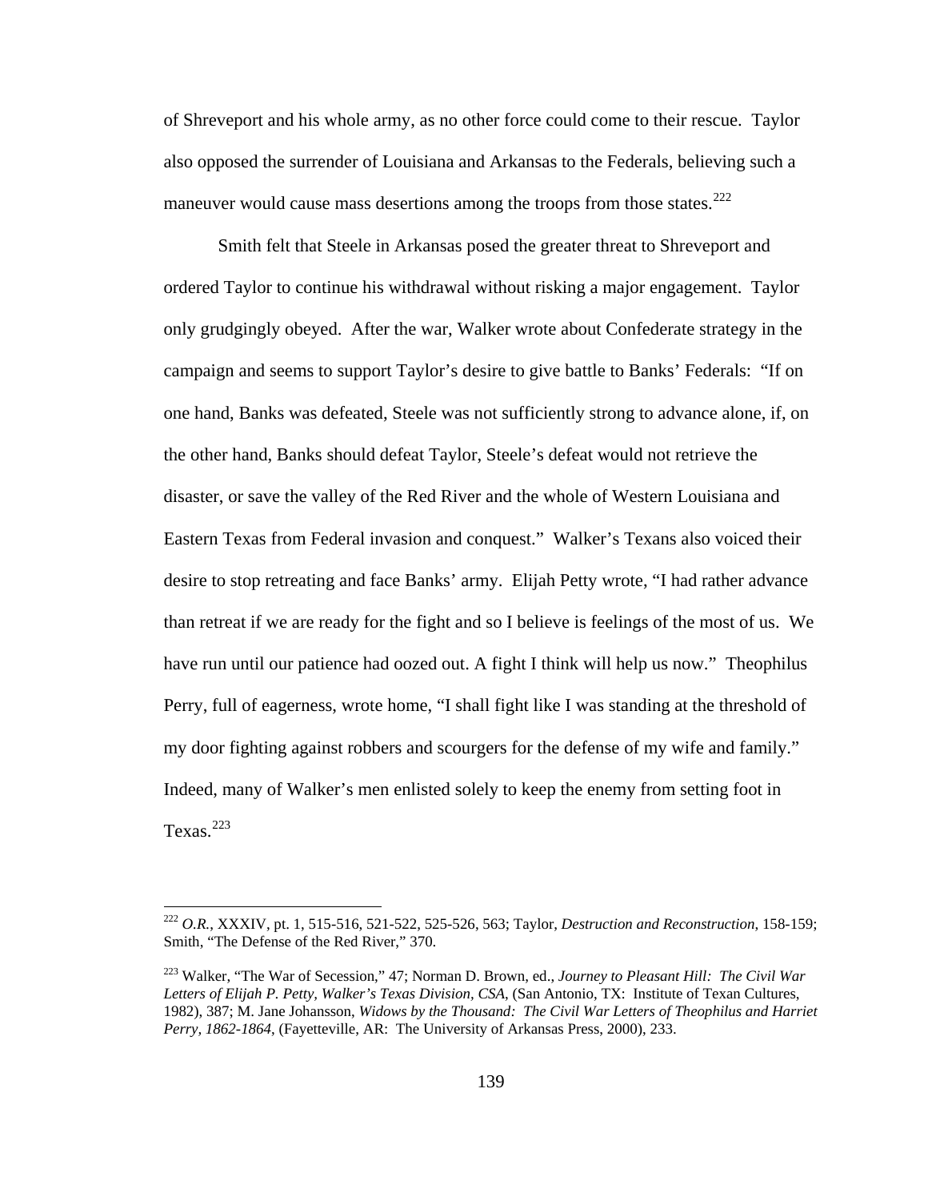of Shreveport and his whole army, as no other force could come to their rescue. Taylor also opposed the surrender of Louisiana and Arkansas to the Federals, believing such a maneuver would cause mass desertions among the troops from those states.[222]

Smith felt that Steele in Arkansas posed the greater threat to Shreveport and ordered Taylor to continue his withdrawal without risking a major engagement. Taylor only grudgingly obeyed. After the war, Walker wrote about Confederate strategy in the campaign and seems to support Taylor's desire to give battle to Banks' Federals: "If on one hand, Banks was defeated, Steele was not sufficiently strong to advance alone, if, on the other hand, Banks should defeat Taylor, Steele's defeat would not retrieve the disaster, or save the valley of the Red River and the whole of Western Louisiana and Eastern Texas from Federal invasion and conquest." Walker's Texans also voiced their desire to stop retreating and face Banks' army. Elijah Petty wrote, "I had rather advance than retreat if we are ready for the fight and so I believe is feelings of the most of us. We have run until our patience had oozed out. A fight I think will help us now." Theophilus Perry, full of eagerness, wrote home, "I shall fight like I was standing at the threshold of my door fighting against robbers and scourgers for the defense of my wife and family." Indeed, many of Walker's men enlisted solely to keep the enemy from setting foot in Texas.[223]

---

[222] *O.R.*, XXXIV, pt. 1, 515-516, 521-522, 525-526, 563; Taylor, *Destruction and Reconstruction*, 158-159; Smith, "The Defense of the Red River," 370.

[223] Walker, "The War of Secession," 47; Norman D. Brown, ed., *Journey to Pleasant Hill: The Civil War Letters of Elijah P. Petty, Walker's Texas Division, CSA*, (San Antonio, TX: Institute of Texan Cultures, 1982), 387; M. Jane Johansson, *Widows by the Thousand: The Civil War Letters of Theophilus and Harriet Perry, 1862-1864*, (Fayetteville, AR: The University of Arkansas Press, 2000), 233.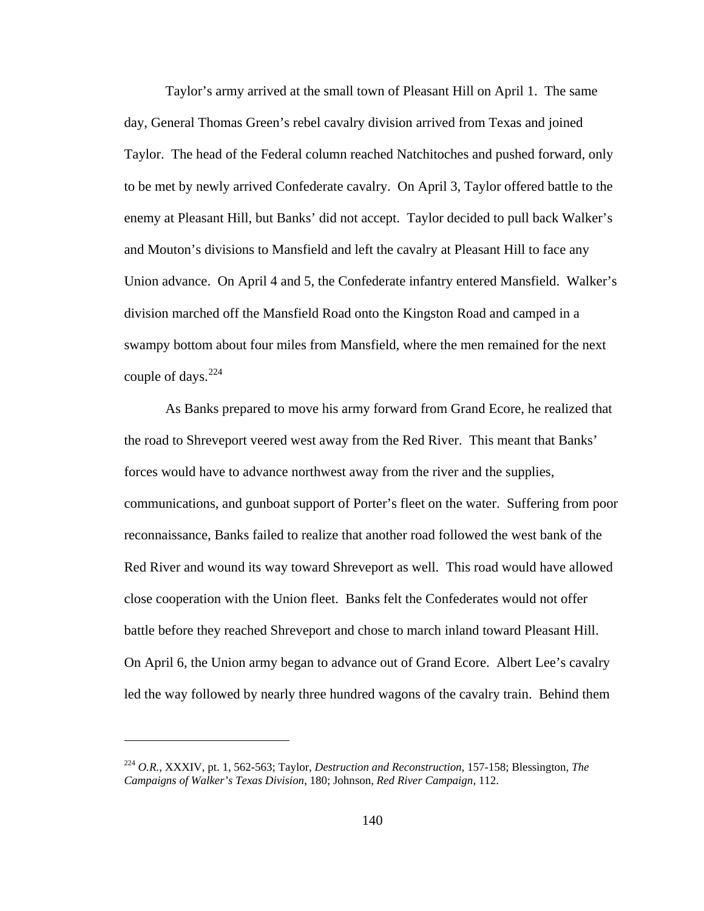Taylor's army arrived at the small town of Pleasant Hill on April 1. The same day, General Thomas Green's rebel cavalry division arrived from Texas and joined Taylor. The head of the Federal column reached Natchitoches and pushed forward, only to be met by newly arrived Confederate cavalry. On April 3, Taylor offered battle to the enemy at Pleasant Hill, but Banks' did not accept. Taylor decided to pull back Walker's and Mouton's divisions to Mansfield and left the cavalry at Pleasant Hill to face any Union advance. On April 4 and 5, the Confederate infantry entered Mansfield. Walker's division marched off the Mansfield Road onto the Kingston Road and camped in a swampy bottom about four miles from Mansfield, where the men remained for the next couple of days.[224]

As Banks prepared to move his army forward from Grand Ecore, he realized that the road to Shreveport veered west away from the Red River. This meant that Banks' forces would have to advance northwest away from the river and the supplies, communications, and gunboat support of Porter's fleet on the water. Suffering from poor reconnaissance, Banks failed to realize that another road followed the west bank of the Red River and wound its way toward Shreveport as well. This road would have allowed close cooperation with the Union fleet. Banks felt the Confederates would not offer battle before they reached Shreveport and chose to march inland toward Pleasant Hill. On April 6, the Union army began to advance out of Grand Ecore. Albert Lee's cavalry led the way followed by nearly three hundred wagons of the cavalry train. Behind them

---

[224] *O.R.*, XXXIV, pt. 1, 562-563; Taylor, *Destruction and Reconstruction*, 157-158; Blessington, *The Campaigns of Walker's Texas Division*, 180; Johnson, *Red River Campaign*, 112.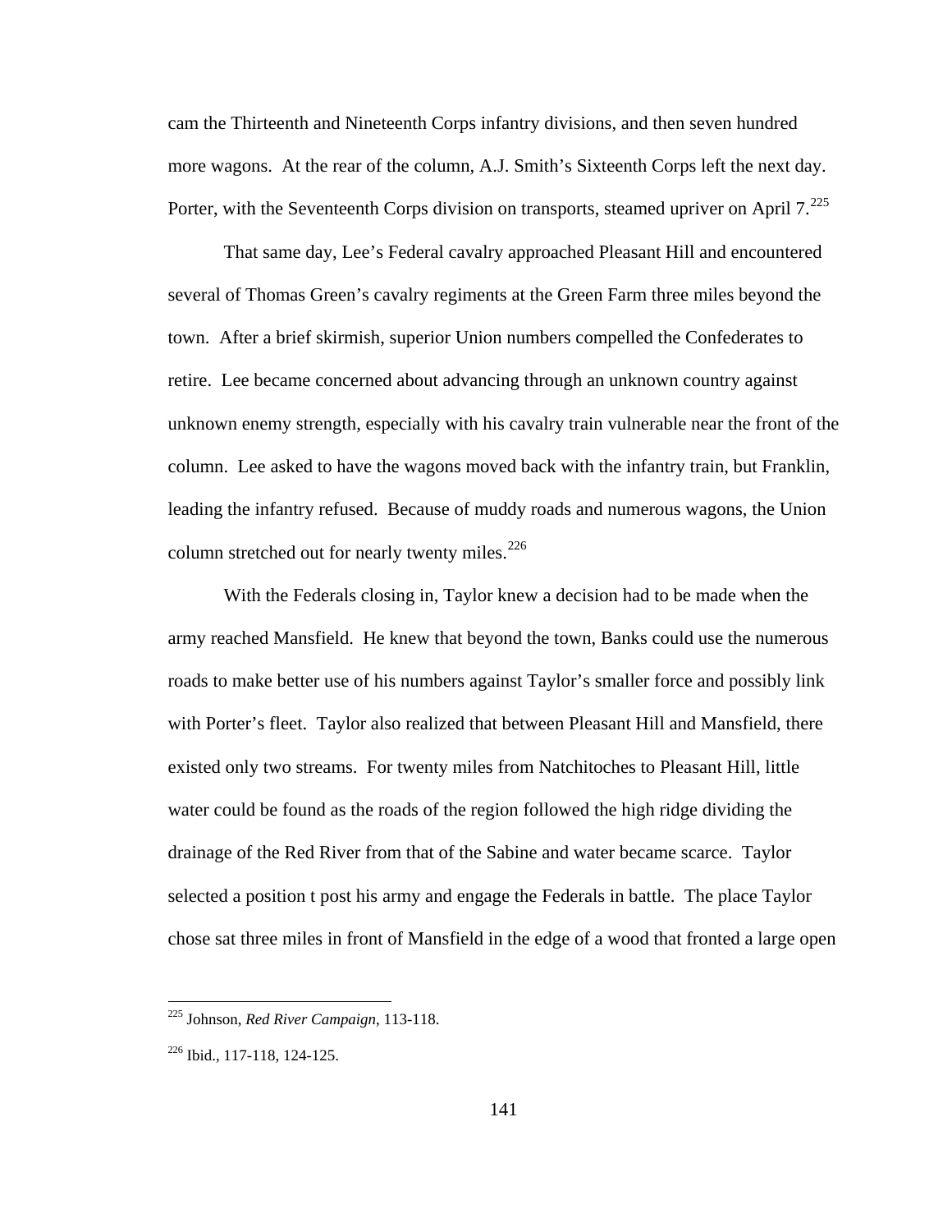cam the Thirteenth and Nineteenth Corps infantry divisions, and then seven hundred more wagons. At the rear of the column, A.J. Smith's Sixteenth Corps left the next day. Porter, with the Seventeenth Corps division on transports, steamed upriver on April 7.[225]

That same day, Lee's Federal cavalry approached Pleasant Hill and encountered several of Thomas Green's cavalry regiments at the Green Farm three miles beyond the town. After a brief skirmish, superior Union numbers compelled the Confederates to retire. Lee became concerned about advancing through an unknown country against unknown enemy strength, especially with his cavalry train vulnerable near the front of the column. Lee asked to have the wagons moved back with the infantry train, but Franklin, leading the infantry refused. Because of muddy roads and numerous wagons, the Union column stretched out for nearly twenty miles.[226]

With the Federals closing in, Taylor knew a decision had to be made when the army reached Mansfield. He knew that beyond the town, Banks could use the numerous roads to make better use of his numbers against Taylor's smaller force and possibly link with Porter's fleet. Taylor also realized that between Pleasant Hill and Mansfield, there existed only two streams. For twenty miles from Natchitoches to Pleasant Hill, little water could be found as the roads of the region followed the high ridge dividing the drainage of the Red River from that of the Sabine and water became scarce. Taylor selected a position t post his army and engage the Federals in battle. The place Taylor chose sat three miles in front of Mansfield in the edge of a wood that fronted a large open

---

[225] Johnson, *Red River Campaign*, 113-118.

[226] Ibid., 117-118, 124-125.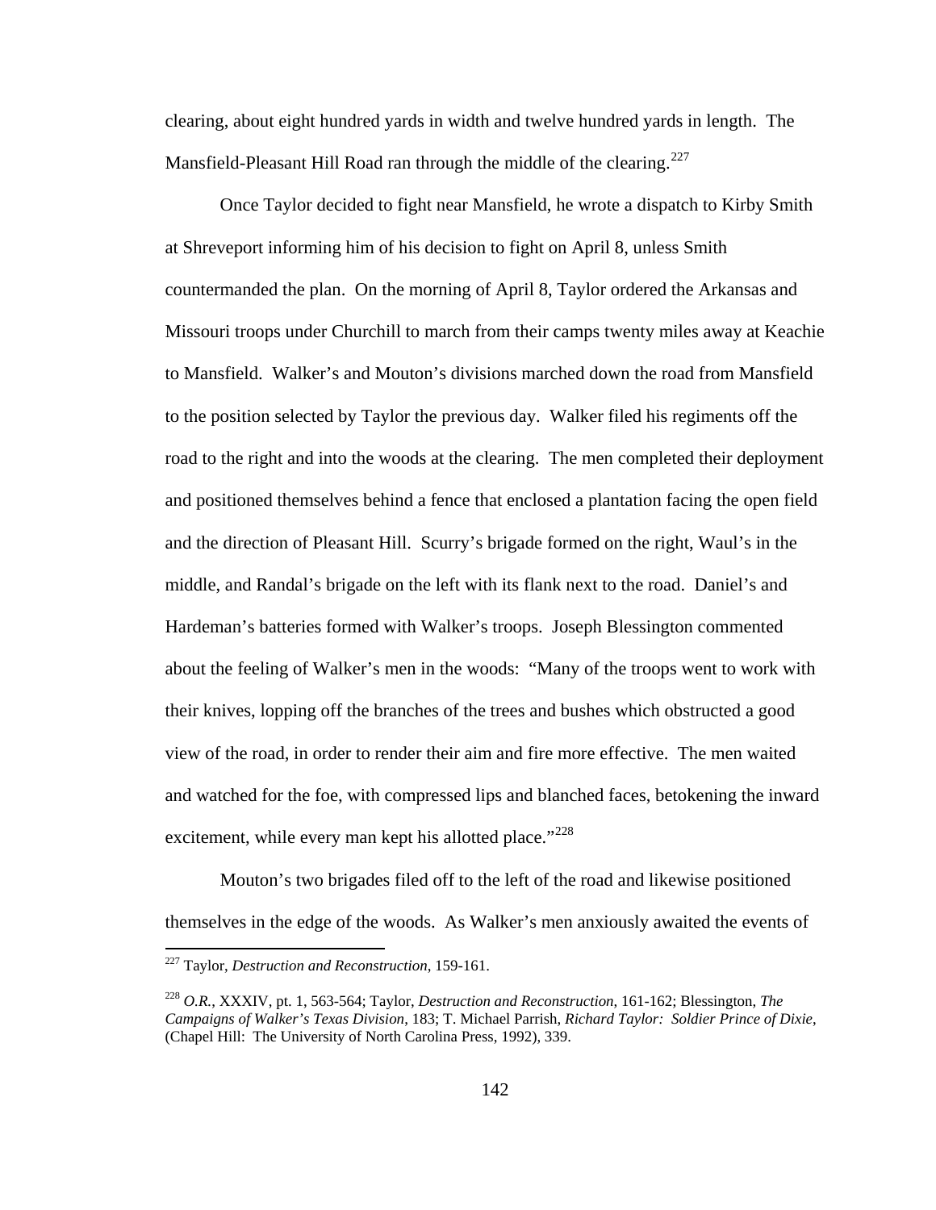clearing, about eight hundred yards in width and twelve hundred yards in length. The Mansfield-Pleasant Hill Road ran through the middle of the clearing.[227]

Once Taylor decided to fight near Mansfield, he wrote a dispatch to Kirby Smith at Shreveport informing him of his decision to fight on April 8, unless Smith countermanded the plan. On the morning of April 8, Taylor ordered the Arkansas and Missouri troops under Churchill to march from their camps twenty miles away at Keachie to Mansfield. Walker's and Mouton's divisions marched down the road from Mansfield to the position selected by Taylor the previous day. Walker filed his regiments off the road to the right and into the woods at the clearing. The men completed their deployment and positioned themselves behind a fence that enclosed a plantation facing the open field and the direction of Pleasant Hill. Scurry's brigade formed on the right, Waul's in the middle, and Randal's brigade on the left with its flank next to the road. Daniel's and Hardeman's batteries formed with Walker's troops. Joseph Blessington commented about the feeling of Walker's men in the woods: "Many of the troops went to work with their knives, lopping off the branches of the trees and bushes which obstructed a good view of the road, in order to render their aim and fire more effective. The men waited and watched for the foe, with compressed lips and blanched faces, betokening the inward excitement, while every man kept his allotted place."[228]

Mouton's two brigades filed off to the left of the road and likewise positioned themselves in the edge of the woods. As Walker's men anxiously awaited the events of

---

[227] Taylor, *Destruction and Reconstruction*, 159-161.

[228] *O.R.*, XXXIV, pt. 1, 563-564; Taylor, *Destruction and Reconstruction*, 161-162; Blessington, *The Campaigns of Walker's Texas Division*, 183; T. Michael Parrish, *Richard Taylor: Soldier Prince of Dixie*, (Chapel Hill: The University of North Carolina Press, 1992), 339.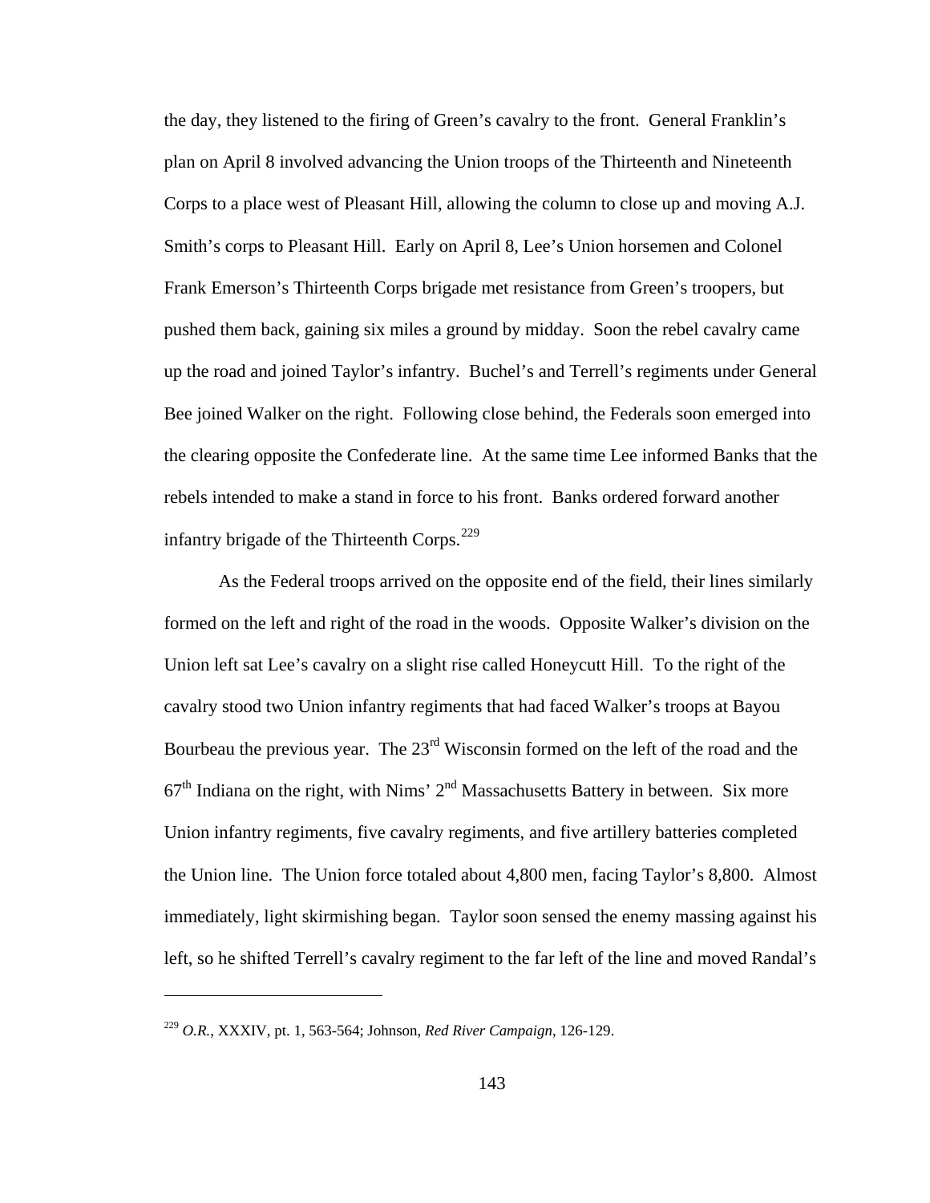the day, they listened to the firing of Green's cavalry to the front. General Franklin's plan on April 8 involved advancing the Union troops of the Thirteenth and Nineteenth Corps to a place west of Pleasant Hill, allowing the column to close up and moving A.J. Smith's corps to Pleasant Hill. Early on April 8, Lee's Union horsemen and Colonel Frank Emerson's Thirteenth Corps brigade met resistance from Green's troopers, but pushed them back, gaining six miles a ground by midday. Soon the rebel cavalry came up the road and joined Taylor's infantry. Buchel's and Terrell's regiments under General Bee joined Walker on the right. Following close behind, the Federals soon emerged into the clearing opposite the Confederate line. At the same time Lee informed Banks that the rebels intended to make a stand in force to his front. Banks ordered forward another infantry brigade of the Thirteenth Corps.[229]

As the Federal troops arrived on the opposite end of the field, their lines similarly formed on the left and right of the road in the woods. Opposite Walker's division on the Union left sat Lee's cavalry on a slight rise called Honeycutt Hill. To the right of the cavalry stood two Union infantry regiments that had faced Walker's troops at Bayou Bourbeau the previous year. The 23rd Wisconsin formed on the left of the road and the 67th Indiana on the right, with Nims' 2nd Massachusetts Battery in between. Six more Union infantry regiments, five cavalry regiments, and five artillery batteries completed the Union line. The Union force totaled about 4,800 men, facing Taylor's 8,800. Almost immediately, light skirmishing began. Taylor soon sensed the enemy massing against his left, so he shifted Terrell's cavalry regiment to the far left of the line and moved Randal's

---

[229] *O.R.*, XXXIV, pt. 1, 563-564; Johnson, *Red River Campaign*, 126-129.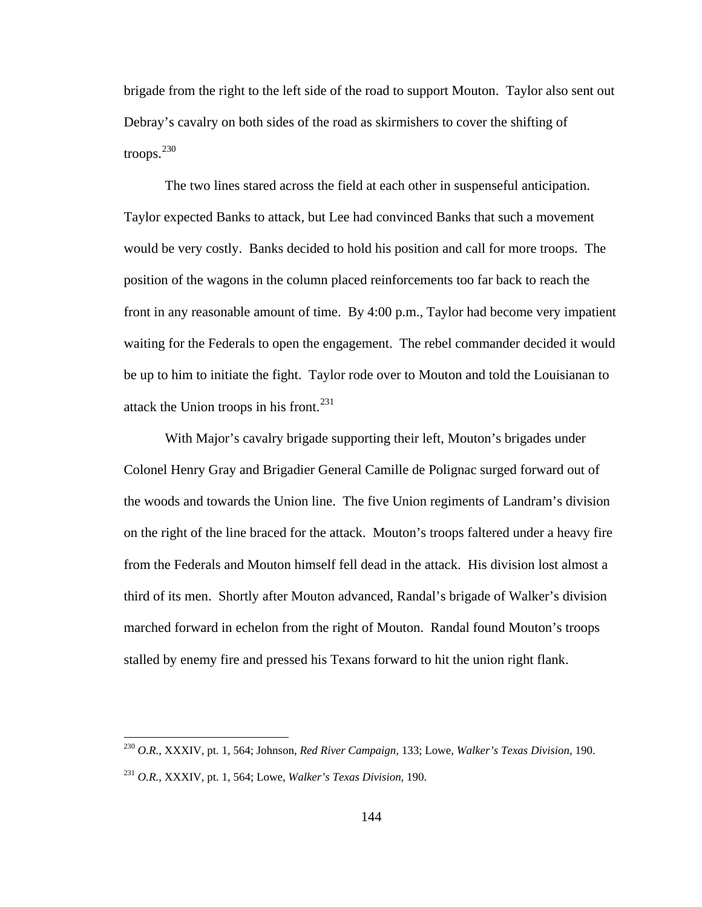brigade from the right to the left side of the road to support Mouton. Taylor also sent out Debray's cavalry on both sides of the road as skirmishers to cover the shifting of troops.[230]

The two lines stared across the field at each other in suspenseful anticipation. Taylor expected Banks to attack, but Lee had convinced Banks that such a movement would be very costly. Banks decided to hold his position and call for more troops. The position of the wagons in the column placed reinforcements too far back to reach the front in any reasonable amount of time. By 4:00 p.m., Taylor had become very impatient waiting for the Federals to open the engagement. The rebel commander decided it would be up to him to initiate the fight. Taylor rode over to Mouton and told the Louisianan to attack the Union troops in his front.[231]

With Major's cavalry brigade supporting their left, Mouton's brigades under Colonel Henry Gray and Brigadier General Camille de Polignac surged forward out of the woods and towards the Union line. The five Union regiments of Landram's division on the right of the line braced for the attack. Mouton's troops faltered under a heavy fire from the Federals and Mouton himself fell dead in the attack. His division lost almost a third of its men. Shortly after Mouton advanced, Randal's brigade of Walker's division marched forward in echelon from the right of Mouton. Randal found Mouton's troops stalled by enemy fire and pressed his Texans forward to hit the union right flank.

---

[230] *O.R.*, XXXIV, pt. 1, 564; Johnson, *Red River Campaign*, 133; Lowe, *Walker's Texas Division*, 190.

[231] *O.R.*, XXXIV, pt. 1, 564; Lowe, *Walker's Texas Division*, 190.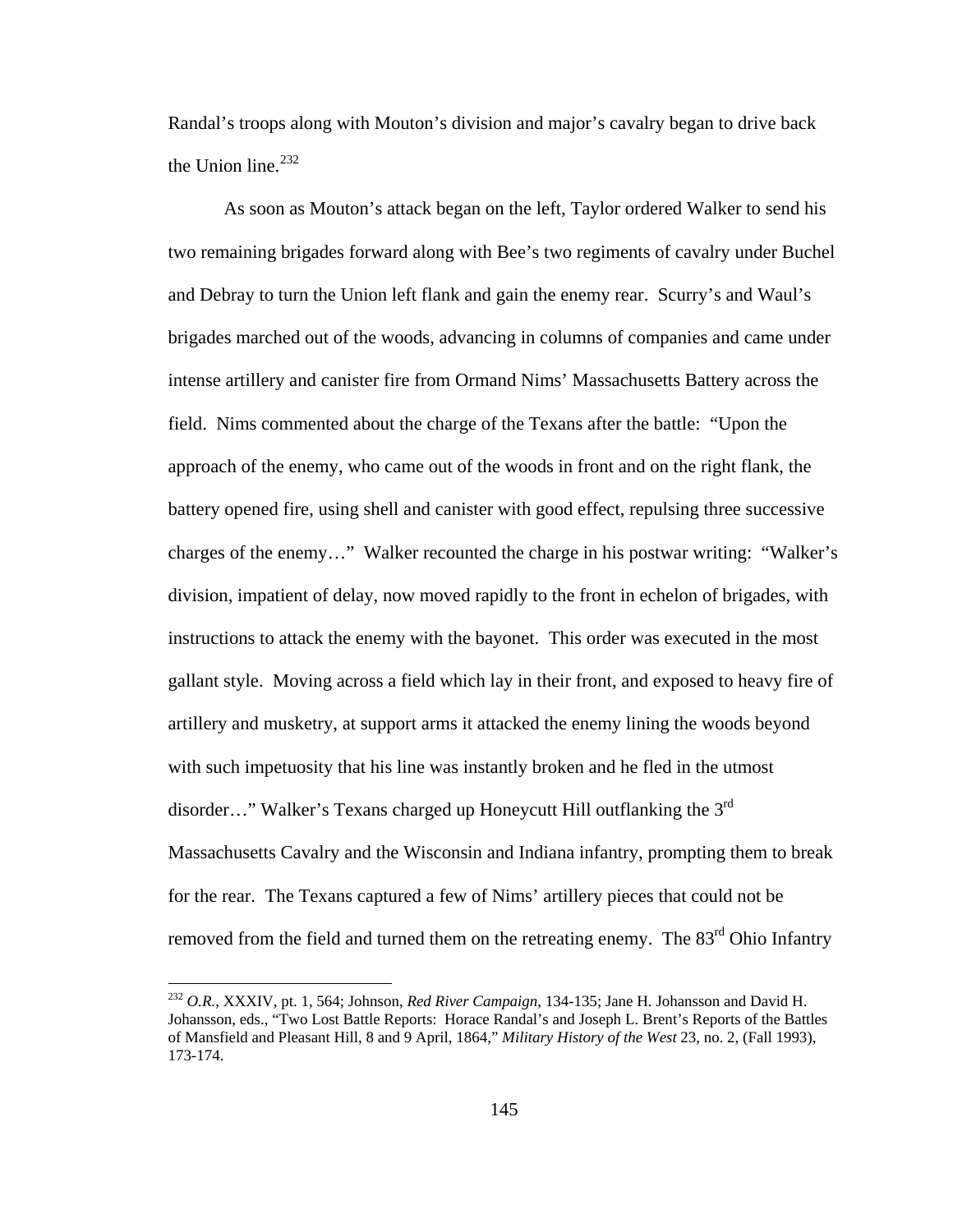Randal's troops along with Mouton's division and major's cavalry began to drive back the Union line.[232]

As soon as Mouton's attack began on the left, Taylor ordered Walker to send his two remaining brigades forward along with Bee's two regiments of cavalry under Buchel and Debray to turn the Union left flank and gain the enemy rear. Scurry's and Waul's brigades marched out of the woods, advancing in columns of companies and came under intense artillery and canister fire from Ormand Nims' Massachusetts Battery across the field. Nims commented about the charge of the Texans after the battle: "Upon the approach of the enemy, who came out of the woods in front and on the right flank, the battery opened fire, using shell and canister with good effect, repulsing three successive charges of the enemy…" Walker recounted the charge in his postwar writing: "Walker's division, impatient of delay, now moved rapidly to the front in echelon of brigades, with instructions to attack the enemy with the bayonet. This order was executed in the most gallant style. Moving across a field which lay in their front, and exposed to heavy fire of artillery and musketry, at support arms it attacked the enemy lining the woods beyond with such impetuosity that his line was instantly broken and he fled in the utmost disorder…" Walker's Texans charged up Honeycutt Hill outflanking the 3rd Massachusetts Cavalry and the Wisconsin and Indiana infantry, prompting them to break for the rear. The Texans captured a few of Nims' artillery pieces that could not be removed from the field and turned them on the retreating enemy. The 83rd Ohio Infantry

---

[232] *O.R.*, XXXIV, pt. 1, 564; Johnson, *Red River Campaign*, 134-135; Jane H. Johansson and David H. Johansson, eds., "Two Lost Battle Reports: Horace Randal's and Joseph L. Brent's Reports of the Battles of Mansfield and Pleasant Hill, 8 and 9 April, 1864," *Military History of the West* 23, no. 2, (Fall 1993), 173-174.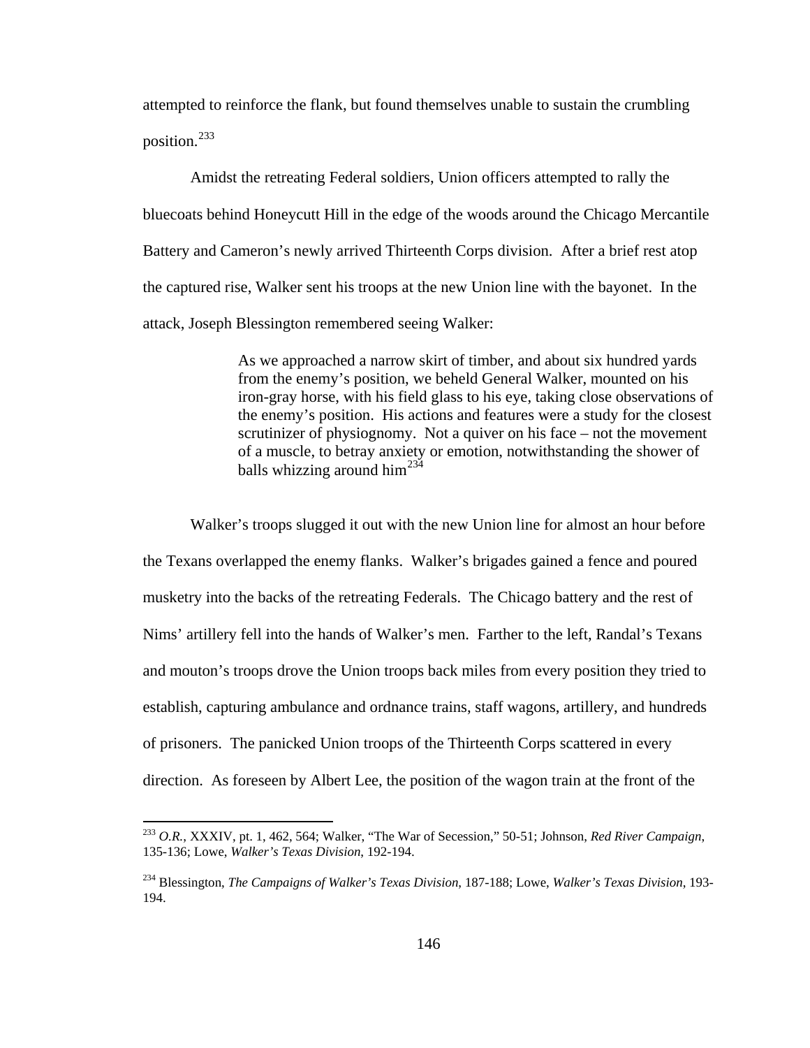attempted to reinforce the flank, but found themselves unable to sustain the crumbling position.[233]

Amidst the retreating Federal soldiers, Union officers attempted to rally the bluecoats behind Honeycutt Hill in the edge of the woods around the Chicago Mercantile Battery and Cameron's newly arrived Thirteenth Corps division. After a brief rest atop the captured rise, Walker sent his troops at the new Union line with the bayonet. In the attack, Joseph Blessington remembered seeing Walker:

> As we approached a narrow skirt of timber, and about six hundred yards from the enemy's position, we beheld General Walker, mounted on his iron-gray horse, with his field glass to his eye, taking close observations of the enemy's position. His actions and features were a study for the closest scrutinizer of physiognomy. Not a quiver on his face – not the movement of a muscle, to betray anxiety or emotion, notwithstanding the shower of balls whizzing around him[234]

Walker's troops slugged it out with the new Union line for almost an hour before the Texans overlapped the enemy flanks. Walker's brigades gained a fence and poured musketry into the backs of the retreating Federals. The Chicago battery and the rest of Nims' artillery fell into the hands of Walker's men. Farther to the left, Randal's Texans and mouton's troops drove the Union troops back miles from every position they tried to establish, capturing ambulance and ordnance trains, staff wagons, artillery, and hundreds of prisoners. The panicked Union troops of the Thirteenth Corps scattered in every direction. As foreseen by Albert Lee, the position of the wagon train at the front of the

---

[233] *O.R.*, XXXIV, pt. 1, 462, 564; Walker, "The War of Secession," 50-51; Johnson, *Red River Campaign*, 135-136; Lowe, *Walker's Texas Division*, 192-194.

[234] Blessington, *The Campaigns of Walker's Texas Division*, 187-188; Lowe, *Walker's Texas Division*, 193-194.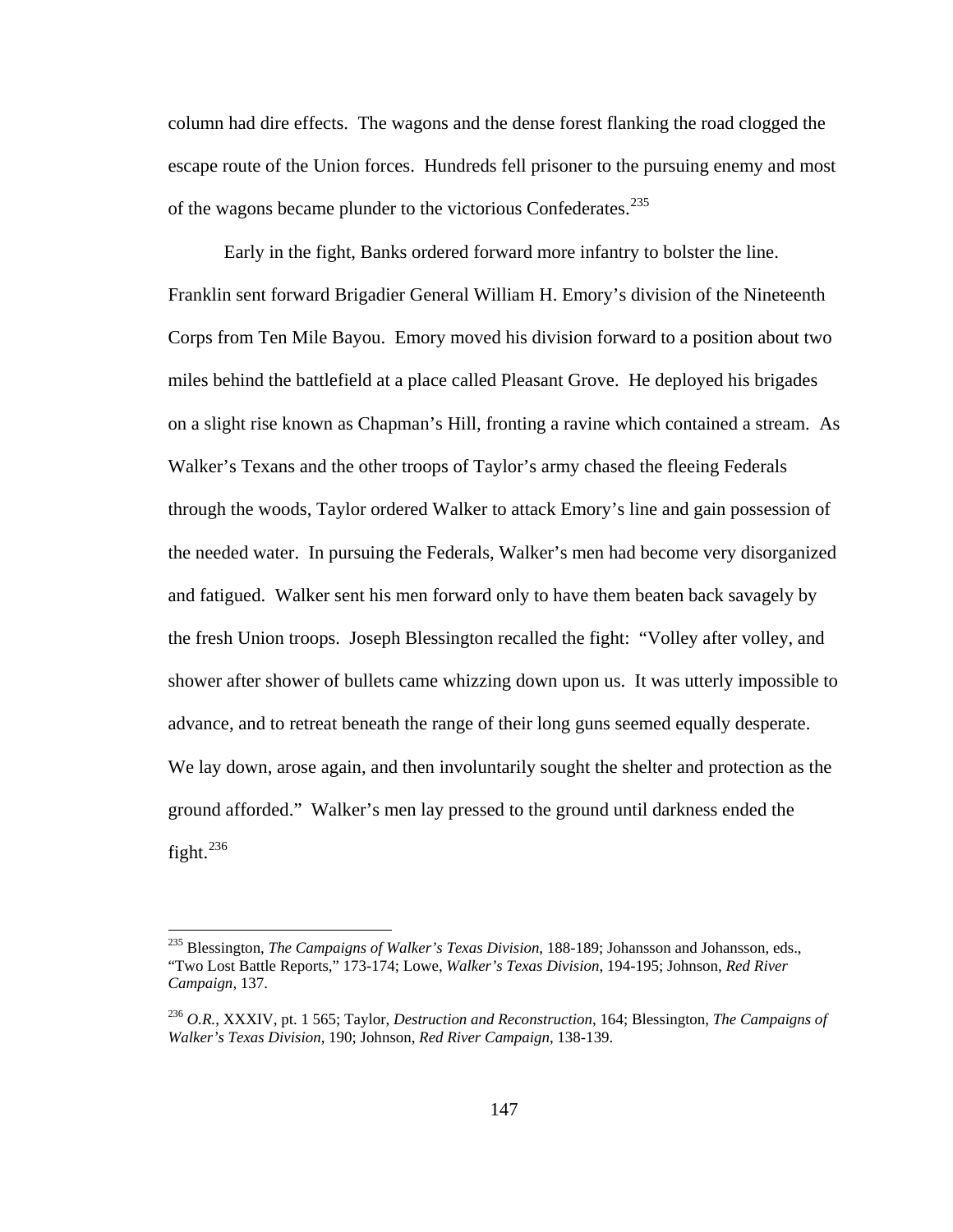column had dire effects. The wagons and the dense forest flanking the road clogged the escape route of the Union forces. Hundreds fell prisoner to the pursuing enemy and most of the wagons became plunder to the victorious Confederates.[235]

Early in the fight, Banks ordered forward more infantry to bolster the line. Franklin sent forward Brigadier General William H. Emory's division of the Nineteenth Corps from Ten Mile Bayou. Emory moved his division forward to a position about two miles behind the battlefield at a place called Pleasant Grove. He deployed his brigades on a slight rise known as Chapman's Hill, fronting a ravine which contained a stream. As Walker's Texans and the other troops of Taylor's army chased the fleeing Federals through the woods, Taylor ordered Walker to attack Emory's line and gain possession of the needed water. In pursuing the Federals, Walker's men had become very disorganized and fatigued. Walker sent his men forward only to have them beaten back savagely by the fresh Union troops. Joseph Blessington recalled the fight: "Volley after volley, and shower after shower of bullets came whizzing down upon us. It was utterly impossible to advance, and to retreat beneath the range of their long guns seemed equally desperate. We lay down, arose again, and then involuntarily sought the shelter and protection as the ground afforded." Walker's men lay pressed to the ground until darkness ended the fight.[236]

---

[235] Blessington, *The Campaigns of Walker's Texas Division*, 188-189; Johansson and Johansson, eds., "Two Lost Battle Reports," 173-174; Lowe, *Walker's Texas Division*, 194-195; Johnson, *Red River Campaign*, 137.

[236] *O.R.*, XXXIV, pt. 1 565; Taylor, *Destruction and Reconstruction*, 164; Blessington, *The Campaigns of Walker's Texas Division*, 190; Johnson, *Red River Campaign*, 138-139.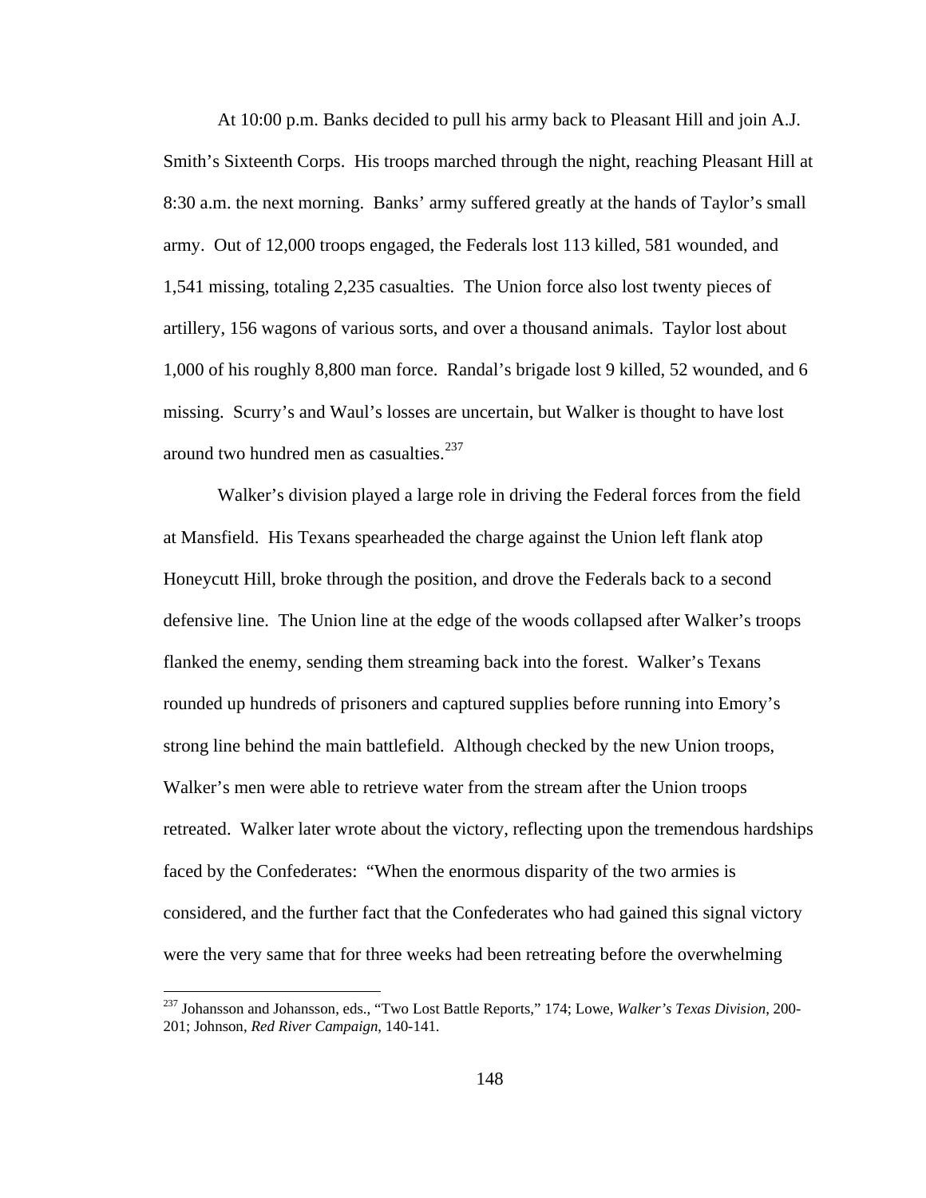At 10:00 p.m. Banks decided to pull his army back to Pleasant Hill and join A.J. Smith's Sixteenth Corps. His troops marched through the night, reaching Pleasant Hill at 8:30 a.m. the next morning. Banks' army suffered greatly at the hands of Taylor's small army. Out of 12,000 troops engaged, the Federals lost 113 killed, 581 wounded, and 1,541 missing, totaling 2,235 casualties. The Union force also lost twenty pieces of artillery, 156 wagons of various sorts, and over a thousand animals. Taylor lost about 1,000 of his roughly 8,800 man force. Randal's brigade lost 9 killed, 52 wounded, and 6 missing. Scurry's and Waul's losses are uncertain, but Walker is thought to have lost around two hundred men as casualties.[237]

Walker's division played a large role in driving the Federal forces from the field at Mansfield. His Texans spearheaded the charge against the Union left flank atop Honeycutt Hill, broke through the position, and drove the Federals back to a second defensive line. The Union line at the edge of the woods collapsed after Walker's troops flanked the enemy, sending them streaming back into the forest. Walker's Texans rounded up hundreds of prisoners and captured supplies before running into Emory's strong line behind the main battlefield. Although checked by the new Union troops, Walker's men were able to retrieve water from the stream after the Union troops retreated. Walker later wrote about the victory, reflecting upon the tremendous hardships faced by the Confederates: "When the enormous disparity of the two armies is considered, and the further fact that the Confederates who had gained this signal victory were the very same that for three weeks had been retreating before the overwhelming

---

[237] Johansson and Johansson, eds., "Two Lost Battle Reports," 174; Lowe, *Walker's Texas Division*, 200-201; Johnson, *Red River Campaign*, 140-141.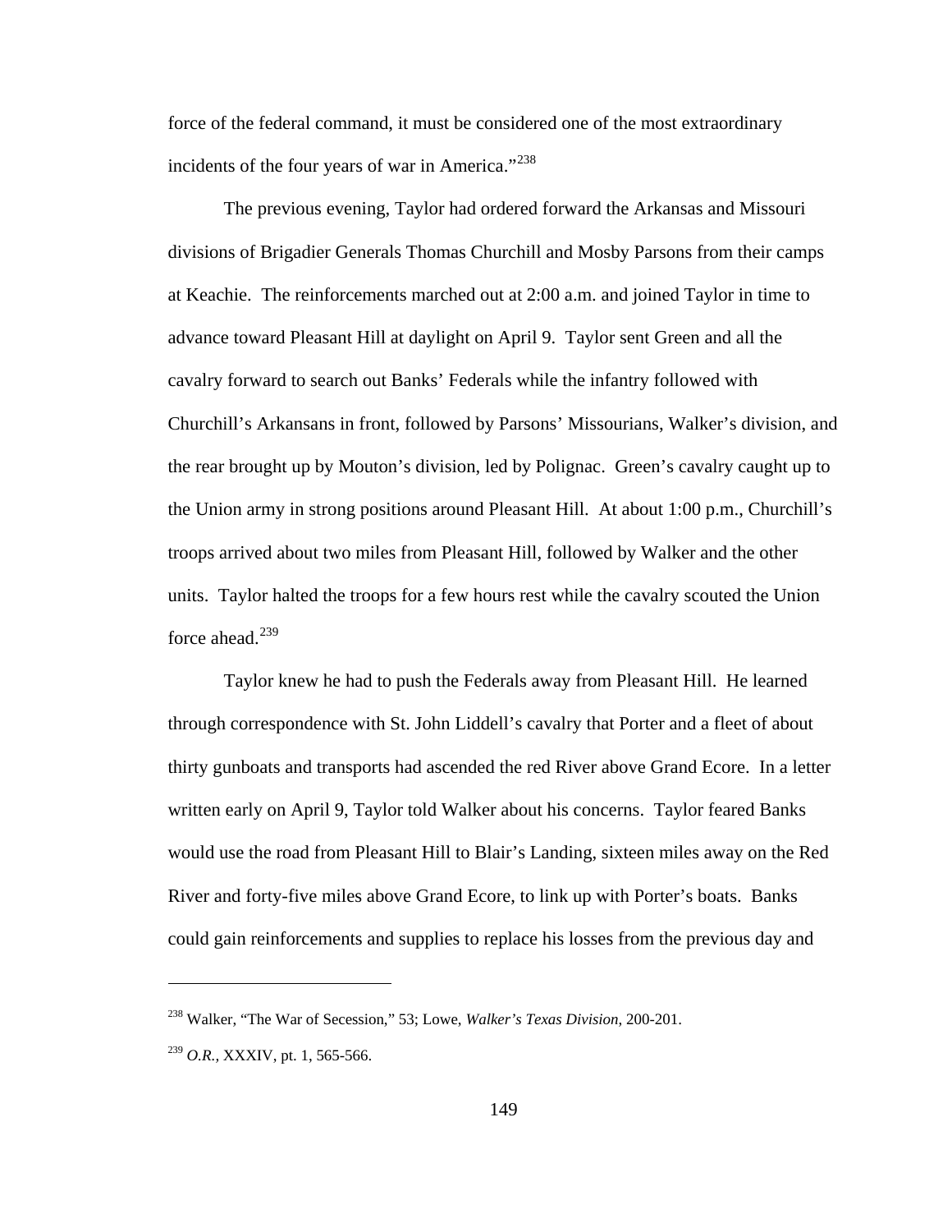force of the federal command, it must be considered one of the most extraordinary incidents of the four years of war in America."[238]

The previous evening, Taylor had ordered forward the Arkansas and Missouri divisions of Brigadier Generals Thomas Churchill and Mosby Parsons from their camps at Keachie. The reinforcements marched out at 2:00 a.m. and joined Taylor in time to advance toward Pleasant Hill at daylight on April 9. Taylor sent Green and all the cavalry forward to search out Banks' Federals while the infantry followed with Churchill's Arkansans in front, followed by Parsons' Missourians, Walker's division, and the rear brought up by Mouton's division, led by Polignac. Green's cavalry caught up to the Union army in strong positions around Pleasant Hill. At about 1:00 p.m., Churchill's troops arrived about two miles from Pleasant Hill, followed by Walker and the other units. Taylor halted the troops for a few hours rest while the cavalry scouted the Union force ahead.[239]

Taylor knew he had to push the Federals away from Pleasant Hill. He learned through correspondence with St. John Liddell's cavalry that Porter and a fleet of about thirty gunboats and transports had ascended the red River above Grand Ecore. In a letter written early on April 9, Taylor told Walker about his concerns. Taylor feared Banks would use the road from Pleasant Hill to Blair's Landing, sixteen miles away on the Red River and forty-five miles above Grand Ecore, to link up with Porter's boats. Banks could gain reinforcements and supplies to replace his losses from the previous day and

---

[238] Walker, "The War of Secession," 53; Lowe, *Walker's Texas Division*, 200-201.

[239] *O.R.*, XXXIV, pt. 1, 565-566.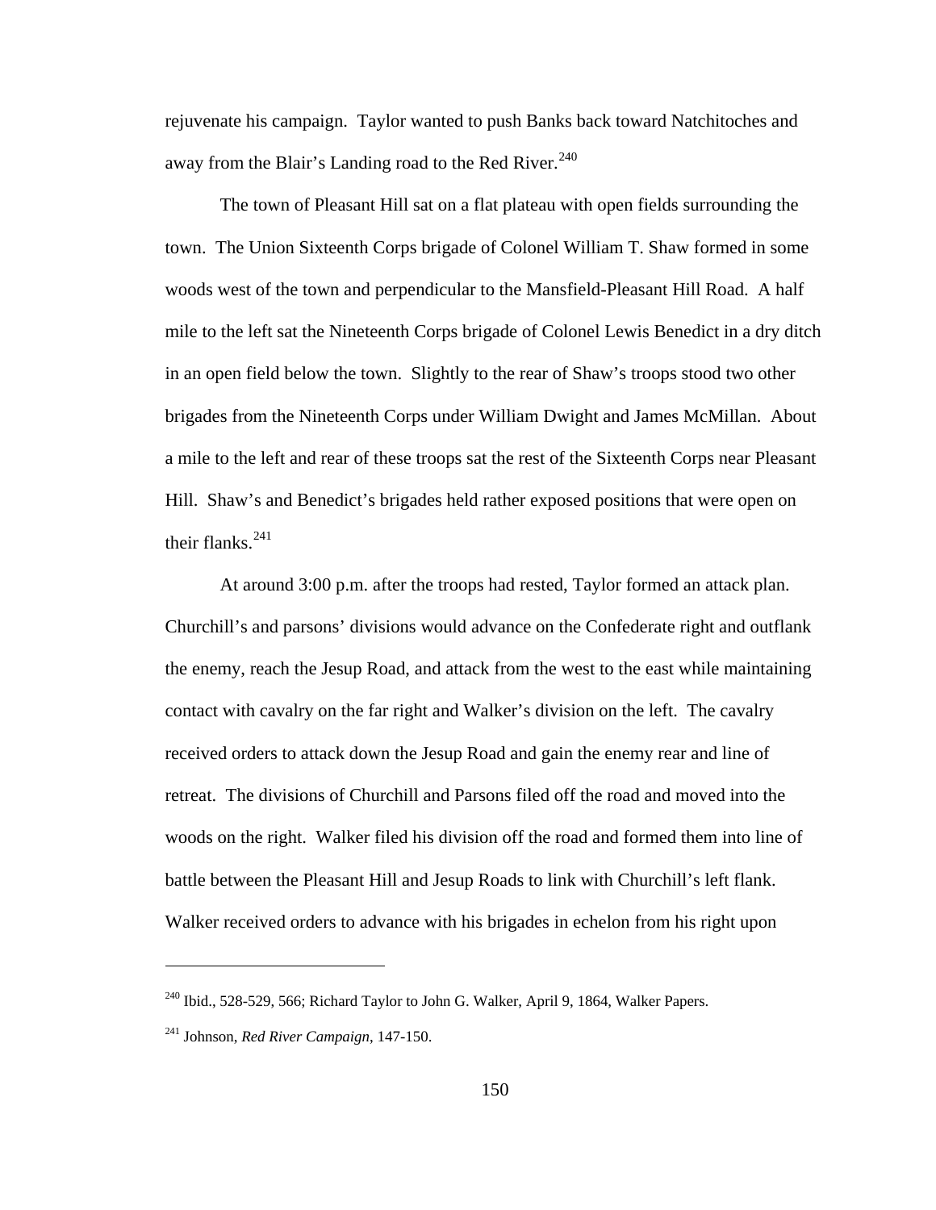rejuvenate his campaign. Taylor wanted to push Banks back toward Natchitoches and away from the Blair's Landing road to the Red River.[240]

The town of Pleasant Hill sat on a flat plateau with open fields surrounding the town. The Union Sixteenth Corps brigade of Colonel William T. Shaw formed in some woods west of the town and perpendicular to the Mansfield-Pleasant Hill Road. A half mile to the left sat the Nineteenth Corps brigade of Colonel Lewis Benedict in a dry ditch in an open field below the town. Slightly to the rear of Shaw's troops stood two other brigades from the Nineteenth Corps under William Dwight and James McMillan. About a mile to the left and rear of these troops sat the rest of the Sixteenth Corps near Pleasant Hill. Shaw's and Benedict's brigades held rather exposed positions that were open on their flanks.[241]

At around 3:00 p.m. after the troops had rested, Taylor formed an attack plan. Churchill's and parsons' divisions would advance on the Confederate right and outflank the enemy, reach the Jesup Road, and attack from the west to the east while maintaining contact with cavalry on the far right and Walker's division on the left. The cavalry received orders to attack down the Jesup Road and gain the enemy rear and line of retreat. The divisions of Churchill and Parsons filed off the road and moved into the woods on the right. Walker filed his division off the road and formed them into line of battle between the Pleasant Hill and Jesup Roads to link with Churchill's left flank. Walker received orders to advance with his brigades in echelon from his right upon

---

[240] Ibid., 528-529, 566; Richard Taylor to John G. Walker, April 9, 1864, Walker Papers.

[241] Johnson, *Red River Campaign*, 147-150.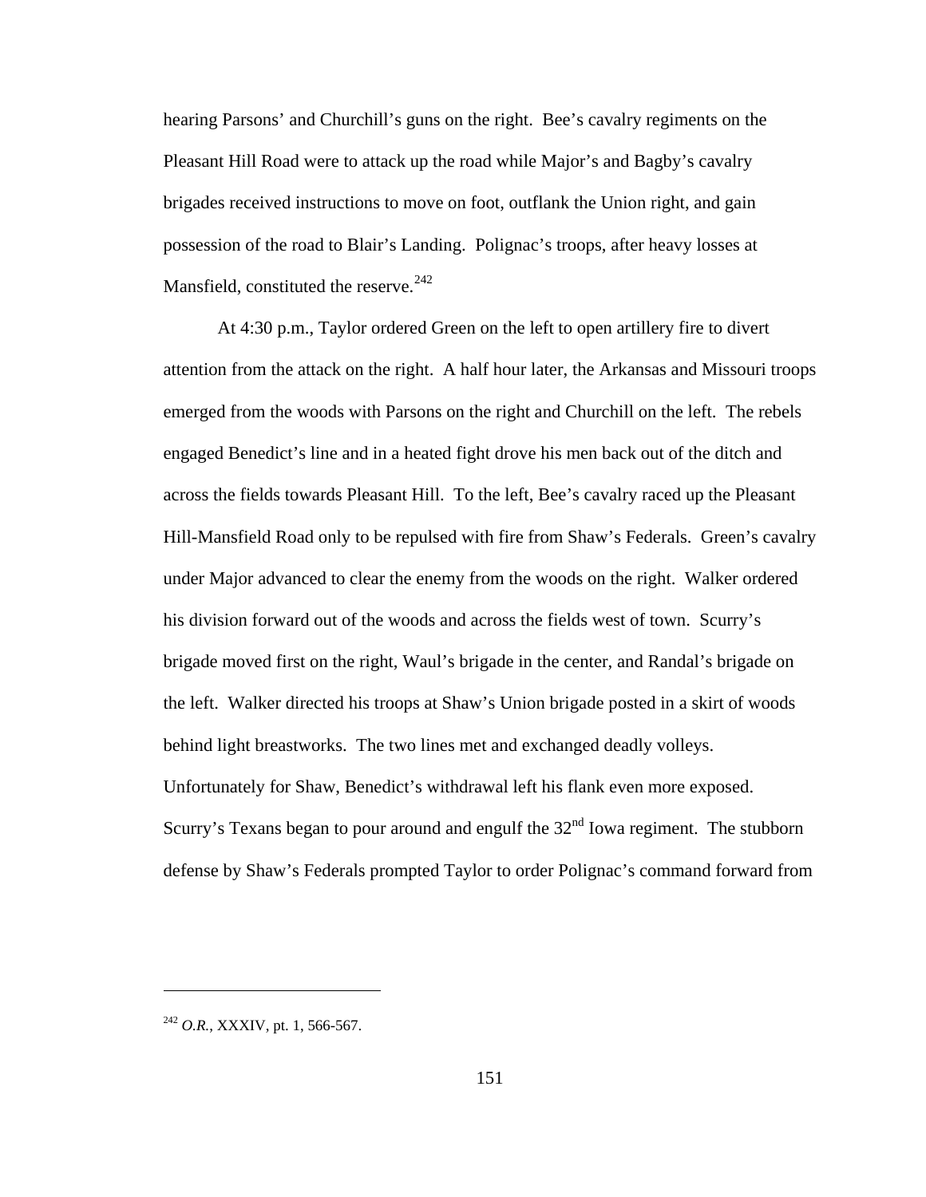hearing Parsons' and Churchill's guns on the right. Bee's cavalry regiments on the Pleasant Hill Road were to attack up the road while Major's and Bagby's cavalry brigades received instructions to move on foot, outflank the Union right, and gain possession of the road to Blair's Landing. Polignac's troops, after heavy losses at Mansfield, constituted the reserve.[242]

At 4:30 p.m., Taylor ordered Green on the left to open artillery fire to divert attention from the attack on the right. A half hour later, the Arkansas and Missouri troops emerged from the woods with Parsons on the right and Churchill on the left. The rebels engaged Benedict's line and in a heated fight drove his men back out of the ditch and across the fields towards Pleasant Hill. To the left, Bee's cavalry raced up the Pleasant Hill-Mansfield Road only to be repulsed with fire from Shaw's Federals. Green's cavalry under Major advanced to clear the enemy from the woods on the right. Walker ordered his division forward out of the woods and across the fields west of town. Scurry's brigade moved first on the right, Waul's brigade in the center, and Randal's brigade on the left. Walker directed his troops at Shaw's Union brigade posted in a skirt of woods behind light breastworks. The two lines met and exchanged deadly volleys. Unfortunately for Shaw, Benedict's withdrawal left his flank even more exposed. Scurry's Texans began to pour around and engulf the 32nd Iowa regiment. The stubborn defense by Shaw's Federals prompted Taylor to order Polignac's command forward from

---

[242] *O.R.*, XXXIV, pt. 1, 566-567.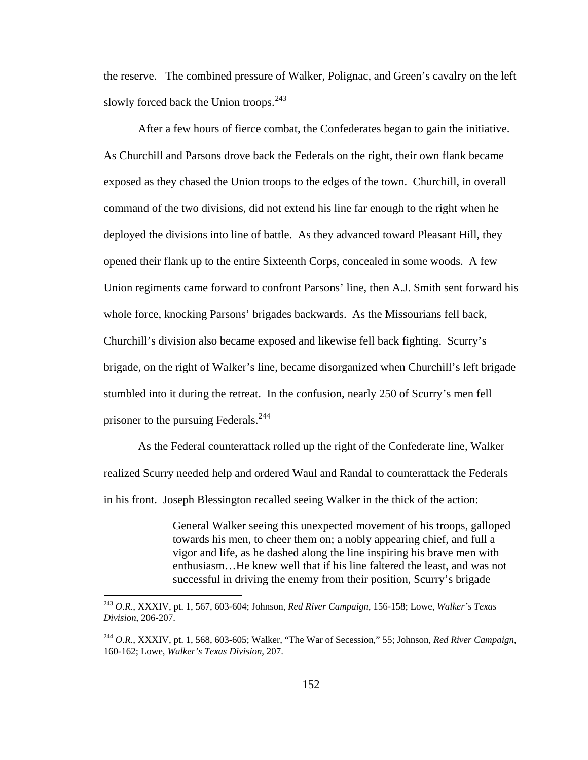the reserve. The combined pressure of Walker, Polignac, and Green's cavalry on the left slowly forced back the Union troops.[243]

After a few hours of fierce combat, the Confederates began to gain the initiative. As Churchill and Parsons drove back the Federals on the right, their own flank became exposed as they chased the Union troops to the edges of the town. Churchill, in overall command of the two divisions, did not extend his line far enough to the right when he deployed the divisions into line of battle. As they advanced toward Pleasant Hill, they opened their flank up to the entire Sixteenth Corps, concealed in some woods. A few Union regiments came forward to confront Parsons' line, then A.J. Smith sent forward his whole force, knocking Parsons' brigades backwards. As the Missourians fell back, Churchill's division also became exposed and likewise fell back fighting. Scurry's brigade, on the right of Walker's line, became disorganized when Churchill's left brigade stumbled into it during the retreat. In the confusion, nearly 250 of Scurry's men fell prisoner to the pursuing Federals.[244]

As the Federal counterattack rolled up the right of the Confederate line, Walker realized Scurry needed help and ordered Waul and Randal to counterattack the Federals in his front. Joseph Blessington recalled seeing Walker in the thick of the action:

> General Walker seeing this unexpected movement of his troops, galloped towards his men, to cheer them on; a nobly appearing chief, and full a vigor and life, as he dashed along the line inspiring his brave men with enthusiasm…He knew well that if his line faltered the least, and was not successful in driving the enemy from their position, Scurry's brigade

---

[243] *O.R.*, XXXIV, pt. 1, 567, 603-604; Johnson, *Red River Campaign*, 156-158; Lowe, *Walker's Texas Division*, 206-207.

[244] *O.R.*, XXXIV, pt. 1, 568, 603-605; Walker, "The War of Secession," 55; Johnson, *Red River Campaign*, 160-162; Lowe, *Walker's Texas Division*, 207.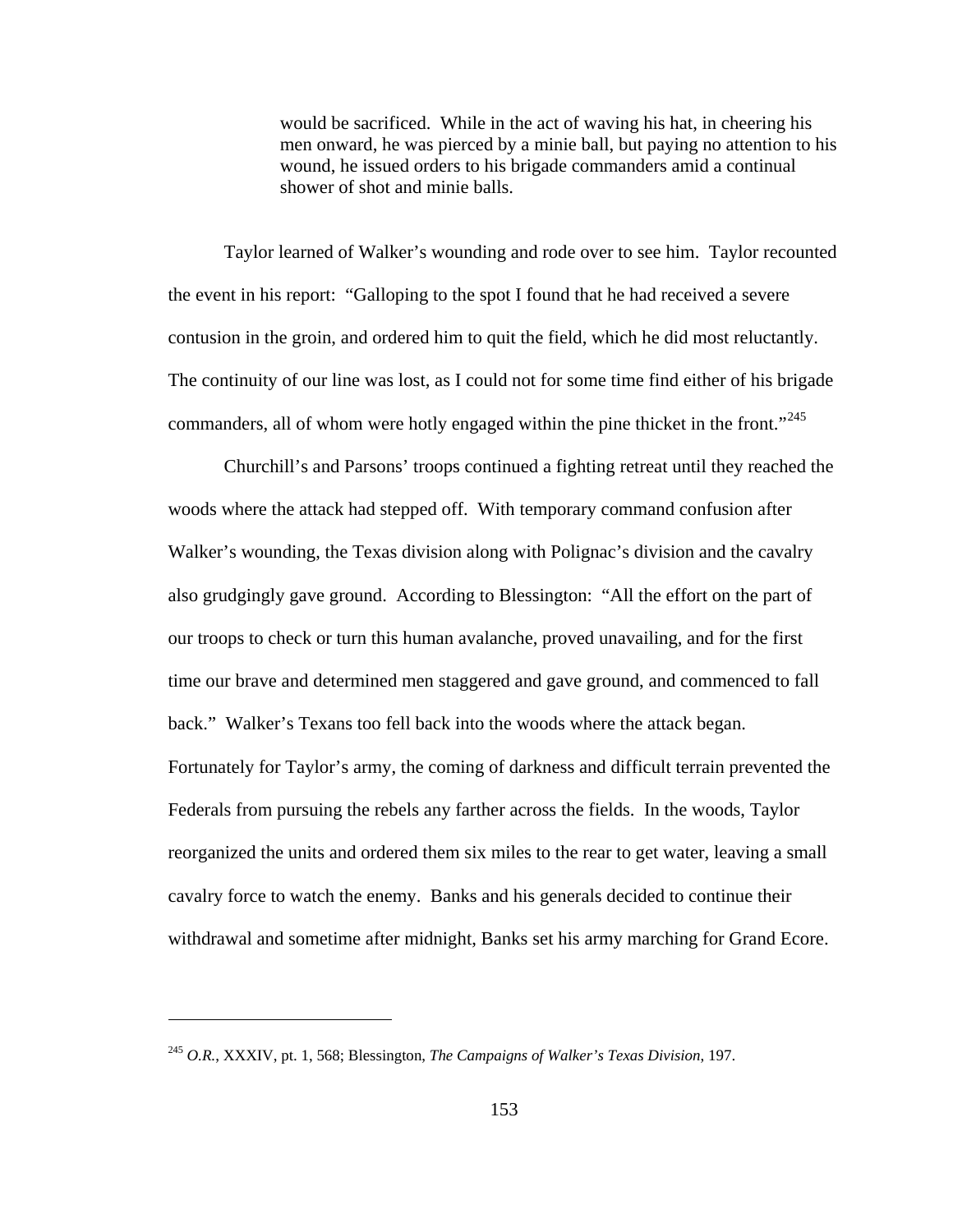> would be sacrificed. While in the act of waving his hat, in cheering his men onward, he was pierced by a minie ball, but paying no attention to his wound, he issued orders to his brigade commanders amid a continual shower of shot and minie balls.

Taylor learned of Walker's wounding and rode over to see him. Taylor recounted the event in his report: "Galloping to the spot I found that he had received a severe contusion in the groin, and ordered him to quit the field, which he did most reluctantly. The continuity of our line was lost, as I could not for some time find either of his brigade commanders, all of whom were hotly engaged within the pine thicket in the front."[245]

Churchill's and Parsons' troops continued a fighting retreat until they reached the woods where the attack had stepped off. With temporary command confusion after Walker's wounding, the Texas division along with Polignac's division and the cavalry also grudgingly gave ground. According to Blessington: "All the effort on the part of our troops to check or turn this human avalanche, proved unavailing, and for the first time our brave and determined men staggered and gave ground, and commenced to fall back." Walker's Texans too fell back into the woods where the attack began. Fortunately for Taylor's army, the coming of darkness and difficult terrain prevented the Federals from pursuing the rebels any farther across the fields. In the woods, Taylor reorganized the units and ordered them six miles to the rear to get water, leaving a small cavalry force to watch the enemy. Banks and his generals decided to continue their withdrawal and sometime after midnight, Banks set his army marching for Grand Ecore.

---

[245] *O.R.*, XXXIV, pt. 1, 568; Blessington, *The Campaigns of Walker's Texas Division*, 197.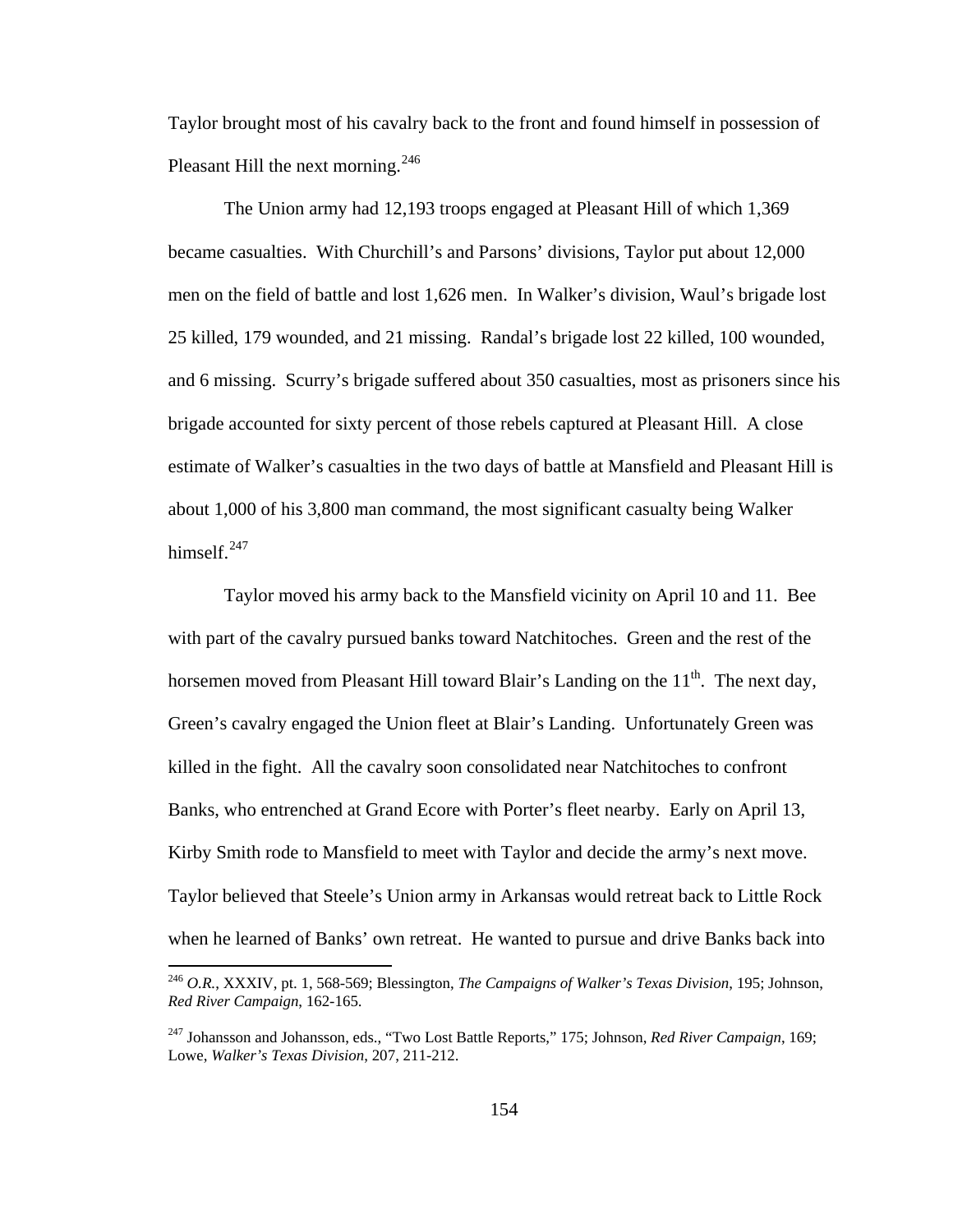Taylor brought most of his cavalry back to the front and found himself in possession of Pleasant Hill the next morning.[246]

The Union army had 12,193 troops engaged at Pleasant Hill of which 1,369 became casualties. With Churchill's and Parsons' divisions, Taylor put about 12,000 men on the field of battle and lost 1,626 men. In Walker's division, Waul's brigade lost 25 killed, 179 wounded, and 21 missing. Randal's brigade lost 22 killed, 100 wounded, and 6 missing. Scurry's brigade suffered about 350 casualties, most as prisoners since his brigade accounted for sixty percent of those rebels captured at Pleasant Hill. A close estimate of Walker's casualties in the two days of battle at Mansfield and Pleasant Hill is about 1,000 of his 3,800 man command, the most significant casualty being Walker himself.[247]

Taylor moved his army back to the Mansfield vicinity on April 10 and 11. Bee with part of the cavalry pursued banks toward Natchitoches. Green and the rest of the horsemen moved from Pleasant Hill toward Blair's Landing on the 11th. The next day, Green's cavalry engaged the Union fleet at Blair's Landing. Unfortunately Green was killed in the fight. All the cavalry soon consolidated near Natchitoches to confront Banks, who entrenched at Grand Ecore with Porter's fleet nearby. Early on April 13, Kirby Smith rode to Mansfield to meet with Taylor and decide the army's next move. Taylor believed that Steele's Union army in Arkansas would retreat back to Little Rock when he learned of Banks' own retreat. He wanted to pursue and drive Banks back into

---

[246] *O.R.*, XXXIV, pt. 1, 568-569; Blessington, *The Campaigns of Walker's Texas Division*, 195; Johnson, *Red River Campaign*, 162-165.

[247] Johansson and Johansson, eds., "Two Lost Battle Reports," 175; Johnson, *Red River Campaign*, 169; Lowe, *Walker's Texas Division*, 207, 211-212.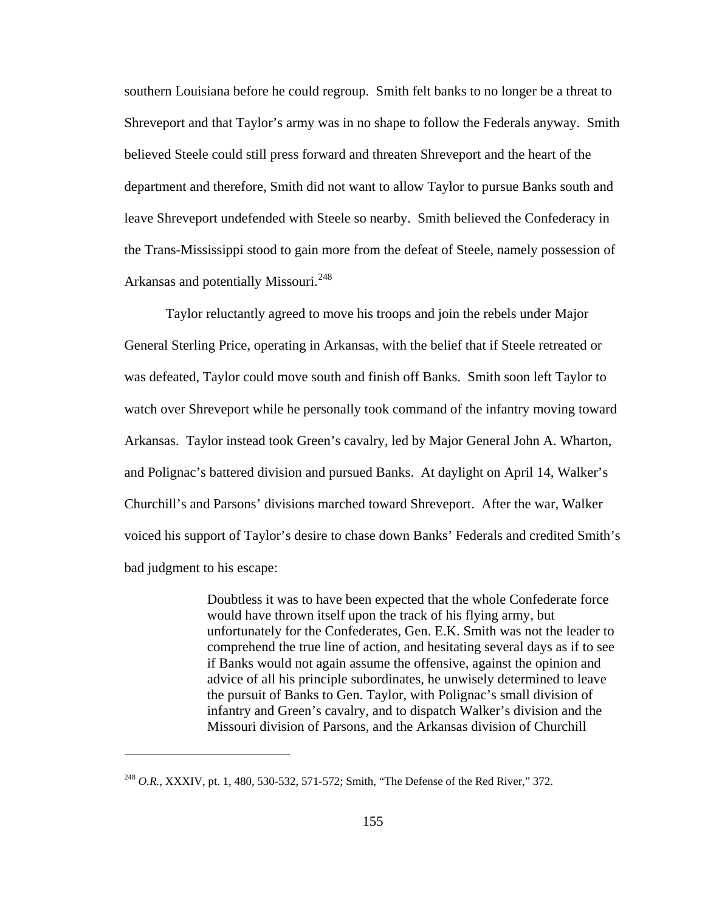southern Louisiana before he could regroup. Smith felt banks to no longer be a threat to Shreveport and that Taylor's army was in no shape to follow the Federals anyway. Smith believed Steele could still press forward and threaten Shreveport and the heart of the department and therefore, Smith did not want to allow Taylor to pursue Banks south and leave Shreveport undefended with Steele so nearby. Smith believed the Confederacy in the Trans-Mississippi stood to gain more from the defeat of Steele, namely possession of Arkansas and potentially Missouri.[248]

Taylor reluctantly agreed to move his troops and join the rebels under Major General Sterling Price, operating in Arkansas, with the belief that if Steele retreated or was defeated, Taylor could move south and finish off Banks. Smith soon left Taylor to watch over Shreveport while he personally took command of the infantry moving toward Arkansas. Taylor instead took Green's cavalry, led by Major General John A. Wharton, and Polignac's battered division and pursued Banks. At daylight on April 14, Walker's Churchill's and Parsons' divisions marched toward Shreveport. After the war, Walker voiced his support of Taylor's desire to chase down Banks' Federals and credited Smith's bad judgment to his escape:

> Doubtless it was to have been expected that the whole Confederate force would have thrown itself upon the track of his flying army, but unfortunately for the Confederates, Gen. E.K. Smith was not the leader to comprehend the true line of action, and hesitating several days as if to see if Banks would not again assume the offensive, against the opinion and advice of all his principle subordinates, he unwisely determined to leave the pursuit of Banks to Gen. Taylor, with Polignac's small division of infantry and Green's cavalry, and to dispatch Walker's division and the Missouri division of Parsons, and the Arkansas division of Churchill

---

[248] *O.R.*, XXXIV, pt. 1, 480, 530-532, 571-572; Smith, "The Defense of the Red River," 372.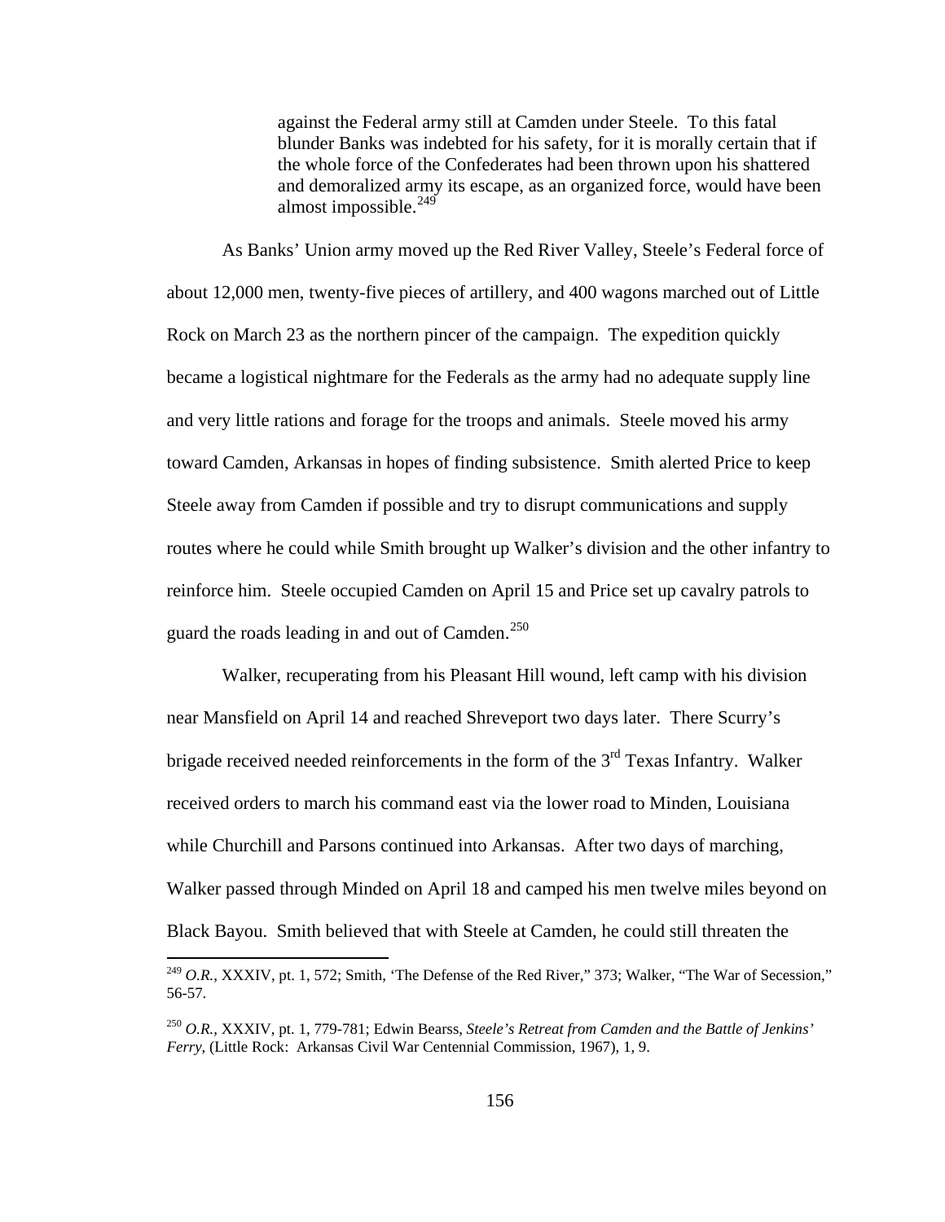> against the Federal army still at Camden under Steele. To this fatal blunder Banks was indebted for his safety, for it is morally certain that if the whole force of the Confederates had been thrown upon his shattered and demoralized army its escape, as an organized force, would have been almost impossible.[249]

As Banks' Union army moved up the Red River Valley, Steele's Federal force of about 12,000 men, twenty-five pieces of artillery, and 400 wagons marched out of Little Rock on March 23 as the northern pincer of the campaign. The expedition quickly became a logistical nightmare for the Federals as the army had no adequate supply line and very little rations and forage for the troops and animals. Steele moved his army toward Camden, Arkansas in hopes of finding subsistence. Smith alerted Price to keep Steele away from Camden if possible and try to disrupt communications and supply routes where he could while Smith brought up Walker's division and the other infantry to reinforce him. Steele occupied Camden on April 15 and Price set up cavalry patrols to guard the roads leading in and out of Camden.[250]

Walker, recuperating from his Pleasant Hill wound, left camp with his division near Mansfield on April 14 and reached Shreveport two days later. There Scurry's brigade received needed reinforcements in the form of the 3rd Texas Infantry. Walker received orders to march his command east via the lower road to Minden, Louisiana while Churchill and Parsons continued into Arkansas. After two days of marching, Walker passed through Minded on April 18 and camped his men twelve miles beyond on Black Bayou. Smith believed that with Steele at Camden, he could still threaten the

---

[249] *O.R.*, XXXIV, pt. 1, 572; Smith, 'The Defense of the Red River," 373; Walker, "The War of Secession," 56-57.

[250] *O.R.*, XXXIV, pt. 1, 779-781; Edwin Bearss, *Steele's Retreat from Camden and the Battle of Jenkins' Ferry*, (Little Rock: Arkansas Civil War Centennial Commission, 1967), 1, 9.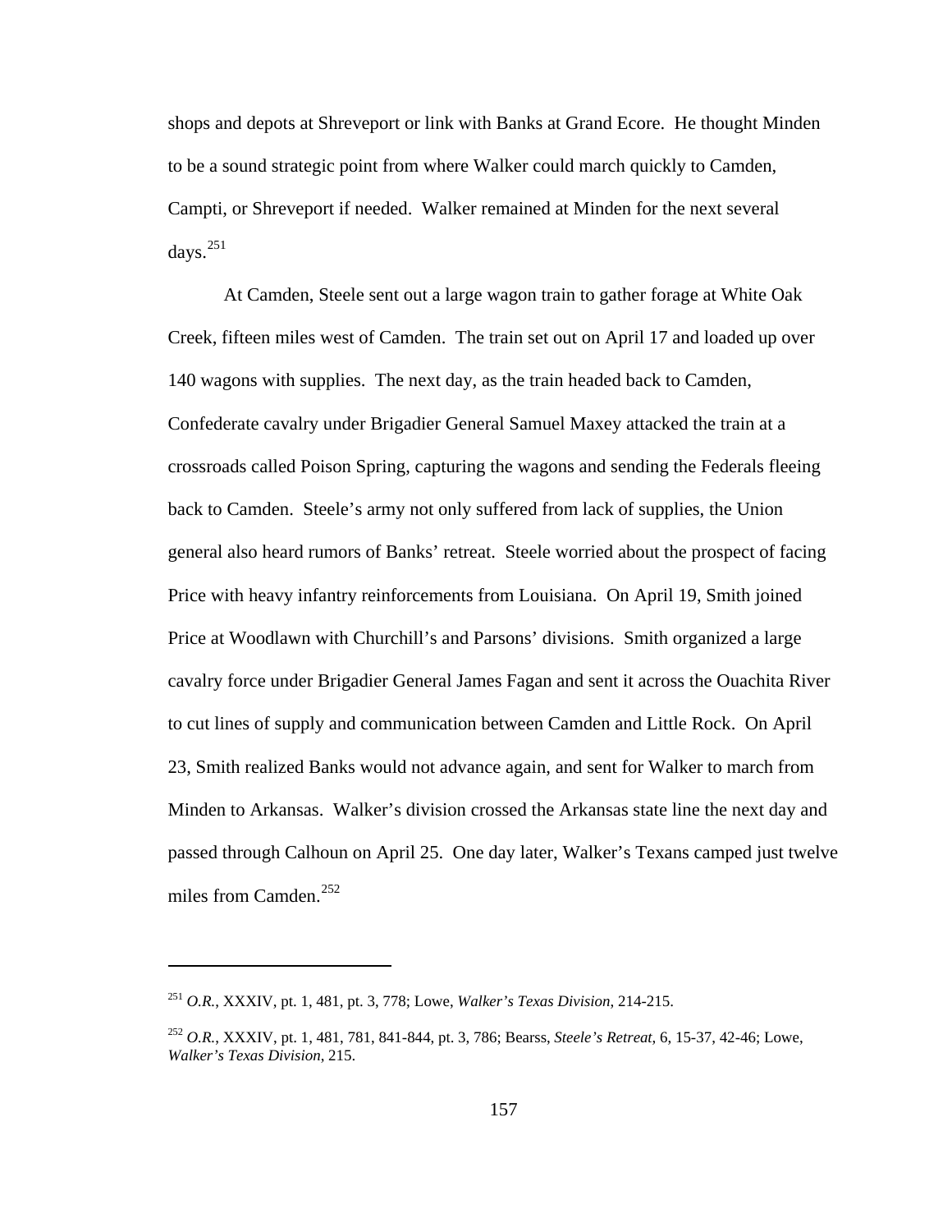shops and depots at Shreveport or link with Banks at Grand Ecore. He thought Minden to be a sound strategic point from where Walker could march quickly to Camden, Campti, or Shreveport if needed. Walker remained at Minden for the next several days.[251]

At Camden, Steele sent out a large wagon train to gather forage at White Oak Creek, fifteen miles west of Camden. The train set out on April 17 and loaded up over 140 wagons with supplies. The next day, as the train headed back to Camden, Confederate cavalry under Brigadier General Samuel Maxey attacked the train at a crossroads called Poison Spring, capturing the wagons and sending the Federals fleeing back to Camden. Steele's army not only suffered from lack of supplies, the Union general also heard rumors of Banks' retreat. Steele worried about the prospect of facing Price with heavy infantry reinforcements from Louisiana. On April 19, Smith joined Price at Woodlawn with Churchill's and Parsons' divisions. Smith organized a large cavalry force under Brigadier General James Fagan and sent it across the Ouachita River to cut lines of supply and communication between Camden and Little Rock. On April 23, Smith realized Banks would not advance again, and sent for Walker to march from Minden to Arkansas. Walker's division crossed the Arkansas state line the next day and passed through Calhoun on April 25. One day later, Walker's Texans camped just twelve miles from Camden.[252]

---

[251] *O.R.*, XXXIV, pt. 1, 481, pt. 3, 778; Lowe, *Walker's Texas Division*, 214-215.

[252] *O.R.*, XXXIV, pt. 1, 481, 781, 841-844, pt. 3, 786; Bearss, *Steele's Retreat*, 6, 15-37, 42-46; Lowe, *Walker's Texas Division*, 215.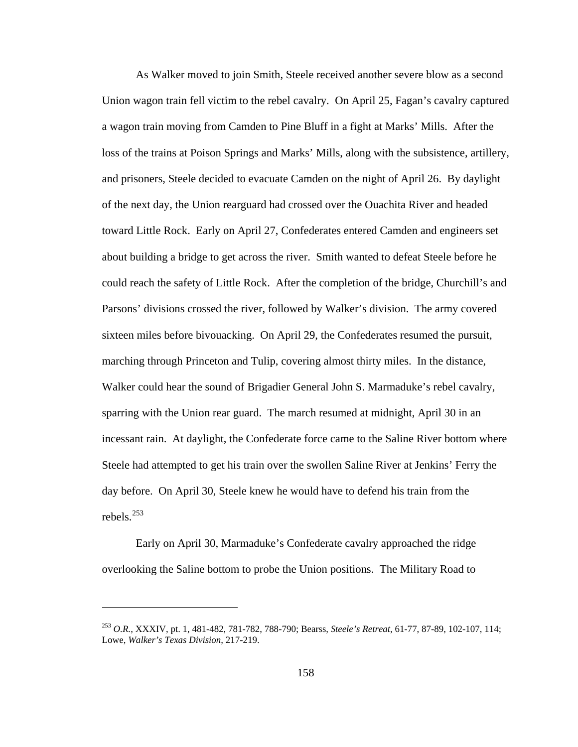As Walker moved to join Smith, Steele received another severe blow as a second Union wagon train fell victim to the rebel cavalry. On April 25, Fagan's cavalry captured a wagon train moving from Camden to Pine Bluff in a fight at Marks' Mills. After the loss of the trains at Poison Springs and Marks' Mills, along with the subsistence, artillery, and prisoners, Steele decided to evacuate Camden on the night of April 26. By daylight of the next day, the Union rearguard had crossed over the Ouachita River and headed toward Little Rock. Early on April 27, Confederates entered Camden and engineers set about building a bridge to get across the river. Smith wanted to defeat Steele before he could reach the safety of Little Rock. After the completion of the bridge, Churchill's and Parsons' divisions crossed the river, followed by Walker's division. The army covered sixteen miles before bivouacking. On April 29, the Confederates resumed the pursuit, marching through Princeton and Tulip, covering almost thirty miles. In the distance, Walker could hear the sound of Brigadier General John S. Marmaduke's rebel cavalry, sparring with the Union rear guard. The march resumed at midnight, April 30 in an incessant rain. At daylight, the Confederate force came to the Saline River bottom where Steele had attempted to get his train over the swollen Saline River at Jenkins' Ferry the day before. On April 30, Steele knew he would have to defend his train from the rebels.[253]

Early on April 30, Marmaduke's Confederate cavalry approached the ridge overlooking the Saline bottom to probe the Union positions. The Military Road to

---

[253] *O.R.*, XXXIV, pt. 1, 481-482, 781-782, 788-790; Bearss, *Steele's Retreat*, 61-77, 87-89, 102-107, 114; Lowe, *Walker's Texas Division*, 217-219.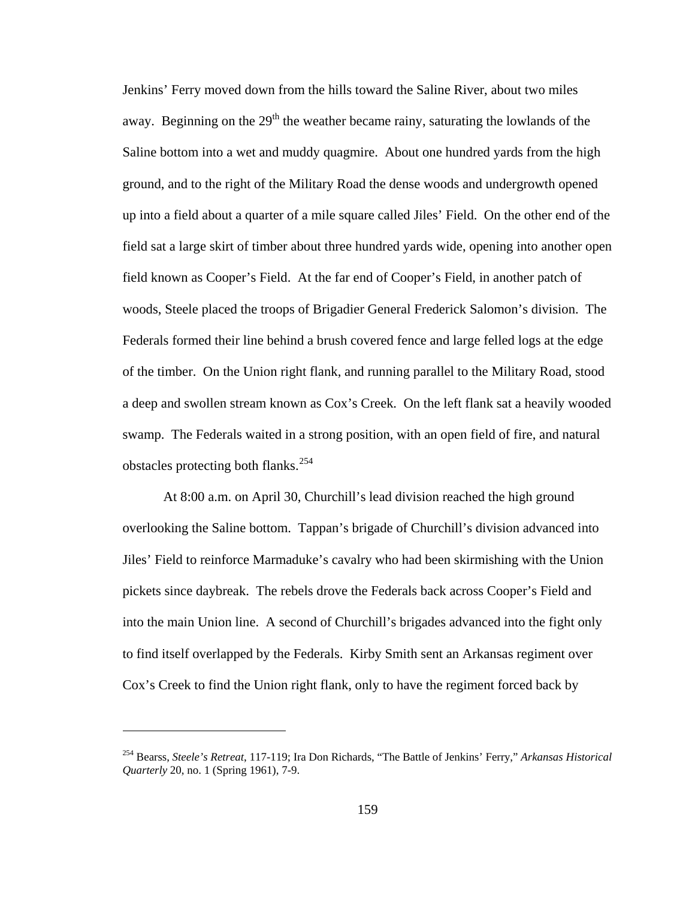Jenkins' Ferry moved down from the hills toward the Saline River, about two miles away. Beginning on the 29th the weather became rainy, saturating the lowlands of the Saline bottom into a wet and muddy quagmire. About one hundred yards from the high ground, and to the right of the Military Road the dense woods and undergrowth opened up into a field about a quarter of a mile square called Jiles' Field. On the other end of the field sat a large skirt of timber about three hundred yards wide, opening into another open field known as Cooper's Field. At the far end of Cooper's Field, in another patch of woods, Steele placed the troops of Brigadier General Frederick Salomon's division. The Federals formed their line behind a brush covered fence and large felled logs at the edge of the timber. On the Union right flank, and running parallel to the Military Road, stood a deep and swollen stream known as Cox's Creek. On the left flank sat a heavily wooded swamp. The Federals waited in a strong position, with an open field of fire, and natural obstacles protecting both flanks.[254]

At 8:00 a.m. on April 30, Churchill's lead division reached the high ground overlooking the Saline bottom. Tappan's brigade of Churchill's division advanced into Jiles' Field to reinforce Marmaduke's cavalry who had been skirmishing with the Union pickets since daybreak. The rebels drove the Federals back across Cooper's Field and into the main Union line. A second of Churchill's brigades advanced into the fight only to find itself overlapped by the Federals. Kirby Smith sent an Arkansas regiment over Cox's Creek to find the Union right flank, only to have the regiment forced back by

---

[254] Bearss, *Steele's Retreat*, 117-119; Ira Don Richards, "The Battle of Jenkins' Ferry," *Arkansas Historical Quarterly* 20, no. 1 (Spring 1961), 7-9.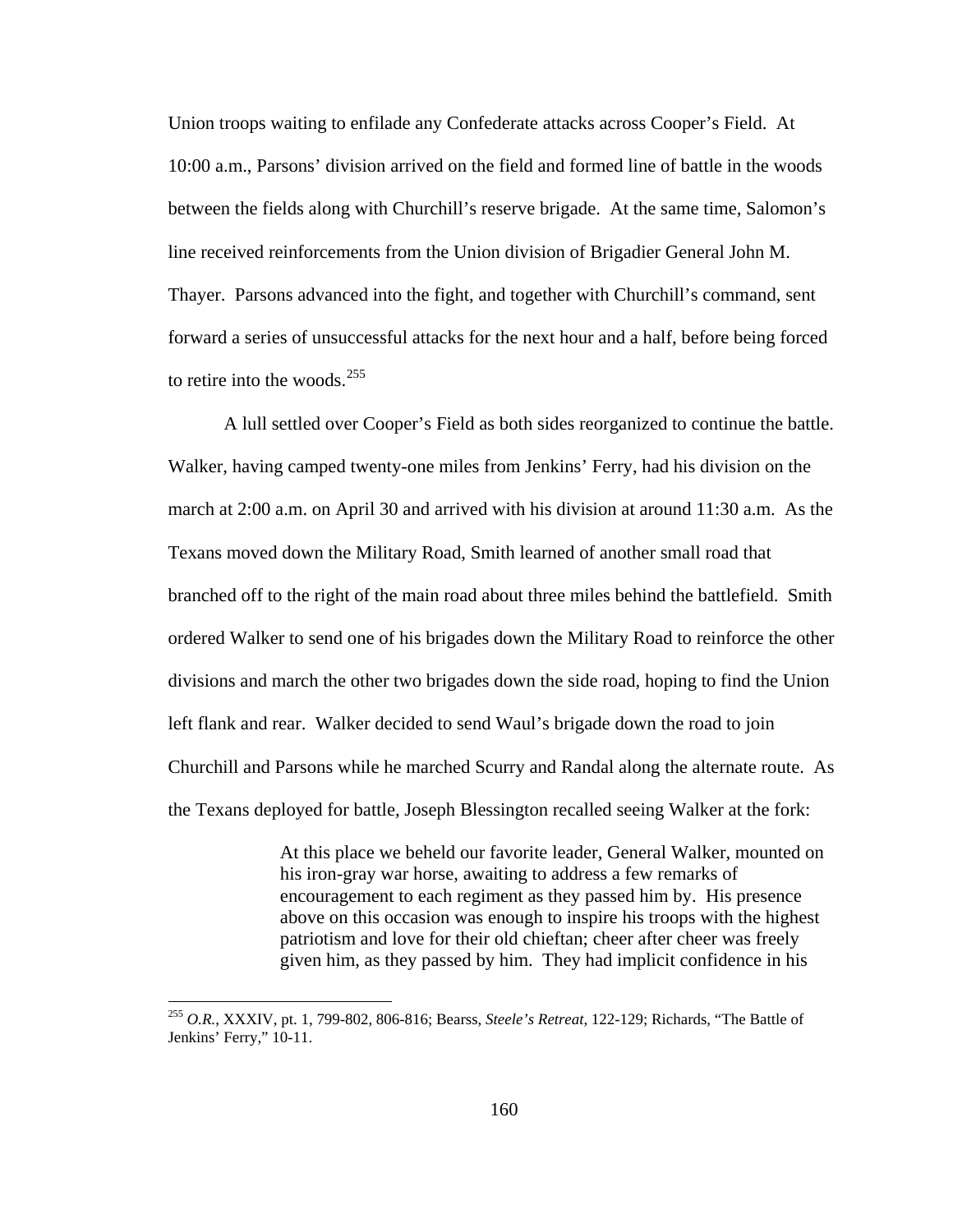Union troops waiting to enfilade any Confederate attacks across Cooper's Field. At 10:00 a.m., Parsons' division arrived on the field and formed line of battle in the woods between the fields along with Churchill's reserve brigade. At the same time, Salomon's line received reinforcements from the Union division of Brigadier General John M. Thayer. Parsons advanced into the fight, and together with Churchill's command, sent forward a series of unsuccessful attacks for the next hour and a half, before being forced to retire into the woods.[255]

A lull settled over Cooper's Field as both sides reorganized to continue the battle. Walker, having camped twenty-one miles from Jenkins' Ferry, had his division on the march at 2:00 a.m. on April 30 and arrived with his division at around 11:30 a.m. As the Texans moved down the Military Road, Smith learned of another small road that branched off to the right of the main road about three miles behind the battlefield. Smith ordered Walker to send one of his brigades down the Military Road to reinforce the other divisions and march the other two brigades down the side road, hoping to find the Union left flank and rear. Walker decided to send Waul's brigade down the road to join Churchill and Parsons while he marched Scurry and Randal along the alternate route. As the Texans deployed for battle, Joseph Blessington recalled seeing Walker at the fork:

> At this place we beheld our favorite leader, General Walker, mounted on his iron-gray war horse, awaiting to address a few remarks of encouragement to each regiment as they passed him by. His presence above on this occasion was enough to inspire his troops with the highest patriotism and love for their old chieftan; cheer after cheer was freely given him, as they passed by him. They had implicit confidence in his

[255] *O.R.*, XXXIV, pt. 1, 799-802, 806-816; Bearss, *Steele's Retreat*, 122-129; Richards, "The Battle of Jenkins' Ferry," 10-11.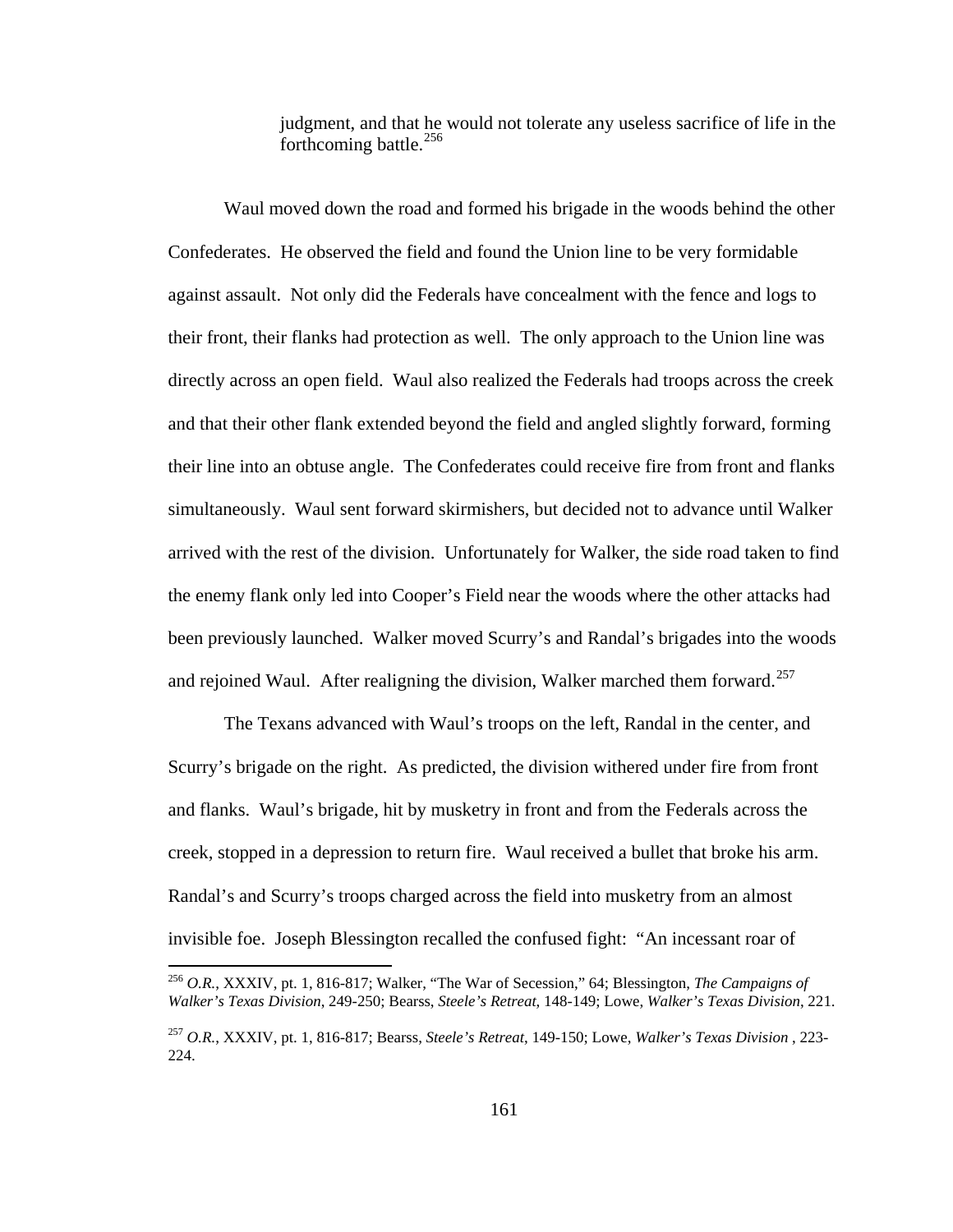> judgment, and that he would not tolerate any useless sacrifice of life in the forthcoming battle.[256]

Waul moved down the road and formed his brigade in the woods behind the other Confederates. He observed the field and found the Union line to be very formidable against assault. Not only did the Federals have concealment with the fence and logs to their front, their flanks had protection as well. The only approach to the Union line was directly across an open field. Waul also realized the Federals had troops across the creek and that their other flank extended beyond the field and angled slightly forward, forming their line into an obtuse angle. The Confederates could receive fire from front and flanks simultaneously. Waul sent forward skirmishers, but decided not to advance until Walker arrived with the rest of the division. Unfortunately for Walker, the side road taken to find the enemy flank only led into Cooper's Field near the woods where the other attacks had been previously launched. Walker moved Scurry's and Randal's brigades into the woods and rejoined Waul. After realigning the division, Walker marched them forward.[257]

The Texans advanced with Waul's troops on the left, Randal in the center, and Scurry's brigade on the right. As predicted, the division withered under fire from front and flanks. Waul's brigade, hit by musketry in front and from the Federals across the creek, stopped in a depression to return fire. Waul received a bullet that broke his arm. Randal's and Scurry's troops charged across the field into musketry from an almost invisible foe. Joseph Blessington recalled the confused fight: "An incessant roar of

---

[256] *O.R.*, XXXIV, pt. 1, 816-817; Walker, "The War of Secession," 64; Blessington, *The Campaigns of Walker's Texas Division*, 249-250; Bearss, *Steele's Retreat*, 148-149; Lowe, *Walker's Texas Division*, 221.

[257] *O.R.*, XXXIV, pt. 1, 816-817; Bearss, *Steele's Retreat*, 149-150; Lowe, *Walker's Texas Division* , 223-224.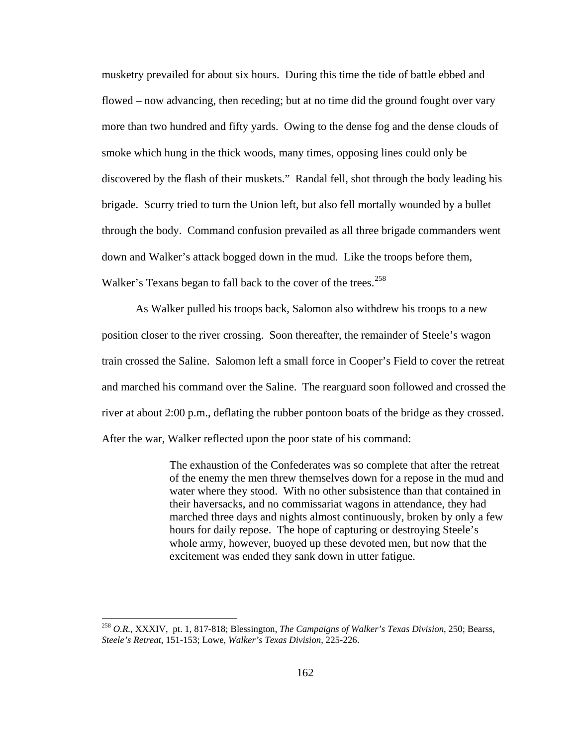musketry prevailed for about six hours. During this time the tide of battle ebbed and flowed – now advancing, then receding; but at no time did the ground fought over vary more than two hundred and fifty yards. Owing to the dense fog and the dense clouds of smoke which hung in the thick woods, many times, opposing lines could only be discovered by the flash of their muskets." Randal fell, shot through the body leading his brigade. Scurry tried to turn the Union left, but also fell mortally wounded by a bullet through the body. Command confusion prevailed as all three brigade commanders went down and Walker's attack bogged down in the mud. Like the troops before them, Walker's Texans began to fall back to the cover of the trees.[258]

As Walker pulled his troops back, Salomon also withdrew his troops to a new position closer to the river crossing. Soon thereafter, the remainder of Steele's wagon train crossed the Saline. Salomon left a small force in Cooper's Field to cover the retreat and marched his command over the Saline. The rearguard soon followed and crossed the river at about 2:00 p.m., deflating the rubber pontoon boats of the bridge as they crossed. After the war, Walker reflected upon the poor state of his command:

> The exhaustion of the Confederates was so complete that after the retreat of the enemy the men threw themselves down for a repose in the mud and water where they stood. With no other subsistence than that contained in their haversacks, and no commissariat wagons in attendance, they had marched three days and nights almost continuously, broken by only a few hours for daily repose. The hope of capturing or destroying Steele's whole army, however, buoyed up these devoted men, but now that the excitement was ended they sank down in utter fatigue.

---

[258] *O.R.*, XXXIV, pt. 1, 817-818; Blessington, *The Campaigns of Walker's Texas Division*, 250; Bearss, *Steele's Retreat*, 151-153; Lowe, *Walker's Texas Division*, 225-226.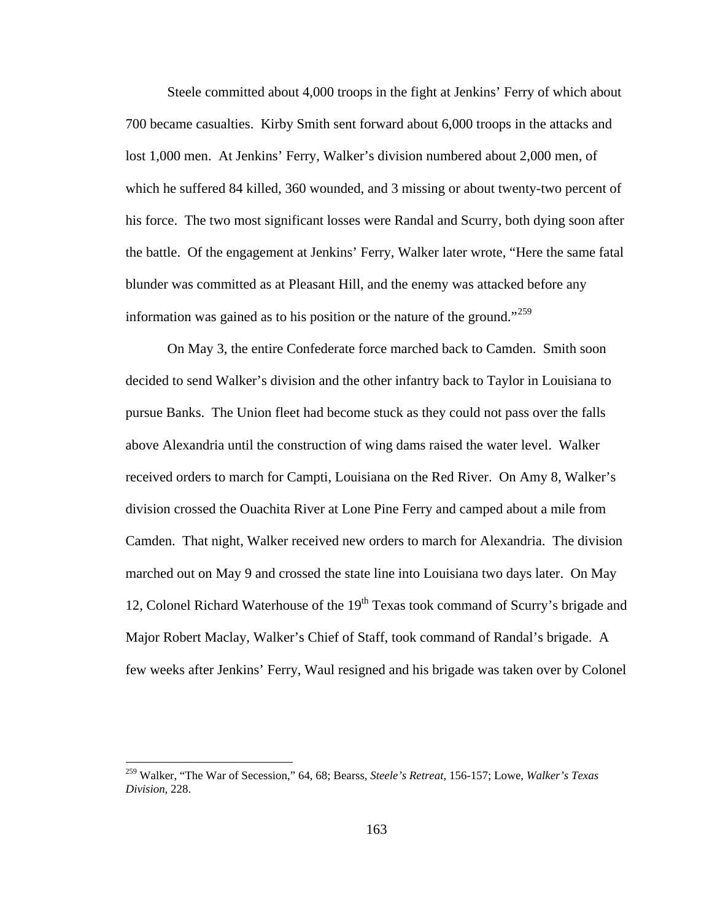Steele committed about 4,000 troops in the fight at Jenkins' Ferry of which about 700 became casualties. Kirby Smith sent forward about 6,000 troops in the attacks and lost 1,000 men. At Jenkins' Ferry, Walker's division numbered about 2,000 men, of which he suffered 84 killed, 360 wounded, and 3 missing or about twenty-two percent of his force. The two most significant losses were Randal and Scurry, both dying soon after the battle. Of the engagement at Jenkins' Ferry, Walker later wrote, "Here the same fatal blunder was committed as at Pleasant Hill, and the enemy was attacked before any information was gained as to his position or the nature of the ground."[259]

On May 3, the entire Confederate force marched back to Camden. Smith soon decided to send Walker's division and the other infantry back to Taylor in Louisiana to pursue Banks. The Union fleet had become stuck as they could not pass over the falls above Alexandria until the construction of wing dams raised the water level. Walker received orders to march for Campti, Louisiana on the Red River. On Amy 8, Walker's division crossed the Ouachita River at Lone Pine Ferry and camped about a mile from Camden. That night, Walker received new orders to march for Alexandria. The division marched out on May 9 and crossed the state line into Louisiana two days later. On May 12, Colonel Richard Waterhouse of the 19th Texas took command of Scurry's brigade and Major Robert Maclay, Walker's Chief of Staff, took command of Randal's brigade. A few weeks after Jenkins' Ferry, Waul resigned and his brigade was taken over by Colonel

[259] Walker, "The War of Secession," 64, 68; Bearss, *Steele's Retreat*, 156-157; Lowe, *Walker's Texas Division*, 228.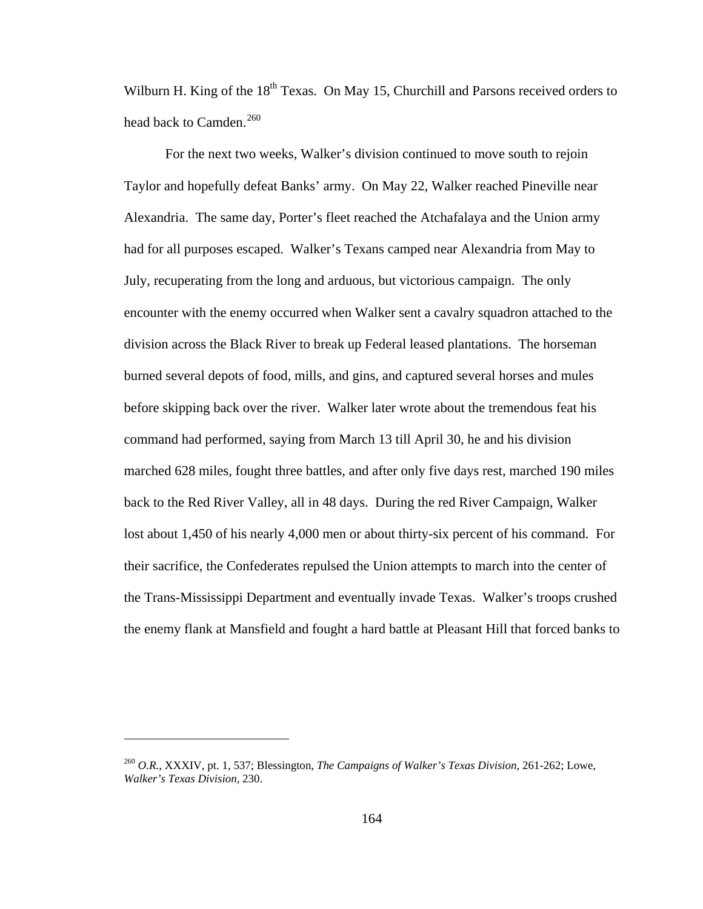Wilburn H. King of the 18th Texas. On May 15, Churchill and Parsons received orders to head back to Camden.[260]

For the next two weeks, Walker's division continued to move south to rejoin Taylor and hopefully defeat Banks' army. On May 22, Walker reached Pineville near Alexandria. The same day, Porter's fleet reached the Atchafalaya and the Union army had for all purposes escaped. Walker's Texans camped near Alexandria from May to July, recuperating from the long and arduous, but victorious campaign. The only encounter with the enemy occurred when Walker sent a cavalry squadron attached to the division across the Black River to break up Federal leased plantations. The horseman burned several depots of food, mills, and gins, and captured several horses and mules before skipping back over the river. Walker later wrote about the tremendous feat his command had performed, saying from March 13 till April 30, he and his division marched 628 miles, fought three battles, and after only five days rest, marched 190 miles back to the Red River Valley, all in 48 days. During the red River Campaign, Walker lost about 1,450 of his nearly 4,000 men or about thirty-six percent of his command. For their sacrifice, the Confederates repulsed the Union attempts to march into the center of the Trans-Mississippi Department and eventually invade Texas. Walker's troops crushed the enemy flank at Mansfield and fought a hard battle at Pleasant Hill that forced banks to

---

[260] *O.R.*, XXXIV, pt. 1, 537; Blessington, *The Campaigns of Walker's Texas Division*, 261-262; Lowe, *Walker's Texas Division*, 230.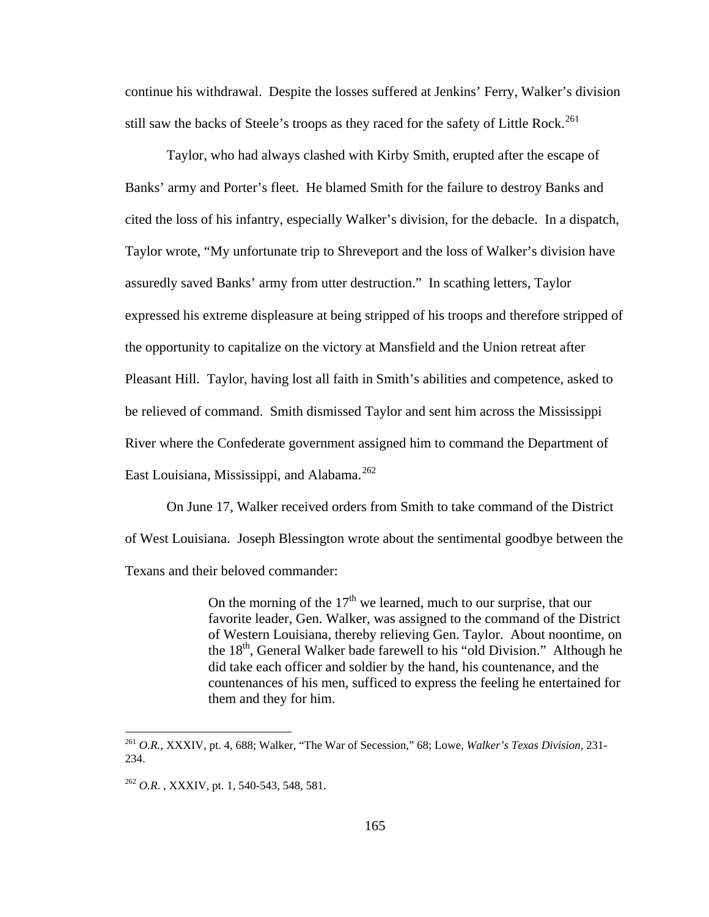continue his withdrawal. Despite the losses suffered at Jenkins' Ferry, Walker's division still saw the backs of Steele's troops as they raced for the safety of Little Rock.[261]

Taylor, who had always clashed with Kirby Smith, erupted after the escape of Banks' army and Porter's fleet. He blamed Smith for the failure to destroy Banks and cited the loss of his infantry, especially Walker's division, for the debacle. In a dispatch, Taylor wrote, "My unfortunate trip to Shreveport and the loss of Walker's division have assuredly saved Banks' army from utter destruction." In scathing letters, Taylor expressed his extreme displeasure at being stripped of his troops and therefore stripped of the opportunity to capitalize on the victory at Mansfield and the Union retreat after Pleasant Hill. Taylor, having lost all faith in Smith's abilities and competence, asked to be relieved of command. Smith dismissed Taylor and sent him across the Mississippi River where the Confederate government assigned him to command the Department of East Louisiana, Mississippi, and Alabama.[262]

On June 17, Walker received orders from Smith to take command of the District of West Louisiana. Joseph Blessington wrote about the sentimental goodbye between the Texans and their beloved commander:

> On the morning of the 17th we learned, much to our surprise, that our favorite leader, Gen. Walker, was assigned to the command of the District of Western Louisiana, thereby relieving Gen. Taylor. About noontime, on the 18th, General Walker bade farewell to his "old Division." Although he did take each officer and soldier by the hand, his countenance, and the countenances of his men, sufficed to express the feeling he entertained for them and they for him.

---

[261] *O.R.*, XXXIV, pt. 4, 688; Walker, "The War of Secession," 68; Lowe, *Walker's Texas Division*, 231-234.

[262] *O.R.* , XXXIV, pt. 1, 540-543, 548, 581.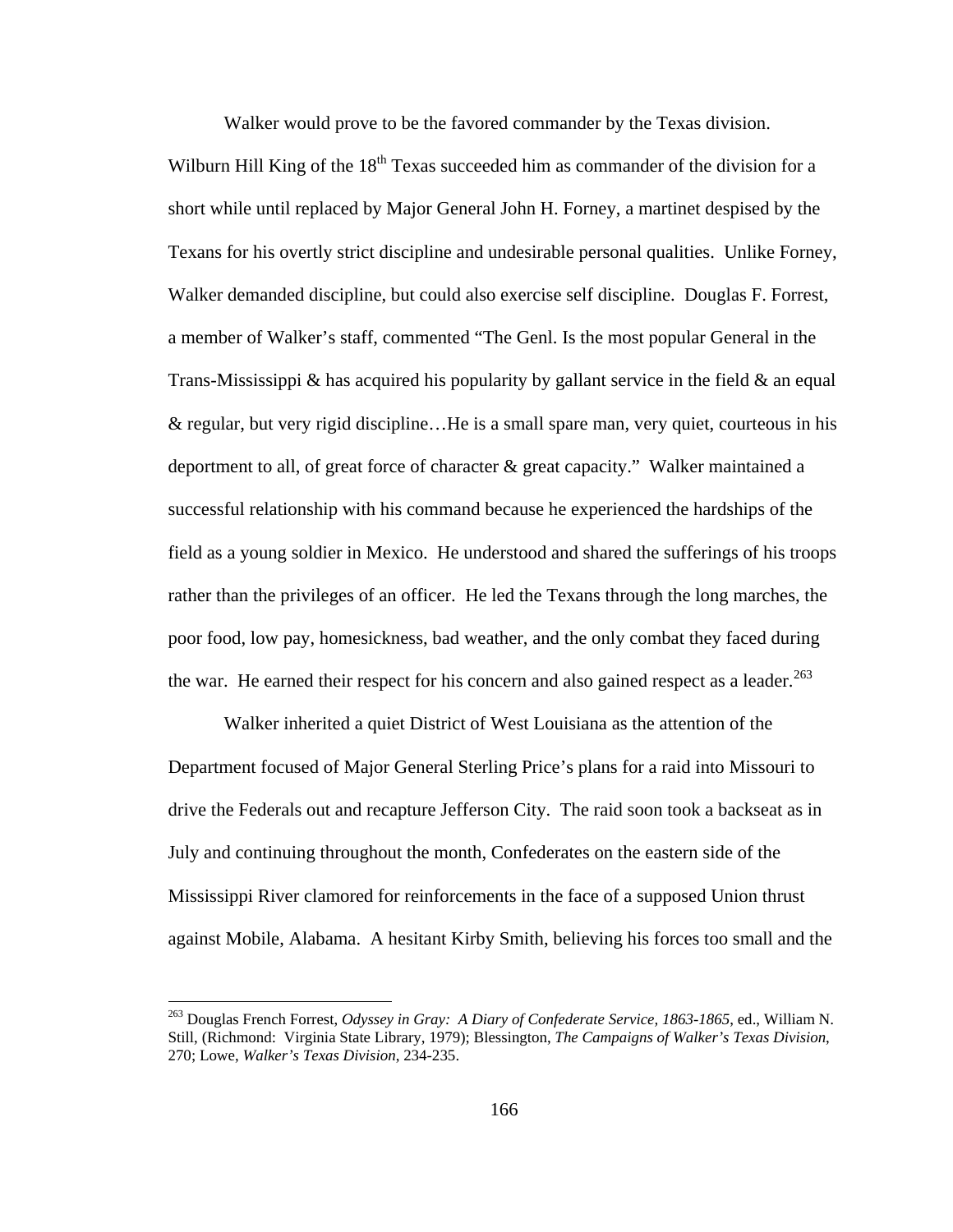Walker would prove to be the favored commander by the Texas division. Wilburn Hill King of the 18th Texas succeeded him as commander of the division for a short while until replaced by Major General John H. Forney, a martinet despised by the Texans for his overtly strict discipline and undesirable personal qualities. Unlike Forney, Walker demanded discipline, but could also exercise self discipline. Douglas F. Forrest, a member of Walker's staff, commented "The Genl. Is the most popular General in the Trans-Mississippi & has acquired his popularity by gallant service in the field & an equal & regular, but very rigid discipline…He is a small spare man, very quiet, courteous in his deportment to all, of great force of character & great capacity." Walker maintained a successful relationship with his command because he experienced the hardships of the field as a young soldier in Mexico. He understood and shared the sufferings of his troops rather than the privileges of an officer. He led the Texans through the long marches, the poor food, low pay, homesickness, bad weather, and the only combat they faced during the war. He earned their respect for his concern and also gained respect as a leader.[263]

Walker inherited a quiet District of West Louisiana as the attention of the Department focused of Major General Sterling Price's plans for a raid into Missouri to drive the Federals out and recapture Jefferson City. The raid soon took a backseat as in July and continuing throughout the month, Confederates on the eastern side of the Mississippi River clamored for reinforcements in the face of a supposed Union thrust against Mobile, Alabama. A hesitant Kirby Smith, believing his forces too small and the

---

[263] Douglas French Forrest, *Odyssey in Gray: A Diary of Confederate Service, 1863-1865*, ed., William N. Still, (Richmond: Virginia State Library, 1979); Blessington, *The Campaigns of Walker's Texas Division*, 270; Lowe, *Walker's Texas Division*, 234-235.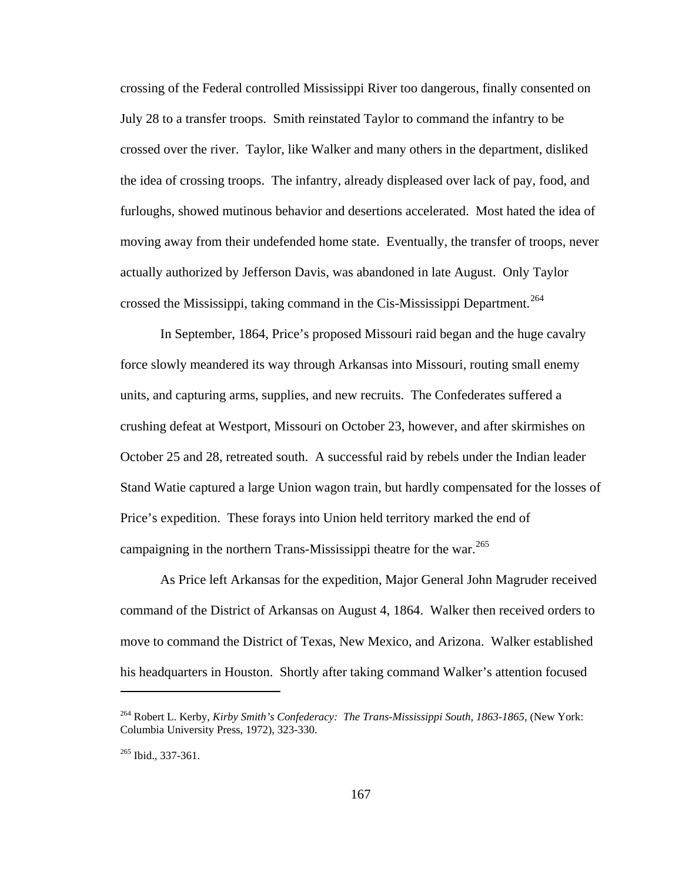crossing of the Federal controlled Mississippi River too dangerous, finally consented on July 28 to a transfer troops. Smith reinstated Taylor to command the infantry to be crossed over the river. Taylor, like Walker and many others in the department, disliked the idea of crossing troops. The infantry, already displeased over lack of pay, food, and furloughs, showed mutinous behavior and desertions accelerated. Most hated the idea of moving away from their undefended home state. Eventually, the transfer of troops, never actually authorized by Jefferson Davis, was abandoned in late August. Only Taylor crossed the Mississippi, taking command in the Cis-Mississippi Department.[264]

In September, 1864, Price's proposed Missouri raid began and the huge cavalry force slowly meandered its way through Arkansas into Missouri, routing small enemy units, and capturing arms, supplies, and new recruits. The Confederates suffered a crushing defeat at Westport, Missouri on October 23, however, and after skirmishes on October 25 and 28, retreated south. A successful raid by rebels under the Indian leader Stand Watie captured a large Union wagon train, but hardly compensated for the losses of Price's expedition. These forays into Union held territory marked the end of campaigning in the northern Trans-Mississippi theatre for the war.[265]

As Price left Arkansas for the expedition, Major General John Magruder received command of the District of Arkansas on August 4, 1864. Walker then received orders to move to command the District of Texas, New Mexico, and Arizona. Walker established his headquarters in Houston. Shortly after taking command Walker's attention focused

---

[264] Robert L. Kerby, *Kirby Smith's Confederacy: The Trans-Mississippi South, 1863-1865*, (New York: Columbia University Press, 1972), 323-330.

[265] Ibid., 337-361.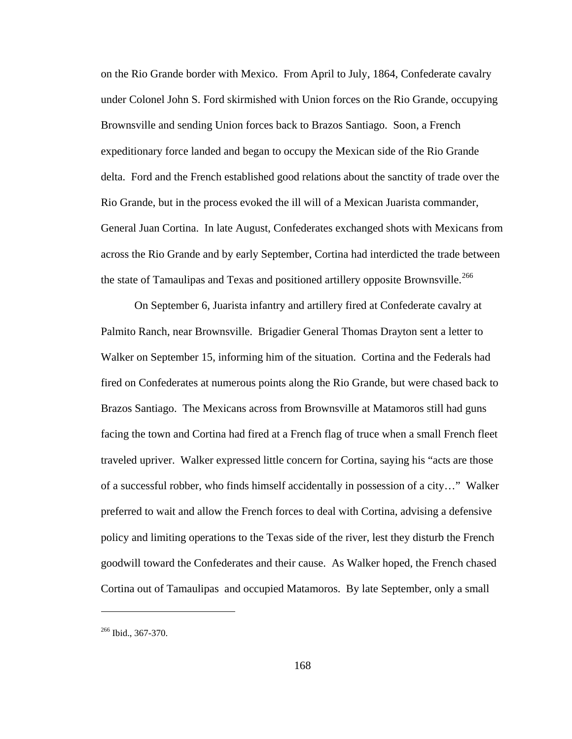on the Rio Grande border with Mexico.  From April to July, 1864, Confederate cavalry under Colonel John S. Ford skirmished with Union forces on the Rio Grande, occupying Brownsville and sending Union forces back to Brazos Santiago.  Soon, a French expeditionary force landed and began to occupy the Mexican side of the Rio Grande delta.  Ford and the French established good relations about the sanctity of trade over the Rio Grande, but in the process evoked the ill will of a Mexican Juarista commander, General Juan Cortina.  In late August, Confederates exchanged shots with Mexicans from across the Rio Grande and by early September, Cortina had interdicted the trade between the state of Tamaulipas and Texas and positioned artillery opposite Brownsville.[266]

On September 6, Juarista infantry and artillery fired at Confederate cavalry at Palmito Ranch, near Brownsville.  Brigadier General Thomas Drayton sent a letter to Walker on September 15, informing him of the situation.  Cortina and the Federals had fired on Confederates at numerous points along the Rio Grande, but were chased back to Brazos Santiago.  The Mexicans across from Brownsville at Matamoros still had guns facing the town and Cortina had fired at a French flag of truce when a small French fleet traveled upriver.  Walker expressed little concern for Cortina, saying his "acts are those of a successful robber, who finds himself accidentally in possession of a city…"  Walker preferred to wait and allow the French forces to deal with Cortina, advising a defensive policy and limiting operations to the Texas side of the river, lest they disturb the French goodwill toward the Confederates and their cause.  As Walker hoped, the French chased Cortina out of Tamaulipas  and occupied Matamoros.  By late September, only a small

---

[266] Ibid., 367-370.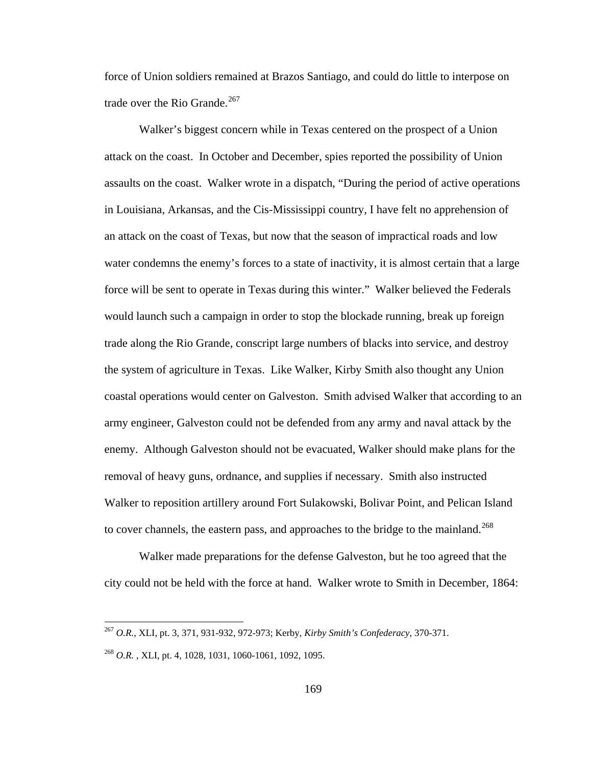force of Union soldiers remained at Brazos Santiago, and could do little to interpose on trade over the Rio Grande.[267]

Walker's biggest concern while in Texas centered on the prospect of a Union attack on the coast. In October and December, spies reported the possibility of Union assaults on the coast. Walker wrote in a dispatch, "During the period of active operations in Louisiana, Arkansas, and the Cis-Mississippi country, I have felt no apprehension of an attack on the coast of Texas, but now that the season of impractical roads and low water condemns the enemy's forces to a state of inactivity, it is almost certain that a large force will be sent to operate in Texas during this winter." Walker believed the Federals would launch such a campaign in order to stop the blockade running, break up foreign trade along the Rio Grande, conscript large numbers of blacks into service, and destroy the system of agriculture in Texas. Like Walker, Kirby Smith also thought any Union coastal operations would center on Galveston. Smith advised Walker that according to an army engineer, Galveston could not be defended from any army and naval attack by the enemy. Although Galveston should not be evacuated, Walker should make plans for the removal of heavy guns, ordnance, and supplies if necessary. Smith also instructed Walker to reposition artillery around Fort Sulakowski, Bolivar Point, and Pelican Island to cover channels, the eastern pass, and approaches to the bridge to the mainland.[268]

Walker made preparations for the defense Galveston, but he too agreed that the city could not be held with the force at hand. Walker wrote to Smith in December, 1864:

---

[267] *O.R.*, XLI, pt. 3, 371, 931-932, 972-973; Kerby, *Kirby Smith's Confederacy*, 370-371.

[268] *O.R.* , XLI, pt. 4, 1028, 1031, 1060-1061, 1092, 1095.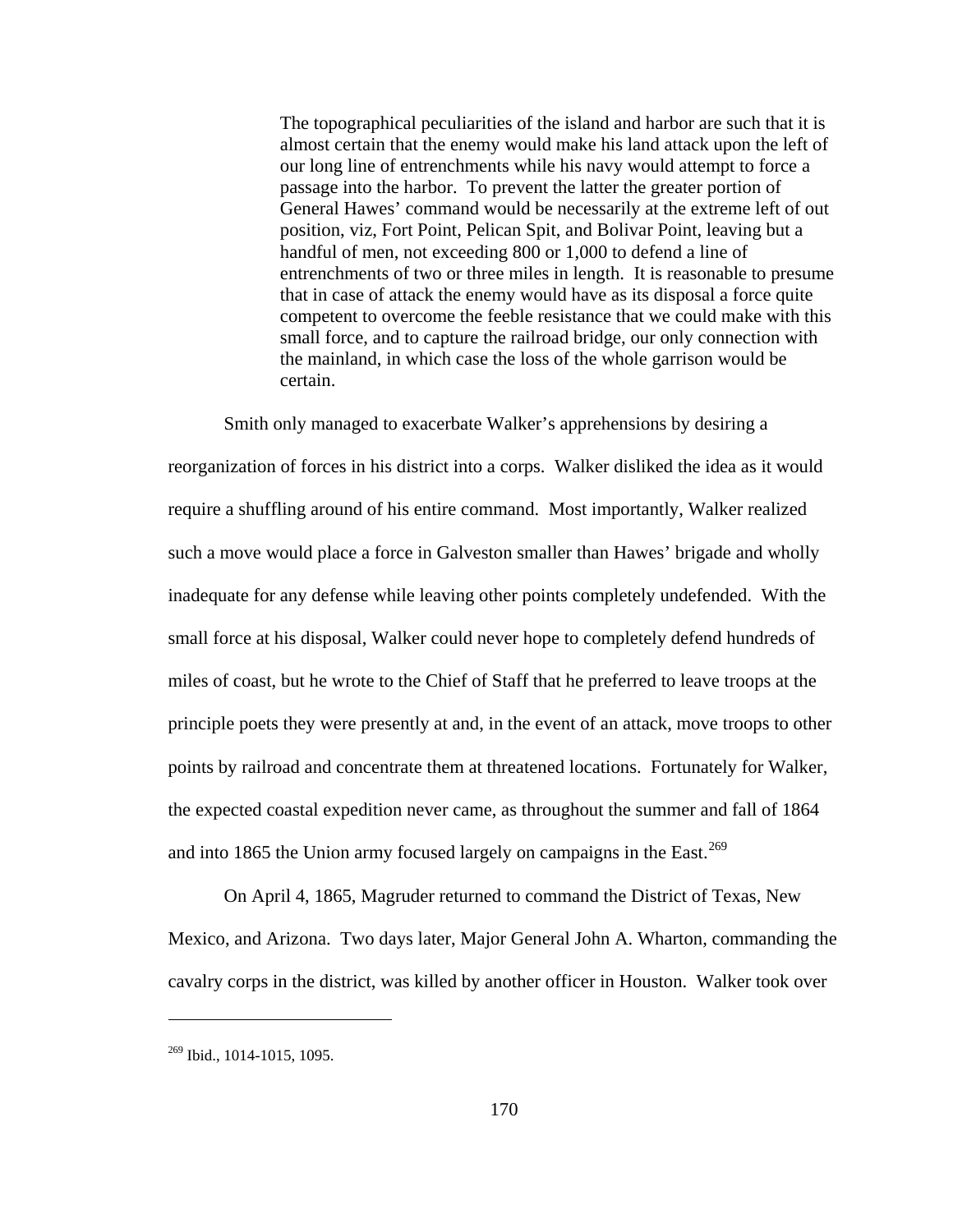> The topographical peculiarities of the island and harbor are such that it is almost certain that the enemy would make his land attack upon the left of our long line of entrenchments while his navy would attempt to force a passage into the harbor. To prevent the latter the greater portion of General Hawes' command would be necessarily at the extreme left of out position, viz, Fort Point, Pelican Spit, and Bolivar Point, leaving but a handful of men, not exceeding 800 or 1,000 to defend a line of entrenchments of two or three miles in length. It is reasonable to presume that in case of attack the enemy would have as its disposal a force quite competent to overcome the feeble resistance that we could make with this small force, and to capture the railroad bridge, our only connection with the mainland, in which case the loss of the whole garrison would be certain.

Smith only managed to exacerbate Walker's apprehensions by desiring a reorganization of forces in his district into a corps. Walker disliked the idea as it would require a shuffling around of his entire command. Most importantly, Walker realized such a move would place a force in Galveston smaller than Hawes' brigade and wholly inadequate for any defense while leaving other points completely undefended. With the small force at his disposal, Walker could never hope to completely defend hundreds of miles of coast, but he wrote to the Chief of Staff that he preferred to leave troops at the principle poets they were presently at and, in the event of an attack, move troops to other points by railroad and concentrate them at threatened locations. Fortunately for Walker, the expected coastal expedition never came, as throughout the summer and fall of 1864 and into 1865 the Union army focused largely on campaigns in the East.[269]

On April 4, 1865, Magruder returned to command the District of Texas, New Mexico, and Arizona. Two days later, Major General John A. Wharton, commanding the cavalry corps in the district, was killed by another officer in Houston. Walker took over

---

[269] Ibid., 1014-1015, 1095.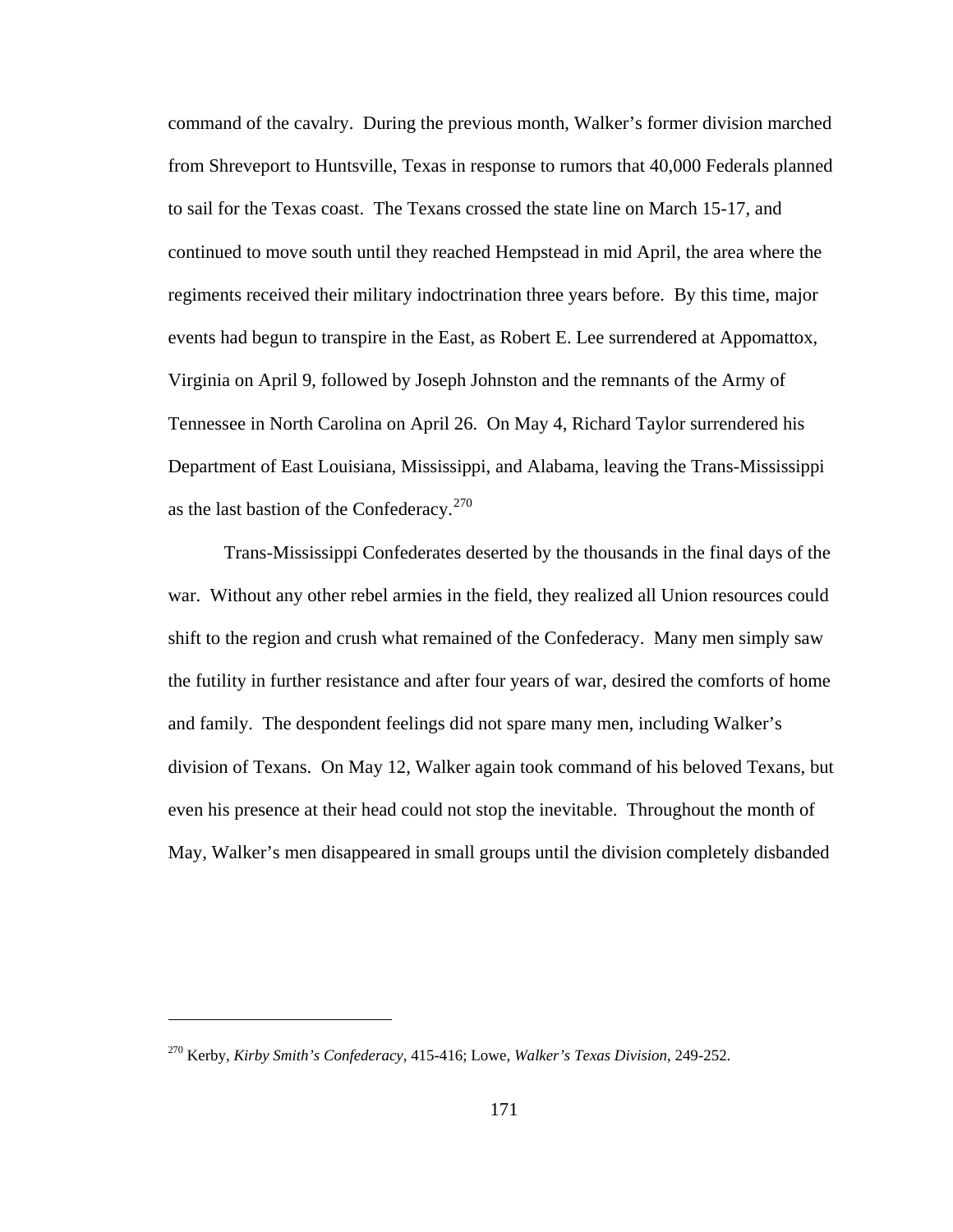command of the cavalry. During the previous month, Walker's former division marched from Shreveport to Huntsville, Texas in response to rumors that 40,000 Federals planned to sail for the Texas coast. The Texans crossed the state line on March 15-17, and continued to move south until they reached Hempstead in mid April, the area where the regiments received their military indoctrination three years before. By this time, major events had begun to transpire in the East, as Robert E. Lee surrendered at Appomattox, Virginia on April 9, followed by Joseph Johnston and the remnants of the Army of Tennessee in North Carolina on April 26. On May 4, Richard Taylor surrendered his Department of East Louisiana, Mississippi, and Alabama, leaving the Trans-Mississippi as the last bastion of the Confederacy.[270]

Trans-Mississippi Confederates deserted by the thousands in the final days of the war. Without any other rebel armies in the field, they realized all Union resources could shift to the region and crush what remained of the Confederacy. Many men simply saw the futility in further resistance and after four years of war, desired the comforts of home and family. The despondent feelings did not spare many men, including Walker's division of Texans. On May 12, Walker again took command of his beloved Texans, but even his presence at their head could not stop the inevitable. Throughout the month of May, Walker's men disappeared in small groups until the division completely disbanded

---

[270] Kerby, *Kirby Smith's Confederacy*, 415-416; Lowe, *Walker's Texas Division*, 249-252.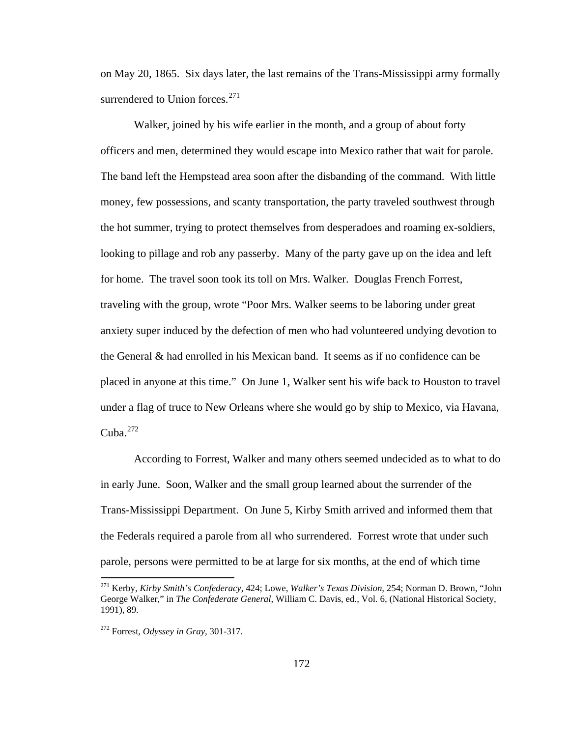on May 20, 1865. Six days later, the last remains of the Trans-Mississippi army formally surrendered to Union forces.[271]

Walker, joined by his wife earlier in the month, and a group of about forty officers and men, determined they would escape into Mexico rather that wait for parole. The band left the Hempstead area soon after the disbanding of the command. With little money, few possessions, and scanty transportation, the party traveled southwest through the hot summer, trying to protect themselves from desperadoes and roaming ex-soldiers, looking to pillage and rob any passerby. Many of the party gave up on the idea and left for home. The travel soon took its toll on Mrs. Walker. Douglas French Forrest, traveling with the group, wrote "Poor Mrs. Walker seems to be laboring under great anxiety super induced by the defection of men who had volunteered undying devotion to the General & had enrolled in his Mexican band. It seems as if no confidence can be placed in anyone at this time." On June 1, Walker sent his wife back to Houston to travel under a flag of truce to New Orleans where she would go by ship to Mexico, via Havana, Cuba.[272]

According to Forrest, Walker and many others seemed undecided as to what to do in early June. Soon, Walker and the small group learned about the surrender of the Trans-Mississippi Department. On June 5, Kirby Smith arrived and informed them that the Federals required a parole from all who surrendered. Forrest wrote that under such parole, persons were permitted to be at large for six months, at the end of which time

---

[271] Kerby, *Kirby Smith's Confederacy*, 424; Lowe, *Walker's Texas Division*, 254; Norman D. Brown, "John George Walker," in *The Confederate General*, William C. Davis, ed., Vol. 6, (National Historical Society, 1991), 89.

[272] Forrest, *Odyssey in Gray*, 301-317.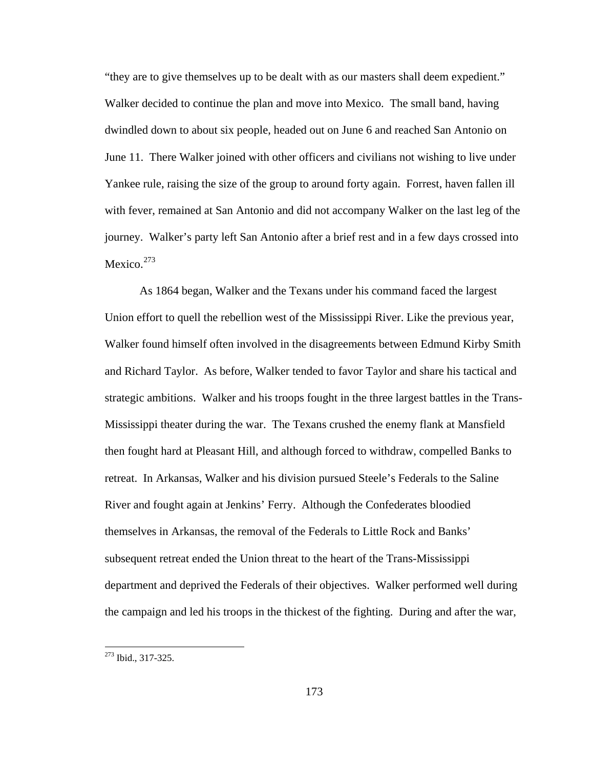"they are to give themselves up to be dealt with as our masters shall deem expedient." Walker decided to continue the plan and move into Mexico. The small band, having dwindled down to about six people, headed out on June 6 and reached San Antonio on June 11. There Walker joined with other officers and civilians not wishing to live under Yankee rule, raising the size of the group to around forty again. Forrest, haven fallen ill with fever, remained at San Antonio and did not accompany Walker on the last leg of the journey. Walker's party left San Antonio after a brief rest and in a few days crossed into Mexico.[273]

As 1864 began, Walker and the Texans under his command faced the largest Union effort to quell the rebellion west of the Mississippi River. Like the previous year, Walker found himself often involved in the disagreements between Edmund Kirby Smith and Richard Taylor. As before, Walker tended to favor Taylor and share his tactical and strategic ambitions. Walker and his troops fought in the three largest battles in the Trans-Mississippi theater during the war. The Texans crushed the enemy flank at Mansfield then fought hard at Pleasant Hill, and although forced to withdraw, compelled Banks to retreat. In Arkansas, Walker and his division pursued Steele's Federals to the Saline River and fought again at Jenkins' Ferry. Although the Confederates bloodied themselves in Arkansas, the removal of the Federals to Little Rock and Banks' subsequent retreat ended the Union threat to the heart of the Trans-Mississippi department and deprived the Federals of their objectives. Walker performed well during the campaign and led his troops in the thickest of the fighting. During and after the war,

[273] Ibid., 317-325.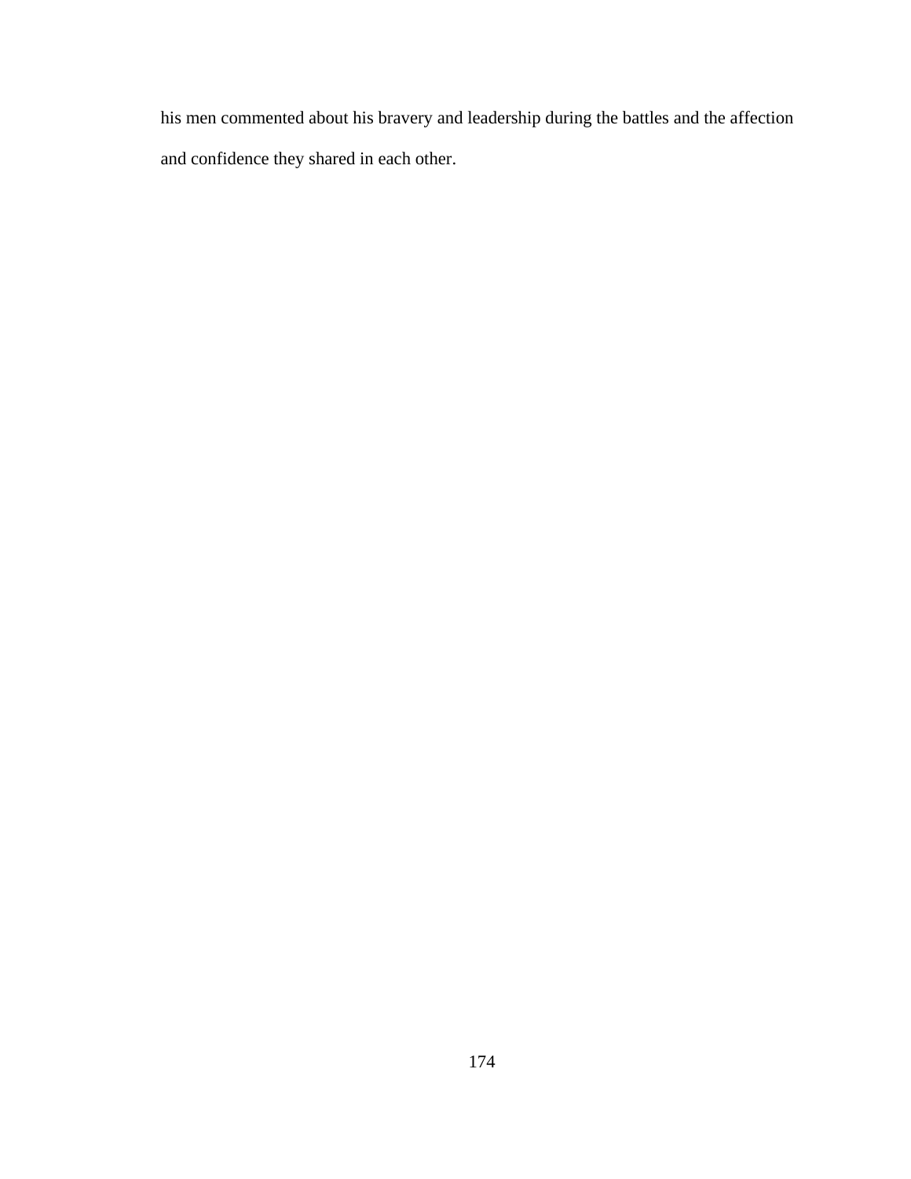his men commented about his bravery and leadership during the battles and the affection and confidence they shared in each other.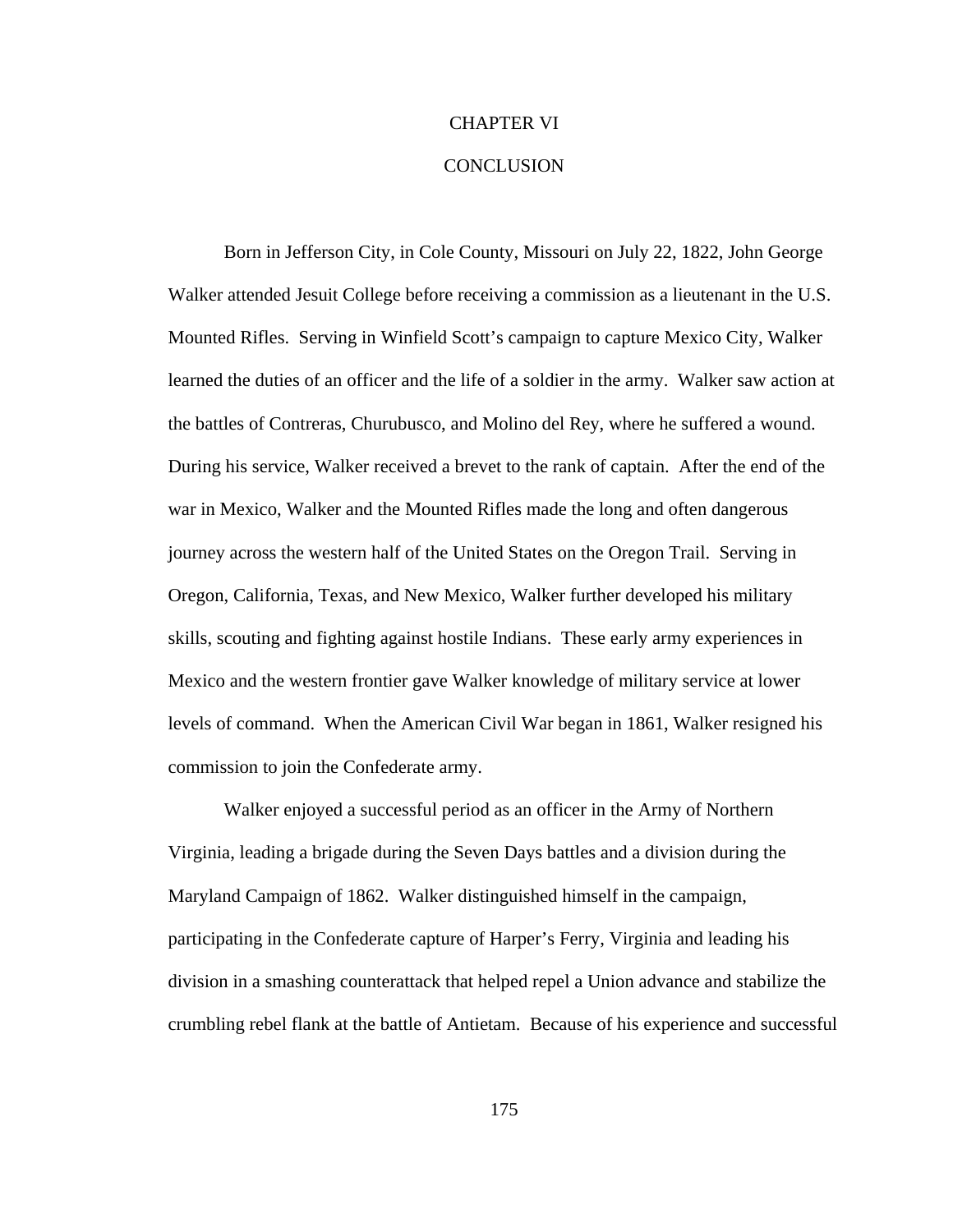# CHAPTER VI

# CONCLUSION

Born in Jefferson City, in Cole County, Missouri on July 22, 1822, John George Walker attended Jesuit College before receiving a commission as a lieutenant in the U.S. Mounted Rifles. Serving in Winfield Scott's campaign to capture Mexico City, Walker learned the duties of an officer and the life of a soldier in the army. Walker saw action at the battles of Contreras, Churubusco, and Molino del Rey, where he suffered a wound. During his service, Walker received a brevet to the rank of captain. After the end of the war in Mexico, Walker and the Mounted Rifles made the long and often dangerous journey across the western half of the United States on the Oregon Trail. Serving in Oregon, California, Texas, and New Mexico, Walker further developed his military skills, scouting and fighting against hostile Indians. These early army experiences in Mexico and the western frontier gave Walker knowledge of military service at lower levels of command. When the American Civil War began in 1861, Walker resigned his commission to join the Confederate army.

Walker enjoyed a successful period as an officer in the Army of Northern Virginia, leading a brigade during the Seven Days battles and a division during the Maryland Campaign of 1862. Walker distinguished himself in the campaign, participating in the Confederate capture of Harper's Ferry, Virginia and leading his division in a smashing counterattack that helped repel a Union advance and stabilize the crumbling rebel flank at the battle of Antietam. Because of his experience and successful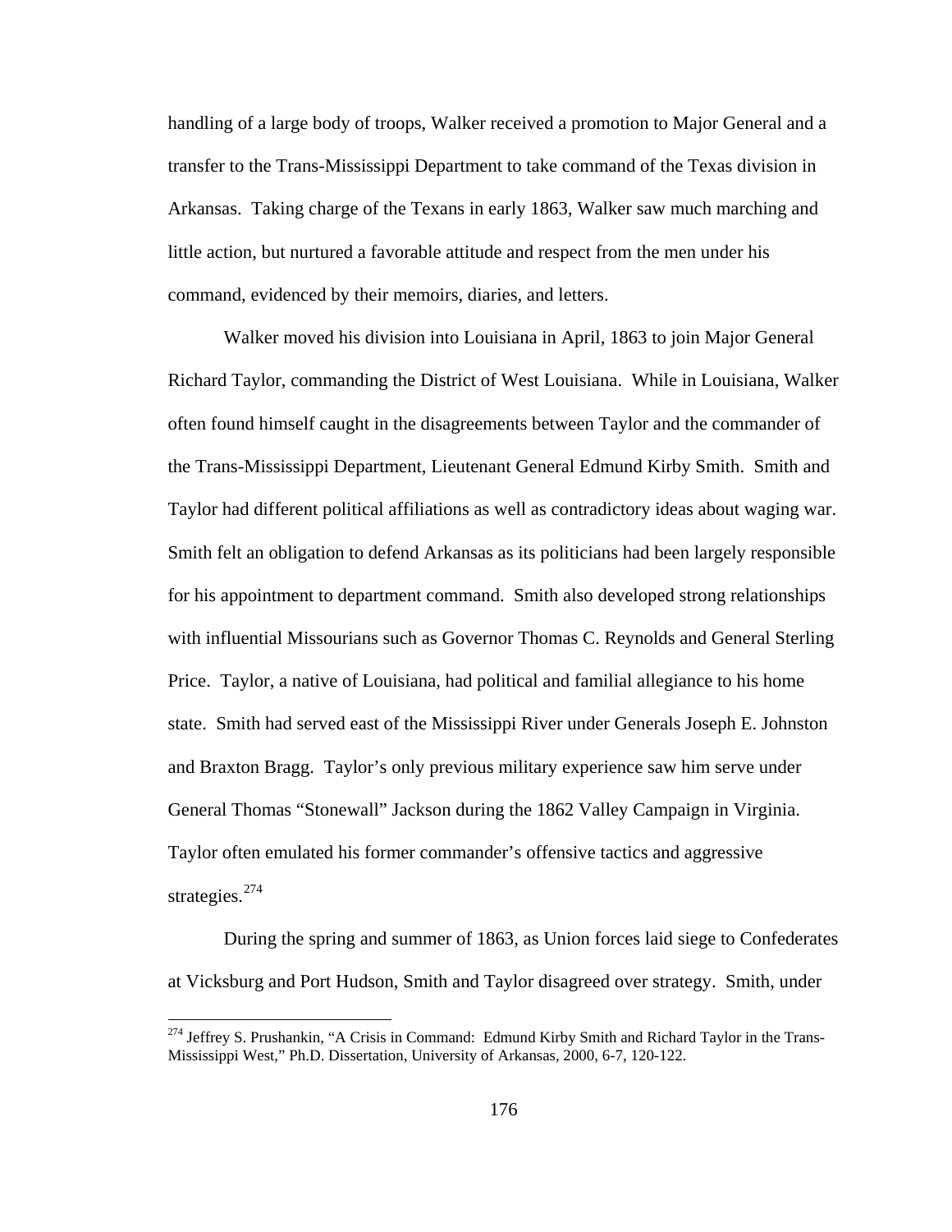handling of a large body of troops, Walker received a promotion to Major General and a transfer to the Trans-Mississippi Department to take command of the Texas division in Arkansas. Taking charge of the Texans in early 1863, Walker saw much marching and little action, but nurtured a favorable attitude and respect from the men under his command, evidenced by their memoirs, diaries, and letters.

Walker moved his division into Louisiana in April, 1863 to join Major General Richard Taylor, commanding the District of West Louisiana. While in Louisiana, Walker often found himself caught in the disagreements between Taylor and the commander of the Trans-Mississippi Department, Lieutenant General Edmund Kirby Smith. Smith and Taylor had different political affiliations as well as contradictory ideas about waging war. Smith felt an obligation to defend Arkansas as its politicians had been largely responsible for his appointment to department command. Smith also developed strong relationships with influential Missourians such as Governor Thomas C. Reynolds and General Sterling Price. Taylor, a native of Louisiana, had political and familial allegiance to his home state. Smith had served east of the Mississippi River under Generals Joseph E. Johnston and Braxton Bragg. Taylor's only previous military experience saw him serve under General Thomas "Stonewall" Jackson during the 1862 Valley Campaign in Virginia. Taylor often emulated his former commander's offensive tactics and aggressive strategies.[274]

During the spring and summer of 1863, as Union forces laid siege to Confederates at Vicksburg and Port Hudson, Smith and Taylor disagreed over strategy. Smith, under

---

[274] Jeffrey S. Prushankin, "A Crisis in Command: Edmund Kirby Smith and Richard Taylor in the Trans-Mississippi West," Ph.D. Dissertation, University of Arkansas, 2000, 6-7, 120-122.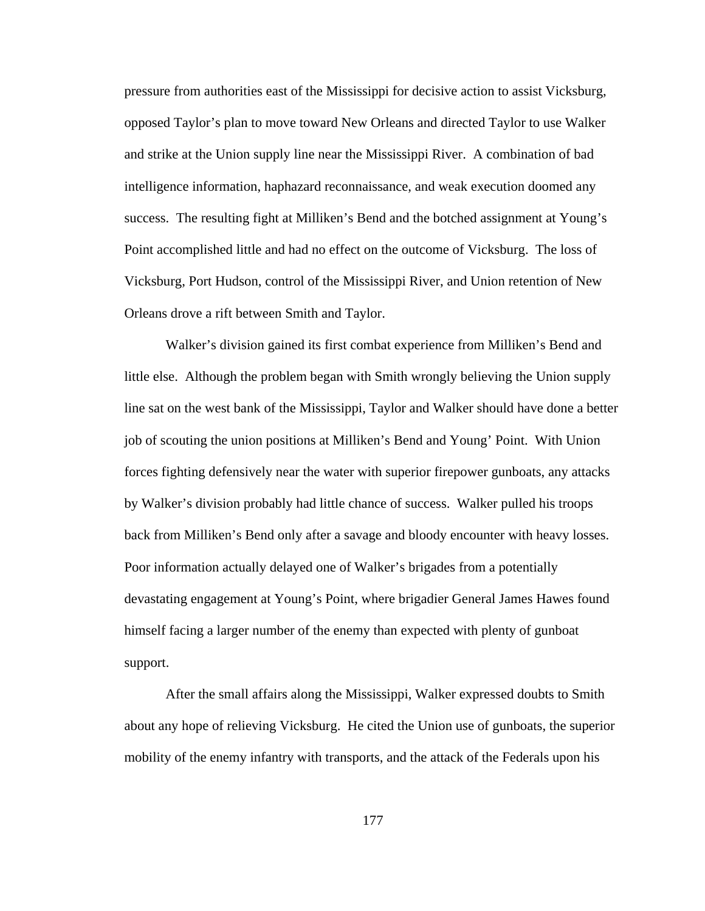pressure from authorities east of the Mississippi for decisive action to assist Vicksburg, opposed Taylor's plan to move toward New Orleans and directed Taylor to use Walker and strike at the Union supply line near the Mississippi River. A combination of bad intelligence information, haphazard reconnaissance, and weak execution doomed any success. The resulting fight at Milliken's Bend and the botched assignment at Young's Point accomplished little and had no effect on the outcome of Vicksburg. The loss of Vicksburg, Port Hudson, control of the Mississippi River, and Union retention of New Orleans drove a rift between Smith and Taylor.

Walker's division gained its first combat experience from Milliken's Bend and little else. Although the problem began with Smith wrongly believing the Union supply line sat on the west bank of the Mississippi, Taylor and Walker should have done a better job of scouting the union positions at Milliken's Bend and Young' Point. With Union forces fighting defensively near the water with superior firepower gunboats, any attacks by Walker's division probably had little chance of success. Walker pulled his troops back from Milliken's Bend only after a savage and bloody encounter with heavy losses. Poor information actually delayed one of Walker's brigades from a potentially devastating engagement at Young's Point, where brigadier General James Hawes found himself facing a larger number of the enemy than expected with plenty of gunboat support.

After the small affairs along the Mississippi, Walker expressed doubts to Smith about any hope of relieving Vicksburg. He cited the Union use of gunboats, the superior mobility of the enemy infantry with transports, and the attack of the Federals upon his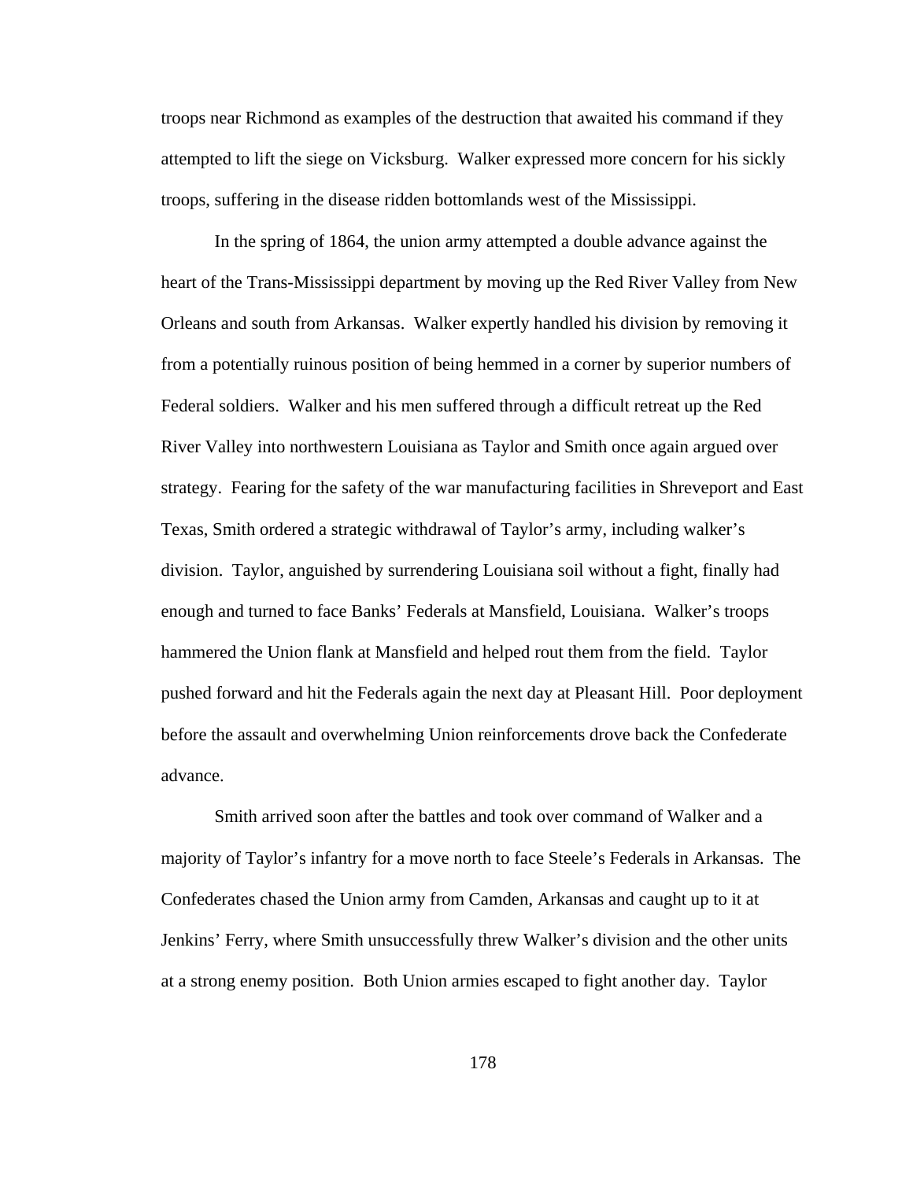troops near Richmond as examples of the destruction that awaited his command if they attempted to lift the siege on Vicksburg. Walker expressed more concern for his sickly troops, suffering in the disease ridden bottomlands west of the Mississippi.

In the spring of 1864, the union army attempted a double advance against the heart of the Trans-Mississippi department by moving up the Red River Valley from New Orleans and south from Arkansas. Walker expertly handled his division by removing it from a potentially ruinous position of being hemmed in a corner by superior numbers of Federal soldiers. Walker and his men suffered through a difficult retreat up the Red River Valley into northwestern Louisiana as Taylor and Smith once again argued over strategy. Fearing for the safety of the war manufacturing facilities in Shreveport and East Texas, Smith ordered a strategic withdrawal of Taylor's army, including walker's division. Taylor, anguished by surrendering Louisiana soil without a fight, finally had enough and turned to face Banks' Federals at Mansfield, Louisiana. Walker's troops hammered the Union flank at Mansfield and helped rout them from the field. Taylor pushed forward and hit the Federals again the next day at Pleasant Hill. Poor deployment before the assault and overwhelming Union reinforcements drove back the Confederate advance.

Smith arrived soon after the battles and took over command of Walker and a majority of Taylor's infantry for a move north to face Steele's Federals in Arkansas. The Confederates chased the Union army from Camden, Arkansas and caught up to it at Jenkins' Ferry, where Smith unsuccessfully threw Walker's division and the other units at a strong enemy position. Both Union armies escaped to fight another day. Taylor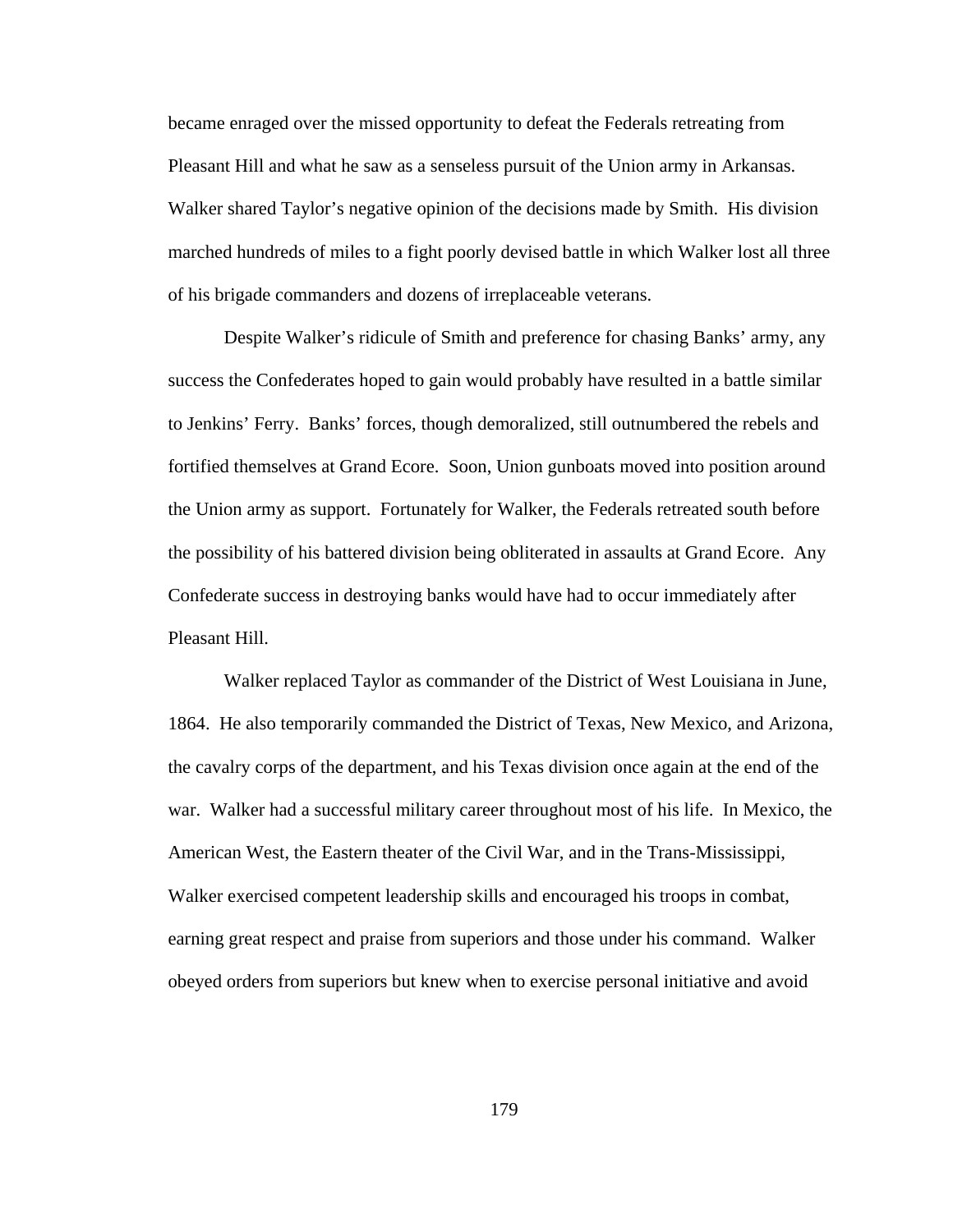became enraged over the missed opportunity to defeat the Federals retreating from Pleasant Hill and what he saw as a senseless pursuit of the Union army in Arkansas. Walker shared Taylor's negative opinion of the decisions made by Smith. His division marched hundreds of miles to a fight poorly devised battle in which Walker lost all three of his brigade commanders and dozens of irreplaceable veterans.

Despite Walker's ridicule of Smith and preference for chasing Banks' army, any success the Confederates hoped to gain would probably have resulted in a battle similar to Jenkins' Ferry. Banks' forces, though demoralized, still outnumbered the rebels and fortified themselves at Grand Ecore. Soon, Union gunboats moved into position around the Union army as support. Fortunately for Walker, the Federals retreated south before the possibility of his battered division being obliterated in assaults at Grand Ecore. Any Confederate success in destroying banks would have had to occur immediately after Pleasant Hill.

Walker replaced Taylor as commander of the District of West Louisiana in June, 1864. He also temporarily commanded the District of Texas, New Mexico, and Arizona, the cavalry corps of the department, and his Texas division once again at the end of the war. Walker had a successful military career throughout most of his life. In Mexico, the American West, the Eastern theater of the Civil War, and in the Trans-Mississippi, Walker exercised competent leadership skills and encouraged his troops in combat, earning great respect and praise from superiors and those under his command. Walker obeyed orders from superiors but knew when to exercise personal initiative and avoid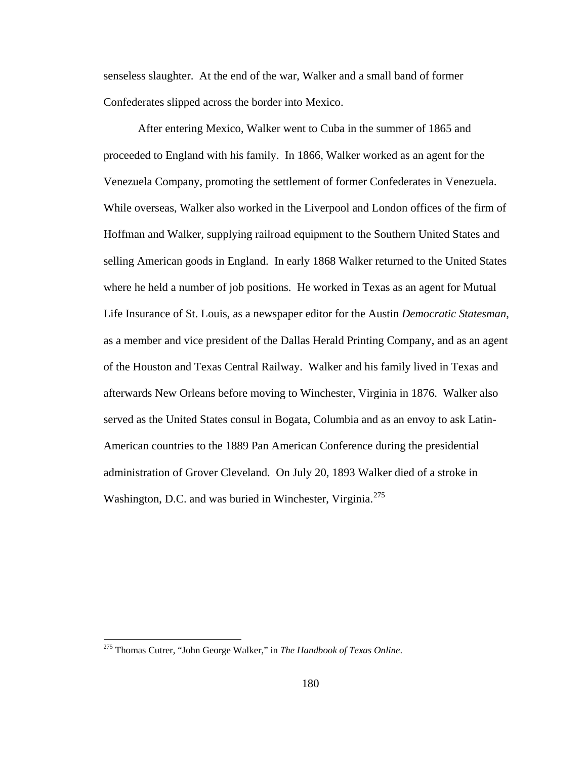senseless slaughter. At the end of the war, Walker and a small band of former Confederates slipped across the border into Mexico.

After entering Mexico, Walker went to Cuba in the summer of 1865 and proceeded to England with his family. In 1866, Walker worked as an agent for the Venezuela Company, promoting the settlement of former Confederates in Venezuela. While overseas, Walker also worked in the Liverpool and London offices of the firm of Hoffman and Walker, supplying railroad equipment to the Southern United States and selling American goods in England. In early 1868 Walker returned to the United States where he held a number of job positions. He worked in Texas as an agent for Mutual Life Insurance of St. Louis, as a newspaper editor for the Austin *Democratic Statesman*, as a member and vice president of the Dallas Herald Printing Company, and as an agent of the Houston and Texas Central Railway. Walker and his family lived in Texas and afterwards New Orleans before moving to Winchester, Virginia in 1876. Walker also served as the United States consul in Bogata, Columbia and as an envoy to ask Latin-American countries to the 1889 Pan American Conference during the presidential administration of Grover Cleveland. On July 20, 1893 Walker died of a stroke in Washington, D.C. and was buried in Winchester, Virginia.[275]

[275] Thomas Cutrer, "John George Walker," in *The Handbook of Texas Online*.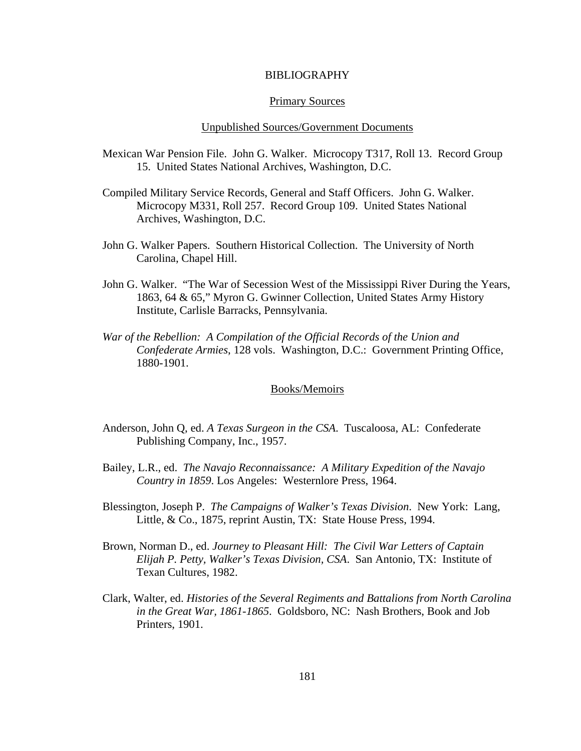# BIBLIOGRAPHY

## Primary Sources

### Unpublished Sources/Government Documents

Mexican War Pension File. John G. Walker. Microcopy T317, Roll 13. Record Group 15. United States National Archives, Washington, D.C.

Compiled Military Service Records, General and Staff Officers. John G. Walker. Microcopy M331, Roll 257. Record Group 109. United States National Archives, Washington, D.C.

John G. Walker Papers. Southern Historical Collection. The University of North Carolina, Chapel Hill.

John G. Walker. "The War of Secession West of the Mississippi River During the Years, 1863, 64 & 65," Myron G. Gwinner Collection, United States Army History Institute, Carlisle Barracks, Pennsylvania.

*War of the Rebellion: A Compilation of the Official Records of the Union and Confederate Armies*, 128 vols. Washington, D.C.: Government Printing Office, 1880-1901.

### Books/Memoirs

Anderson, John Q, ed. *A Texas Surgeon in the CSA.* Tuscaloosa, AL: Confederate Publishing Company, Inc., 1957.

Bailey, L.R., ed. *The Navajo Reconnaissance: A Military Expedition of the Navajo Country in 1859*. Los Angeles: Westernlore Press, 1964.

Blessington, Joseph P. *The Campaigns of Walker's Texas Division*. New York: Lang, Little, & Co., 1875, reprint Austin, TX: State House Press, 1994.

Brown, Norman D., ed. *Journey to Pleasant Hill: The Civil War Letters of Captain Elijah P. Petty, Walker's Texas Division, CSA*. San Antonio, TX: Institute of Texan Cultures, 1982.

Clark, Walter, ed. *Histories of the Several Regiments and Battalions from North Carolina in the Great War, 1861-1865*. Goldsboro, NC: Nash Brothers, Book and Job Printers, 1901.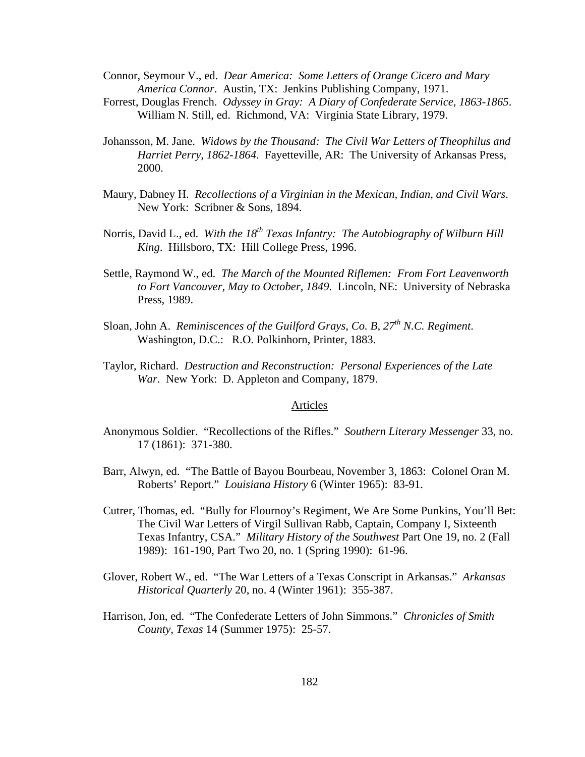Connor, Seymour V., ed. *Dear America: Some Letters of Orange Cicero and Mary America Connor*. Austin, TX: Jenkins Publishing Company, 1971.

Forrest, Douglas French. *Odyssey in Gray: A Diary of Confederate Service, 1863-1865*. William N. Still, ed. Richmond, VA: Virginia State Library, 1979.

Johansson, M. Jane. *Widows by the Thousand: The Civil War Letters of Theophilus and Harriet Perry, 1862-1864*. Fayetteville, AR: The University of Arkansas Press, 2000.

Maury, Dabney H. *Recollections of a Virginian in the Mexican, Indian, and Civil Wars*. New York: Scribner & Sons, 1894.

Norris, David L., ed. *With the 18th Texas Infantry: The Autobiography of Wilburn Hill King*. Hillsboro, TX: Hill College Press, 1996.

Settle, Raymond W., ed. *The March of the Mounted Riflemen: From Fort Leavenworth to Fort Vancouver, May to October, 1849*. Lincoln, NE: University of Nebraska Press, 1989.

Sloan, John A. *Reminiscences of the Guilford Grays, Co. B, 27th N.C. Regiment*. Washington, D.C.: R.O. Polkinhorn, Printer, 1883.

Taylor, Richard. *Destruction and Reconstruction: Personal Experiences of the Late War*. New York: D. Appleton and Company, 1879.

## Articles

Anonymous Soldier. "Recollections of the Rifles." *Southern Literary Messenger* 33, no. 17 (1861): 371-380.

Barr, Alwyn, ed. "The Battle of Bayou Bourbeau, November 3, 1863: Colonel Oran M. Roberts' Report." *Louisiana History* 6 (Winter 1965): 83-91.

Cutrer, Thomas, ed. "Bully for Flournoy's Regiment, We Are Some Punkins, You'll Bet: The Civil War Letters of Virgil Sullivan Rabb, Captain, Company I, Sixteenth Texas Infantry, CSA." *Military History of the Southwest* Part One 19, no. 2 (Fall 1989): 161-190, Part Two 20, no. 1 (Spring 1990): 61-96.

Glover, Robert W., ed. "The War Letters of a Texas Conscript in Arkansas." *Arkansas Historical Quarterly* 20, no. 4 (Winter 1961): 355-387.

Harrison, Jon, ed. "The Confederate Letters of John Simmons." *Chronicles of Smith County, Texas* 14 (Summer 1975): 25-57.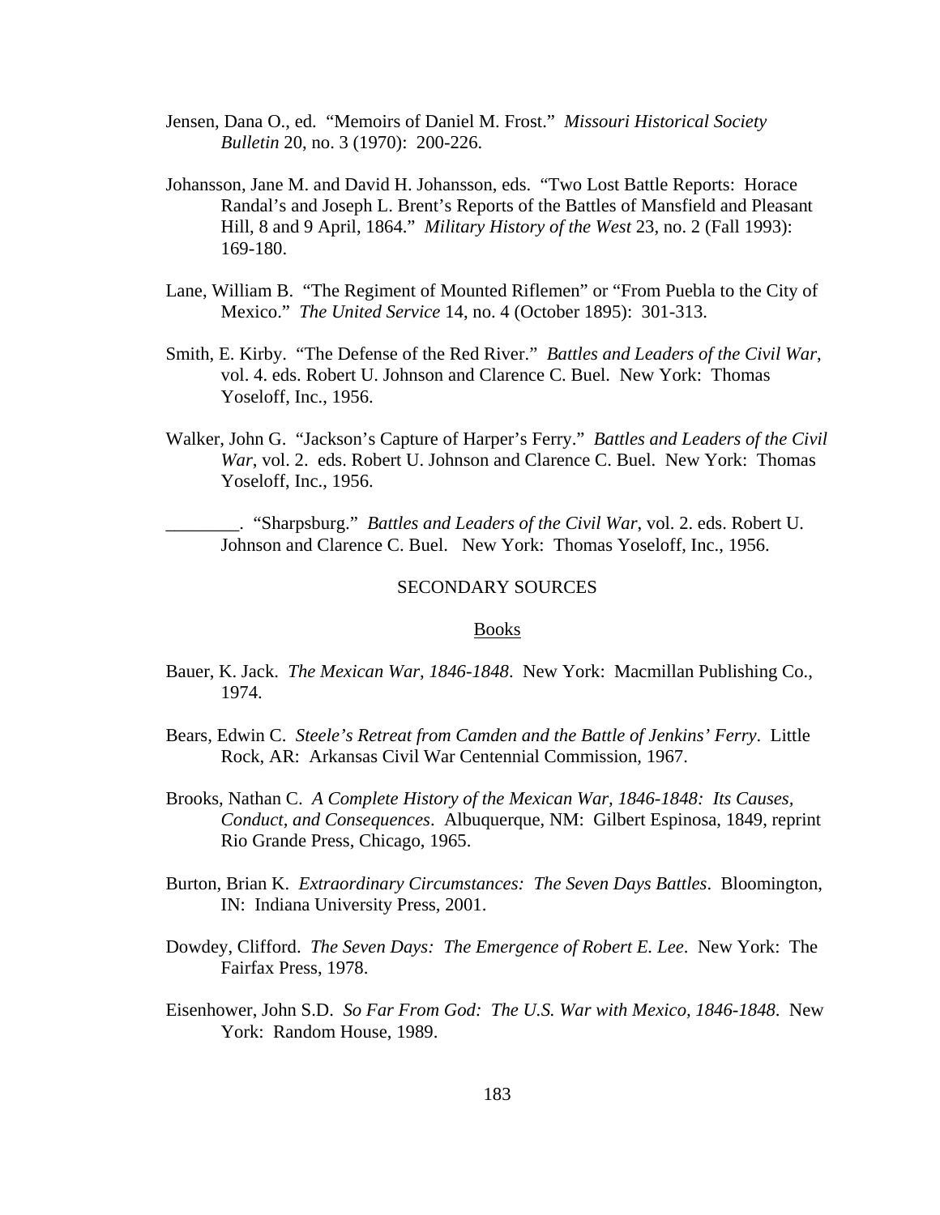Jensen, Dana O., ed. "Memoirs of Daniel M. Frost." *Missouri Historical Society Bulletin* 20, no. 3 (1970): 200-226.

Johansson, Jane M. and David H. Johansson, eds. "Two Lost Battle Reports: Horace Randal's and Joseph L. Brent's Reports of the Battles of Mansfield and Pleasant Hill, 8 and 9 April, 1864." *Military History of the West* 23, no. 2 (Fall 1993): 169-180.

Lane, William B. "The Regiment of Mounted Riflemen" or "From Puebla to the City of Mexico." *The United Service* 14, no. 4 (October 1895): 301-313.

Smith, E. Kirby. "The Defense of the Red River." *Battles and Leaders of the Civil War*, vol. 4. eds. Robert U. Johnson and Clarence C. Buel. New York: Thomas Yoseloff, Inc., 1956.

Walker, John G. "Jackson's Capture of Harper's Ferry." *Battles and Leaders of the Civil War*, vol. 2. eds. Robert U. Johnson and Clarence C. Buel. New York: Thomas Yoseloff, Inc., 1956.

________. "Sharpsburg." *Battles and Leaders of the Civil War*, vol. 2. eds. Robert U. Johnson and Clarence C. Buel. New York: Thomas Yoseloff, Inc., 1956.

## SECONDARY SOURCES

### Books

Bauer, K. Jack. *The Mexican War, 1846-1848*. New York: Macmillan Publishing Co., 1974.

Bears, Edwin C. *Steele's Retreat from Camden and the Battle of Jenkins' Ferry*. Little Rock, AR: Arkansas Civil War Centennial Commission, 1967.

Brooks, Nathan C. *A Complete History of the Mexican War, 1846-1848: Its Causes, Conduct, and Consequences*. Albuquerque, NM: Gilbert Espinosa, 1849, reprint Rio Grande Press, Chicago, 1965.

Burton, Brian K. *Extraordinary Circumstances: The Seven Days Battles*. Bloomington, IN: Indiana University Press, 2001.

Dowdey, Clifford. *The Seven Days: The Emergence of Robert E. Lee*. New York: The Fairfax Press, 1978.

Eisenhower, John S.D. *So Far From God: The U.S. War with Mexico, 1846-1848*. New York: Random House, 1989.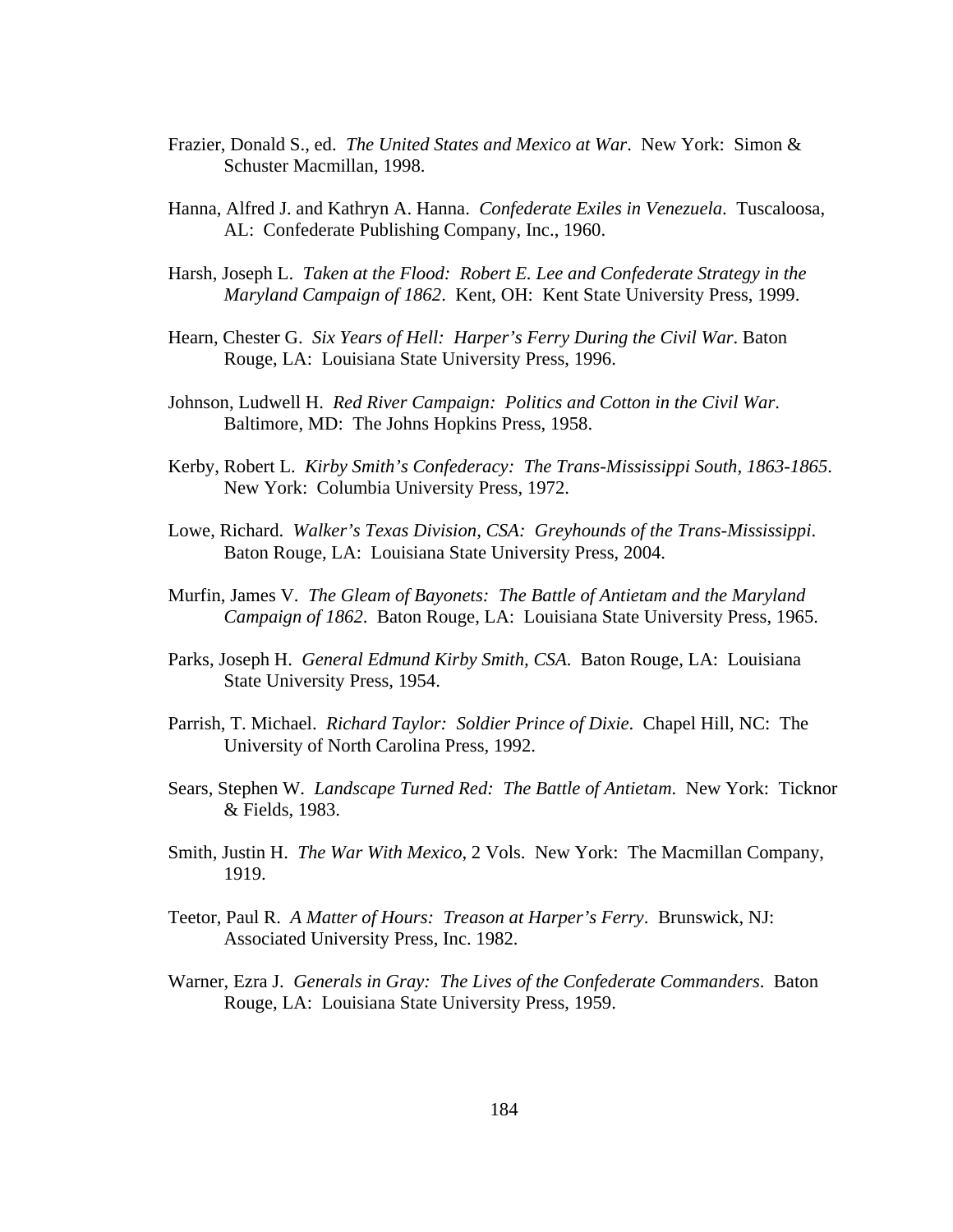Frazier, Donald S., ed. *The United States and Mexico at War*. New York: Simon & Schuster Macmillan, 1998.

Hanna, Alfred J. and Kathryn A. Hanna. *Confederate Exiles in Venezuela*. Tuscaloosa, AL: Confederate Publishing Company, Inc., 1960.

Harsh, Joseph L. *Taken at the Flood: Robert E. Lee and Confederate Strategy in the Maryland Campaign of 1862*. Kent, OH: Kent State University Press, 1999.

Hearn, Chester G. *Six Years of Hell: Harper's Ferry During the Civil War*. Baton Rouge, LA: Louisiana State University Press, 1996.

Johnson, Ludwell H. *Red River Campaign: Politics and Cotton in the Civil War*. Baltimore, MD: The Johns Hopkins Press, 1958.

Kerby, Robert L. *Kirby Smith's Confederacy: The Trans-Mississippi South, 1863-1865*. New York: Columbia University Press, 1972.

Lowe, Richard. *Walker's Texas Division, CSA: Greyhounds of the Trans-Mississippi*. Baton Rouge, LA: Louisiana State University Press, 2004.

Murfin, James V. *The Gleam of Bayonets: The Battle of Antietam and the Maryland Campaign of 1862*. Baton Rouge, LA: Louisiana State University Press, 1965.

Parks, Joseph H. *General Edmund Kirby Smith, CSA.* Baton Rouge, LA: Louisiana State University Press, 1954.

Parrish, T. Michael. *Richard Taylor: Soldier Prince of Dixie*. Chapel Hill, NC: The University of North Carolina Press, 1992.

Sears, Stephen W. *Landscape Turned Red: The Battle of Antietam*. New York: Ticknor & Fields, 1983.

Smith, Justin H. *The War With Mexico*, 2 Vols. New York: The Macmillan Company, 1919.

Teetor, Paul R. *A Matter of Hours: Treason at Harper's Ferry*. Brunswick, NJ: Associated University Press, Inc. 1982.

Warner, Ezra J. *Generals in Gray: The Lives of the Confederate Commanders*. Baton Rouge, LA: Louisiana State University Press, 1959.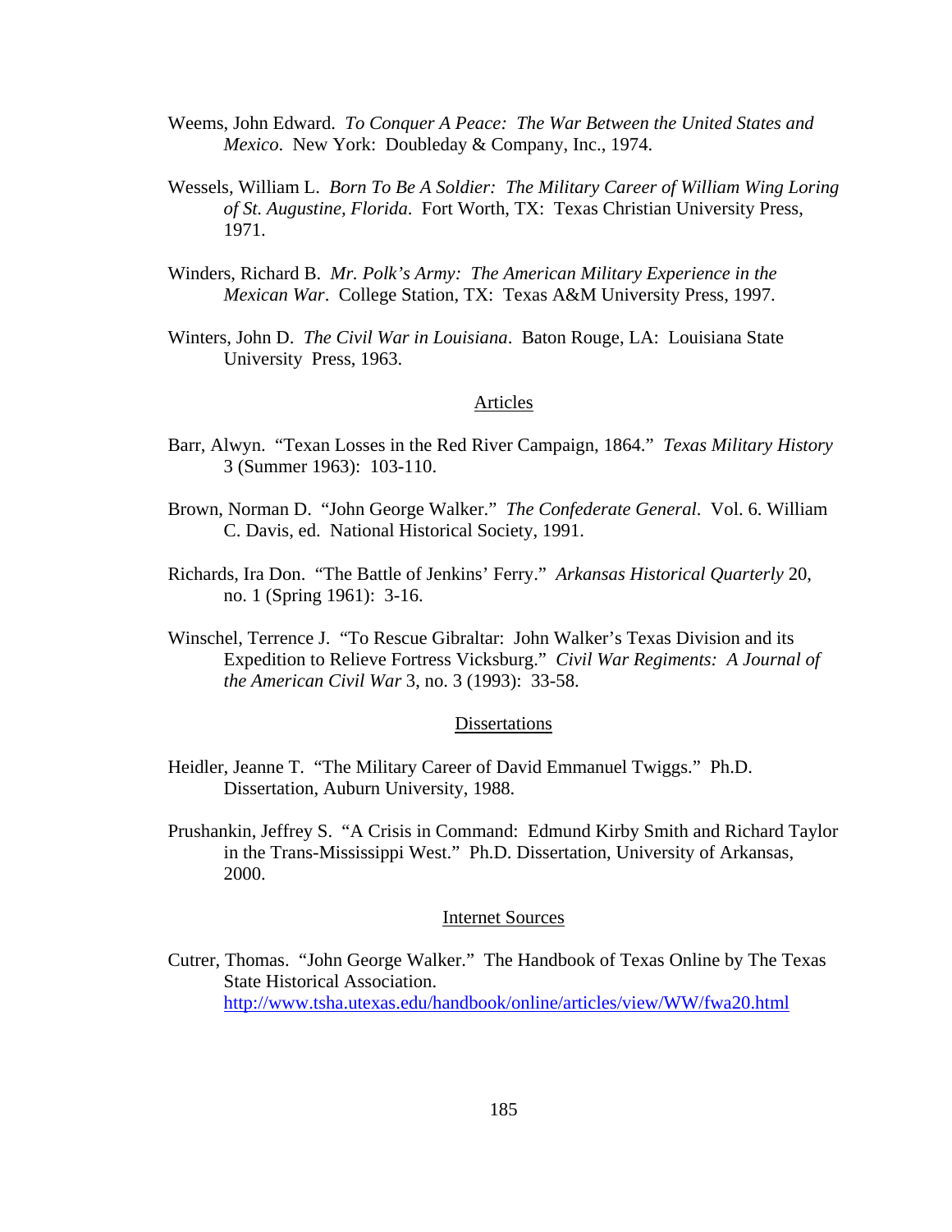Weems, John Edward. *To Conquer A Peace: The War Between the United States and Mexico*. New York: Doubleday & Company, Inc., 1974.

Wessels, William L. *Born To Be A Soldier: The Military Career of William Wing Loring of St. Augustine, Florida*. Fort Worth, TX: Texas Christian University Press, 1971.

Winders, Richard B. *Mr. Polk's Army: The American Military Experience in the Mexican War*. College Station, TX: Texas A&M University Press, 1997.

Winters, John D. *The Civil War in Louisiana*. Baton Rouge, LA: Louisiana State University Press, 1963.

## Articles

Barr, Alwyn. "Texan Losses in the Red River Campaign, 1864." *Texas Military History* 3 (Summer 1963): 103-110.

Brown, Norman D. "John George Walker." *The Confederate General*. Vol. 6. William C. Davis, ed. National Historical Society, 1991.

Richards, Ira Don. "The Battle of Jenkins' Ferry." *Arkansas Historical Quarterly* 20, no. 1 (Spring 1961): 3-16.

Winschel, Terrence J. "To Rescue Gibraltar: John Walker's Texas Division and its Expedition to Relieve Fortress Vicksburg." *Civil War Regiments: A Journal of the American Civil War* 3, no. 3 (1993): 33-58.

## Dissertations

Heidler, Jeanne T. "The Military Career of David Emmanuel Twiggs." Ph.D. Dissertation, Auburn University, 1988.

Prushankin, Jeffrey S. "A Crisis in Command: Edmund Kirby Smith and Richard Taylor in the Trans-Mississippi West." Ph.D. Dissertation, University of Arkansas, 2000.

## Internet Sources

Cutrer, Thomas. "John George Walker." The Handbook of Texas Online by The Texas State Historical Association. http://www.tsha.utexas.edu/handbook/online/articles/view/WW/fwa20.html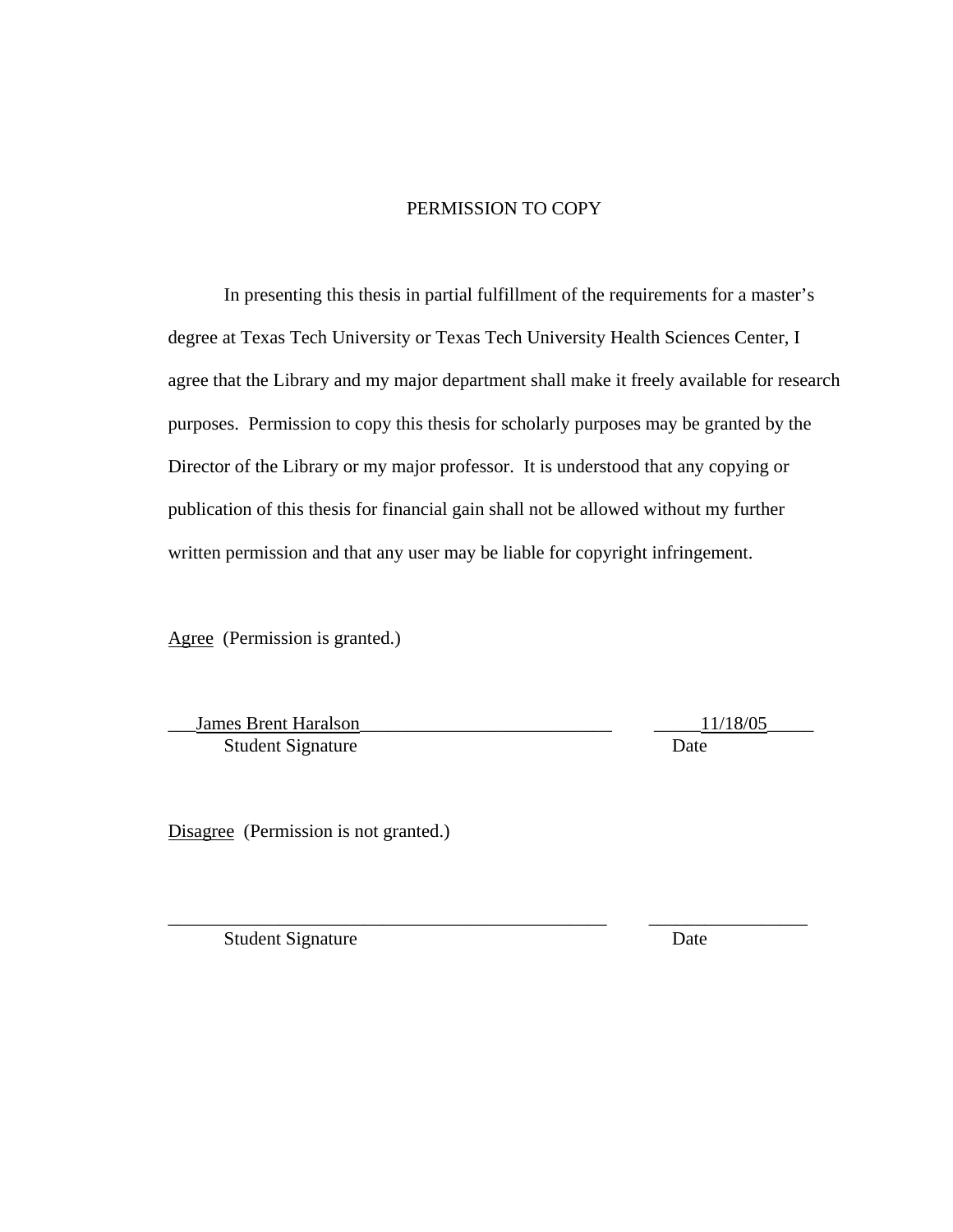# PERMISSION TO COPY

In presenting this thesis in partial fulfillment of the requirements for a master's degree at Texas Tech University or Texas Tech University Health Sciences Center, I agree that the Library and my major department shall make it freely available for research purposes. Permission to copy this thesis for scholarly purposes may be granted by the Director of the Library or my major professor. It is understood that any copying or publication of this thesis for financial gain shall not be allowed without my further written permission and that any user may be liable for copyright infringement.

Agree (Permission is granted.)

James Brent Haralson — 11/18/05

Student Signature — Date

Disagree (Permission is not granted.)

\_\_\_\_\_\_\_\_\_\_\_\_\_\_\_\_\_\_\_\_\_\_\_\_\_\_\_\_\_\_ — \_\_\_\_\_\_\_\_\_\_\_\_\_\_

Student Signature — Date